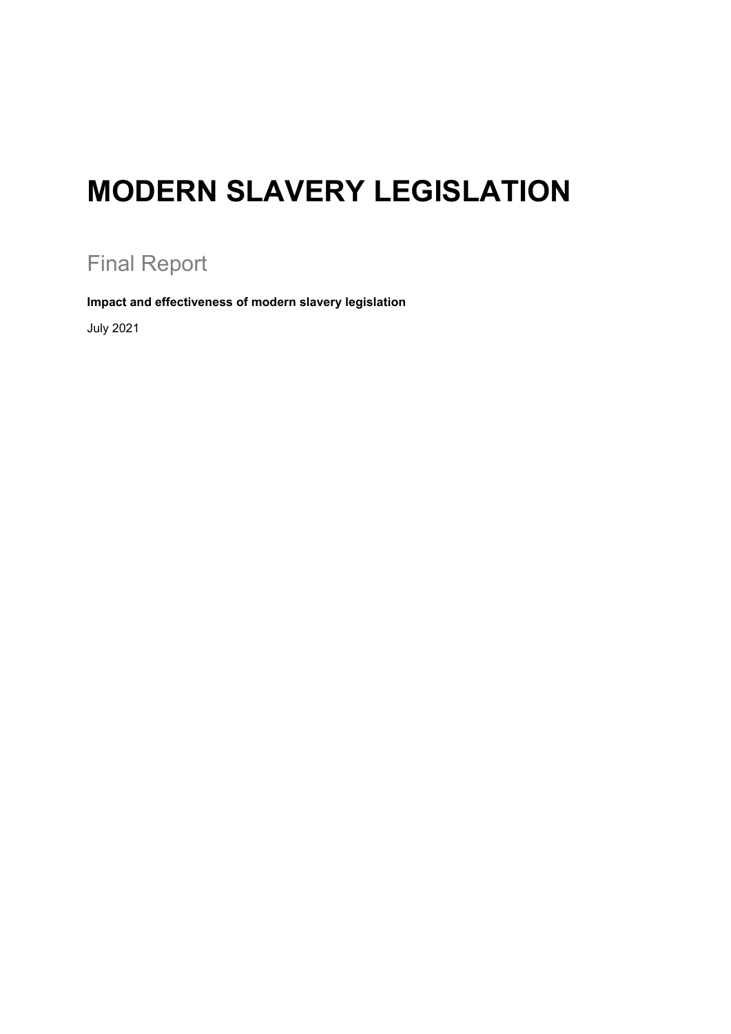# MODERN SLAVERY LEGISLATION

## Final Report

**Impact and effectiveness of modern slavery legislation**

July 2021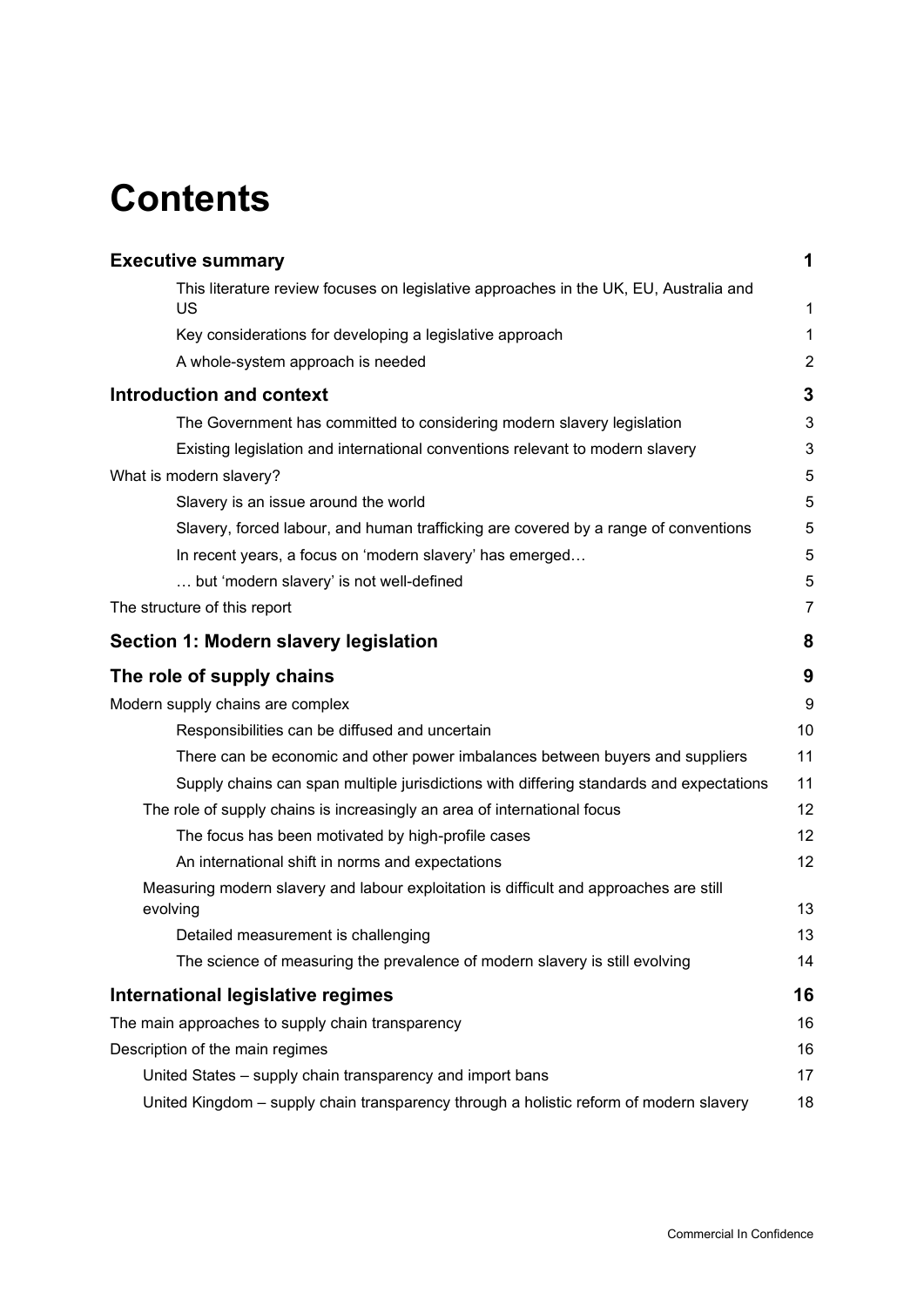# Contents

| | |
|---|---|
| **Executive summary** | **1** |
| This literature review focuses on legislative approaches in the UK, EU, Australia and US | 1 |
| Key considerations for developing a legislative approach | 1 |
| A whole-system approach is needed | 2 |
| **Introduction and context** | **3** |
| The Government has committed to considering modern slavery legislation | 3 |
| Existing legislation and international conventions relevant to modern slavery | 3 |
| What is modern slavery? | 5 |
| Slavery is an issue around the world | 5 |
| Slavery, forced labour, and human trafficking are covered by a range of conventions | 5 |
| In recent years, a focus on 'modern slavery' has emerged… | 5 |
| … but 'modern slavery' is not well-defined | 5 |
| The structure of this report | 7 |
| **Section 1: Modern slavery legislation** | **8** |
| **The role of supply chains** | **9** |
| Modern supply chains are complex | 9 |
| Responsibilities can be diffused and uncertain | 10 |
| There can be economic and other power imbalances between buyers and suppliers | 11 |
| Supply chains can span multiple jurisdictions with differing standards and expectations | 11 |
| The role of supply chains is increasingly an area of international focus | 12 |
| The focus has been motivated by high-profile cases | 12 |
| An international shift in norms and expectations | 12 |
| Measuring modern slavery and labour exploitation is difficult and approaches are still evolving | 13 |
| Detailed measurement is challenging | 13 |
| The science of measuring the prevalence of modern slavery is still evolving | 14 |
| **International legislative regimes** | **16** |
| The main approaches to supply chain transparency | 16 |
| Description of the main regimes | 16 |
| United States – supply chain transparency and import bans | 17 |
| United Kingdom – supply chain transparency through a holistic reform of modern slavery | 18 |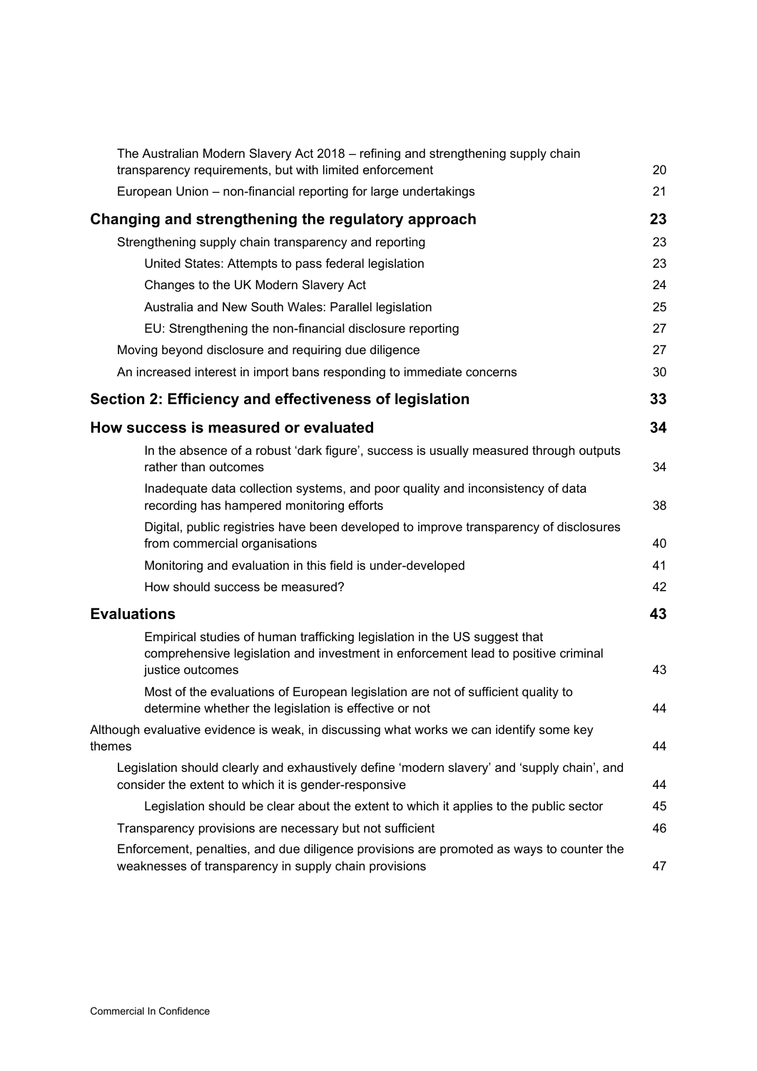The Australian Modern Slavery Act 2018 – refining and strengthening supply chain transparency requirements, but with limited enforcement 20

European Union – non-financial reporting for large undertakings 21

**Changing and strengthening the regulatory approach 23**

Strengthening supply chain transparency and reporting 23

United States: Attempts to pass federal legislation 23

Changes to the UK Modern Slavery Act 24

Australia and New South Wales: Parallel legislation 25

EU: Strengthening the non-financial disclosure reporting 27

Moving beyond disclosure and requiring due diligence 27

An increased interest in import bans responding to immediate concerns 30

**Section 2: Efficiency and effectiveness of legislation 33**

**How success is measured or evaluated 34**

In the absence of a robust 'dark figure', success is usually measured through outputs rather than outcomes 34

Inadequate data collection systems, and poor quality and inconsistency of data recording has hampered monitoring efforts 38

Digital, public registries have been developed to improve transparency of disclosures from commercial organisations 40

Monitoring and evaluation in this field is under-developed 41

How should success be measured? 42

**Evaluations 43**

Empirical studies of human trafficking legislation in the US suggest that comprehensive legislation and investment in enforcement lead to positive criminal justice outcomes 43

Most of the evaluations of European legislation are not of sufficient quality to determine whether the legislation is effective or not 44

Although evaluative evidence is weak, in discussing what works we can identify some key themes 44

Legislation should clearly and exhaustively define 'modern slavery' and 'supply chain', and consider the extent to which it is gender-responsive 44

Legislation should be clear about the extent to which it applies to the public sector 45

Transparency provisions are necessary but not sufficient 46

Enforcement, penalties, and due diligence provisions are promoted as ways to counter the weaknesses of transparency in supply chain provisions 47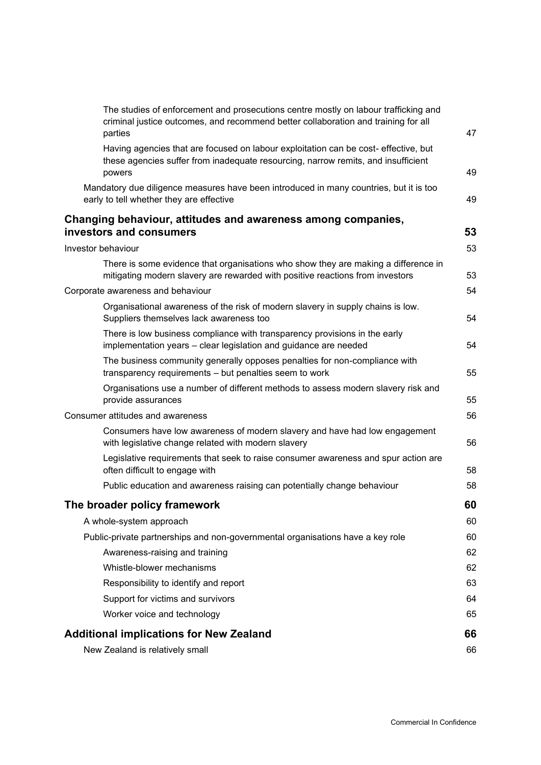The studies of enforcement and prosecutions centre mostly on labour trafficking and criminal justice outcomes, and recommend better collaboration and training for all parties 47

Having agencies that are focused on labour exploitation can be cost- effective, but these agencies suffer from inadequate resourcing, narrow remits, and insufficient powers 49

Mandatory due diligence measures have been introduced in many countries, but it is too early to tell whether they are effective 49

**Changing behaviour, attitudes and awareness among companies, investors and consumers 53**

Investor behaviour 53

There is some evidence that organisations who show they are making a difference in mitigating modern slavery are rewarded with positive reactions from investors 53

Corporate awareness and behaviour 54

Organisational awareness of the risk of modern slavery in supply chains is low. Suppliers themselves lack awareness too 54

There is low business compliance with transparency provisions in the early implementation years – clear legislation and guidance are needed 54

The business community generally opposes penalties for non-compliance with transparency requirements – but penalties seem to work 55

Organisations use a number of different methods to assess modern slavery risk and provide assurances 55

Consumer attitudes and awareness 56

Consumers have low awareness of modern slavery and have had low engagement with legislative change related with modern slavery 56

Legislative requirements that seek to raise consumer awareness and spur action are often difficult to engage with 58

Public education and awareness raising can potentially change behaviour 58

**The broader policy framework 60**

A whole-system approach 60

Public-private partnerships and non-governmental organisations have a key role 60

Awareness-raising and training 62

Whistle-blower mechanisms 62

Responsibility to identify and report 63

Support for victims and survivors 64

Worker voice and technology 65

**Additional implications for New Zealand 66**

New Zealand is relatively small 66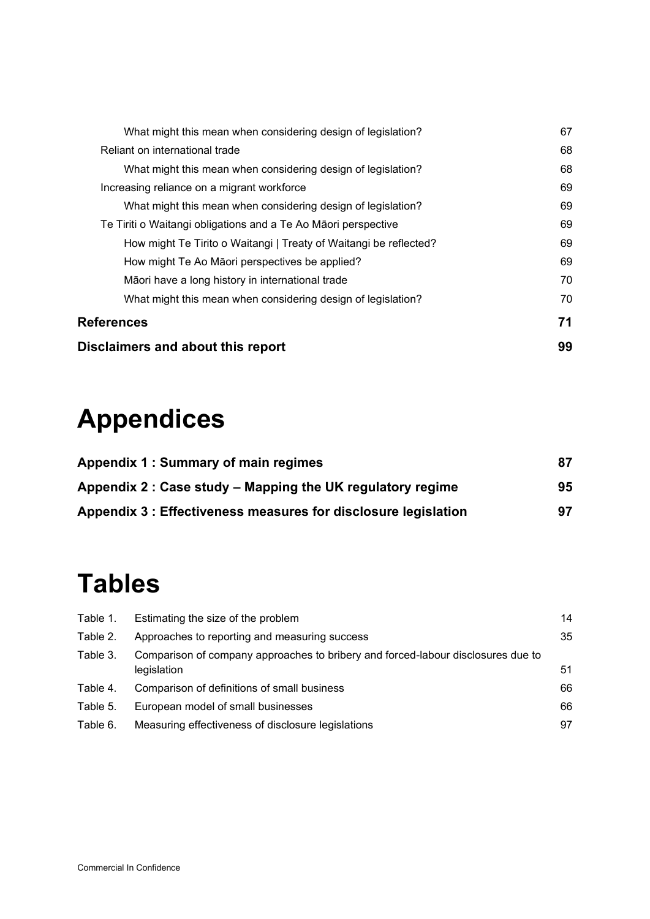What might this mean when considering design of legislation? 67

Reliant on international trade 68

What might this mean when considering design of legislation? 68

Increasing reliance on a migrant workforce 69

What might this mean when considering design of legislation? 69

Te Tiriti o Waitangi obligations and a Te Ao Māori perspective 69

How might Te Tirito o Waitangi | Treaty of Waitangi be reflected? 69

How might Te Ao Māori perspectives be applied? 69

Māori have a long history in international trade 70

What might this mean when considering design of legislation? 70

**References 71**

**Disclaimers and about this report 99**

# Appendices

**Appendix 1 : Summary of main regimes 87**

**Appendix 2 : Case study – Mapping the UK regulatory regime 95**

**Appendix 3 : Effectiveness measures for disclosure legislation 97**

# Tables

| | | |
|---|---|---|
| Table 1. | Estimating the size of the problem | 14 |
| Table 2. | Approaches to reporting and measuring success | 35 |
| Table 3. | Comparison of company approaches to bribery and forced-labour disclosures due to legislation | 51 |
| Table 4. | Comparison of definitions of small business | 66 |
| Table 5. | European model of small businesses | 66 |
| Table 6. | Measuring effectiveness of disclosure legislations | 97 |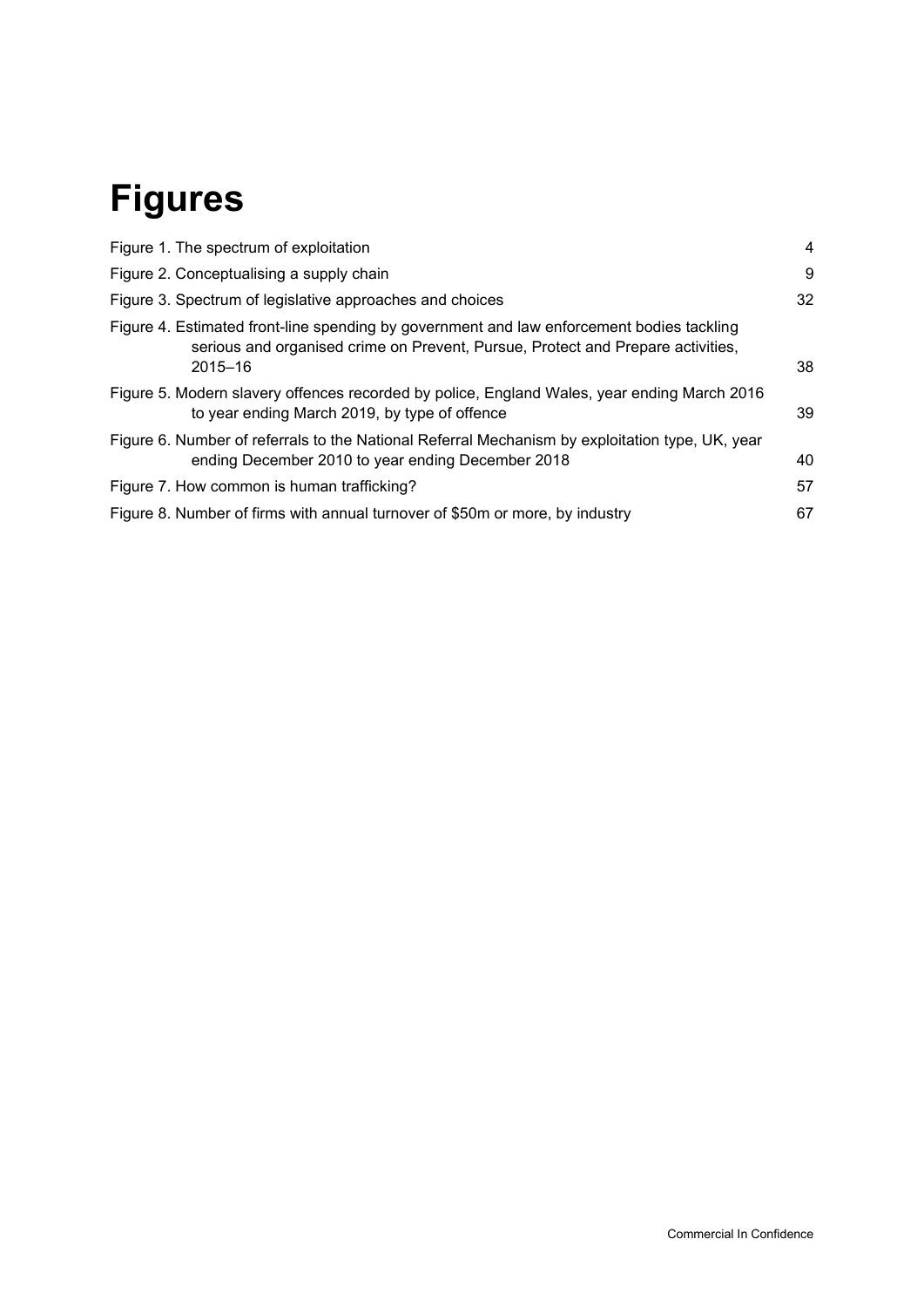# Figures

| | |
|---|---|
| Figure 1. The spectrum of exploitation | 4 |
| Figure 2. Conceptualising a supply chain | 9 |
| Figure 3. Spectrum of legislative approaches and choices | 32 |
| Figure 4. Estimated front-line spending by government and law enforcement bodies tackling serious and organised crime on Prevent, Pursue, Protect and Prepare activities, 2015–16 | 38 |
| Figure 5. Modern slavery offences recorded by police, England Wales, year ending March 2016 to year ending March 2019, by type of offence | 39 |
| Figure 6. Number of referrals to the National Referral Mechanism by exploitation type, UK, year ending December 2010 to year ending December 2018 | 40 |
| Figure 7. How common is human trafficking? | 57 |
| Figure 8. Number of firms with annual turnover of $50m or more, by industry | 67 |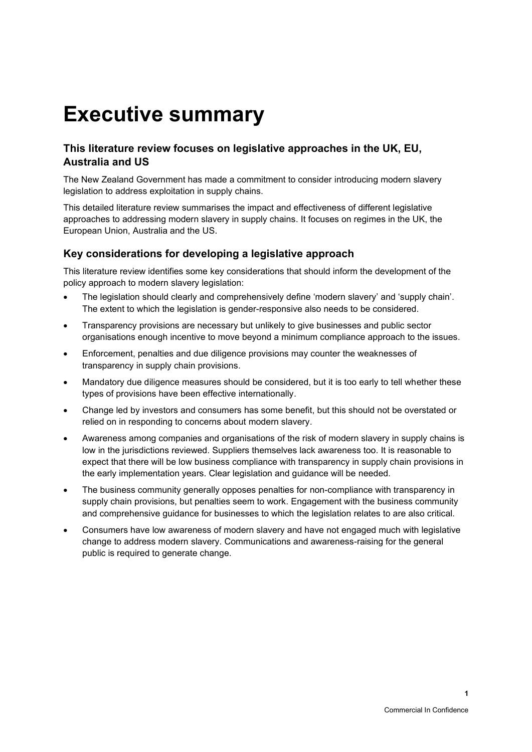# Executive summary

## This literature review focuses on legislative approaches in the UK, EU, Australia and US

The New Zealand Government has made a commitment to consider introducing modern slavery legislation to address exploitation in supply chains.

This detailed literature review summarises the impact and effectiveness of different legislative approaches to addressing modern slavery in supply chains. It focuses on regimes in the UK, the European Union, Australia and the US.

## Key considerations for developing a legislative approach

This literature review identifies some key considerations that should inform the development of the policy approach to modern slavery legislation:

- The legislation should clearly and comprehensively define 'modern slavery' and 'supply chain'. The extent to which the legislation is gender-responsive also needs to be considered.
- Transparency provisions are necessary but unlikely to give businesses and public sector organisations enough incentive to move beyond a minimum compliance approach to the issues.
- Enforcement, penalties and due diligence provisions may counter the weaknesses of transparency in supply chain provisions.
- Mandatory due diligence measures should be considered, but it is too early to tell whether these types of provisions have been effective internationally.
- Change led by investors and consumers has some benefit, but this should not be overstated or relied on in responding to concerns about modern slavery.
- Awareness among companies and organisations of the risk of modern slavery in supply chains is low in the jurisdictions reviewed. Suppliers themselves lack awareness too. It is reasonable to expect that there will be low business compliance with transparency in supply chain provisions in the early implementation years. Clear legislation and guidance will be needed.
- The business community generally opposes penalties for non-compliance with transparency in supply chain provisions, but penalties seem to work. Engagement with the business community and comprehensive guidance for businesses to which the legislation relates to are also critical.
- Consumers have low awareness of modern slavery and have not engaged much with legislative change to address modern slavery. Communications and awareness-raising for the general public is required to generate change.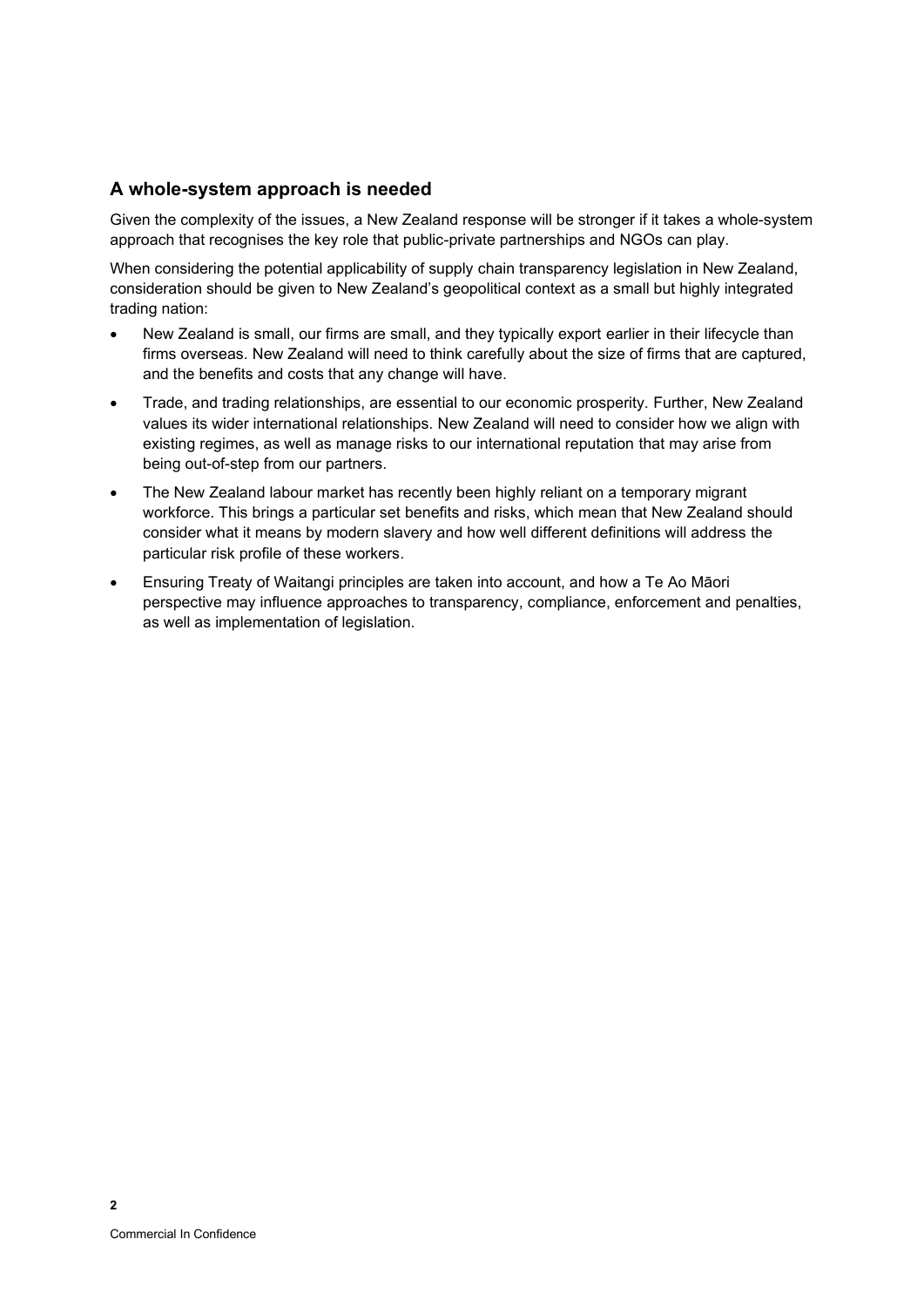## A whole-system approach is needed

Given the complexity of the issues, a New Zealand response will be stronger if it takes a whole-system approach that recognises the key role that public-private partnerships and NGOs can play.

When considering the potential applicability of supply chain transparency legislation in New Zealand, consideration should be given to New Zealand's geopolitical context as a small but highly integrated trading nation:

- New Zealand is small, our firms are small, and they typically export earlier in their lifecycle than firms overseas. New Zealand will need to think carefully about the size of firms that are captured, and the benefits and costs that any change will have.
- Trade, and trading relationships, are essential to our economic prosperity. Further, New Zealand values its wider international relationships. New Zealand will need to consider how we align with existing regimes, as well as manage risks to our international reputation that may arise from being out-of-step from our partners.
- The New Zealand labour market has recently been highly reliant on a temporary migrant workforce. This brings a particular set benefits and risks, which mean that New Zealand should consider what it means by modern slavery and how well different definitions will address the particular risk profile of these workers.
- Ensuring Treaty of Waitangi principles are taken into account, and how a Te Ao Māori perspective may influence approaches to transparency, compliance, enforcement and penalties, as well as implementation of legislation.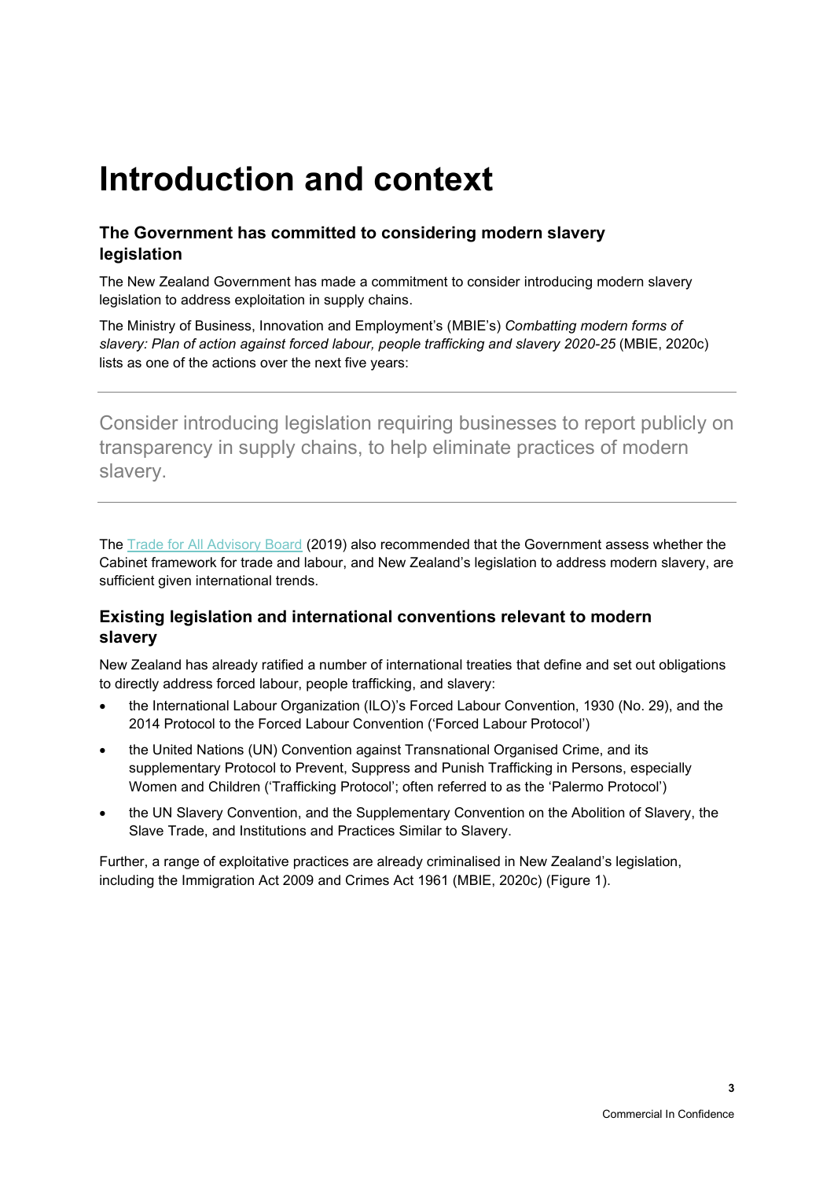# Introduction and context

## The Government has committed to considering modern slavery legislation

The New Zealand Government has made a commitment to consider introducing modern slavery legislation to address exploitation in supply chains.

The Ministry of Business, Innovation and Employment's (MBIE's) *Combatting modern forms of slavery: Plan of action against forced labour, people trafficking and slavery 2020-25* (MBIE, 2020c) lists as one of the actions over the next five years:

> Consider introducing legislation requiring businesses to report publicly on transparency in supply chains, to help eliminate practices of modern slavery.

The Trade for All Advisory Board (2019) also recommended that the Government assess whether the Cabinet framework for trade and labour, and New Zealand's legislation to address modern slavery, are sufficient given international trends.

## Existing legislation and international conventions relevant to modern slavery

New Zealand has already ratified a number of international treaties that define and set out obligations to directly address forced labour, people trafficking, and slavery:

- the International Labour Organization (ILO)'s Forced Labour Convention, 1930 (No. 29), and the 2014 Protocol to the Forced Labour Convention ('Forced Labour Protocol')
- the United Nations (UN) Convention against Transnational Organised Crime, and its supplementary Protocol to Prevent, Suppress and Punish Trafficking in Persons, especially Women and Children ('Trafficking Protocol'; often referred to as the 'Palermo Protocol')
- the UN Slavery Convention, and the Supplementary Convention on the Abolition of Slavery, the Slave Trade, and Institutions and Practices Similar to Slavery.

Further, a range of exploitative practices are already criminalised in New Zealand's legislation, including the Immigration Act 2009 and Crimes Act 1961 (MBIE, 2020c) (Figure 1).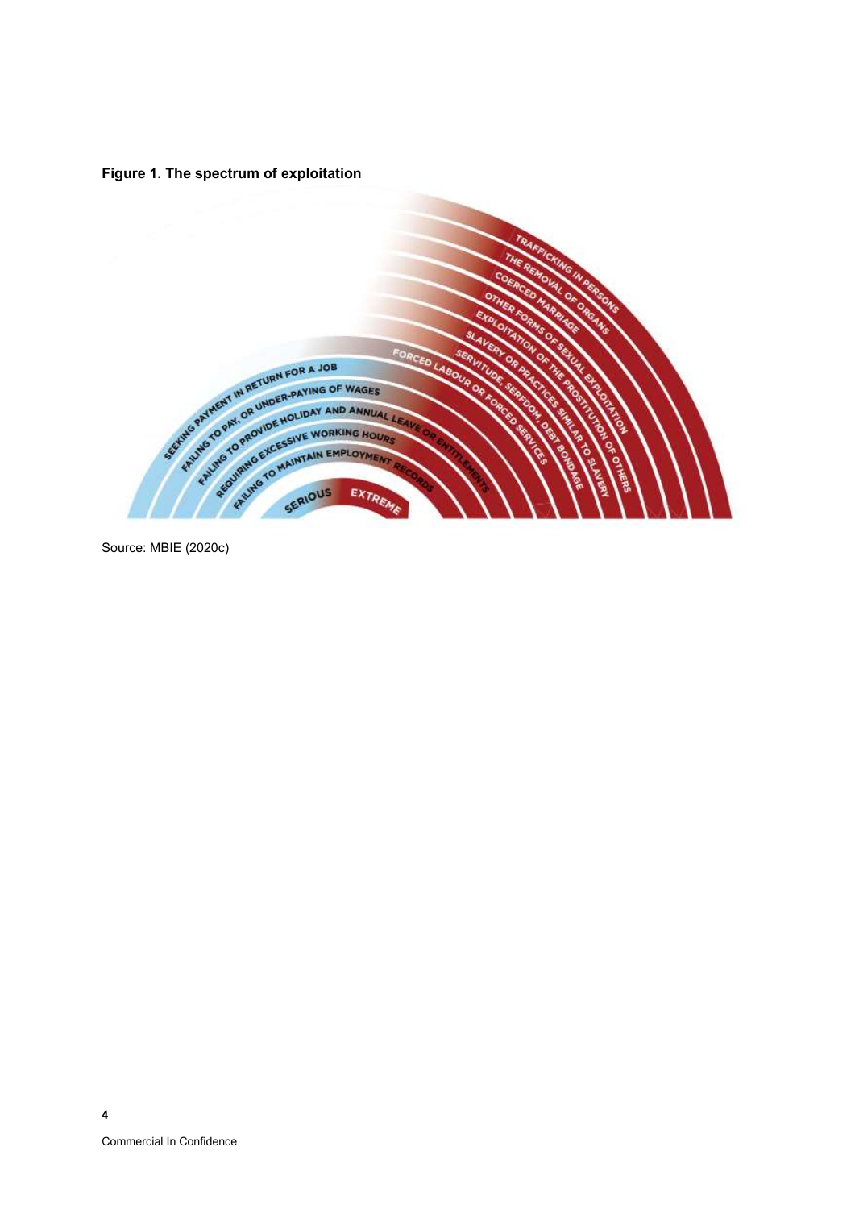**Figure 1. The spectrum of exploitation**

SERIOUS — EXTREME

- Failing to maintain employment records
- Requiring excessive working hours
- Failing to provide holiday and annual leave or entitlements
- Failing to pay, or under-paying of wages
- Seeking payment in return for a job
- Forced labour or forced services
- Servitude, serfdom, debt bondage
- Slavery or practices similar to slavery
- Exploitation of the prostitution of others
- Other forms of sexual exploitation
- Coerced marriage
- The removal of organs
- Trafficking in persons

Source: MBIE (2020c)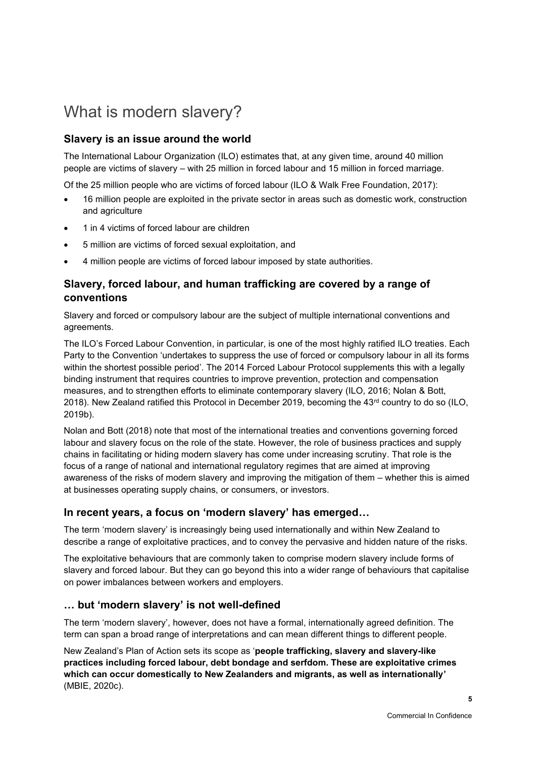# What is modern slavery?

## Slavery is an issue around the world

The International Labour Organization (ILO) estimates that, at any given time, around 40 million people are victims of slavery – with 25 million in forced labour and 15 million in forced marriage.

Of the 25 million people who are victims of forced labour (ILO & Walk Free Foundation, 2017):

- 16 million people are exploited in the private sector in areas such as domestic work, construction and agriculture
- 1 in 4 victims of forced labour are children
- 5 million are victims of forced sexual exploitation, and
- 4 million people are victims of forced labour imposed by state authorities.

## Slavery, forced labour, and human trafficking are covered by a range of conventions

Slavery and forced or compulsory labour are the subject of multiple international conventions and agreements.

The ILO's Forced Labour Convention, in particular, is one of the most highly ratified ILO treaties. Each Party to the Convention 'undertakes to suppress the use of forced or compulsory labour in all its forms within the shortest possible period'. The 2014 Forced Labour Protocol supplements this with a legally binding instrument that requires countries to improve prevention, protection and compensation measures, and to strengthen efforts to eliminate contemporary slavery (ILO, 2016; Nolan & Bott, 2018). New Zealand ratified this Protocol in December 2019, becoming the 43rd country to do so (ILO, 2019b).

Nolan and Bott (2018) note that most of the international treaties and conventions governing forced labour and slavery focus on the role of the state. However, the role of business practices and supply chains in facilitating or hiding modern slavery has come under increasing scrutiny. That role is the focus of a range of national and international regulatory regimes that are aimed at improving awareness of the risks of modern slavery and improving the mitigation of them – whether this is aimed at businesses operating supply chains, or consumers, or investors.

## In recent years, a focus on 'modern slavery' has emerged…

The term 'modern slavery' is increasingly being used internationally and within New Zealand to describe a range of exploitative practices, and to convey the pervasive and hidden nature of the risks.

The exploitative behaviours that are commonly taken to comprise modern slavery include forms of slavery and forced labour. But they can go beyond this into a wider range of behaviours that capitalise on power imbalances between workers and employers.

## … but 'modern slavery' is not well-defined

The term 'modern slavery', however, does not have a formal, internationally agreed definition. The term can span a broad range of interpretations and can mean different things to different people.

New Zealand's Plan of Action sets its scope as '**people trafficking, slavery and slavery-like practices including forced labour, debt bondage and serfdom. These are exploitative crimes which can occur domestically to New Zealanders and migrants, as well as internationally'** (MBIE, 2020c).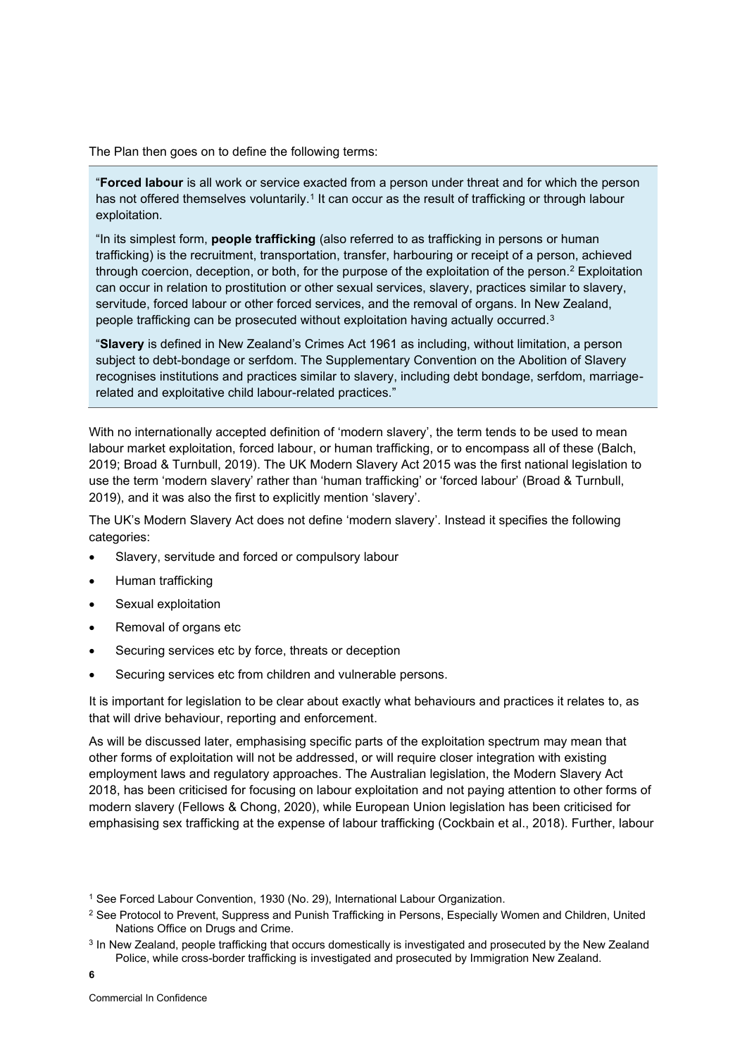The Plan then goes on to define the following terms:

> "**Forced labour** is all work or service exacted from a person under threat and for which the person has not offered themselves voluntarily.[1] It can occur as the result of trafficking or through labour exploitation.
>
> "In its simplest form, **people trafficking** (also referred to as trafficking in persons or human trafficking) is the recruitment, transportation, transfer, harbouring or receipt of a person, achieved through coercion, deception, or both, for the purpose of the exploitation of the person.[2] Exploitation can occur in relation to prostitution or other sexual services, slavery, practices similar to slavery, servitude, forced labour or other forced services, and the removal of organs. In New Zealand, people trafficking can be prosecuted without exploitation having actually occurred.[3]
>
> "**Slavery** is defined in New Zealand's Crimes Act 1961 as including, without limitation, a person subject to debt-bondage or serfdom. The Supplementary Convention on the Abolition of Slavery recognises institutions and practices similar to slavery, including debt bondage, serfdom, marriage-related and exploitative child labour-related practices."

With no internationally accepted definition of 'modern slavery', the term tends to be used to mean labour market exploitation, forced labour, or human trafficking, or to encompass all of these (Balch, 2019; Broad & Turnbull, 2019). The UK Modern Slavery Act 2015 was the first national legislation to use the term 'modern slavery' rather than 'human trafficking' or 'forced labour' (Broad & Turnbull, 2019), and it was also the first to explicitly mention 'slavery'.

The UK's Modern Slavery Act does not define 'modern slavery'. Instead it specifies the following categories:

- Slavery, servitude and forced or compulsory labour
- Human trafficking
- Sexual exploitation
- Removal of organs etc
- Securing services etc by force, threats or deception
- Securing services etc from children and vulnerable persons.

It is important for legislation to be clear about exactly what behaviours and practices it relates to, as that will drive behaviour, reporting and enforcement.

As will be discussed later, emphasising specific parts of the exploitation spectrum may mean that other forms of exploitation will not be addressed, or will require closer integration with existing employment laws and regulatory approaches. The Australian legislation, the Modern Slavery Act 2018, has been criticised for focusing on labour exploitation and not paying attention to other forms of modern slavery (Fellows & Chong, 2020), while European Union legislation has been criticised for emphasising sex trafficking at the expense of labour trafficking (Cockbain et al., 2018). Further, labour

---

[1] See Forced Labour Convention, 1930 (No. 29), International Labour Organization.

[2] See Protocol to Prevent, Suppress and Punish Trafficking in Persons, Especially Women and Children, United Nations Office on Drugs and Crime.

[3] In New Zealand, people trafficking that occurs domestically is investigated and prosecuted by the New Zealand Police, while cross-border trafficking is investigated and prosecuted by Immigration New Zealand.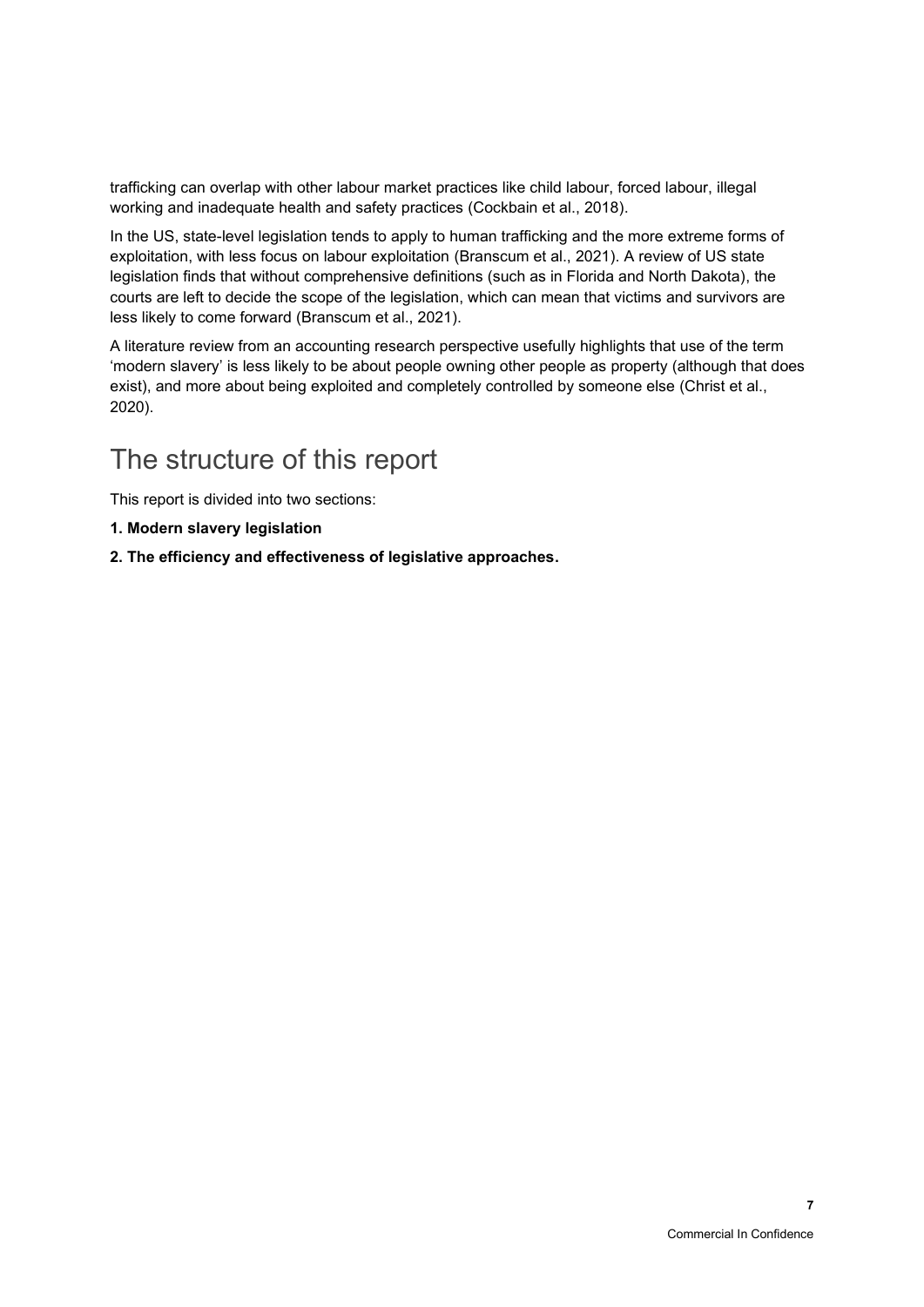trafficking can overlap with other labour market practices like child labour, forced labour, illegal working and inadequate health and safety practices (Cockbain et al., 2018).

In the US, state-level legislation tends to apply to human trafficking and the more extreme forms of exploitation, with less focus on labour exploitation (Branscum et al., 2021). A review of US state legislation finds that without comprehensive definitions (such as in Florida and North Dakota), the courts are left to decide the scope of the legislation, which can mean that victims and survivors are less likely to come forward (Branscum et al., 2021).

A literature review from an accounting research perspective usefully highlights that use of the term 'modern slavery' is less likely to be about people owning other people as property (although that does exist), and more about being exploited and completely controlled by someone else (Christ et al., 2020).

## The structure of this report

This report is divided into two sections:

**1. Modern slavery legislation**

**2. The efficiency and effectiveness of legislative approaches.**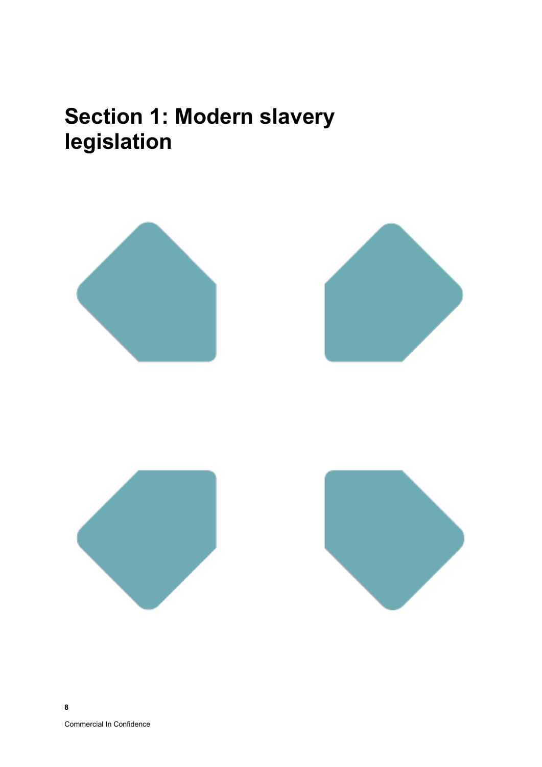# Section 1: Modern slavery legislation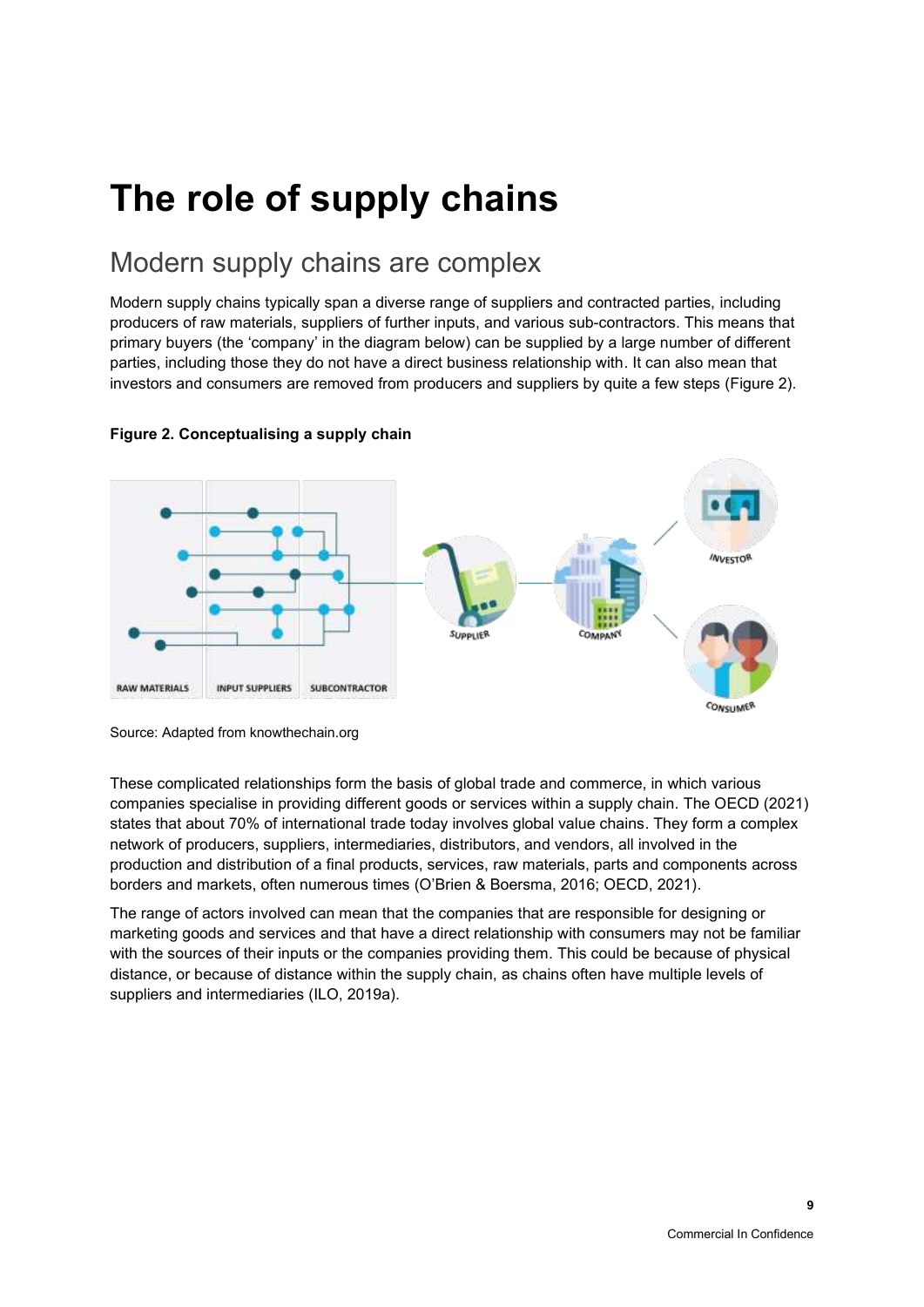# The role of supply chains

## Modern supply chains are complex

Modern supply chains typically span a diverse range of suppliers and contracted parties, including producers of raw materials, suppliers of further inputs, and various sub-contractors. This means that primary buyers (the 'company' in the diagram below) can be supplied by a large number of different parties, including those they do not have a direct business relationship with. It can also mean that investors and consumers are removed from producers and suppliers by quite a few steps (Figure 2).

**Figure 2. Conceptualising a supply chain**

Source: Adapted from knowthechain.org

These complicated relationships form the basis of global trade and commerce, in which various companies specialise in providing different goods or services within a supply chain. The OECD (2021) states that about 70% of international trade today involves global value chains. They form a complex network of producers, suppliers, intermediaries, distributors, and vendors, all involved in the production and distribution of a final products, services, raw materials, parts and components across borders and markets, often numerous times (O'Brien & Boersma, 2016; OECD, 2021).

The range of actors involved can mean that the companies that are responsible for designing or marketing goods and services and that have a direct relationship with consumers may not be familiar with the sources of their inputs or the companies providing them. This could be because of physical distance, or because of distance within the supply chain, as chains often have multiple levels of suppliers and intermediaries (ILO, 2019a).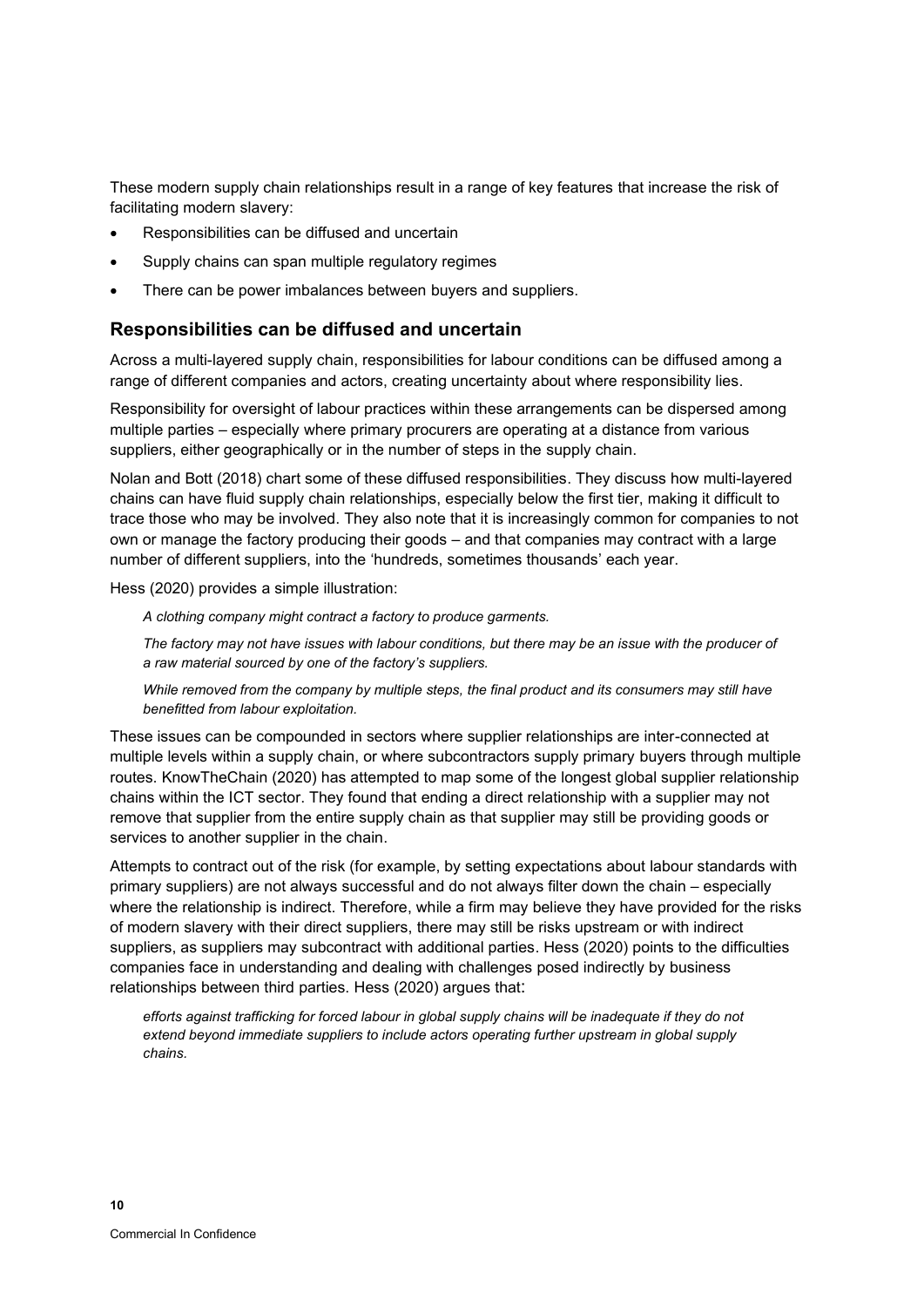These modern supply chain relationships result in a range of key features that increase the risk of facilitating modern slavery:

- Responsibilities can be diffused and uncertain
- Supply chains can span multiple regulatory regimes
- There can be power imbalances between buyers and suppliers.

## Responsibilities can be diffused and uncertain

Across a multi-layered supply chain, responsibilities for labour conditions can be diffused among a range of different companies and actors, creating uncertainty about where responsibility lies.

Responsibility for oversight of labour practices within these arrangements can be dispersed among multiple parties – especially where primary procurers are operating at a distance from various suppliers, either geographically or in the number of steps in the supply chain.

Nolan and Bott (2018) chart some of these diffused responsibilities. They discuss how multi-layered chains can have fluid supply chain relationships, especially below the first tier, making it difficult to trace those who may be involved. They also note that it is increasingly common for companies to not own or manage the factory producing their goods – and that companies may contract with a large number of different suppliers, into the 'hundreds, sometimes thousands' each year.

Hess (2020) provides a simple illustration:

> *A clothing company might contract a factory to produce garments.*
>
> *The factory may not have issues with labour conditions, but there may be an issue with the producer of a raw material sourced by one of the factory's suppliers.*
>
> *While removed from the company by multiple steps, the final product and its consumers may still have benefitted from labour exploitation.*

These issues can be compounded in sectors where supplier relationships are inter-connected at multiple levels within a supply chain, or where subcontractors supply primary buyers through multiple routes. KnowTheChain (2020) has attempted to map some of the longest global supplier relationship chains within the ICT sector. They found that ending a direct relationship with a supplier may not remove that supplier from the entire supply chain as that supplier may still be providing goods or services to another supplier in the chain.

Attempts to contract out of the risk (for example, by setting expectations about labour standards with primary suppliers) are not always successful and do not always filter down the chain – especially where the relationship is indirect. Therefore, while a firm may believe they have provided for the risks of modern slavery with their direct suppliers, there may still be risks upstream or with indirect suppliers, as suppliers may subcontract with additional parties. Hess (2020) points to the difficulties companies face in understanding and dealing with challenges posed indirectly by business relationships between third parties. Hess (2020) argues that:

> *efforts against trafficking for forced labour in global supply chains will be inadequate if they do not extend beyond immediate suppliers to include actors operating further upstream in global supply chains.*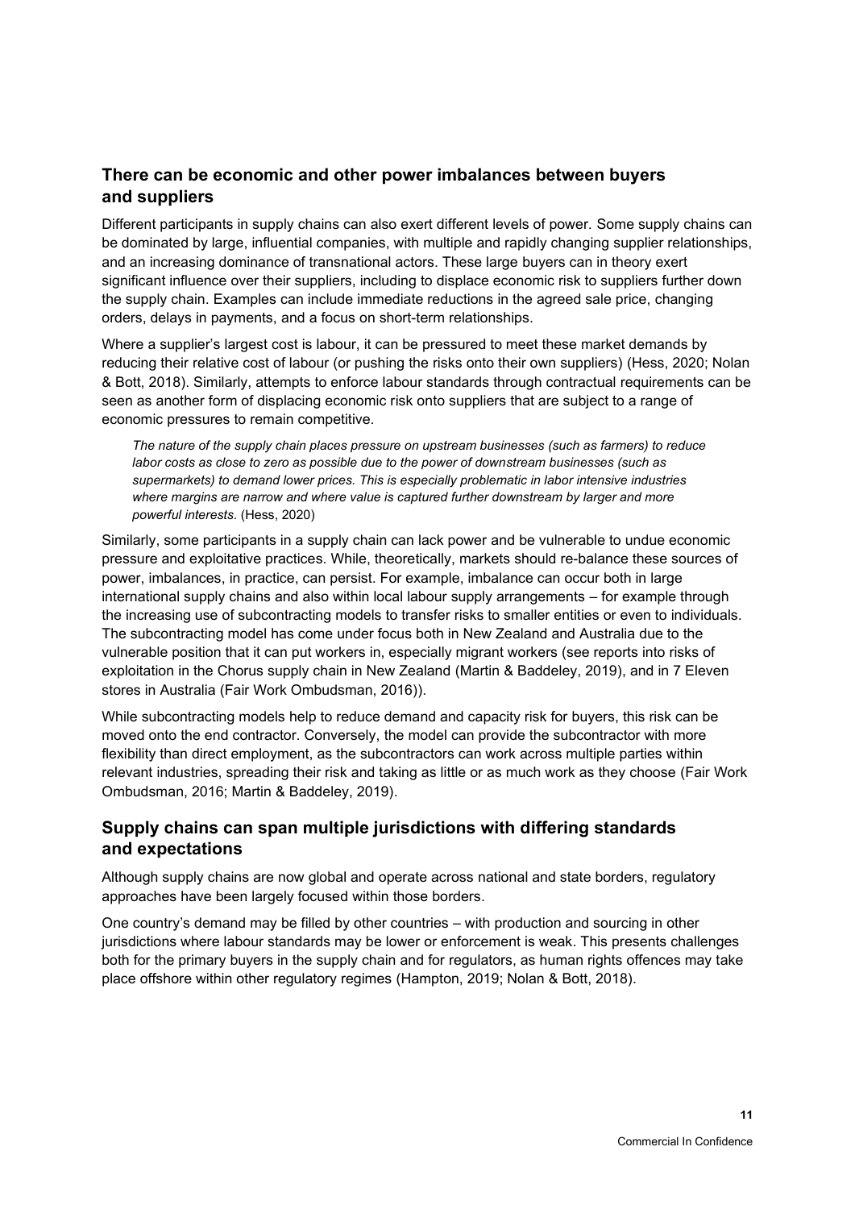## There can be economic and other power imbalances between buyers and suppliers

Different participants in supply chains can also exert different levels of power. Some supply chains can be dominated by large, influential companies, with multiple and rapidly changing supplier relationships, and an increasing dominance of transnational actors. These large buyers can in theory exert significant influence over their suppliers, including to displace economic risk to suppliers further down the supply chain. Examples can include immediate reductions in the agreed sale price, changing orders, delays in payments, and a focus on short-term relationships.

Where a supplier's largest cost is labour, it can be pressured to meet these market demands by reducing their relative cost of labour (or pushing the risks onto their own suppliers) (Hess, 2020; Nolan & Bott, 2018). Similarly, attempts to enforce labour standards through contractual requirements can be seen as another form of displacing economic risk onto suppliers that are subject to a range of economic pressures to remain competitive.

> *The nature of the supply chain places pressure on upstream businesses (such as farmers) to reduce labor costs as close to zero as possible due to the power of downstream businesses (such as supermarkets) to demand lower prices. This is especially problematic in labor intensive industries where margins are narrow and where value is captured further downstream by larger and more powerful interests.* (Hess, 2020)

Similarly, some participants in a supply chain can lack power and be vulnerable to undue economic pressure and exploitative practices. While, theoretically, markets should re-balance these sources of power, imbalances, in practice, can persist. For example, imbalance can occur both in large international supply chains and also within local labour supply arrangements – for example through the increasing use of subcontracting models to transfer risks to smaller entities or even to individuals. The subcontracting model has come under focus both in New Zealand and Australia due to the vulnerable position that it can put workers in, especially migrant workers (see reports into risks of exploitation in the Chorus supply chain in New Zealand (Martin & Baddeley, 2019), and in 7 Eleven stores in Australia (Fair Work Ombudsman, 2016)).

While subcontracting models help to reduce demand and capacity risk for buyers, this risk can be moved onto the end contractor. Conversely, the model can provide the subcontractor with more flexibility than direct employment, as the subcontractors can work across multiple parties within relevant industries, spreading their risk and taking as little or as much work as they choose (Fair Work Ombudsman, 2016; Martin & Baddeley, 2019).

## Supply chains can span multiple jurisdictions with differing standards and expectations

Although supply chains are now global and operate across national and state borders, regulatory approaches have been largely focused within those borders.

One country's demand may be filled by other countries – with production and sourcing in other jurisdictions where labour standards may be lower or enforcement is weak. This presents challenges both for the primary buyers in the supply chain and for regulators, as human rights offences may take place offshore within other regulatory regimes (Hampton, 2019; Nolan & Bott, 2018).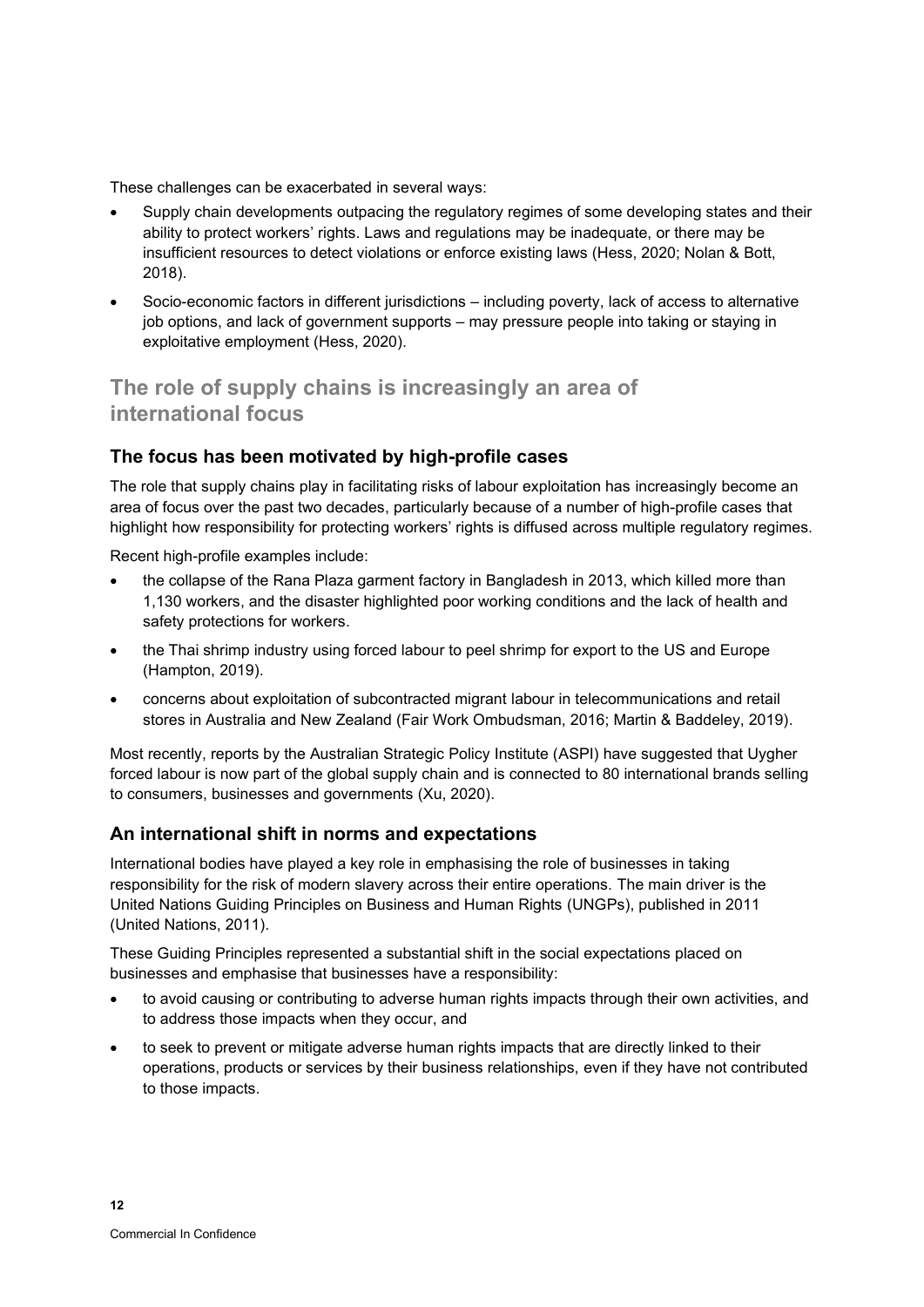These challenges can be exacerbated in several ways:

- Supply chain developments outpacing the regulatory regimes of some developing states and their ability to protect workers' rights. Laws and regulations may be inadequate, or there may be insufficient resources to detect violations or enforce existing laws (Hess, 2020; Nolan & Bott, 2018).
- Socio-economic factors in different jurisdictions – including poverty, lack of access to alternative job options, and lack of government supports – may pressure people into taking or staying in exploitative employment (Hess, 2020).

## The role of supply chains is increasingly an area of international focus

### The focus has been motivated by high-profile cases

The role that supply chains play in facilitating risks of labour exploitation has increasingly become an area of focus over the past two decades, particularly because of a number of high-profile cases that highlight how responsibility for protecting workers' rights is diffused across multiple regulatory regimes.

Recent high-profile examples include:

- the collapse of the Rana Plaza garment factory in Bangladesh in 2013, which killed more than 1,130 workers, and the disaster highlighted poor working conditions and the lack of health and safety protections for workers.
- the Thai shrimp industry using forced labour to peel shrimp for export to the US and Europe (Hampton, 2019).
- concerns about exploitation of subcontracted migrant labour in telecommunications and retail stores in Australia and New Zealand (Fair Work Ombudsman, 2016; Martin & Baddeley, 2019).

Most recently, reports by the Australian Strategic Policy Institute (ASPI) have suggested that Uygher forced labour is now part of the global supply chain and is connected to 80 international brands selling to consumers, businesses and governments (Xu, 2020).

### An international shift in norms and expectations

International bodies have played a key role in emphasising the role of businesses in taking responsibility for the risk of modern slavery across their entire operations. The main driver is the United Nations Guiding Principles on Business and Human Rights (UNGPs), published in 2011 (United Nations, 2011).

These Guiding Principles represented a substantial shift in the social expectations placed on businesses and emphasise that businesses have a responsibility:

- to avoid causing or contributing to adverse human rights impacts through their own activities, and to address those impacts when they occur, and
- to seek to prevent or mitigate adverse human rights impacts that are directly linked to their operations, products or services by their business relationships, even if they have not contributed to those impacts.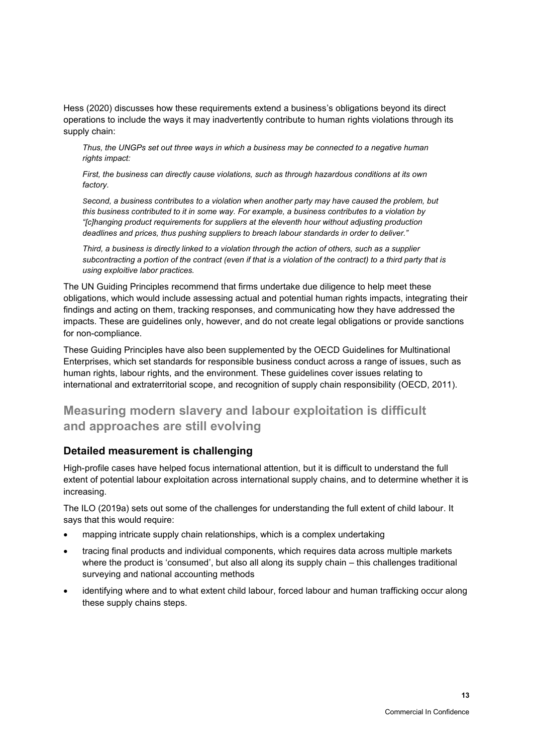Hess (2020) discusses how these requirements extend a business's obligations beyond its direct operations to include the ways it may inadvertently contribute to human rights violations through its supply chain:

> *Thus, the UNGPs set out three ways in which a business may be connected to a negative human rights impact:*
>
> *First, the business can directly cause violations, such as through hazardous conditions at its own factory.*
>
> *Second, a business contributes to a violation when another party may have caused the problem, but this business contributed to it in some way. For example, a business contributes to a violation by "[c]hanging product requirements for suppliers at the eleventh hour without adjusting production deadlines and prices, thus pushing suppliers to breach labour standards in order to deliver."*
>
> *Third, a business is directly linked to a violation through the action of others, such as a supplier subcontracting a portion of the contract (even if that is a violation of the contract) to a third party that is using exploitive labor practices.*

The UN Guiding Principles recommend that firms undertake due diligence to help meet these obligations, which would include assessing actual and potential human rights impacts, integrating their findings and acting on them, tracking responses, and communicating how they have addressed the impacts. These are guidelines only, however, and do not create legal obligations or provide sanctions for non-compliance.

These Guiding Principles have also been supplemented by the OECD Guidelines for Multinational Enterprises, which set standards for responsible business conduct across a range of issues, such as human rights, labour rights, and the environment. These guidelines cover issues relating to international and extraterritorial scope, and recognition of supply chain responsibility (OECD, 2011).

## Measuring modern slavery and labour exploitation is difficult and approaches are still evolving

### Detailed measurement is challenging

High-profile cases have helped focus international attention, but it is difficult to understand the full extent of potential labour exploitation across international supply chains, and to determine whether it is increasing.

The ILO (2019a) sets out some of the challenges for understanding the full extent of child labour. It says that this would require:

- mapping intricate supply chain relationships, which is a complex undertaking
- tracing final products and individual components, which requires data across multiple markets where the product is 'consumed', but also all along its supply chain – this challenges traditional surveying and national accounting methods
- identifying where and to what extent child labour, forced labour and human trafficking occur along these supply chains steps.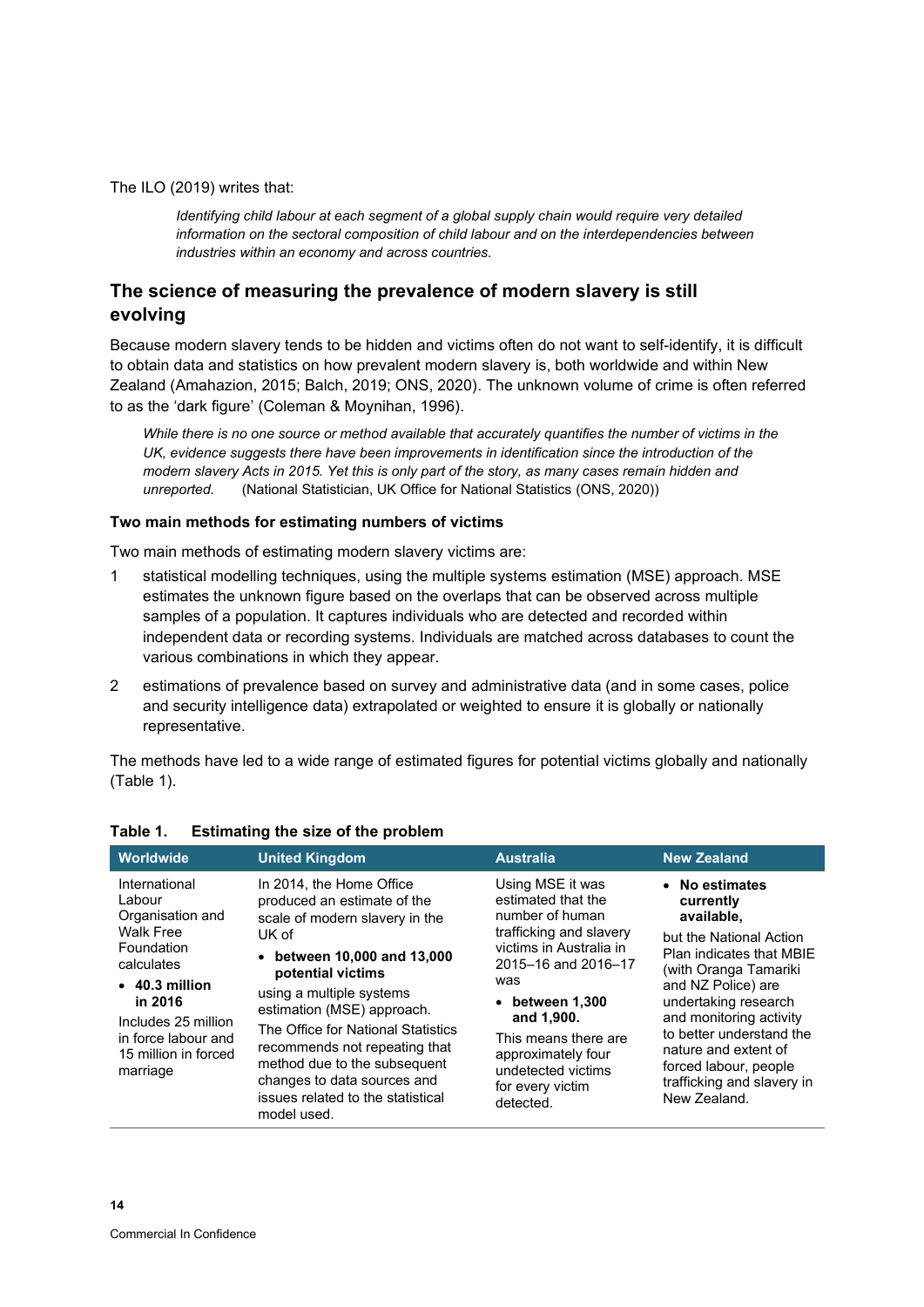The ILO (2019) writes that:

> *Identifying child labour at each segment of a global supply chain would require very detailed information on the sectoral composition of child labour and on the interdependencies between industries within an economy and across countries.*

## The science of measuring the prevalence of modern slavery is still evolving

Because modern slavery tends to be hidden and victims often do not want to self-identify, it is difficult to obtain data and statistics on how prevalent modern slavery is, both worldwide and within New Zealand (Amahazion, 2015; Balch, 2019; ONS, 2020). The unknown volume of crime is often referred to as the 'dark figure' (Coleman & Moynihan, 1996).

> *While there is no one source or method available that accurately quantifies the number of victims in the UK, evidence suggests there have been improvements in identification since the introduction of the modern slavery Acts in 2015. Yet this is only part of the story, as many cases remain hidden and unreported.* (National Statistician, UK Office for National Statistics (ONS, 2020))

### Two main methods for estimating numbers of victims

Two main methods of estimating modern slavery victims are:

1. statistical modelling techniques, using the multiple systems estimation (MSE) approach. MSE estimates the unknown figure based on the overlaps that can be observed across multiple samples of a population. It captures individuals who are detected and recorded within independent data or recording systems. Individuals are matched across databases to count the various combinations in which they appear.
2. estimations of prevalence based on survey and administrative data (and in some cases, police and security intelligence data) extrapolated or weighted to ensure it is globally or nationally representative.

The methods have led to a wide range of estimated figures for potential victims globally and nationally (Table 1).

**Table 1. Estimating the size of the problem**

| Worldwide | United Kingdom | Australia | New Zealand |
|---|---|---|---|
| International Labour Organisation and Walk Free Foundation calculates<br>• **40.3 million in 2016**<br>Includes 25 million in force labour and 15 million in forced marriage | In 2014, the Home Office produced an estimate of the scale of modern slavery in the UK of<br>• **between 10,000 and 13,000 potential victims**<br>using a multiple systems estimation (MSE) approach.<br>The Office for National Statistics recommends not repeating that method due to the subsequent changes to data sources and issues related to the statistical model used. | Using MSE it was estimated that the number of human trafficking and slavery victims in Australia in 2015–16 and 2016–17 was<br>• **between 1,300 and 1,900.**<br>This means there are approximately four undetected victims for every victim detected. | • **No estimates currently available,**<br>but the National Action Plan indicates that MBIE (with Oranga Tamariki and NZ Police) are undertaking research and monitoring activity to better understand the nature and extent of forced labour, people trafficking and slavery in New Zealand. |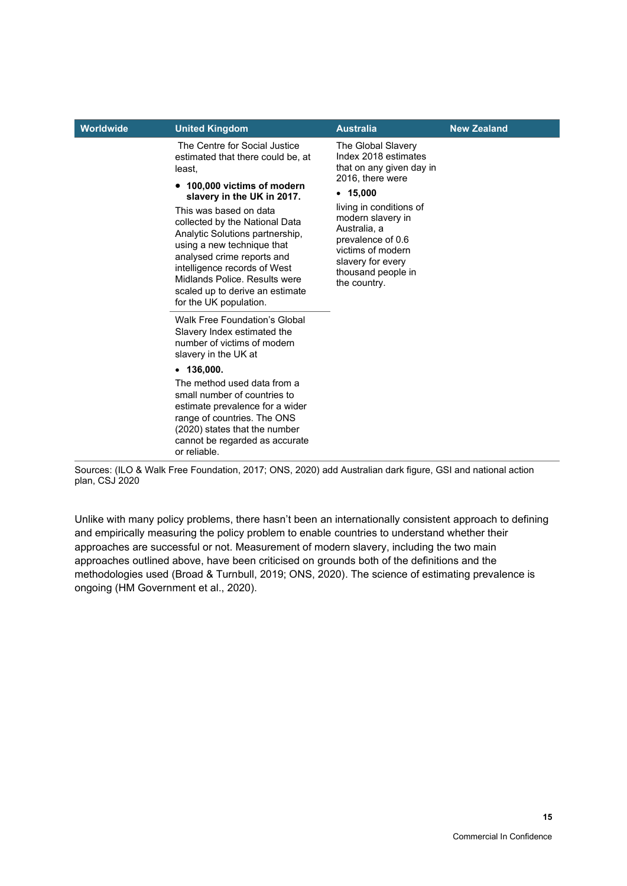| Worldwide | United Kingdom | Australia | New Zealand |
| --- | --- | --- | --- |
| | The Centre for Social Justice estimated that there could be, at least,<br>• **100,000 victims of modern slavery in the UK in 2017.**<br>This was based on data collected by the National Data Analytic Solutions partnership, using a new technique that analysed crime reports and intelligence records of West Midlands Police. Results were scaled up to derive an estimate for the UK population. | The Global Slavery Index 2018 estimates that on any given day in 2016, there were<br>• **15,000**<br>living in conditions of modern slavery in Australia, a prevalence of 0.6 victims of modern slavery for every thousand people in the country. | |
| | Walk Free Foundation's Global Slavery Index estimated the number of victims of modern slavery in the UK at<br>• **136,000.**<br>The method used data from a small number of countries to estimate prevalence for a wider range of countries. The ONS (2020) states that the number cannot be regarded as accurate or reliable. | | |

Sources: (ILO & Walk Free Foundation, 2017; ONS, 2020) add Australian dark figure, GSI and national action plan, CSJ 2020

Unlike with many policy problems, there hasn't been an internationally consistent approach to defining and empirically measuring the policy problem to enable countries to understand whether their approaches are successful or not. Measurement of modern slavery, including the two main approaches outlined above, have been criticised on grounds both of the definitions and the methodologies used (Broad & Turnbull, 2019; ONS, 2020). The science of estimating prevalence is ongoing (HM Government et al., 2020).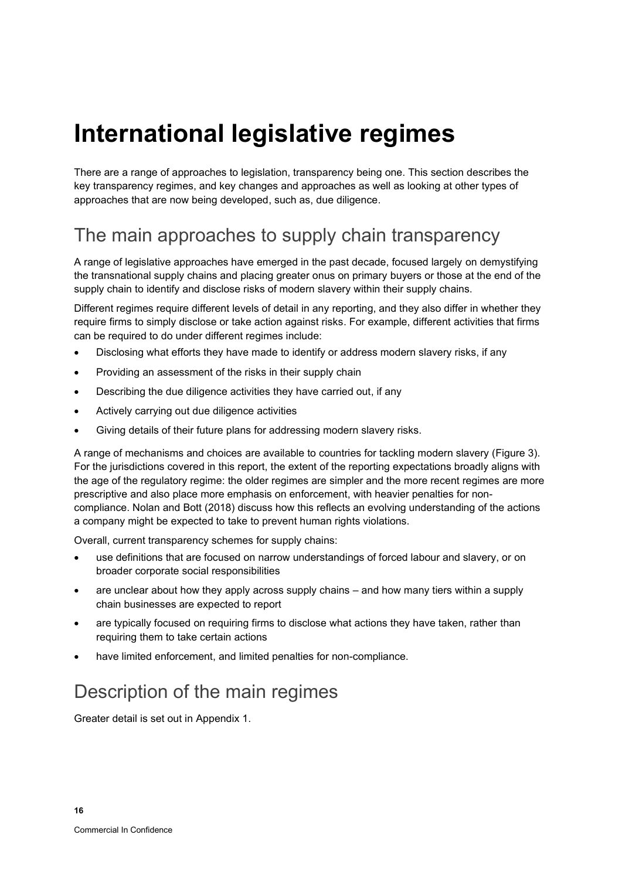# International legislative regimes

There are a range of approaches to legislation, transparency being one. This section describes the key transparency regimes, and key changes and approaches as well as looking at other types of approaches that are now being developed, such as, due diligence.

## The main approaches to supply chain transparency

A range of legislative approaches have emerged in the past decade, focused largely on demystifying the transnational supply chains and placing greater onus on primary buyers or those at the end of the supply chain to identify and disclose risks of modern slavery within their supply chains.

Different regimes require different levels of detail in any reporting, and they also differ in whether they require firms to simply disclose or take action against risks. For example, different activities that firms can be required to do under different regimes include:

- Disclosing what efforts they have made to identify or address modern slavery risks, if any
- Providing an assessment of the risks in their supply chain
- Describing the due diligence activities they have carried out, if any
- Actively carrying out due diligence activities
- Giving details of their future plans for addressing modern slavery risks.

A range of mechanisms and choices are available to countries for tackling modern slavery (Figure 3). For the jurisdictions covered in this report, the extent of the reporting expectations broadly aligns with the age of the regulatory regime: the older regimes are simpler and the more recent regimes are more prescriptive and also place more emphasis on enforcement, with heavier penalties for non-compliance. Nolan and Bott (2018) discuss how this reflects an evolving understanding of the actions a company might be expected to take to prevent human rights violations.

Overall, current transparency schemes for supply chains:

- use definitions that are focused on narrow understandings of forced labour and slavery, or on broader corporate social responsibilities
- are unclear about how they apply across supply chains – and how many tiers within a supply chain businesses are expected to report
- are typically focused on requiring firms to disclose what actions they have taken, rather than requiring them to take certain actions
- have limited enforcement, and limited penalties for non-compliance.

## Description of the main regimes

Greater detail is set out in Appendix 1.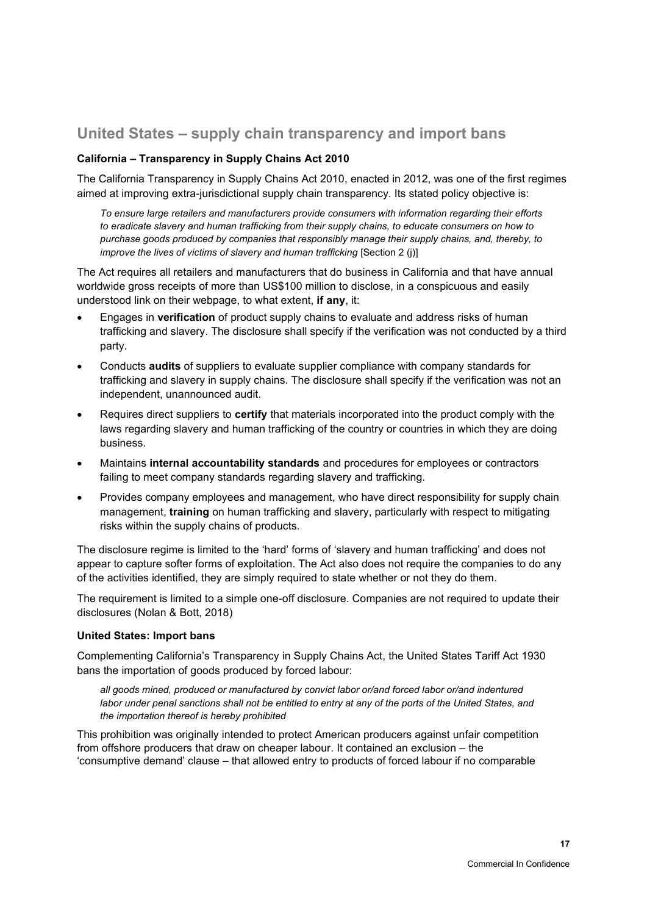## United States – supply chain transparency and import bans

### California – Transparency in Supply Chains Act 2010

The California Transparency in Supply Chains Act 2010, enacted in 2012, was one of the first regimes aimed at improving extra-jurisdictional supply chain transparency. Its stated policy objective is:

> *To ensure large retailers and manufacturers provide consumers with information regarding their efforts to eradicate slavery and human trafficking from their supply chains, to educate consumers on how to purchase goods produced by companies that responsibly manage their supply chains, and, thereby, to improve the lives of victims of slavery and human trafficking* [Section 2 (j)]

The Act requires all retailers and manufacturers that do business in California and that have annual worldwide gross receipts of more than US$100 million to disclose, in a conspicuous and easily understood link on their webpage, to what extent, **if any**, it:

- Engages in **verification** of product supply chains to evaluate and address risks of human trafficking and slavery. The disclosure shall specify if the verification was not conducted by a third party.
- Conducts **audits** of suppliers to evaluate supplier compliance with company standards for trafficking and slavery in supply chains. The disclosure shall specify if the verification was not an independent, unannounced audit.
- Requires direct suppliers to **certify** that materials incorporated into the product comply with the laws regarding slavery and human trafficking of the country or countries in which they are doing business.
- Maintains **internal accountability standards** and procedures for employees or contractors failing to meet company standards regarding slavery and trafficking.
- Provides company employees and management, who have direct responsibility for supply chain management, **training** on human trafficking and slavery, particularly with respect to mitigating risks within the supply chains of products.

The disclosure regime is limited to the 'hard' forms of 'slavery and human trafficking' and does not appear to capture softer forms of exploitation. The Act also does not require the companies to do any of the activities identified, they are simply required to state whether or not they do them.

The requirement is limited to a simple one-off disclosure. Companies are not required to update their disclosures (Nolan & Bott, 2018)

### United States: Import bans

Complementing California's Transparency in Supply Chains Act, the United States Tariff Act 1930 bans the importation of goods produced by forced labour:

> *all goods mined, produced or manufactured by convict labor or/and forced labor or/and indentured labor under penal sanctions shall not be entitled to entry at any of the ports of the United States, and the importation thereof is hereby prohibited*

This prohibition was originally intended to protect American producers against unfair competition from offshore producers that draw on cheaper labour. It contained an exclusion – the 'consumptive demand' clause – that allowed entry to products of forced labour if no comparable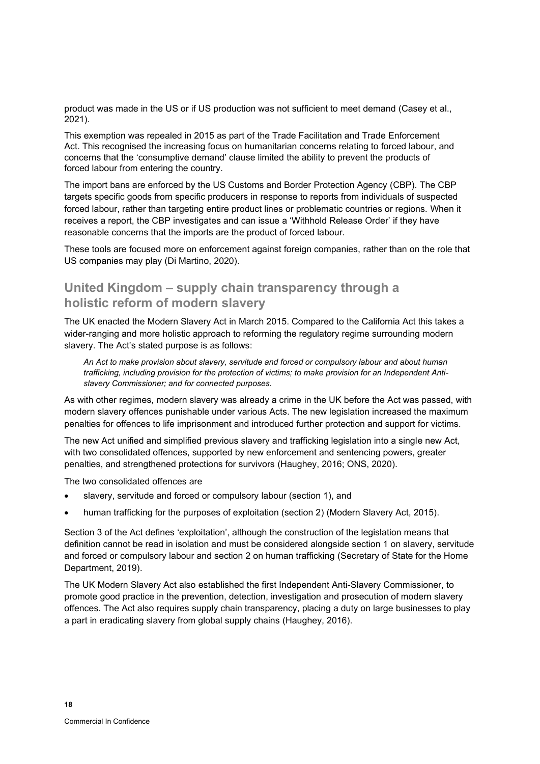product was made in the US or if US production was not sufficient to meet demand (Casey et al., 2021).

This exemption was repealed in 2015 as part of the Trade Facilitation and Trade Enforcement Act. This recognised the increasing focus on humanitarian concerns relating to forced labour, and concerns that the 'consumptive demand' clause limited the ability to prevent the products of forced labour from entering the country.

The import bans are enforced by the US Customs and Border Protection Agency (CBP). The CBP targets specific goods from specific producers in response to reports from individuals of suspected forced labour, rather than targeting entire product lines or problematic countries or regions. When it receives a report, the CBP investigates and can issue a 'Withhold Release Order' if they have reasonable concerns that the imports are the product of forced labour.

These tools are focused more on enforcement against foreign companies, rather than on the role that US companies may play (Di Martino, 2020).

## United Kingdom – supply chain transparency through a holistic reform of modern slavery

The UK enacted the Modern Slavery Act in March 2015. Compared to the California Act this takes a wider-ranging and more holistic approach to reforming the regulatory regime surrounding modern slavery. The Act's stated purpose is as follows:

> *An Act to make provision about slavery, servitude and forced or compulsory labour and about human trafficking, including provision for the protection of victims; to make provision for an Independent Anti-slavery Commissioner; and for connected purposes.*

As with other regimes, modern slavery was already a crime in the UK before the Act was passed, with modern slavery offences punishable under various Acts. The new legislation increased the maximum penalties for offences to life imprisonment and introduced further protection and support for victims.

The new Act unified and simplified previous slavery and trafficking legislation into a single new Act, with two consolidated offences, supported by new enforcement and sentencing powers, greater penalties, and strengthened protections for survivors (Haughey, 2016; ONS, 2020).

The two consolidated offences are

- slavery, servitude and forced or compulsory labour (section 1), and
- human trafficking for the purposes of exploitation (section 2) (Modern Slavery Act, 2015).

Section 3 of the Act defines 'exploitation', although the construction of the legislation means that definition cannot be read in isolation and must be considered alongside section 1 on slavery, servitude and forced or compulsory labour and section 2 on human trafficking (Secretary of State for the Home Department, 2019).

The UK Modern Slavery Act also established the first Independent Anti-Slavery Commissioner, to promote good practice in the prevention, detection, investigation and prosecution of modern slavery offences. The Act also requires supply chain transparency, placing a duty on large businesses to play a part in eradicating slavery from global supply chains (Haughey, 2016).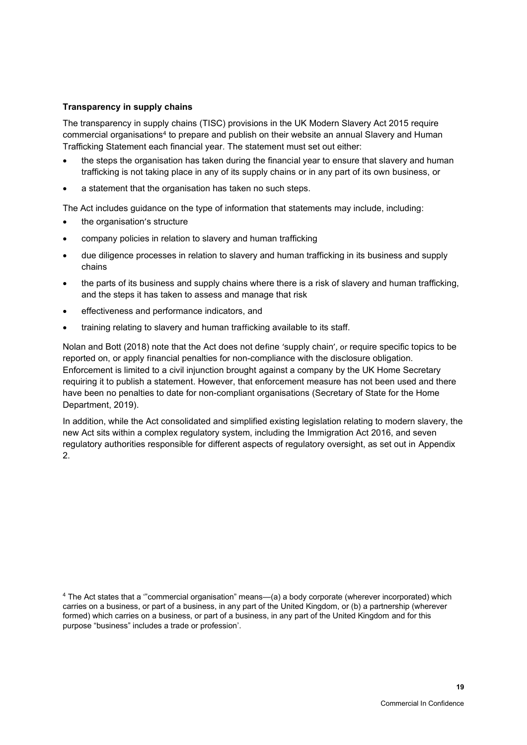**Transparency in supply chains**

The transparency in supply chains (TISC) provisions in the UK Modern Slavery Act 2015 require commercial organisations[4] to prepare and publish on their website an annual Slavery and Human Trafficking Statement each financial year. The statement must set out either:

- the steps the organisation has taken during the financial year to ensure that slavery and human trafficking is not taking place in any of its supply chains or in any part of its own business, or
- a statement that the organisation has taken no such steps.

The Act includes guidance on the type of information that statements may include, including:

- the organisation's structure
- company policies in relation to slavery and human trafficking
- due diligence processes in relation to slavery and human trafficking in its business and supply chains
- the parts of its business and supply chains where there is a risk of slavery and human trafficking, and the steps it has taken to assess and manage that risk
- effectiveness and performance indicators, and
- training relating to slavery and human trafficking available to its staff.

Nolan and Bott (2018) note that the Act does not define 'supply chain', or require specific topics to be reported on, or apply financial penalties for non-compliance with the disclosure obligation. Enforcement is limited to a civil injunction brought against a company by the UK Home Secretary requiring it to publish a statement. However, that enforcement measure has not been used and there have been no penalties to date for non-compliant organisations (Secretary of State for the Home Department, 2019).

In addition, while the Act consolidated and simplified existing legislation relating to modern slavery, the new Act sits within a complex regulatory system, including the Immigration Act 2016, and seven regulatory authorities responsible for different aspects of regulatory oversight, as set out in Appendix 2.

[4] The Act states that a '"commercial organisation" means—(a) a body corporate (wherever incorporated) which carries on a business, or part of a business, in any part of the United Kingdom, or (b) a partnership (wherever formed) which carries on a business, or part of a business, in any part of the United Kingdom and for this purpose "business" includes a trade or profession'.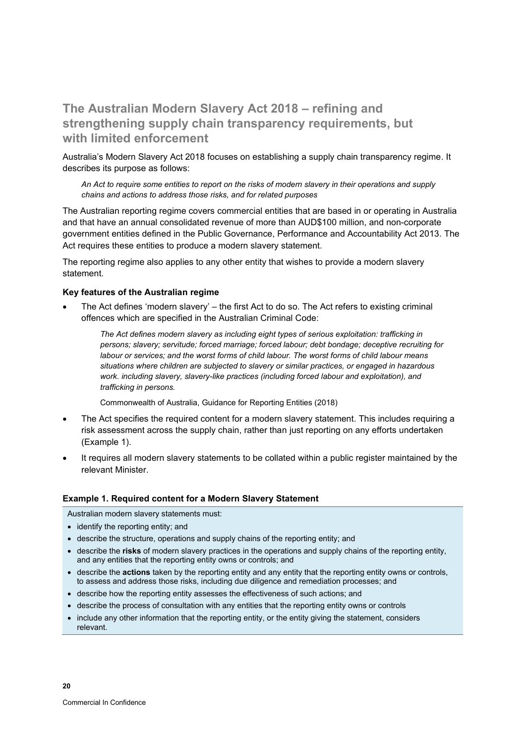## The Australian Modern Slavery Act 2018 – refining and strengthening supply chain transparency requirements, but with limited enforcement

Australia's Modern Slavery Act 2018 focuses on establishing a supply chain transparency regime. It describes its purpose as follows:

> *An Act to require some entities to report on the risks of modern slavery in their operations and supply chains and actions to address those risks, and for related purposes*

The Australian reporting regime covers commercial entities that are based in or operating in Australia and that have an annual consolidated revenue of more than AUD$100 million, and non-corporate government entities defined in the Public Governance, Performance and Accountability Act 2013. The Act requires these entities to produce a modern slavery statement.

The reporting regime also applies to any other entity that wishes to provide a modern slavery statement.

### Key features of the Australian regime

- The Act defines 'modern slavery' – the first Act to do so. The Act refers to existing criminal offences which are specified in the Australian Criminal Code:

  > *The Act defines modern slavery as including eight types of serious exploitation: trafficking in persons; slavery; servitude; forced marriage; forced labour; debt bondage; deceptive recruiting for labour or services; and the worst forms of child labour. The worst forms of child labour means situations where children are subjected to slavery or similar practices, or engaged in hazardous work. including slavery, slavery-like practices (including forced labour and exploitation), and trafficking in persons.*
  >
  > Commonwealth of Australia, Guidance for Reporting Entities (2018)

- The Act specifies the required content for a modern slavery statement. This includes requiring a risk assessment across the supply chain, rather than just reporting on any efforts undertaken (Example 1).
- It requires all modern slavery statements to be collated within a public register maintained by the relevant Minister.

### Example 1. Required content for a Modern Slavery Statement

Australian modern slavery statements must:

- identify the reporting entity; and
- describe the structure, operations and supply chains of the reporting entity; and
- describe the **risks** of modern slavery practices in the operations and supply chains of the reporting entity, and any entities that the reporting entity owns or controls; and
- describe the **actions** taken by the reporting entity and any entity that the reporting entity owns or controls, to assess and address those risks, including due diligence and remediation processes; and
- describe how the reporting entity assesses the effectiveness of such actions; and
- describe the process of consultation with any entities that the reporting entity owns or controls
- include any other information that the reporting entity, or the entity giving the statement, considers relevant.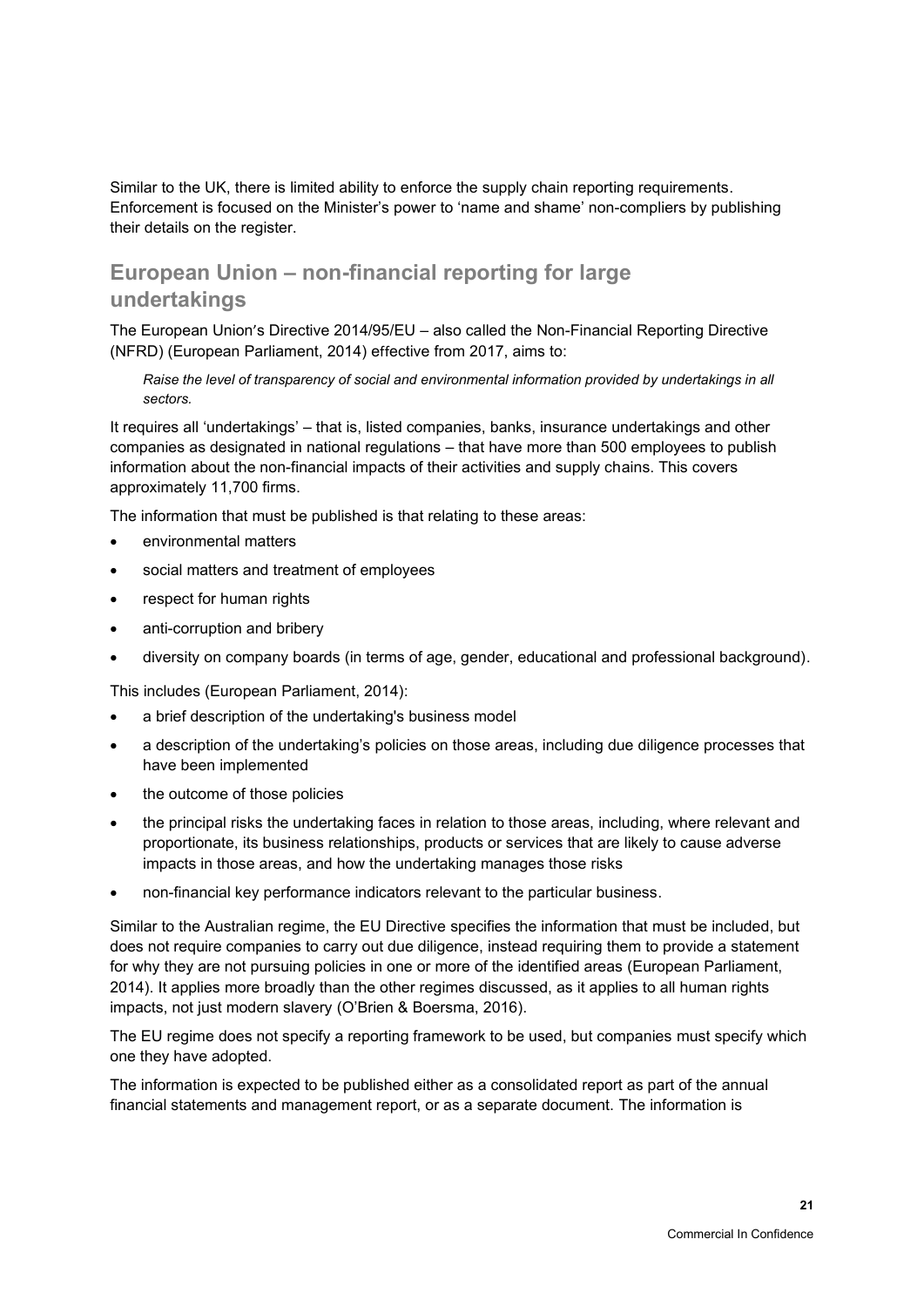Similar to the UK, there is limited ability to enforce the supply chain reporting requirements. Enforcement is focused on the Minister's power to 'name and shame' non-compliers by publishing their details on the register.

## European Union – non-financial reporting for large undertakings

The European Union's Directive 2014/95/EU – also called the Non-Financial Reporting Directive (NFRD) (European Parliament, 2014) effective from 2017, aims to:

> *Raise the level of transparency of social and environmental information provided by undertakings in all sectors.*

It requires all 'undertakings' – that is, listed companies, banks, insurance undertakings and other companies as designated in national regulations – that have more than 500 employees to publish information about the non-financial impacts of their activities and supply chains. This covers approximately 11,700 firms.

The information that must be published is that relating to these areas:

- environmental matters
- social matters and treatment of employees
- respect for human rights
- anti-corruption and bribery
- diversity on company boards (in terms of age, gender, educational and professional background).

This includes (European Parliament, 2014):

- a brief description of the undertaking's business model
- a description of the undertaking's policies on those areas, including due diligence processes that have been implemented
- the outcome of those policies
- the principal risks the undertaking faces in relation to those areas, including, where relevant and proportionate, its business relationships, products or services that are likely to cause adverse impacts in those areas, and how the undertaking manages those risks
- non-financial key performance indicators relevant to the particular business.

Similar to the Australian regime, the EU Directive specifies the information that must be included, but does not require companies to carry out due diligence, instead requiring them to provide a statement for why they are not pursuing policies in one or more of the identified areas (European Parliament, 2014). It applies more broadly than the other regimes discussed, as it applies to all human rights impacts, not just modern slavery (O'Brien & Boersma, 2016).

The EU regime does not specify a reporting framework to be used, but companies must specify which one they have adopted.

The information is expected to be published either as a consolidated report as part of the annual financial statements and management report, or as a separate document. The information is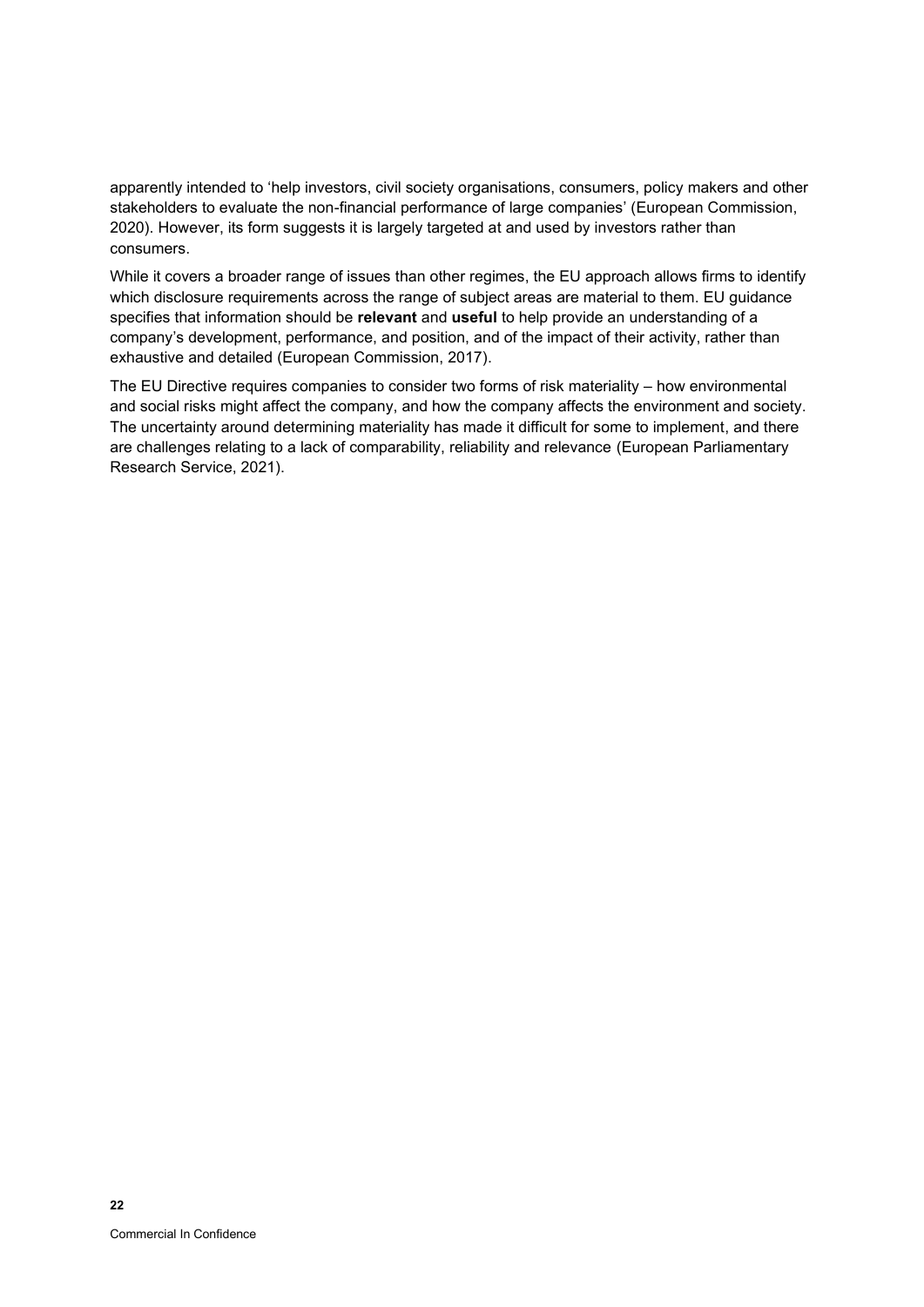apparently intended to 'help investors, civil society organisations, consumers, policy makers and other stakeholders to evaluate the non-financial performance of large companies' (European Commission, 2020). However, its form suggests it is largely targeted at and used by investors rather than consumers.

While it covers a broader range of issues than other regimes, the EU approach allows firms to identify which disclosure requirements across the range of subject areas are material to them. EU guidance specifies that information should be **relevant** and **useful** to help provide an understanding of a company's development, performance, and position, and of the impact of their activity, rather than exhaustive and detailed (European Commission, 2017).

The EU Directive requires companies to consider two forms of risk materiality – how environmental and social risks might affect the company, and how the company affects the environment and society. The uncertainty around determining materiality has made it difficult for some to implement, and there are challenges relating to a lack of comparability, reliability and relevance (European Parliamentary Research Service, 2021).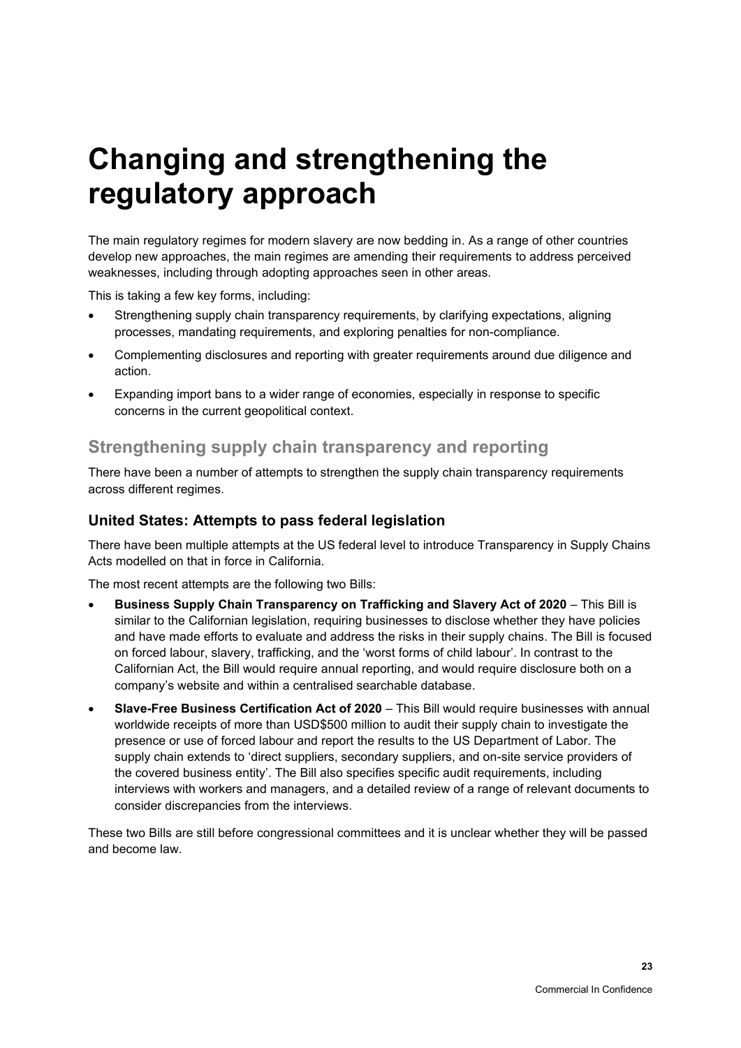# Changing and strengthening the regulatory approach

The main regulatory regimes for modern slavery are now bedding in. As a range of other countries develop new approaches, the main regimes are amending their requirements to address perceived weaknesses, including through adopting approaches seen in other areas.

This is taking a few key forms, including:

- Strengthening supply chain transparency requirements, by clarifying expectations, aligning processes, mandating requirements, and exploring penalties for non-compliance.
- Complementing disclosures and reporting with greater requirements around due diligence and action.
- Expanding import bans to a wider range of economies, especially in response to specific concerns in the current geopolitical context.

## Strengthening supply chain transparency and reporting

There have been a number of attempts to strengthen the supply chain transparency requirements across different regimes.

### United States: Attempts to pass federal legislation

There have been multiple attempts at the US federal level to introduce Transparency in Supply Chains Acts modelled on that in force in California.

The most recent attempts are the following two Bills:

- **Business Supply Chain Transparency on Trafficking and Slavery Act of 2020** – This Bill is similar to the Californian legislation, requiring businesses to disclose whether they have policies and have made efforts to evaluate and address the risks in their supply chains. The Bill is focused on forced labour, slavery, trafficking, and the 'worst forms of child labour'. In contrast to the Californian Act, the Bill would require annual reporting, and would require disclosure both on a company's website and within a centralised searchable database.
- **Slave-Free Business Certification Act of 2020** – This Bill would require businesses with annual worldwide receipts of more than USD$500 million to audit their supply chain to investigate the presence or use of forced labour and report the results to the US Department of Labor. The supply chain extends to 'direct suppliers, secondary suppliers, and on-site service providers of the covered business entity'. The Bill also specifies specific audit requirements, including interviews with workers and managers, and a detailed review of a range of relevant documents to consider discrepancies from the interviews.

These two Bills are still before congressional committees and it is unclear whether they will be passed and become law.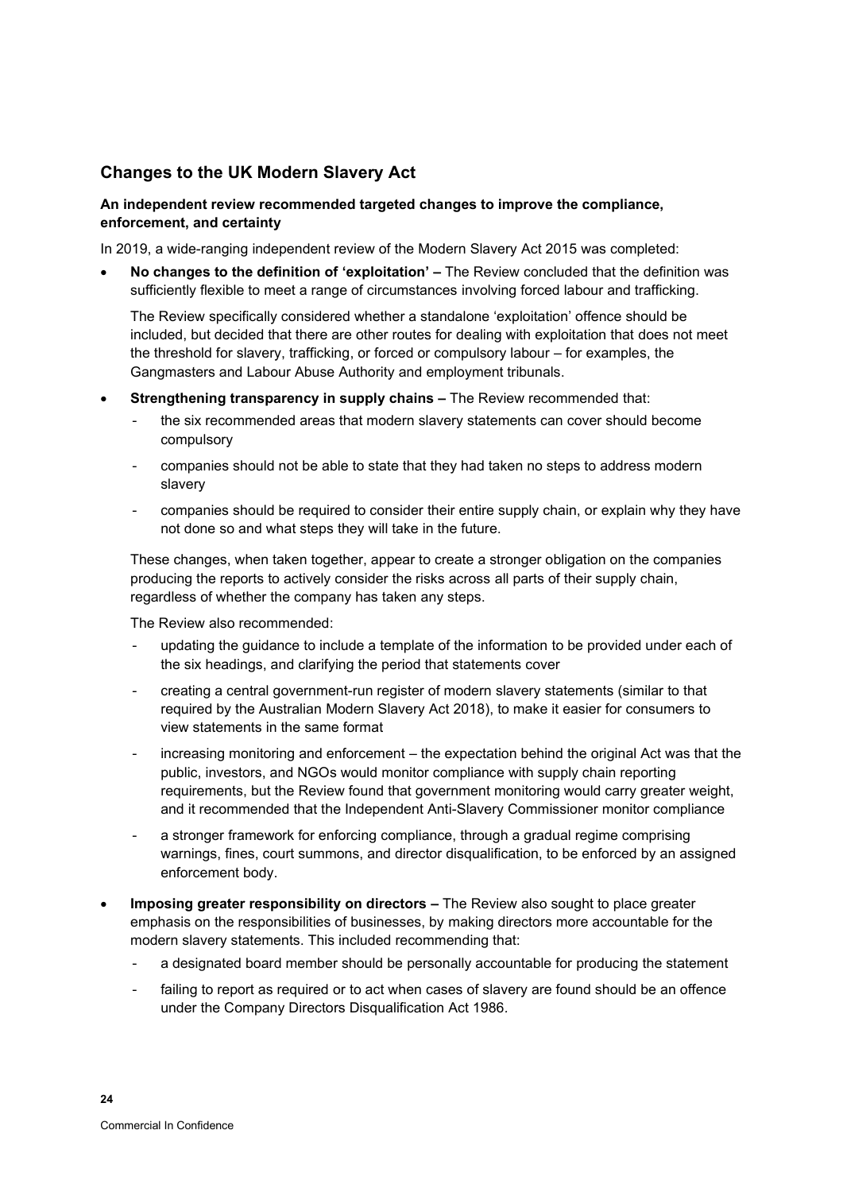## Changes to the UK Modern Slavery Act

**An independent review recommended targeted changes to improve the compliance, enforcement, and certainty**

In 2019, a wide-ranging independent review of the Modern Slavery Act 2015 was completed:

- **No changes to the definition of 'exploitation' –** The Review concluded that the definition was sufficiently flexible to meet a range of circumstances involving forced labour and trafficking.

  The Review specifically considered whether a standalone 'exploitation' offence should be included, but decided that there are other routes for dealing with exploitation that does not meet the threshold for slavery, trafficking, or forced or compulsory labour – for examples, the Gangmasters and Labour Abuse Authority and employment tribunals.

- **Strengthening transparency in supply chains –** The Review recommended that:
  - the six recommended areas that modern slavery statements can cover should become compulsory
  - companies should not be able to state that they had taken no steps to address modern slavery
  - companies should be required to consider their entire supply chain, or explain why they have not done so and what steps they will take in the future.

  These changes, when taken together, appear to create a stronger obligation on the companies producing the reports to actively consider the risks across all parts of their supply chain, regardless of whether the company has taken any steps.

  The Review also recommended:
  - updating the guidance to include a template of the information to be provided under each of the six headings, and clarifying the period that statements cover
  - creating a central government-run register of modern slavery statements (similar to that required by the Australian Modern Slavery Act 2018), to make it easier for consumers to view statements in the same format
  - increasing monitoring and enforcement – the expectation behind the original Act was that the public, investors, and NGOs would monitor compliance with supply chain reporting requirements, but the Review found that government monitoring would carry greater weight, and it recommended that the Independent Anti-Slavery Commissioner monitor compliance
  - a stronger framework for enforcing compliance, through a gradual regime comprising warnings, fines, court summons, and director disqualification, to be enforced by an assigned enforcement body.

- **Imposing greater responsibility on directors –** The Review also sought to place greater emphasis on the responsibilities of businesses, by making directors more accountable for the modern slavery statements. This included recommending that:
  - a designated board member should be personally accountable for producing the statement
  - failing to report as required or to act when cases of slavery are found should be an offence under the Company Directors Disqualification Act 1986.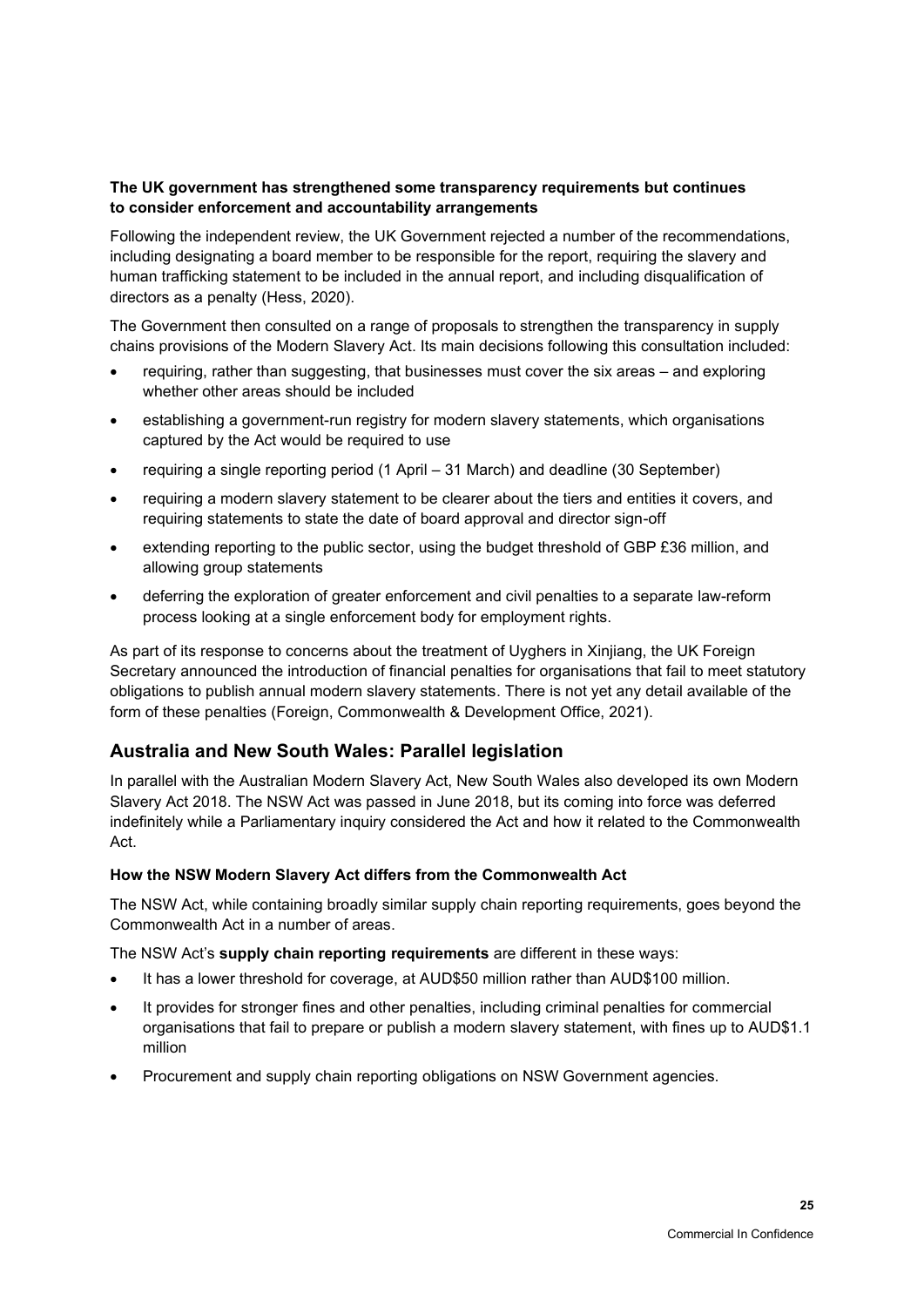**The UK government has strengthened some transparency requirements but continues to consider enforcement and accountability arrangements**

Following the independent review, the UK Government rejected a number of the recommendations, including designating a board member to be responsible for the report, requiring the slavery and human trafficking statement to be included in the annual report, and including disqualification of directors as a penalty (Hess, 2020).

The Government then consulted on a range of proposals to strengthen the transparency in supply chains provisions of the Modern Slavery Act. Its main decisions following this consultation included:

- requiring, rather than suggesting, that businesses must cover the six areas – and exploring whether other areas should be included
- establishing a government-run registry for modern slavery statements, which organisations captured by the Act would be required to use
- requiring a single reporting period (1 April – 31 March) and deadline (30 September)
- requiring a modern slavery statement to be clearer about the tiers and entities it covers, and requiring statements to state the date of board approval and director sign-off
- extending reporting to the public sector, using the budget threshold of GBP £36 million, and allowing group statements
- deferring the exploration of greater enforcement and civil penalties to a separate law-reform process looking at a single enforcement body for employment rights.

As part of its response to concerns about the treatment of Uyghers in Xinjiang, the UK Foreign Secretary announced the introduction of financial penalties for organisations that fail to meet statutory obligations to publish annual modern slavery statements. There is not yet any detail available of the form of these penalties (Foreign, Commonwealth & Development Office, 2021).

## Australia and New South Wales: Parallel legislation

In parallel with the Australian Modern Slavery Act, New South Wales also developed its own Modern Slavery Act 2018. The NSW Act was passed in June 2018, but its coming into force was deferred indefinitely while a Parliamentary inquiry considered the Act and how it related to the Commonwealth Act.

**How the NSW Modern Slavery Act differs from the Commonwealth Act**

The NSW Act, while containing broadly similar supply chain reporting requirements, goes beyond the Commonwealth Act in a number of areas.

The NSW Act's **supply chain reporting requirements** are different in these ways:

- It has a lower threshold for coverage, at AUD$50 million rather than AUD$100 million.
- It provides for stronger fines and other penalties, including criminal penalties for commercial organisations that fail to prepare or publish a modern slavery statement, with fines up to AUD$1.1 million
- Procurement and supply chain reporting obligations on NSW Government agencies.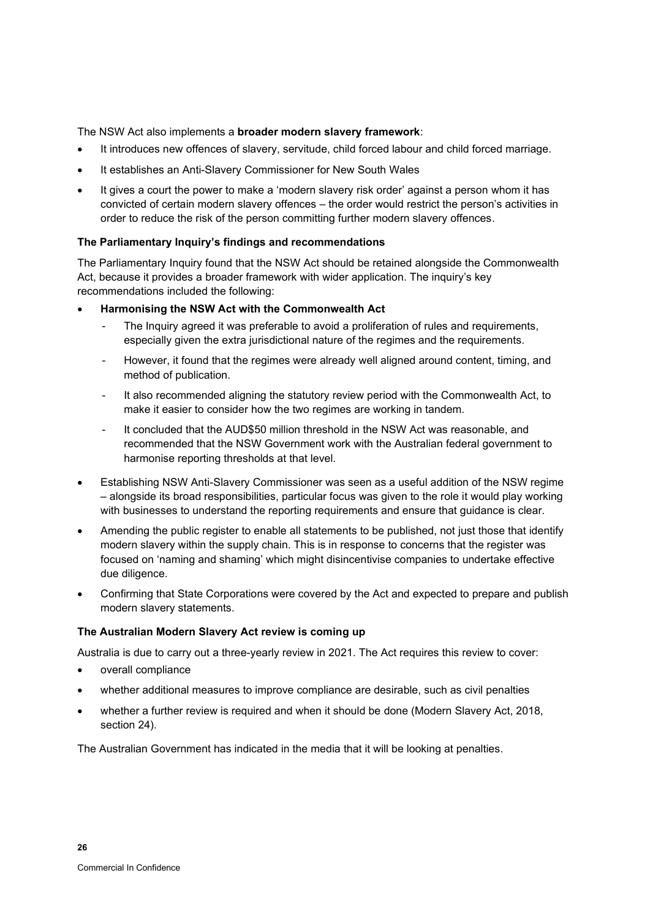The NSW Act also implements a **broader modern slavery framework**:

- It introduces new offences of slavery, servitude, child forced labour and child forced marriage.
- It establishes an Anti-Slavery Commissioner for New South Wales
- It gives a court the power to make a 'modern slavery risk order' against a person whom it has convicted of certain modern slavery offences – the order would restrict the person's activities in order to reduce the risk of the person committing further modern slavery offences.

**The Parliamentary Inquiry's findings and recommendations**

The Parliamentary Inquiry found that the NSW Act should be retained alongside the Commonwealth Act, because it provides a broader framework with wider application. The inquiry's key recommendations included the following:

- **Harmonising the NSW Act with the Commonwealth Act**
  - The Inquiry agreed it was preferable to avoid a proliferation of rules and requirements, especially given the extra jurisdictional nature of the regimes and the requirements.
  - However, it found that the regimes were already well aligned around content, timing, and method of publication.
  - It also recommended aligning the statutory review period with the Commonwealth Act, to make it easier to consider how the two regimes are working in tandem.
  - It concluded that the AUD$50 million threshold in the NSW Act was reasonable, and recommended that the NSW Government work with the Australian federal government to harmonise reporting thresholds at that level.
- Establishing NSW Anti-Slavery Commissioner was seen as a useful addition of the NSW regime – alongside its broad responsibilities, particular focus was given to the role it would play working with businesses to understand the reporting requirements and ensure that guidance is clear.
- Amending the public register to enable all statements to be published, not just those that identify modern slavery within the supply chain. This is in response to concerns that the register was focused on 'naming and shaming' which might disincentivise companies to undertake effective due diligence.
- Confirming that State Corporations were covered by the Act and expected to prepare and publish modern slavery statements.

**The Australian Modern Slavery Act review is coming up**

Australia is due to carry out a three-yearly review in 2021. The Act requires this review to cover:

- overall compliance
- whether additional measures to improve compliance are desirable, such as civil penalties
- whether a further review is required and when it should be done (Modern Slavery Act, 2018, section 24).

The Australian Government has indicated in the media that it will be looking at penalties.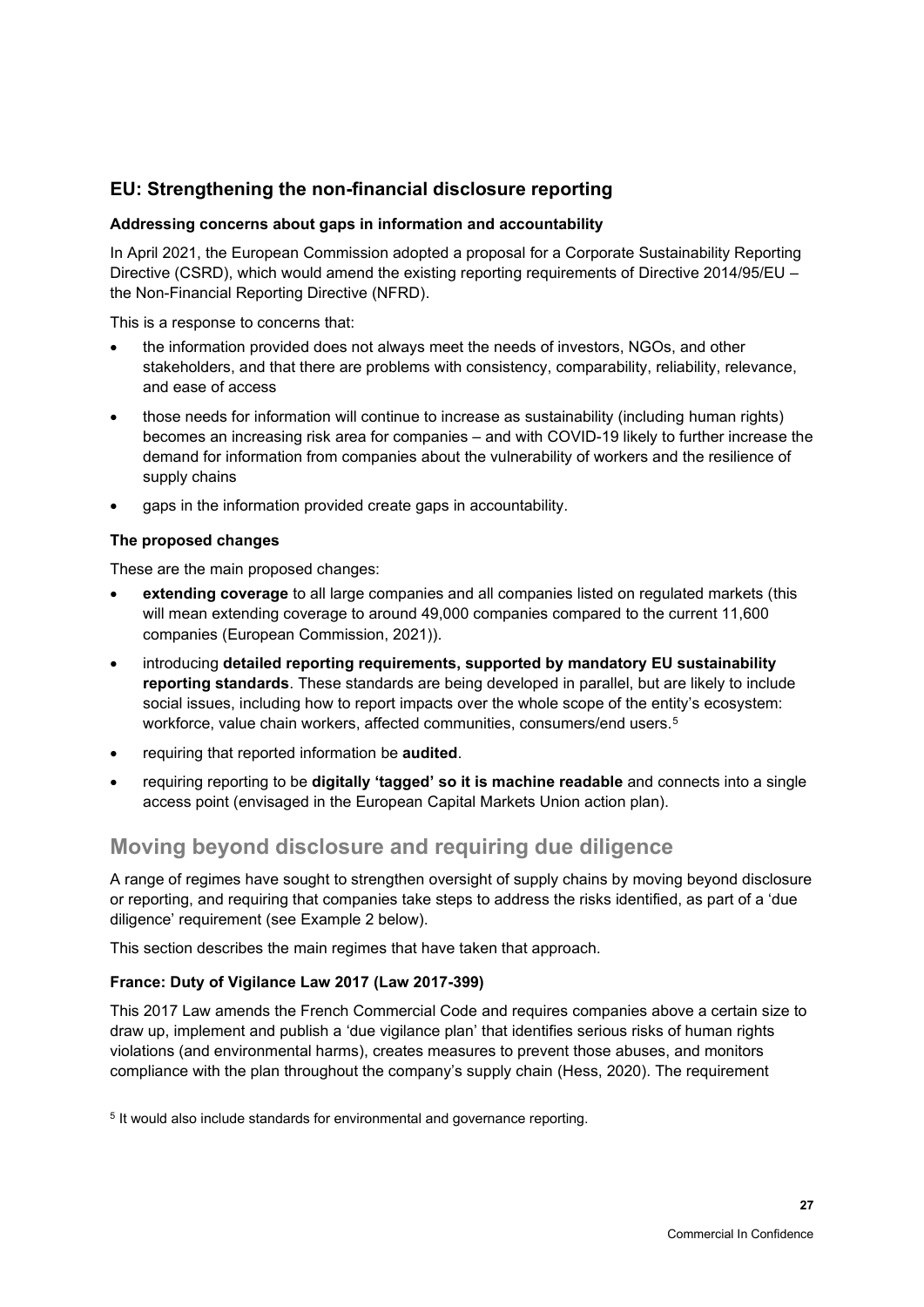## EU: Strengthening the non-financial disclosure reporting

#### Addressing concerns about gaps in information and accountability

In April 2021, the European Commission adopted a proposal for a Corporate Sustainability Reporting Directive (CSRD), which would amend the existing reporting requirements of Directive 2014/95/EU – the Non-Financial Reporting Directive (NFRD).

This is a response to concerns that:

- the information provided does not always meet the needs of investors, NGOs, and other stakeholders, and that there are problems with consistency, comparability, reliability, relevance, and ease of access
- those needs for information will continue to increase as sustainability (including human rights) becomes an increasing risk area for companies – and with COVID-19 likely to further increase the demand for information from companies about the vulnerability of workers and the resilience of supply chains
- gaps in the information provided create gaps in accountability.

#### The proposed changes

These are the main proposed changes:

- **extending coverage** to all large companies and all companies listed on regulated markets (this will mean extending coverage to around 49,000 companies compared to the current 11,600 companies (European Commission, 2021)).
- introducing **detailed reporting requirements, supported by mandatory EU sustainability reporting standards**. These standards are being developed in parallel, but are likely to include social issues, including how to report impacts over the whole scope of the entity's ecosystem: workforce, value chain workers, affected communities, consumers/end users.[5]
- requiring that reported information be **audited**.
- requiring reporting to be **digitally 'tagged' so it is machine readable** and connects into a single access point (envisaged in the European Capital Markets Union action plan).

# Moving beyond disclosure and requiring due diligence

A range of regimes have sought to strengthen oversight of supply chains by moving beyond disclosure or reporting, and requiring that companies take steps to address the risks identified, as part of a 'due diligence' requirement (see Example 2 below).

This section describes the main regimes that have taken that approach.

#### France: Duty of Vigilance Law 2017 (Law 2017-399)

This 2017 Law amends the French Commercial Code and requires companies above a certain size to draw up, implement and publish a 'due vigilance plan' that identifies serious risks of human rights violations (and environmental harms), creates measures to prevent those abuses, and monitors compliance with the plan throughout the company's supply chain (Hess, 2020). The requirement

[5] It would also include standards for environmental and governance reporting.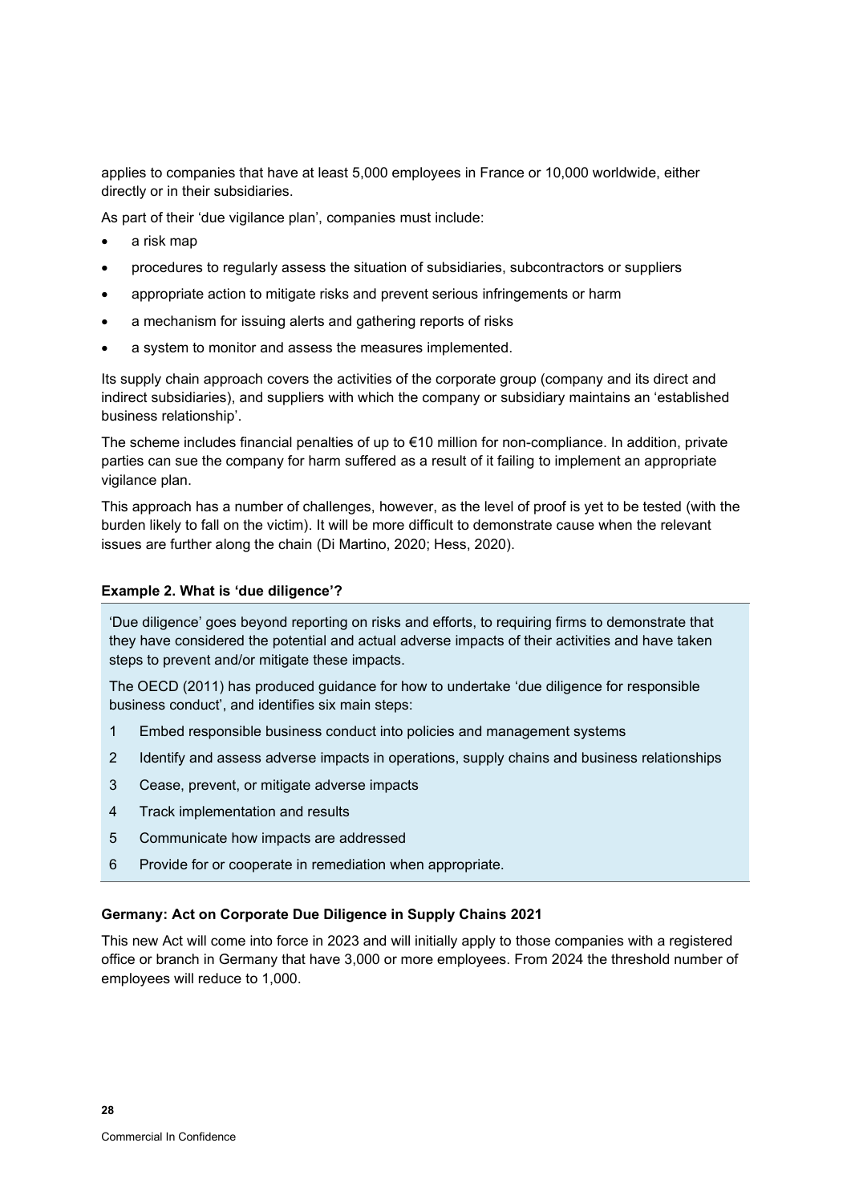applies to companies that have at least 5,000 employees in France or 10,000 worldwide, either directly or in their subsidiaries.

As part of their 'due vigilance plan', companies must include:

- a risk map
- procedures to regularly assess the situation of subsidiaries, subcontractors or suppliers
- appropriate action to mitigate risks and prevent serious infringements or harm
- a mechanism for issuing alerts and gathering reports of risks
- a system to monitor and assess the measures implemented.

Its supply chain approach covers the activities of the corporate group (company and its direct and indirect subsidiaries), and suppliers with which the company or subsidiary maintains an 'established business relationship'.

The scheme includes financial penalties of up to €10 million for non-compliance. In addition, private parties can sue the company for harm suffered as a result of it failing to implement an appropriate vigilance plan.

This approach has a number of challenges, however, as the level of proof is yet to be tested (with the burden likely to fall on the victim). It will be more difficult to demonstrate cause when the relevant issues are further along the chain (Di Martino, 2020; Hess, 2020).

**Example 2. What is 'due diligence'?**

'Due diligence' goes beyond reporting on risks and efforts, to requiring firms to demonstrate that they have considered the potential and actual adverse impacts of their activities and have taken steps to prevent and/or mitigate these impacts.

The OECD (2011) has produced guidance for how to undertake 'due diligence for responsible business conduct', and identifies six main steps:

1. Embed responsible business conduct into policies and management systems
2. Identify and assess adverse impacts in operations, supply chains and business relationships
3. Cease, prevent, or mitigate adverse impacts
4. Track implementation and results
5. Communicate how impacts are addressed
6. Provide for or cooperate in remediation when appropriate.

**Germany: Act on Corporate Due Diligence in Supply Chains 2021**

This new Act will come into force in 2023 and will initially apply to those companies with a registered office or branch in Germany that have 3,000 or more employees. From 2024 the threshold number of employees will reduce to 1,000.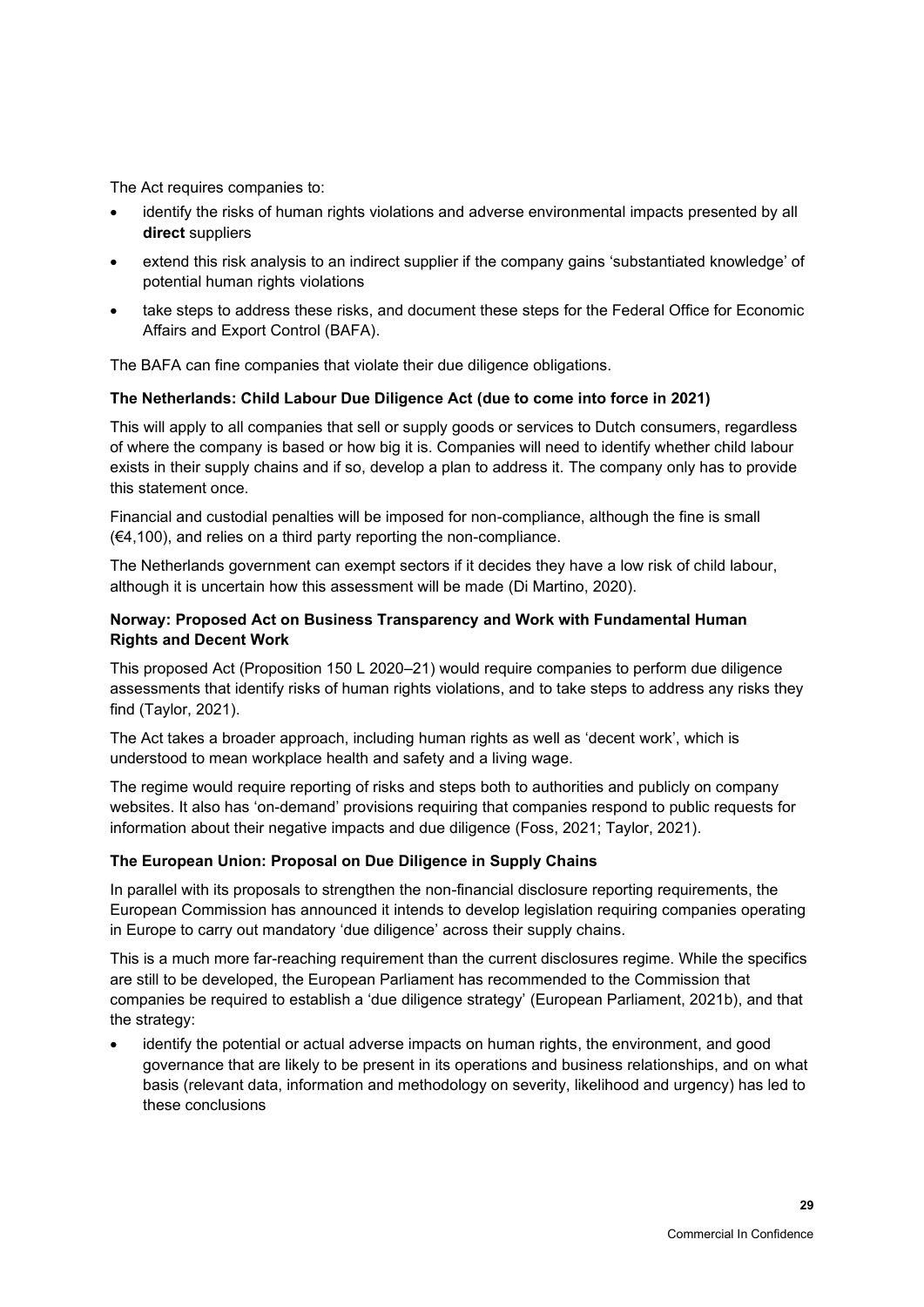The Act requires companies to:

- identify the risks of human rights violations and adverse environmental impacts presented by all **direct** suppliers
- extend this risk analysis to an indirect supplier if the company gains 'substantiated knowledge' of potential human rights violations
- take steps to address these risks, and document these steps for the Federal Office for Economic Affairs and Export Control (BAFA).

The BAFA can fine companies that violate their due diligence obligations.

**The Netherlands: Child Labour Due Diligence Act (due to come into force in 2021)**

This will apply to all companies that sell or supply goods or services to Dutch consumers, regardless of where the company is based or how big it is. Companies will need to identify whether child labour exists in their supply chains and if so, develop a plan to address it. The company only has to provide this statement once.

Financial and custodial penalties will be imposed for non-compliance, although the fine is small (€4,100), and relies on a third party reporting the non-compliance.

The Netherlands government can exempt sectors if it decides they have a low risk of child labour, although it is uncertain how this assessment will be made (Di Martino, 2020).

**Norway: Proposed Act on Business Transparency and Work with Fundamental Human Rights and Decent Work**

This proposed Act (Proposition 150 L 2020–21) would require companies to perform due diligence assessments that identify risks of human rights violations, and to take steps to address any risks they find (Taylor, 2021).

The Act takes a broader approach, including human rights as well as 'decent work', which is understood to mean workplace health and safety and a living wage.

The regime would require reporting of risks and steps both to authorities and publicly on company websites. It also has 'on-demand' provisions requiring that companies respond to public requests for information about their negative impacts and due diligence (Foss, 2021; Taylor, 2021).

**The European Union: Proposal on Due Diligence in Supply Chains**

In parallel with its proposals to strengthen the non-financial disclosure reporting requirements, the European Commission has announced it intends to develop legislation requiring companies operating in Europe to carry out mandatory 'due diligence' across their supply chains.

This is a much more far-reaching requirement than the current disclosures regime. While the specifics are still to be developed, the European Parliament has recommended to the Commission that companies be required to establish a 'due diligence strategy' (European Parliament, 2021b), and that the strategy:

- identify the potential or actual adverse impacts on human rights, the environment, and good governance that are likely to be present in its operations and business relationships, and on what basis (relevant data, information and methodology on severity, likelihood and urgency) has led to these conclusions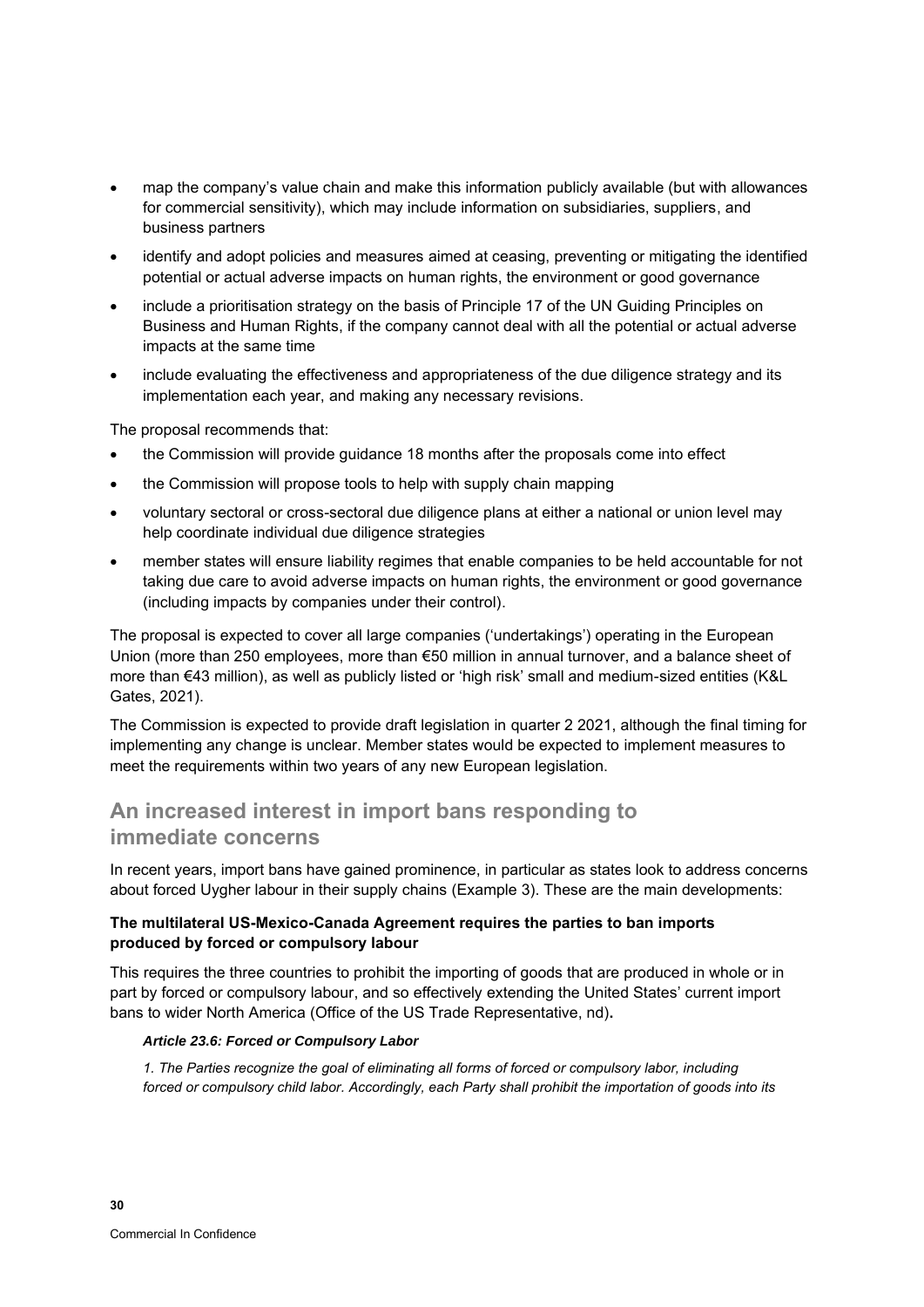- map the company's value chain and make this information publicly available (but with allowances for commercial sensitivity), which may include information on subsidiaries, suppliers, and business partners
- identify and adopt policies and measures aimed at ceasing, preventing or mitigating the identified potential or actual adverse impacts on human rights, the environment or good governance
- include a prioritisation strategy on the basis of Principle 17 of the UN Guiding Principles on Business and Human Rights, if the company cannot deal with all the potential or actual adverse impacts at the same time
- include evaluating the effectiveness and appropriateness of the due diligence strategy and its implementation each year, and making any necessary revisions.

The proposal recommends that:

- the Commission will provide guidance 18 months after the proposals come into effect
- the Commission will propose tools to help with supply chain mapping
- voluntary sectoral or cross-sectoral due diligence plans at either a national or union level may help coordinate individual due diligence strategies
- member states will ensure liability regimes that enable companies to be held accountable for not taking due care to avoid adverse impacts on human rights, the environment or good governance (including impacts by companies under their control).

The proposal is expected to cover all large companies ('undertakings') operating in the European Union (more than 250 employees, more than €50 million in annual turnover, and a balance sheet of more than €43 million), as well as publicly listed or 'high risk' small and medium-sized entities (K&L Gates, 2021).

The Commission is expected to provide draft legislation in quarter 2 2021, although the final timing for implementing any change is unclear. Member states would be expected to implement measures to meet the requirements within two years of any new European legislation.

## An increased interest in import bans responding to immediate concerns

In recent years, import bans have gained prominence, in particular as states look to address concerns about forced Uygher labour in their supply chains (Example 3). These are the main developments:

**The multilateral US-Mexico-Canada Agreement requires the parties to ban imports produced by forced or compulsory labour**

This requires the three countries to prohibit the importing of goods that are produced in whole or in part by forced or compulsory labour, and so effectively extending the United States' current import bans to wider North America (Office of the US Trade Representative, nd)**.**

> ***Article 23.6: Forced or Compulsory Labor***
>
> *1. The Parties recognize the goal of eliminating all forms of forced or compulsory labor, including forced or compulsory child labor. Accordingly, each Party shall prohibit the importation of goods into its*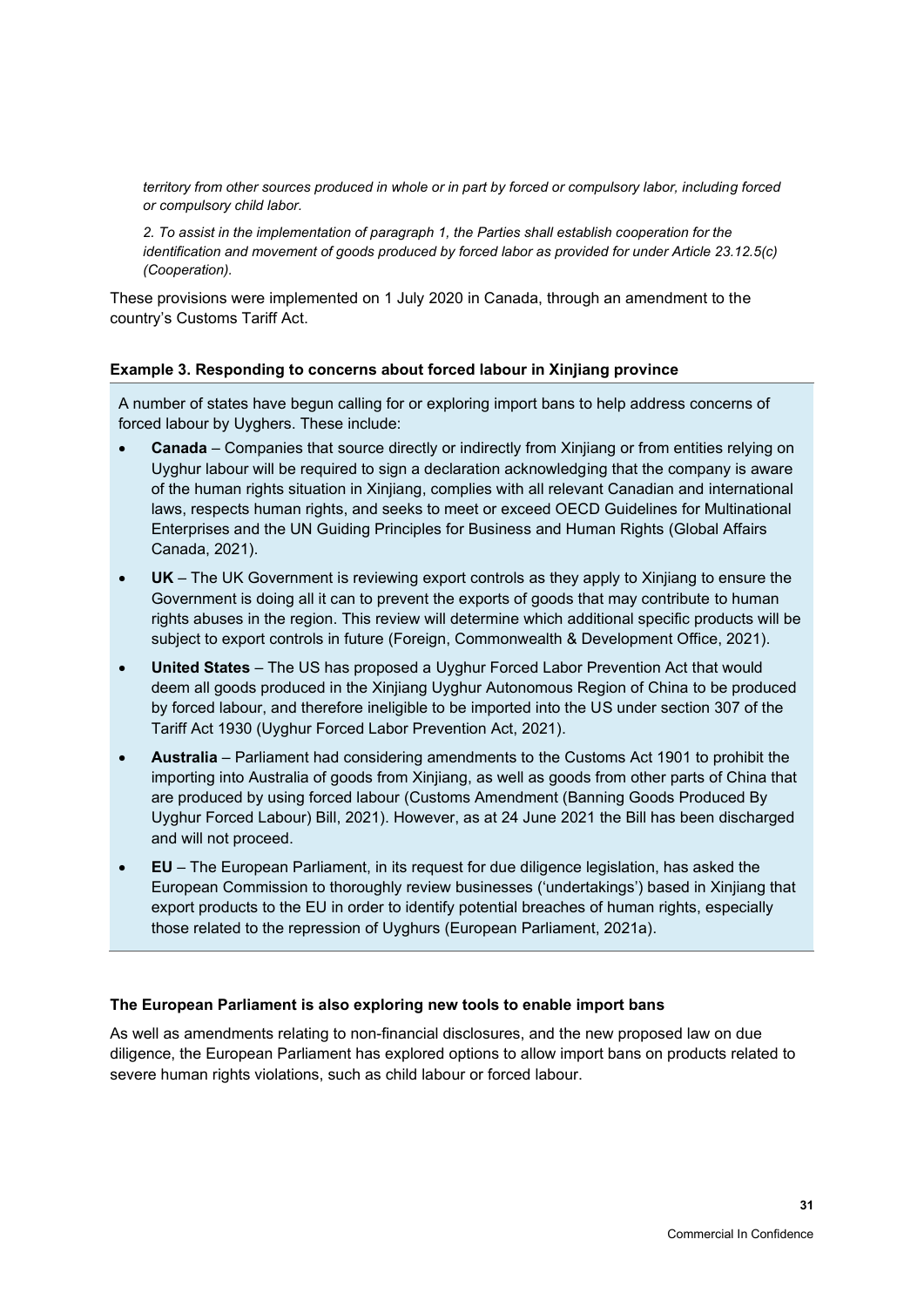*territory from other sources produced in whole or in part by forced or compulsory labor, including forced or compulsory child labor.*

*2. To assist in the implementation of paragraph 1, the Parties shall establish cooperation for the identification and movement of goods produced by forced labor as provided for under Article 23.12.5(c) (Cooperation).*

These provisions were implemented on 1 July 2020 in Canada, through an amendment to the country's Customs Tariff Act.

**Example 3. Responding to concerns about forced labour in Xinjiang province**

A number of states have begun calling for or exploring import bans to help address concerns of forced labour by Uyghers. These include:

- **Canada** – Companies that source directly or indirectly from Xinjiang or from entities relying on Uyghur labour will be required to sign a declaration acknowledging that the company is aware of the human rights situation in Xinjiang, complies with all relevant Canadian and international laws, respects human rights, and seeks to meet or exceed OECD Guidelines for Multinational Enterprises and the UN Guiding Principles for Business and Human Rights (Global Affairs Canada, 2021).
- **UK** – The UK Government is reviewing export controls as they apply to Xinjiang to ensure the Government is doing all it can to prevent the exports of goods that may contribute to human rights abuses in the region. This review will determine which additional specific products will be subject to export controls in future (Foreign, Commonwealth & Development Office, 2021).
- **United States** – The US has proposed a Uyghur Forced Labor Prevention Act that would deem all goods produced in the Xinjiang Uyghur Autonomous Region of China to be produced by forced labour, and therefore ineligible to be imported into the US under section 307 of the Tariff Act 1930 (Uyghur Forced Labor Prevention Act, 2021).
- **Australia** – Parliament had considering amendments to the Customs Act 1901 to prohibit the importing into Australia of goods from Xinjiang, as well as goods from other parts of China that are produced by using forced labour (Customs Amendment (Banning Goods Produced By Uyghur Forced Labour) Bill, 2021). However, as at 24 June 2021 the Bill has been discharged and will not proceed.
- **EU** – The European Parliament, in its request for due diligence legislation, has asked the European Commission to thoroughly review businesses ('undertakings') based in Xinjiang that export products to the EU in order to identify potential breaches of human rights, especially those related to the repression of Uyghurs (European Parliament, 2021a).

**The European Parliament is also exploring new tools to enable import bans**

As well as amendments relating to non-financial disclosures, and the new proposed law on due diligence, the European Parliament has explored options to allow import bans on products related to severe human rights violations, such as child labour or forced labour.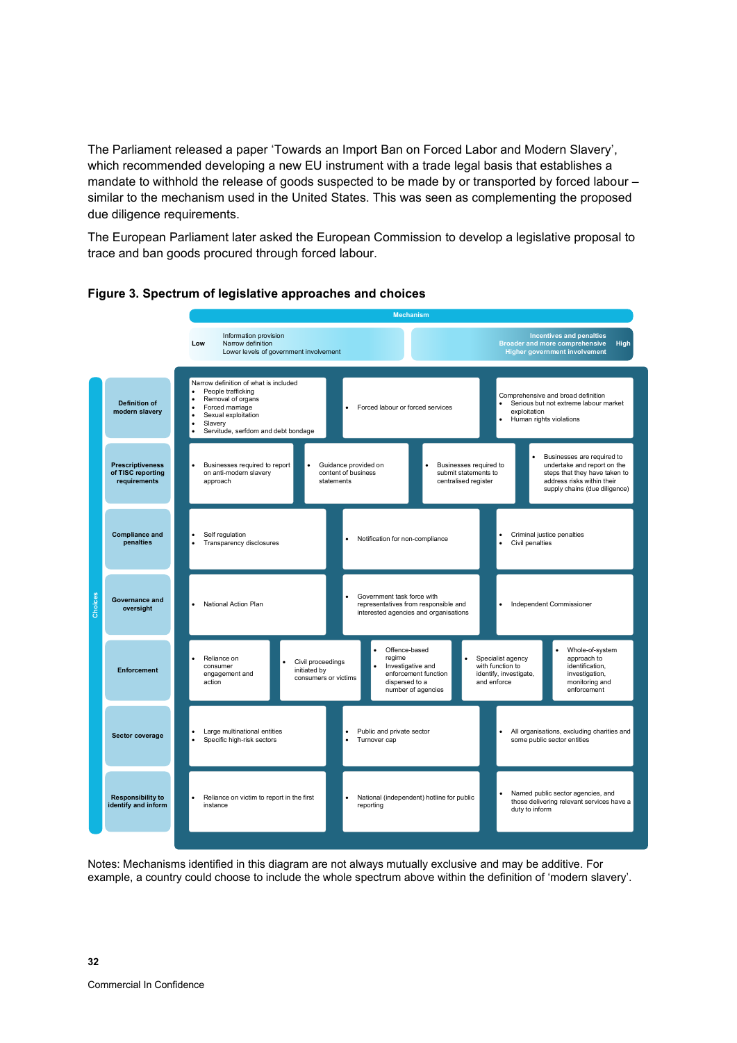The Parliament released a paper 'Towards an Import Ban on Forced Labor and Modern Slavery', which recommended developing a new EU instrument with a trade legal basis that establishes a mandate to withhold the release of goods suspected to be made by or transported by forced labour – similar to the mechanism used in the United States. This was seen as complementing the proposed due diligence requirements.

The European Parliament later asked the European Commission to develop a legislative proposal to trace and ban goods procured through forced labour.

**Figure 3. Spectrum of legislative approaches and choices**

Mechanism: **Low** — Information provision; Narrow definition; Lower levels of government involvement → **High** — Incentives and penalties; Broader and more comprehensive; Higher government involvement

| Choices | Low | | | | High |
|---|---|---|---|---|---|
| **Definition of modern slavery** | Narrow definition of what is included: • People trafficking • Removal of organs • Forced marriage • Sexual exploitation • Slavery • Servitude, serfdom and debt bondage | • Forced labour or forced services | | | Comprehensive and broad definition • Serious but not extreme labour market exploitation • Human rights violations |
| **Prescriptiveness of TISC reporting requirements** | • Businesses required to report on anti-modern slavery approach | • Guidance provided on content of business statements | | • Businesses required to submit statements to centralised register | • Businesses are required to undertake and report on the steps that they have taken to address risks within their supply chains (due diligence) |
| **Compliance and penalties** | • Self regulation • Transparency disclosures | • Notification for non-compliance | | | • Criminal justice penalties • Civil penalties |
| **Governance and oversight** | • National Action Plan | • Government task force with representatives from responsible and interested agencies and organisations | | | • Independent Commissioner |
| **Enforcement** | • Reliance on consumer engagement and action | • Civil proceedings initiated by consumers or victims | • Offence-based regime • Investigative and enforcement function dispersed to a number of agencies | • Specialist agency with function to identify, investigate, and enforce | • Whole-of-system approach to identification, investigation, monitoring and enforcement |
| **Sector coverage** | • Large multinational entities • Specific high-risk sectors | • Public and private sector • Turnover cap | | | • All organisations, excluding charities and some public sector entities |
| **Responsibility to identify and inform** | • Reliance on victim to report in the first instance | • National (independent) hotline for public reporting | | | • Named public sector agencies, and those delivering relevant services have a duty to inform |

Notes: Mechanisms identified in this diagram are not always mutually exclusive and may be additive. For example, a country could choose to include the whole spectrum above within the definition of 'modern slavery'.

Commercial In Confidence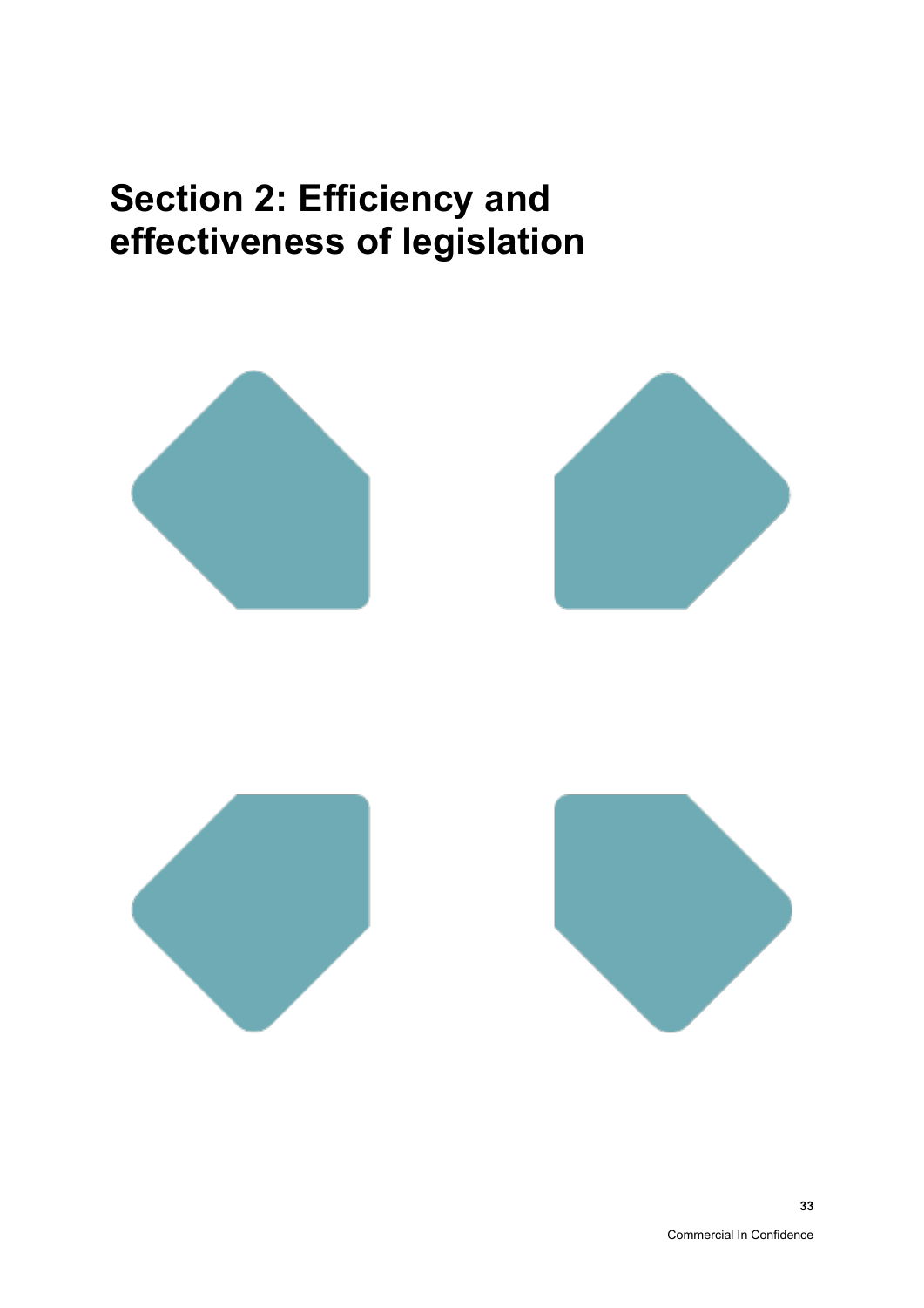# Section 2: Efficiency and effectiveness of legislation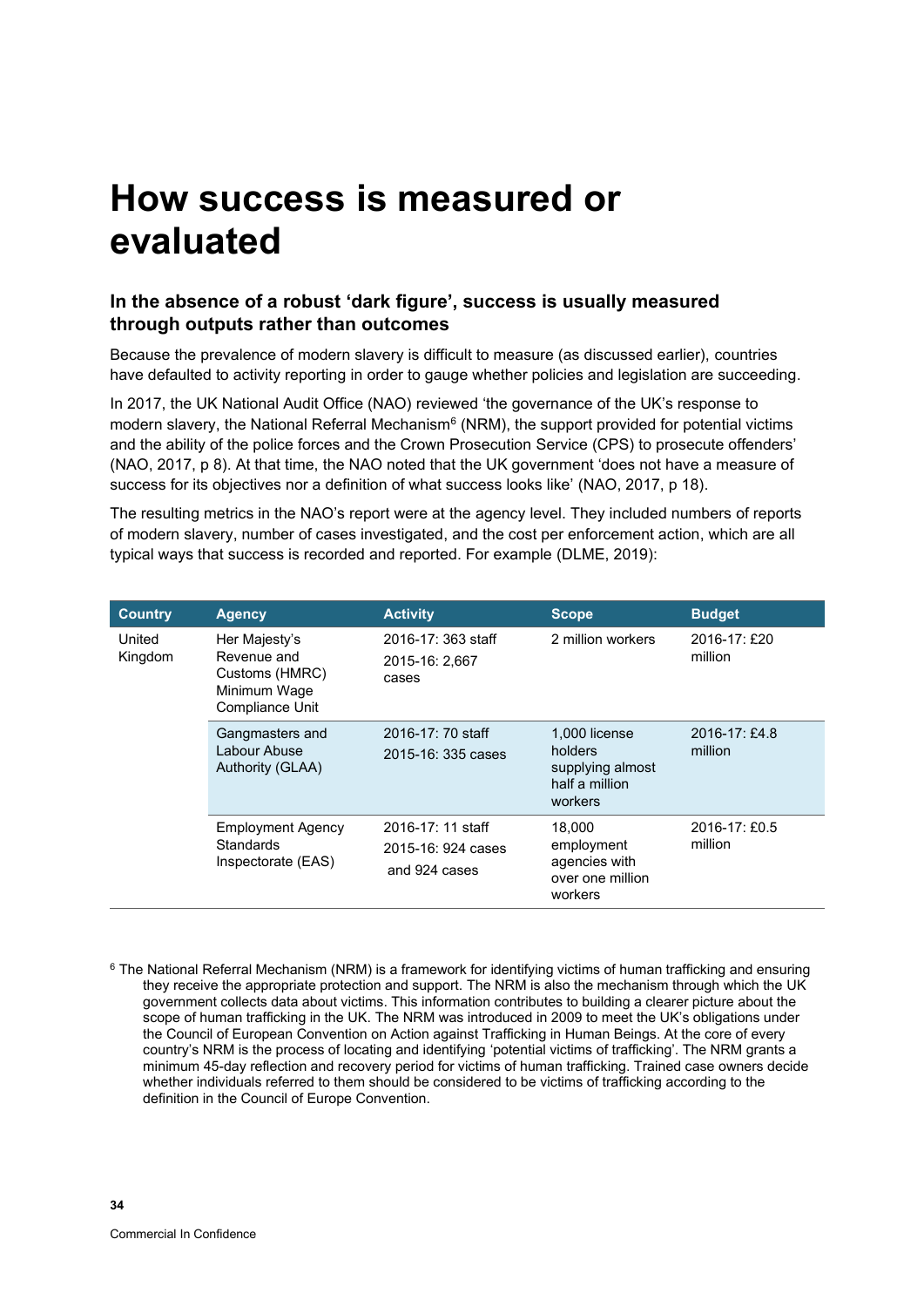# How success is measured or evaluated

### In the absence of a robust 'dark figure', success is usually measured through outputs rather than outcomes

Because the prevalence of modern slavery is difficult to measure (as discussed earlier), countries have defaulted to activity reporting in order to gauge whether policies and legislation are succeeding.

In 2017, the UK National Audit Office (NAO) reviewed 'the governance of the UK's response to modern slavery, the National Referral Mechanism[6] (NRM), the support provided for potential victims and the ability of the police forces and the Crown Prosecution Service (CPS) to prosecute offenders' (NAO, 2017, p 8). At that time, the NAO noted that the UK government 'does not have a measure of success for its objectives nor a definition of what success looks like' (NAO, 2017, p 18).

The resulting metrics in the NAO's report were at the agency level. They included numbers of reports of modern slavery, number of cases investigated, and the cost per enforcement action, which are all typical ways that success is recorded and reported. For example (DLME, 2019):

| Country | Agency | Activity | Scope | Budget |
|---|---|---|---|---|
| United Kingdom | Her Majesty's Revenue and Customs (HMRC) Minimum Wage Compliance Unit | 2016-17: 363 staff<br>2015-16: 2,667 cases | 2 million workers | 2016-17: £20 million |
| | Gangmasters and Labour Abuse Authority (GLAA) | 2016-17: 70 staff<br>2015-16: 335 cases | 1,000 license holders supplying almost half a million workers | 2016-17: £4.8 million |
| | Employment Agency Standards Inspectorate (EAS) | 2016-17: 11 staff<br>2015-16: 924 cases and 924 cases | 18,000 employment agencies with over one million workers | 2016-17: £0.5 million |

[6] The National Referral Mechanism (NRM) is a framework for identifying victims of human trafficking and ensuring they receive the appropriate protection and support. The NRM is also the mechanism through which the UK government collects data about victims. This information contributes to building a clearer picture about the scope of human trafficking in the UK. The NRM was introduced in 2009 to meet the UK's obligations under the Council of European Convention on Action against Trafficking in Human Beings. At the core of every country's NRM is the process of locating and identifying 'potential victims of trafficking'. The NRM grants a minimum 45-day reflection and recovery period for victims of human trafficking. Trained case owners decide whether individuals referred to them should be considered to be victims of trafficking according to the definition in the Council of Europe Convention.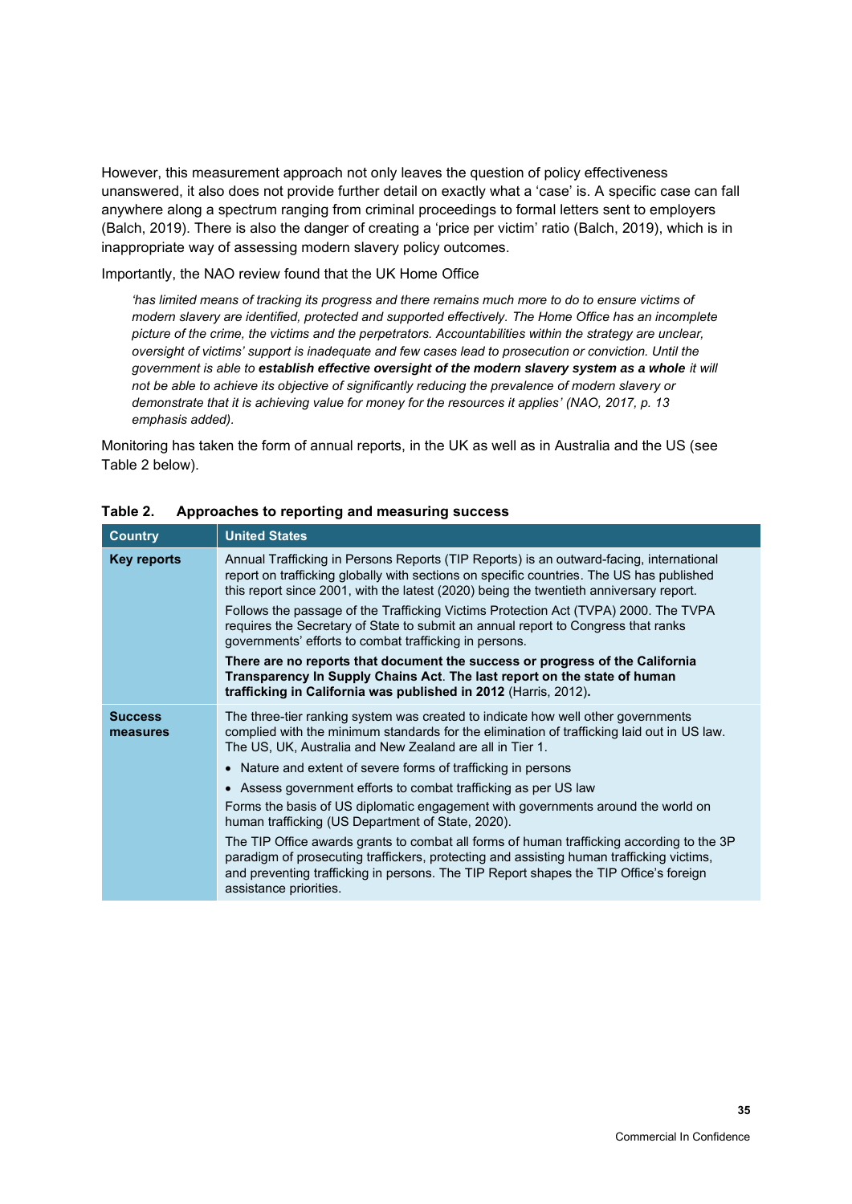However, this measurement approach not only leaves the question of policy effectiveness unanswered, it also does not provide further detail on exactly what a 'case' is. A specific case can fall anywhere along a spectrum ranging from criminal proceedings to formal letters sent to employers (Balch, 2019). There is also the danger of creating a 'price per victim' ratio (Balch, 2019), which is in inappropriate way of assessing modern slavery policy outcomes.

Importantly, the NAO review found that the UK Home Office

> *'has limited means of tracking its progress and there remains much more to do to ensure victims of modern slavery are identified, protected and supported effectively. The Home Office has an incomplete picture of the crime, the victims and the perpetrators. Accountabilities within the strategy are unclear, oversight of victims' support is inadequate and few cases lead to prosecution or conviction. Until the government is able to* ***establish effective oversight of the modern slavery system as a whole*** *it will not be able to achieve its objective of significantly reducing the prevalence of modern slavery or demonstrate that it is achieving value for money for the resources it applies' (NAO, 2017, p. 13 emphasis added).*

Monitoring has taken the form of annual reports, in the UK as well as in Australia and the US (see Table 2 below).

**Table 2. Approaches to reporting and measuring success**

| Country | United States |
|---|---|
| **Key reports** | Annual Trafficking in Persons Reports (TIP Reports) is an outward-facing, international report on trafficking globally with sections on specific countries. The US has published this report since 2001, with the latest (2020) being the twentieth anniversary report.<br><br>Follows the passage of the Trafficking Victims Protection Act (TVPA) 2000. The TVPA requires the Secretary of State to submit an annual report to Congress that ranks governments' efforts to combat trafficking in persons.<br><br>**There are no reports that document the success or progress of the California Transparency In Supply Chains Act. The last report on the state of human trafficking in California was published in 2012** (Harris, 2012)**.** |
| **Success measures** | The three-tier ranking system was created to indicate how well other governments complied with the minimum standards for the elimination of trafficking laid out in US law. The US, UK, Australia and New Zealand are all in Tier 1.<br><br>• Nature and extent of severe forms of trafficking in persons<br>• Assess government efforts to combat trafficking as per US law<br><br>Forms the basis of US diplomatic engagement with governments around the world on human trafficking (US Department of State, 2020).<br><br>The TIP Office awards grants to combat all forms of human trafficking according to the 3P paradigm of prosecuting traffickers, protecting and assisting human trafficking victims, and preventing trafficking in persons. The TIP Report shapes the TIP Office's foreign assistance priorities. |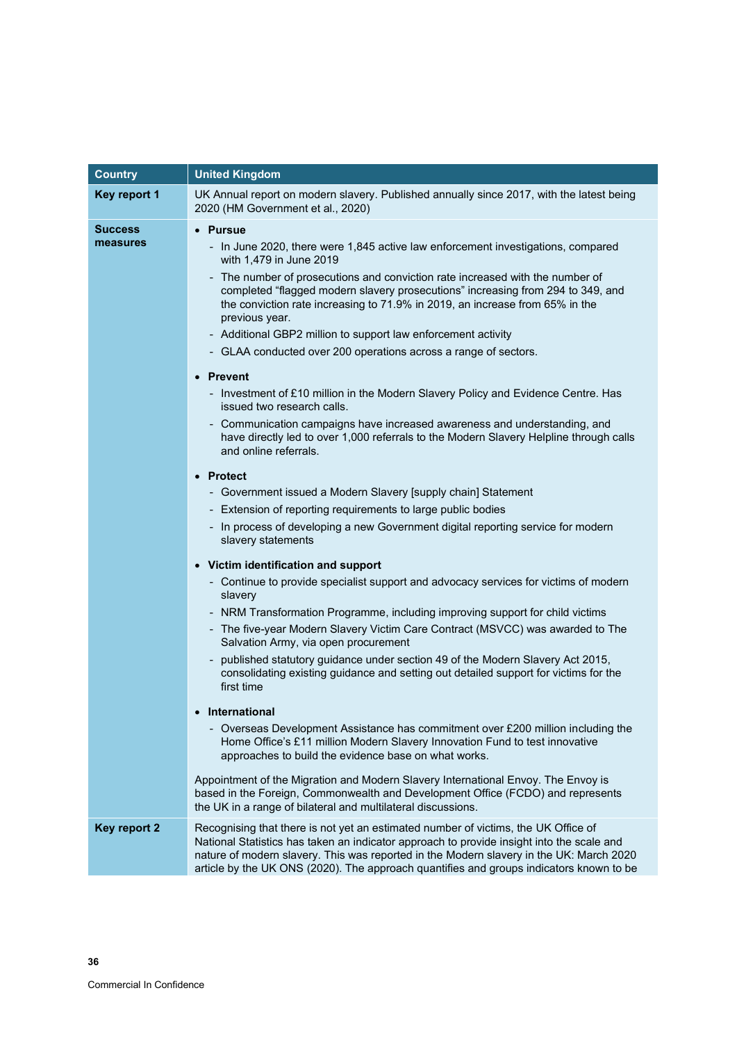| Country | United Kingdom |
|---|---|
| **Key report 1** | UK Annual report on modern slavery. Published annually since 2017, with the latest being 2020 (HM Government et al., 2020) |
| **Success measures** | • **Pursue**<br>- In June 2020, there were 1,845 active law enforcement investigations, compared with 1,479 in June 2019<br>- The number of prosecutions and conviction rate increased with the number of completed "flagged modern slavery prosecutions" increasing from 294 to 349, and the conviction rate increasing to 71.9% in 2019, an increase from 65% in the previous year.<br>- Additional GBP2 million to support law enforcement activity<br>- GLAA conducted over 200 operations across a range of sectors.<br><br>• **Prevent**<br>- Investment of £10 million in the Modern Slavery Policy and Evidence Centre. Has issued two research calls.<br>- Communication campaigns have increased awareness and understanding, and have directly led to over 1,000 referrals to the Modern Slavery Helpline through calls and online referrals.<br><br>• **Protect**<br>- Government issued a Modern Slavery [supply chain] Statement<br>- Extension of reporting requirements to large public bodies<br>- In process of developing a new Government digital reporting service for modern slavery statements<br><br>• **Victim identification and support**<br>- Continue to provide specialist support and advocacy services for victims of modern slavery<br>- NRM Transformation Programme, including improving support for child victims<br>- The five-year Modern Slavery Victim Care Contract (MSVCC) was awarded to The Salvation Army, via open procurement<br>- published statutory guidance under section 49 of the Modern Slavery Act 2015, consolidating existing guidance and setting out detailed support for victims for the first time<br><br>• **International**<br>- Overseas Development Assistance has commitment over £200 million including the Home Office's £11 million Modern Slavery Innovation Fund to test innovative approaches to build the evidence base on what works.<br><br>Appointment of the Migration and Modern Slavery International Envoy. The Envoy is based in the Foreign, Commonwealth and Development Office (FCDO) and represents the UK in a range of bilateral and multilateral discussions. |
| **Key report 2** | Recognising that there is not yet an estimated number of victims, the UK Office of National Statistics has taken an indicator approach to provide insight into the scale and nature of modern slavery. This was reported in the Modern slavery in the UK: March 2020 article by the UK ONS (2020). The approach quantifies and groups indicators known to be |

Commercial In Confidence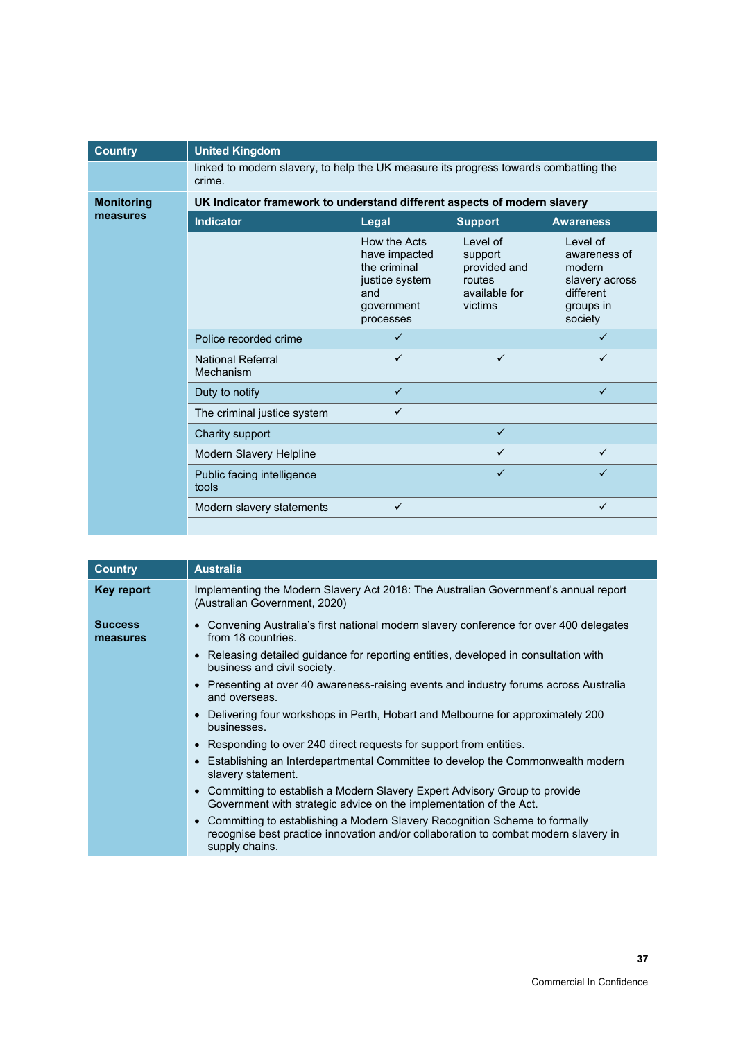| Country | United Kingdom | | | |
|---|---|---|---|---|
| | linked to modern slavery, to help the UK measure its progress towards combatting the crime. | | | |
| **Monitoring measures** | **UK Indicator framework to understand different aspects of modern slavery** | | | |
| | **Indicator** | **Legal** | **Support** | **Awareness** |
| | | How the Acts have impacted the criminal justice system and government processes | Level of support provided and routes available for victims | Level of awareness of modern slavery across different groups in society |
| | Police recorded crime | ✓ | | ✓ |
| | National Referral Mechanism | ✓ | ✓ | ✓ |
| | Duty to notify | ✓ | | ✓ |
| | The criminal justice system | ✓ | | |
| | Charity support | | ✓ | |
| | Modern Slavery Helpline | | ✓ | ✓ |
| | Public facing intelligence tools | | ✓ | ✓ |
| | Modern slavery statements | ✓ | | ✓ |

| Country | Australia |
|---|---|
| **Key report** | Implementing the Modern Slavery Act 2018: The Australian Government's annual report (Australian Government, 2020) |
| **Success measures** | • Convening Australia's first national modern slavery conference for over 400 delegates from 18 countries.<br>• Releasing detailed guidance for reporting entities, developed in consultation with business and civil society.<br>• Presenting at over 40 awareness-raising events and industry forums across Australia and overseas.<br>• Delivering four workshops in Perth, Hobart and Melbourne for approximately 200 businesses.<br>• Responding to over 240 direct requests for support from entities.<br>• Establishing an Interdepartmental Committee to develop the Commonwealth modern slavery statement.<br>• Committing to establish a Modern Slavery Expert Advisory Group to provide Government with strategic advice on the implementation of the Act.<br>• Committing to establishing a Modern Slavery Recognition Scheme to formally recognise best practice innovation and/or collaboration to combat modern slavery in supply chains. |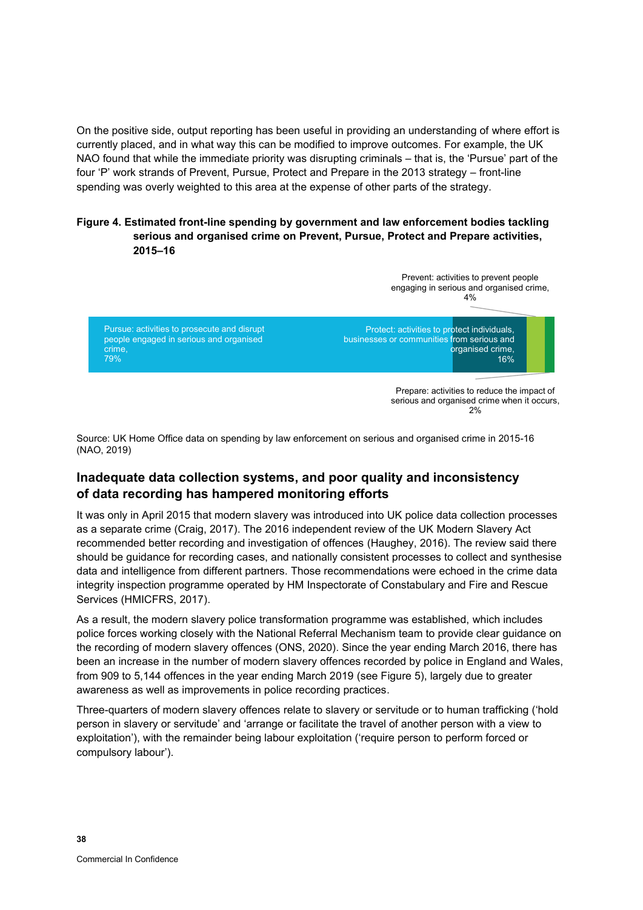On the positive side, output reporting has been useful in providing an understanding of where effort is currently placed, and in what way this can be modified to improve outcomes. For example, the UK NAO found that while the immediate priority was disrupting criminals – that is, the 'Pursue' part of the four 'P' work strands of Prevent, Pursue, Protect and Prepare in the 2013 strategy – front-line spending was overly weighted to this area at the expense of other parts of the strategy.

**Figure 4. Estimated front-line spending by government and law enforcement bodies tackling serious and organised crime on Prevent, Pursue, Protect and Prepare activities, 2015–16**

Pursue: activities to prosecute and disrupt people engaged in serious and organised crime, 79%

Protect: activities to protect individuals, businesses or communities from serious and organised crime, 16%

Prevent: activities to prevent people engaging in serious and organised crime, 4%

Prepare: activities to reduce the impact of serious and organised crime when it occurs, 2%

Source: UK Home Office data on spending by law enforcement on serious and organised crime in 2015-16 (NAO, 2019)

## Inadequate data collection systems, and poor quality and inconsistency of data recording has hampered monitoring efforts

It was only in April 2015 that modern slavery was introduced into UK police data collection processes as a separate crime (Craig, 2017). The 2016 independent review of the UK Modern Slavery Act recommended better recording and investigation of offences (Haughey, 2016). The review said there should be guidance for recording cases, and nationally consistent processes to collect and synthesise data and intelligence from different partners. Those recommendations were echoed in the crime data integrity inspection programme operated by HM Inspectorate of Constabulary and Fire and Rescue Services (HMICFRS, 2017).

As a result, the modern slavery police transformation programme was established, which includes police forces working closely with the National Referral Mechanism team to provide clear guidance on the recording of modern slavery offences (ONS, 2020). Since the year ending March 2016, there has been an increase in the number of modern slavery offences recorded by police in England and Wales, from 909 to 5,144 offences in the year ending March 2019 (see Figure 5), largely due to greater awareness as well as improvements in police recording practices.

Three-quarters of modern slavery offences relate to slavery or servitude or to human trafficking ('hold person in slavery or servitude' and 'arrange or facilitate the travel of another person with a view to exploitation'), with the remainder being labour exploitation ('require person to perform forced or compulsory labour').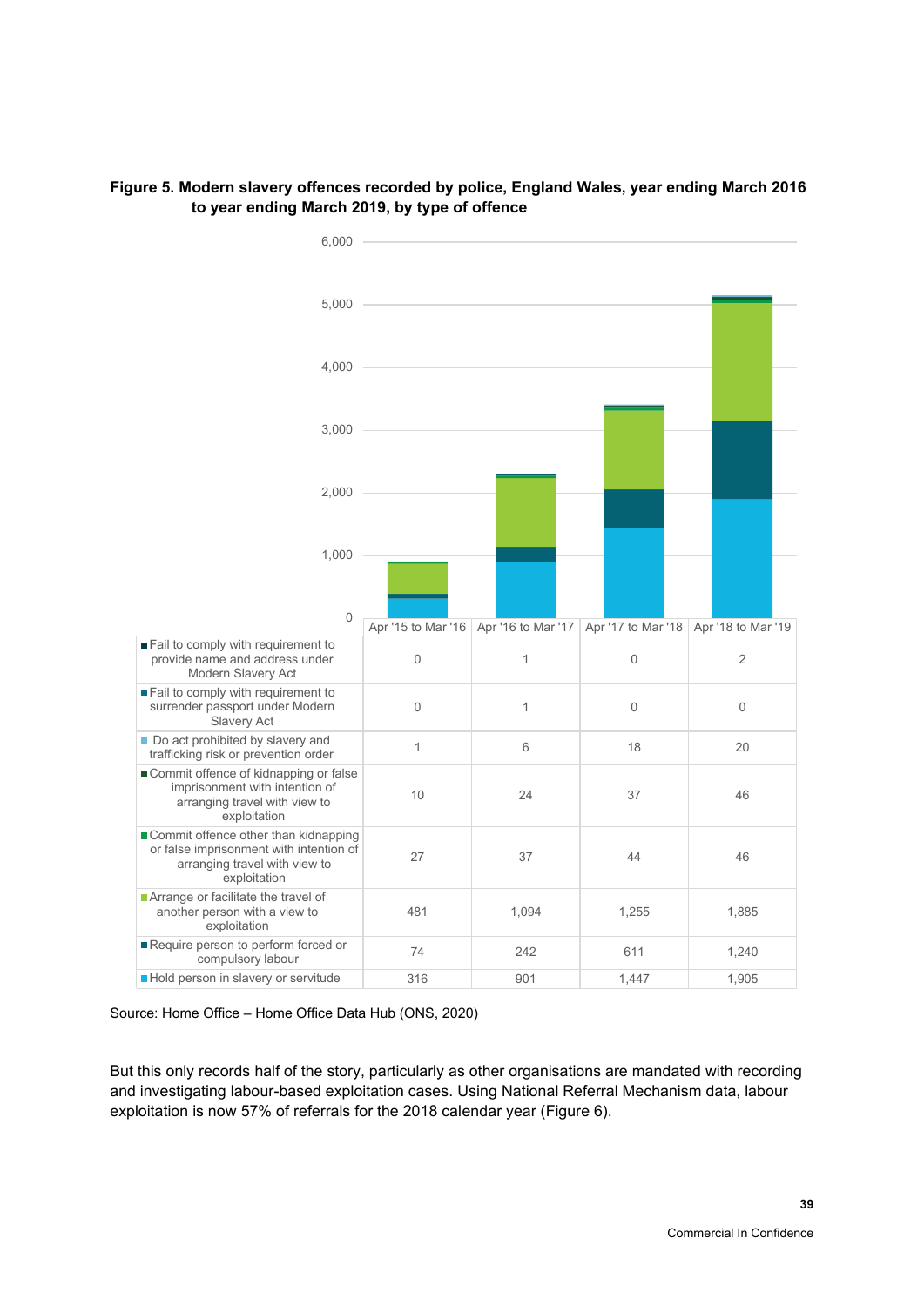**Figure 5. Modern slavery offences recorded by police, England Wales, year ending March 2016 to year ending March 2019, by type of offence**

| Type of offence | Apr '15 to Mar '16 | Apr '16 to Mar '17 | Apr '17 to Mar '18 | Apr '18 to Mar '19 |
|---|---|---|---|---|
| Fail to comply with requirement to provide name and address under Modern Slavery Act | 0 | 1 | 0 | 2 |
| Fail to comply with requirement to surrender passport under Modern Slavery Act | 0 | 1 | 0 | 0 |
| Do act prohibited by slavery and trafficking risk or prevention order | 1 | 6 | 18 | 20 |
| Commit offence of kidnapping or false imprisonment with intention of arranging travel with view to exploitation | 10 | 24 | 37 | 46 |
| Commit offence other than kidnapping or false imprisonment with intention of arranging travel with view to exploitation | 27 | 37 | 44 | 46 |
| Arrange or facilitate the travel of another person with a view to exploitation | 481 | 1,094 | 1,255 | 1,885 |
| Require person to perform forced or compulsory labour | 74 | 242 | 611 | 1,240 |
| Hold person in slavery or servitude | 316 | 901 | 1,447 | 1,905 |

Source: Home Office – Home Office Data Hub (ONS, 2020)

But this only records half of the story, particularly as other organisations are mandated with recording and investigating labour-based exploitation cases. Using National Referral Mechanism data, labour exploitation is now 57% of referrals for the 2018 calendar year (Figure 6).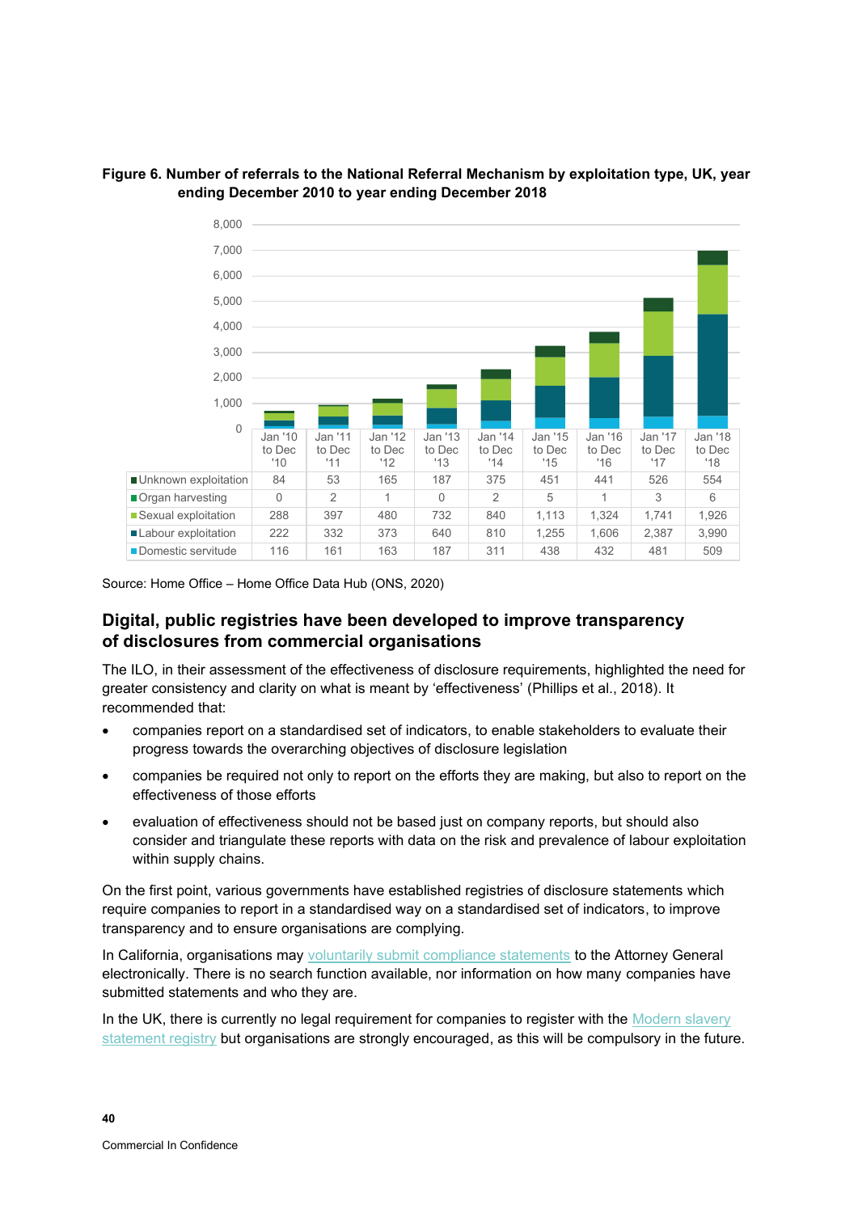**Figure 6. Number of referrals to the National Referral Mechanism by exploitation type, UK, year ending December 2010 to year ending December 2018**

| | Jan '10 to Dec '10 | Jan '11 to Dec '11 | Jan '12 to Dec '12 | Jan '13 to Dec '13 | Jan '14 to Dec '14 | Jan '15 to Dec '15 | Jan '16 to Dec '16 | Jan '17 to Dec '17 | Jan '18 to Dec '18 |
|---|---|---|---|---|---|---|---|---|---|
| Unknown exploitation | 84 | 53 | 165 | 187 | 375 | 451 | 441 | 526 | 554 |
| Organ harvesting | 0 | 2 | 1 | 0 | 2 | 5 | 1 | 3 | 6 |
| Sexual exploitation | 288 | 397 | 480 | 732 | 840 | 1,113 | 1,324 | 1,741 | 1,926 |
| Labour exploitation | 222 | 332 | 373 | 640 | 810 | 1,255 | 1,606 | 2,387 | 3,990 |
| Domestic servitude | 116 | 161 | 163 | 187 | 311 | 438 | 432 | 481 | 509 |

Source: Home Office – Home Office Data Hub (ONS, 2020)

## Digital, public registries have been developed to improve transparency of disclosures from commercial organisations

The ILO, in their assessment of the effectiveness of disclosure requirements, highlighted the need for greater consistency and clarity on what is meant by 'effectiveness' (Phillips et al., 2018). It recommended that:

- companies report on a standardised set of indicators, to enable stakeholders to evaluate their progress towards the overarching objectives of disclosure legislation
- companies be required not only to report on the efforts they are making, but also to report on the effectiveness of those efforts
- evaluation of effectiveness should not be based just on company reports, but should also consider and triangulate these reports with data on the risk and prevalence of labour exploitation within supply chains.

On the first point, various governments have established registries of disclosure statements which require companies to report in a standardised way on a standardised set of indicators, to improve transparency and to ensure organisations are complying.

In California, organisations may voluntarily submit compliance statements to the Attorney General electronically. There is no search function available, nor information on how many companies have submitted statements and who they are.

In the UK, there is currently no legal requirement for companies to register with the Modern slavery statement registry but organisations are strongly encouraged, as this will be compulsory in the future.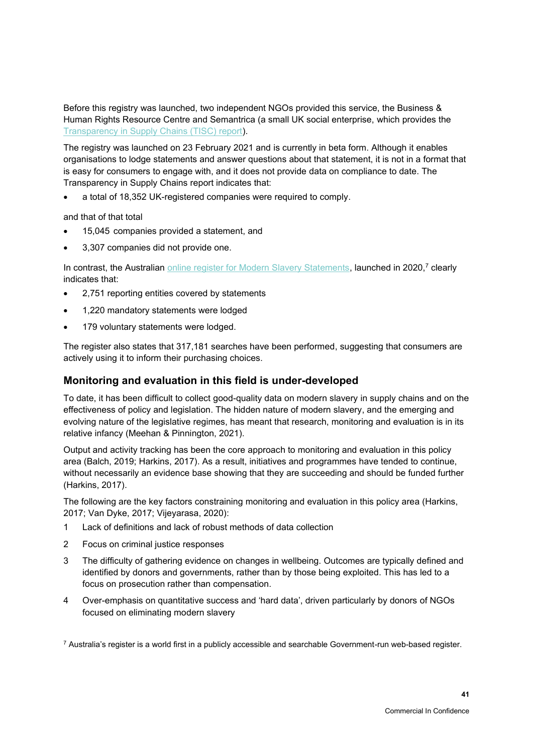Before this registry was launched, two independent NGOs provided this service, the Business & Human Rights Resource Centre and Semantrica (a small UK social enterprise, which provides the [Transparency in Supply Chains (TISC) report](#)).

The registry was launched on 23 February 2021 and is currently in beta form. Although it enables organisations to lodge statements and answer questions about that statement, it is not in a format that is easy for consumers to engage with, and it does not provide data on compliance to date. The Transparency in Supply Chains report indicates that:

- a total of 18,352 UK-registered companies were required to comply.

and that of that total

- 15,045 companies provided a statement, and
- 3,307 companies did not provide one.

In contrast, the Australian [online register for Modern Slavery Statements](#), launched in 2020,[7] clearly indicates that:

- 2,751 reporting entities covered by statements
- 1,220 mandatory statements were lodged
- 179 voluntary statements were lodged.

The register also states that 317,181 searches have been performed, suggesting that consumers are actively using it to inform their purchasing choices.

## Monitoring and evaluation in this field is under-developed

To date, it has been difficult to collect good-quality data on modern slavery in supply chains and on the effectiveness of policy and legislation. The hidden nature of modern slavery, and the emerging and evolving nature of the legislative regimes, has meant that research, monitoring and evaluation is in its relative infancy (Meehan & Pinnington, 2021).

Output and activity tracking has been the core approach to monitoring and evaluation in this policy area (Balch, 2019; Harkins, 2017). As a result, initiatives and programmes have tended to continue, without necessarily an evidence base showing that they are succeeding and should be funded further (Harkins, 2017).

The following are the key factors constraining monitoring and evaluation in this policy area (Harkins, 2017; Van Dyke, 2017; Vijeyarasa, 2020):

1. Lack of definitions and lack of robust methods of data collection
2. Focus on criminal justice responses
3. The difficulty of gathering evidence on changes in wellbeing. Outcomes are typically defined and identified by donors and governments, rather than by those being exploited. This has led to a focus on prosecution rather than compensation.
4. Over-emphasis on quantitative success and 'hard data', driven particularly by donors of NGOs focused on eliminating modern slavery

[7] Australia's register is a world first in a publicly accessible and searchable Government-run web-based register.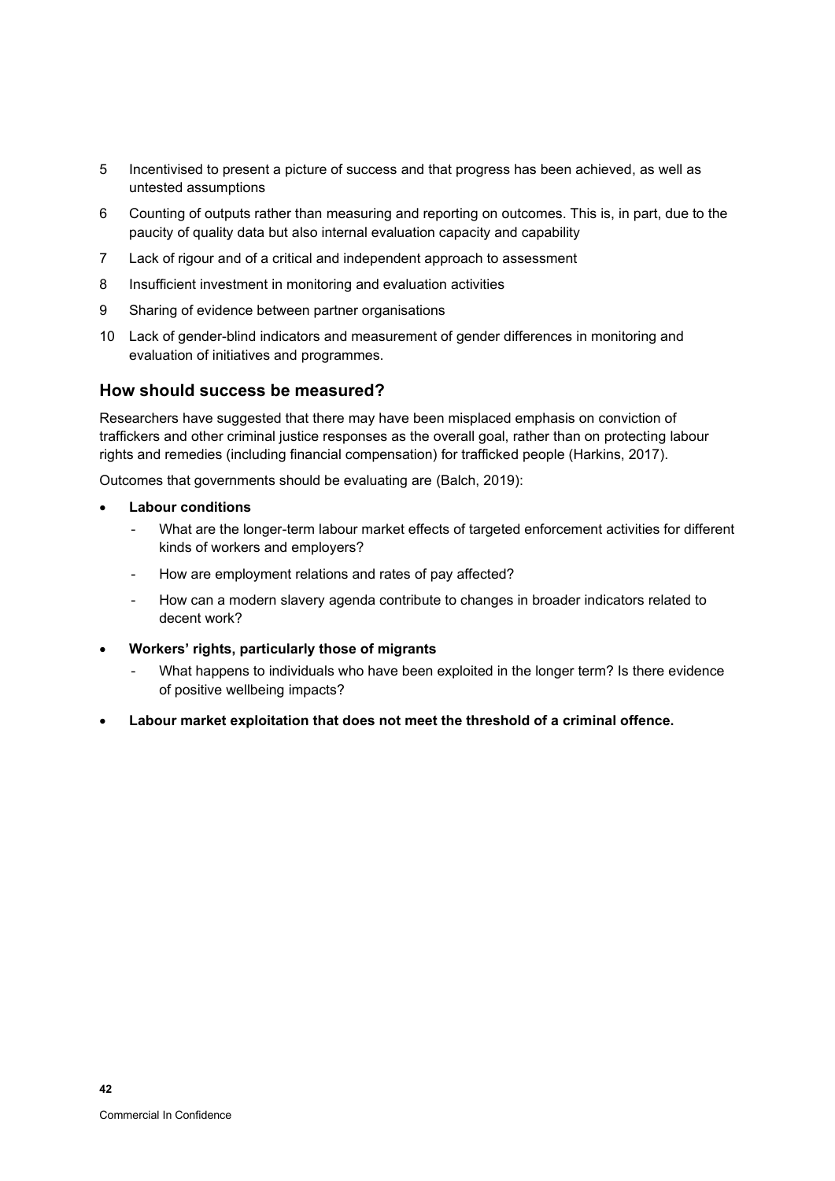5. Incentivised to present a picture of success and that progress has been achieved, as well as untested assumptions
6. Counting of outputs rather than measuring and reporting on outcomes. This is, in part, due to the paucity of quality data but also internal evaluation capacity and capability
7. Lack of rigour and of a critical and independent approach to assessment
8. Insufficient investment in monitoring and evaluation activities
9. Sharing of evidence between partner organisations
10. Lack of gender-blind indicators and measurement of gender differences in monitoring and evaluation of initiatives and programmes.

## How should success be measured?

Researchers have suggested that there may have been misplaced emphasis on conviction of traffickers and other criminal justice responses as the overall goal, rather than on protecting labour rights and remedies (including financial compensation) for trafficked people (Harkins, 2017).

Outcomes that governments should be evaluating are (Balch, 2019):

- **Labour conditions**
  - What are the longer-term labour market effects of targeted enforcement activities for different kinds of workers and employers?
  - How are employment relations and rates of pay affected?
  - How can a modern slavery agenda contribute to changes in broader indicators related to decent work?
- **Workers' rights, particularly those of migrants**
  - What happens to individuals who have been exploited in the longer term? Is there evidence of positive wellbeing impacts?
- **Labour market exploitation that does not meet the threshold of a criminal offence.**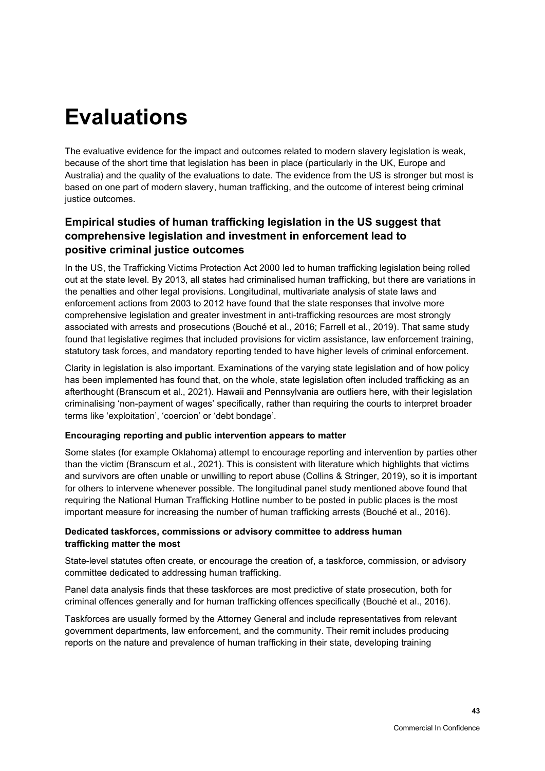# Evaluations

The evaluative evidence for the impact and outcomes related to modern slavery legislation is weak, because of the short time that legislation has been in place (particularly in the UK, Europe and Australia) and the quality of the evaluations to date. The evidence from the US is stronger but most is based on one part of modern slavery, human trafficking, and the outcome of interest being criminal justice outcomes.

## Empirical studies of human trafficking legislation in the US suggest that comprehensive legislation and investment in enforcement lead to positive criminal justice outcomes

In the US, the Trafficking Victims Protection Act 2000 led to human trafficking legislation being rolled out at the state level. By 2013, all states had criminalised human trafficking, but there are variations in the penalties and other legal provisions. Longitudinal, multivariate analysis of state laws and enforcement actions from 2003 to 2012 have found that the state responses that involve more comprehensive legislation and greater investment in anti-trafficking resources are most strongly associated with arrests and prosecutions (Bouché et al., 2016; Farrell et al., 2019). That same study found that legislative regimes that included provisions for victim assistance, law enforcement training, statutory task forces, and mandatory reporting tended to have higher levels of criminal enforcement.

Clarity in legislation is also important. Examinations of the varying state legislation and of how policy has been implemented has found that, on the whole, state legislation often included trafficking as an afterthought (Branscum et al., 2021). Hawaii and Pennsylvania are outliers here, with their legislation criminalising 'non-payment of wages' specifically, rather than requiring the courts to interpret broader terms like 'exploitation', 'coercion' or 'debt bondage'.

#### Encouraging reporting and public intervention appears to matter

Some states (for example Oklahoma) attempt to encourage reporting and intervention by parties other than the victim (Branscum et al., 2021). This is consistent with literature which highlights that victims and survivors are often unable or unwilling to report abuse (Collins & Stringer, 2019), so it is important for others to intervene whenever possible. The longitudinal panel study mentioned above found that requiring the National Human Trafficking Hotline number to be posted in public places is the most important measure for increasing the number of human trafficking arrests (Bouché et al., 2016).

#### Dedicated taskforces, commissions or advisory committee to address human trafficking matter the most

State-level statutes often create, or encourage the creation of, a taskforce, commission, or advisory committee dedicated to addressing human trafficking.

Panel data analysis finds that these taskforces are most predictive of state prosecution, both for criminal offences generally and for human trafficking offences specifically (Bouché et al., 2016).

Taskforces are usually formed by the Attorney General and include representatives from relevant government departments, law enforcement, and the community. Their remit includes producing reports on the nature and prevalence of human trafficking in their state, developing training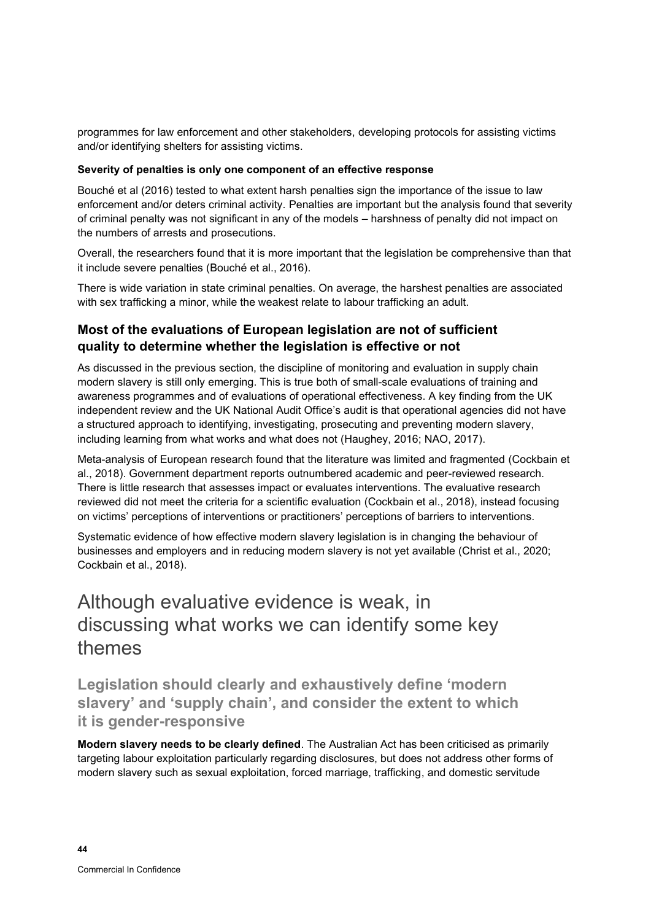programmes for law enforcement and other stakeholders, developing protocols for assisting victims and/or identifying shelters for assisting victims.

**Severity of penalties is only one component of an effective response**

Bouché et al (2016) tested to what extent harsh penalties sign the importance of the issue to law enforcement and/or deters criminal activity. Penalties are important but the analysis found that severity of criminal penalty was not significant in any of the models – harshness of penalty did not impact on the numbers of arrests and prosecutions.

Overall, the researchers found that it is more important that the legislation be comprehensive than that it include severe penalties (Bouché et al., 2016).

There is wide variation in state criminal penalties. On average, the harshest penalties are associated with sex trafficking a minor, while the weakest relate to labour trafficking an adult.

### Most of the evaluations of European legislation are not of sufficient quality to determine whether the legislation is effective or not

As discussed in the previous section, the discipline of monitoring and evaluation in supply chain modern slavery is still only emerging. This is true both of small-scale evaluations of training and awareness programmes and of evaluations of operational effectiveness. A key finding from the UK independent review and the UK National Audit Office's audit is that operational agencies did not have a structured approach to identifying, investigating, prosecuting and preventing modern slavery, including learning from what works and what does not (Haughey, 2016; NAO, 2017).

Meta-analysis of European research found that the literature was limited and fragmented (Cockbain et al., 2018). Government department reports outnumbered academic and peer-reviewed research. There is little research that assesses impact or evaluates interventions. The evaluative research reviewed did not meet the criteria for a scientific evaluation (Cockbain et al., 2018), instead focusing on victims' perceptions of interventions or practitioners' perceptions of barriers to interventions.

Systematic evidence of how effective modern slavery legislation is in changing the behaviour of businesses and employers and in reducing modern slavery is not yet available (Christ et al., 2020; Cockbain et al., 2018).

## Although evaluative evidence is weak, in discussing what works we can identify some key themes

### Legislation should clearly and exhaustively define 'modern slavery' and 'supply chain', and consider the extent to which it is gender-responsive

**Modern slavery needs to be clearly defined**. The Australian Act has been criticised as primarily targeting labour exploitation particularly regarding disclosures, but does not address other forms of modern slavery such as sexual exploitation, forced marriage, trafficking, and domestic servitude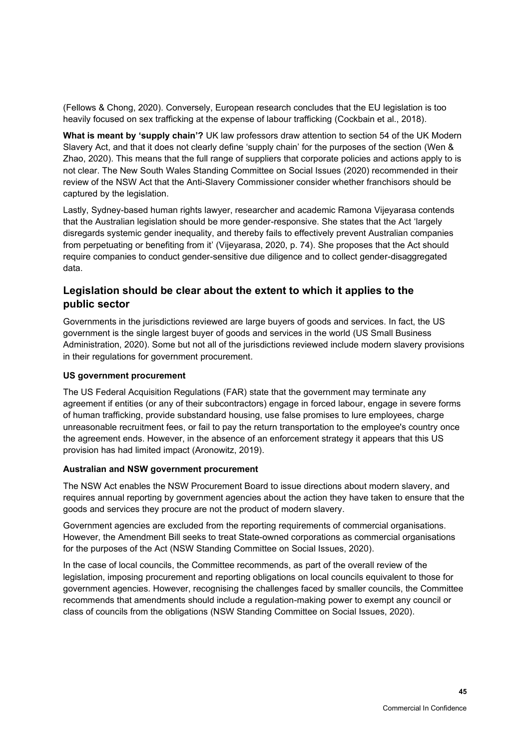(Fellows & Chong, 2020). Conversely, European research concludes that the EU legislation is too heavily focused on sex trafficking at the expense of labour trafficking (Cockbain et al., 2018).

**What is meant by 'supply chain'?** UK law professors draw attention to section 54 of the UK Modern Slavery Act, and that it does not clearly define 'supply chain' for the purposes of the section (Wen & Zhao, 2020). This means that the full range of suppliers that corporate policies and actions apply to is not clear. The New South Wales Standing Committee on Social Issues (2020) recommended in their review of the NSW Act that the Anti-Slavery Commissioner consider whether franchisors should be captured by the legislation.

Lastly, Sydney-based human rights lawyer, researcher and academic Ramona Vijeyarasa contends that the Australian legislation should be more gender-responsive. She states that the Act 'largely disregards systemic gender inequality, and thereby fails to effectively prevent Australian companies from perpetuating or benefiting from it' (Vijeyarasa, 2020, p. 74). She proposes that the Act should require companies to conduct gender-sensitive due diligence and to collect gender-disaggregated data.

## Legislation should be clear about the extent to which it applies to the public sector

Governments in the jurisdictions reviewed are large buyers of goods and services. In fact, the US government is the single largest buyer of goods and services in the world (US Small Business Administration, 2020). Some but not all of the jurisdictions reviewed include modern slavery provisions in their regulations for government procurement.

#### US government procurement

The US Federal Acquisition Regulations (FAR) state that the government may terminate any agreement if entities (or any of their subcontractors) engage in forced labour, engage in severe forms of human trafficking, provide substandard housing, use false promises to lure employees, charge unreasonable recruitment fees, or fail to pay the return transportation to the employee's country once the agreement ends. However, in the absence of an enforcement strategy it appears that this US provision has had limited impact (Aronowitz, 2019).

#### Australian and NSW government procurement

The NSW Act enables the NSW Procurement Board to issue directions about modern slavery, and requires annual reporting by government agencies about the action they have taken to ensure that the goods and services they procure are not the product of modern slavery.

Government agencies are excluded from the reporting requirements of commercial organisations. However, the Amendment Bill seeks to treat State-owned corporations as commercial organisations for the purposes of the Act (NSW Standing Committee on Social Issues, 2020).

In the case of local councils, the Committee recommends, as part of the overall review of the legislation, imposing procurement and reporting obligations on local councils equivalent to those for government agencies. However, recognising the challenges faced by smaller councils, the Committee recommends that amendments should include a regulation-making power to exempt any council or class of councils from the obligations (NSW Standing Committee on Social Issues, 2020).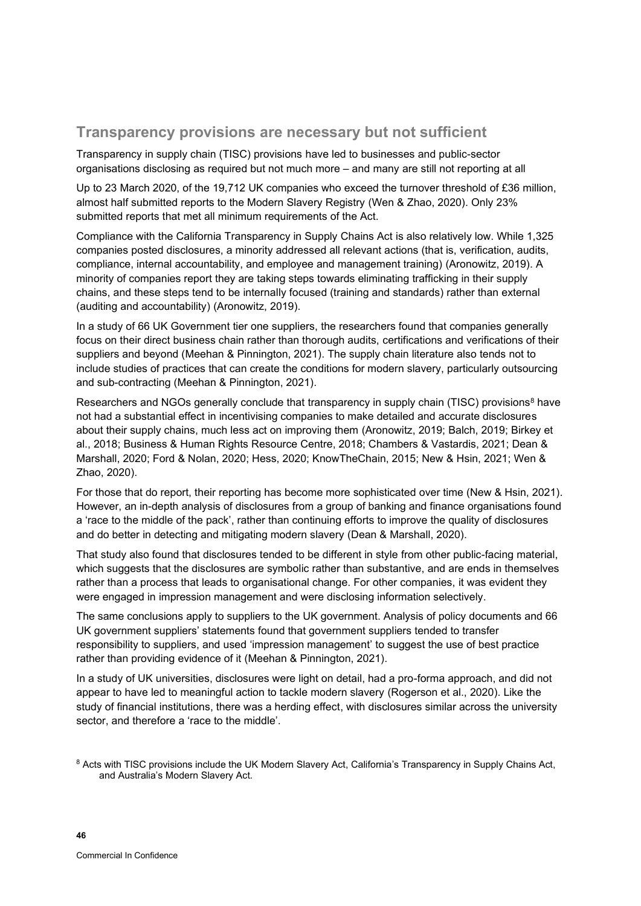## Transparency provisions are necessary but not sufficient

Transparency in supply chain (TISC) provisions have led to businesses and public-sector organisations disclosing as required but not much more – and many are still not reporting at all

Up to 23 March 2020, of the 19,712 UK companies who exceed the turnover threshold of £36 million, almost half submitted reports to the Modern Slavery Registry (Wen & Zhao, 2020). Only 23% submitted reports that met all minimum requirements of the Act.

Compliance with the California Transparency in Supply Chains Act is also relatively low. While 1,325 companies posted disclosures, a minority addressed all relevant actions (that is, verification, audits, compliance, internal accountability, and employee and management training) (Aronowitz, 2019). A minority of companies report they are taking steps towards eliminating trafficking in their supply chains, and these steps tend to be internally focused (training and standards) rather than external (auditing and accountability) (Aronowitz, 2019).

In a study of 66 UK Government tier one suppliers, the researchers found that companies generally focus on their direct business chain rather than thorough audits, certifications and verifications of their suppliers and beyond (Meehan & Pinnington, 2021). The supply chain literature also tends not to include studies of practices that can create the conditions for modern slavery, particularly outsourcing and sub-contracting (Meehan & Pinnington, 2021).

Researchers and NGOs generally conclude that transparency in supply chain (TISC) provisions[8] have not had a substantial effect in incentivising companies to make detailed and accurate disclosures about their supply chains, much less act on improving them (Aronowitz, 2019; Balch, 2019; Birkey et al., 2018; Business & Human Rights Resource Centre, 2018; Chambers & Vastardis, 2021; Dean & Marshall, 2020; Ford & Nolan, 2020; Hess, 2020; KnowTheChain, 2015; New & Hsin, 2021; Wen & Zhao, 2020).

For those that do report, their reporting has become more sophisticated over time (New & Hsin, 2021). However, an in-depth analysis of disclosures from a group of banking and finance organisations found a 'race to the middle of the pack', rather than continuing efforts to improve the quality of disclosures and do better in detecting and mitigating modern slavery (Dean & Marshall, 2020).

That study also found that disclosures tended to be different in style from other public-facing material, which suggests that the disclosures are symbolic rather than substantive, and are ends in themselves rather than a process that leads to organisational change. For other companies, it was evident they were engaged in impression management and were disclosing information selectively.

The same conclusions apply to suppliers to the UK government. Analysis of policy documents and 66 UK government suppliers' statements found that government suppliers tended to transfer responsibility to suppliers, and used 'impression management' to suggest the use of best practice rather than providing evidence of it (Meehan & Pinnington, 2021).

In a study of UK universities, disclosures were light on detail, had a pro-forma approach, and did not appear to have led to meaningful action to tackle modern slavery (Rogerson et al., 2020). Like the study of financial institutions, there was a herding effect, with disclosures similar across the university sector, and therefore a 'race to the middle'.

[8] Acts with TISC provisions include the UK Modern Slavery Act, California's Transparency in Supply Chains Act, and Australia's Modern Slavery Act.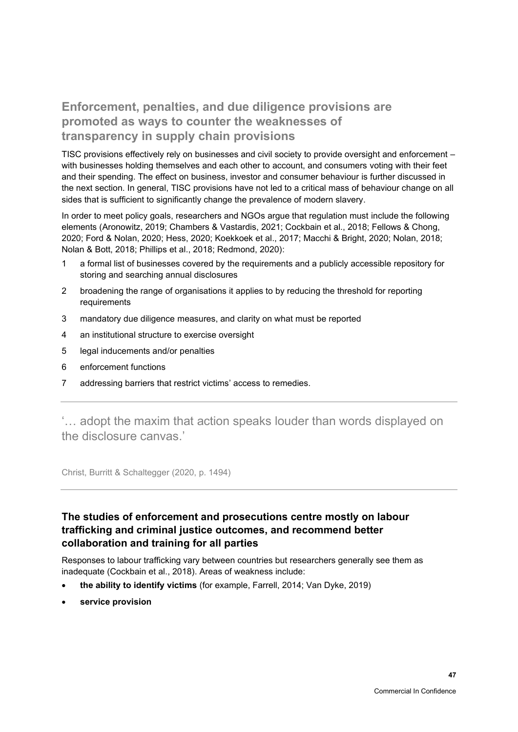## Enforcement, penalties, and due diligence provisions are promoted as ways to counter the weaknesses of transparency in supply chain provisions

TISC provisions effectively rely on businesses and civil society to provide oversight and enforcement – with businesses holding themselves and each other to account, and consumers voting with their feet and their spending. The effect on business, investor and consumer behaviour is further discussed in the next section. In general, TISC provisions have not led to a critical mass of behaviour change on all sides that is sufficient to significantly change the prevalence of modern slavery.

In order to meet policy goals, researchers and NGOs argue that regulation must include the following elements (Aronowitz, 2019; Chambers & Vastardis, 2021; Cockbain et al., 2018; Fellows & Chong, 2020; Ford & Nolan, 2020; Hess, 2020; Koekkoek et al., 2017; Macchi & Bright, 2020; Nolan, 2018; Nolan & Bott, 2018; Phillips et al., 2018; Redmond, 2020):

1. a formal list of businesses covered by the requirements and a publicly accessible repository for storing and searching annual disclosures
2. broadening the range of organisations it applies to by reducing the threshold for reporting requirements
3. mandatory due diligence measures, and clarity on what must be reported
4. an institutional structure to exercise oversight
5. legal inducements and/or penalties
6. enforcement functions
7. addressing barriers that restrict victims' access to remedies.

---

> '… adopt the maxim that action speaks louder than words displayed on the disclosure canvas.'
>
> Christ, Burritt & Schaltegger (2020, p. 1494)

---

### The studies of enforcement and prosecutions centre mostly on labour trafficking and criminal justice outcomes, and recommend better collaboration and training for all parties

Responses to labour trafficking vary between countries but researchers generally see them as inadequate (Cockbain et al., 2018). Areas of weakness include:

- **the ability to identify victims** (for example, Farrell, 2014; Van Dyke, 2019)
- **service provision**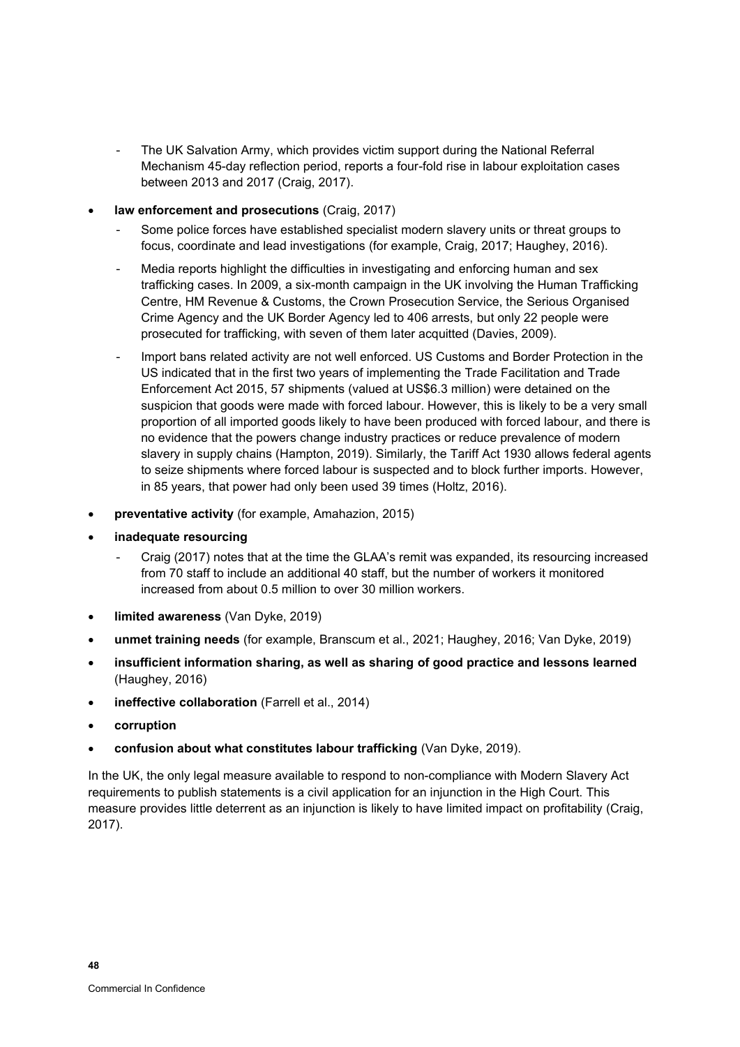- The UK Salvation Army, which provides victim support during the National Referral Mechanism 45-day reflection period, reports a four-fold rise in labour exploitation cases between 2013 and 2017 (Craig, 2017).

- **law enforcement and prosecutions** (Craig, 2017)
  - Some police forces have established specialist modern slavery units or threat groups to focus, coordinate and lead investigations (for example, Craig, 2017; Haughey, 2016).
  - Media reports highlight the difficulties in investigating and enforcing human and sex trafficking cases. In 2009, a six-month campaign in the UK involving the Human Trafficking Centre, HM Revenue & Customs, the Crown Prosecution Service, the Serious Organised Crime Agency and the UK Border Agency led to 406 arrests, but only 22 people were prosecuted for trafficking, with seven of them later acquitted (Davies, 2009).
  - Import bans related activity are not well enforced. US Customs and Border Protection in the US indicated that in the first two years of implementing the Trade Facilitation and Trade Enforcement Act 2015, 57 shipments (valued at US$6.3 million) were detained on the suspicion that goods were made with forced labour. However, this is likely to be a very small proportion of all imported goods likely to have been produced with forced labour, and there is no evidence that the powers change industry practices or reduce prevalence of modern slavery in supply chains (Hampton, 2019). Similarly, the Tariff Act 1930 allows federal agents to seize shipments where forced labour is suspected and to block further imports. However, in 85 years, that power had only been used 39 times (Holtz, 2016).
- **preventative activity** (for example, Amahazion, 2015)
- **inadequate resourcing**
  - Craig (2017) notes that at the time the GLAA's remit was expanded, its resourcing increased from 70 staff to include an additional 40 staff, but the number of workers it monitored increased from about 0.5 million to over 30 million workers.
- **limited awareness** (Van Dyke, 2019)
- **unmet training needs** (for example, Branscum et al., 2021; Haughey, 2016; Van Dyke, 2019)
- **insufficient information sharing, as well as sharing of good practice and lessons learned** (Haughey, 2016)
- **ineffective collaboration** (Farrell et al., 2014)
- **corruption**
- **confusion about what constitutes labour trafficking** (Van Dyke, 2019).

In the UK, the only legal measure available to respond to non-compliance with Modern Slavery Act requirements to publish statements is a civil application for an injunction in the High Court. This measure provides little deterrent as an injunction is likely to have limited impact on profitability (Craig, 2017).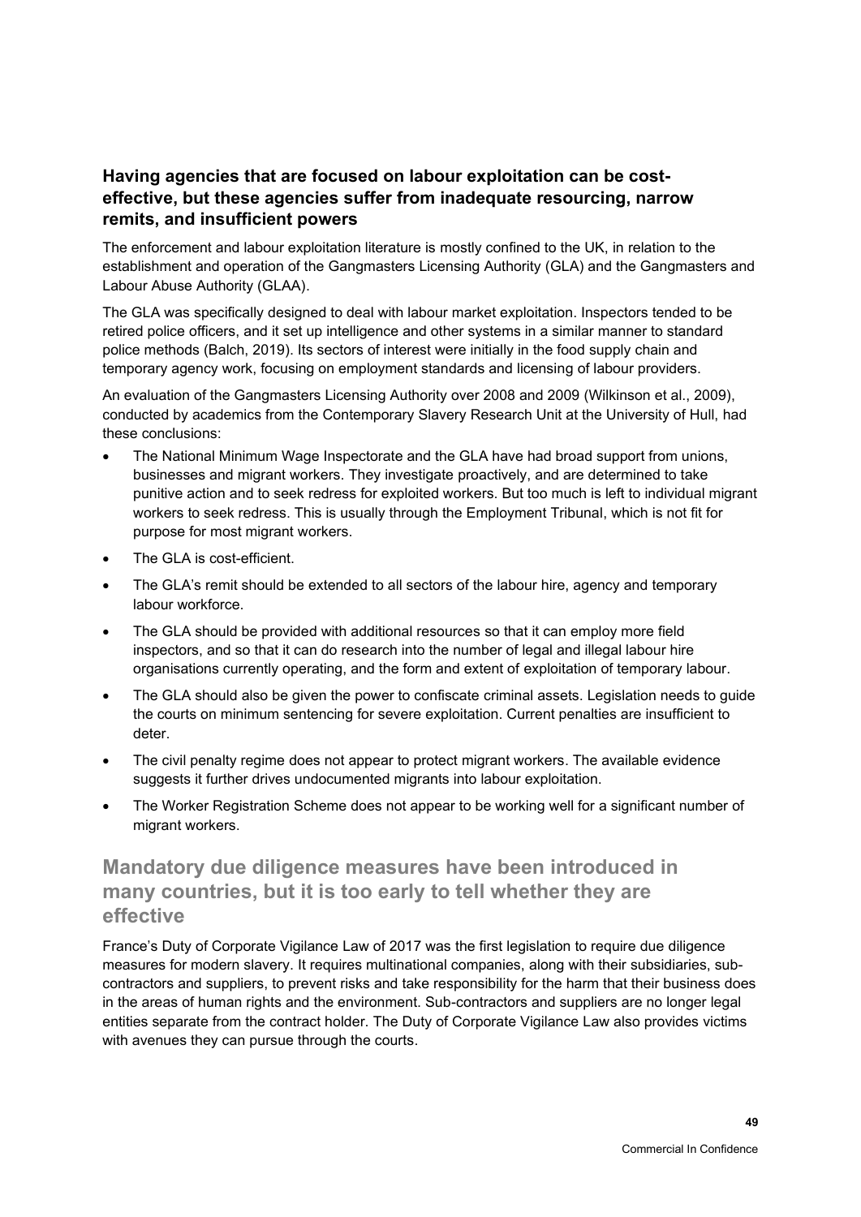### Having agencies that are focused on labour exploitation can be cost-effective, but these agencies suffer from inadequate resourcing, narrow remits, and insufficient powers

The enforcement and labour exploitation literature is mostly confined to the UK, in relation to the establishment and operation of the Gangmasters Licensing Authority (GLA) and the Gangmasters and Labour Abuse Authority (GLAA).

The GLA was specifically designed to deal with labour market exploitation. Inspectors tended to be retired police officers, and it set up intelligence and other systems in a similar manner to standard police methods (Balch, 2019). Its sectors of interest were initially in the food supply chain and temporary agency work, focusing on employment standards and licensing of labour providers.

An evaluation of the Gangmasters Licensing Authority over 2008 and 2009 (Wilkinson et al., 2009), conducted by academics from the Contemporary Slavery Research Unit at the University of Hull, had these conclusions:

- The National Minimum Wage Inspectorate and the GLA have had broad support from unions, businesses and migrant workers. They investigate proactively, and are determined to take punitive action and to seek redress for exploited workers. But too much is left to individual migrant workers to seek redress. This is usually through the Employment Tribunal, which is not fit for purpose for most migrant workers.
- The GLA is cost-efficient.
- The GLA's remit should be extended to all sectors of the labour hire, agency and temporary labour workforce.
- The GLA should be provided with additional resources so that it can employ more field inspectors, and so that it can do research into the number of legal and illegal labour hire organisations currently operating, and the form and extent of exploitation of temporary labour.
- The GLA should also be given the power to confiscate criminal assets. Legislation needs to guide the courts on minimum sentencing for severe exploitation. Current penalties are insufficient to deter.
- The civil penalty regime does not appear to protect migrant workers. The available evidence suggests it further drives undocumented migrants into labour exploitation.
- The Worker Registration Scheme does not appear to be working well for a significant number of migrant workers.

## Mandatory due diligence measures have been introduced in many countries, but it is too early to tell whether they are effective

France's Duty of Corporate Vigilance Law of 2017 was the first legislation to require due diligence measures for modern slavery. It requires multinational companies, along with their subsidiaries, sub-contractors and suppliers, to prevent risks and take responsibility for the harm that their business does in the areas of human rights and the environment. Sub-contractors and suppliers are no longer legal entities separate from the contract holder. The Duty of Corporate Vigilance Law also provides victims with avenues they can pursue through the courts.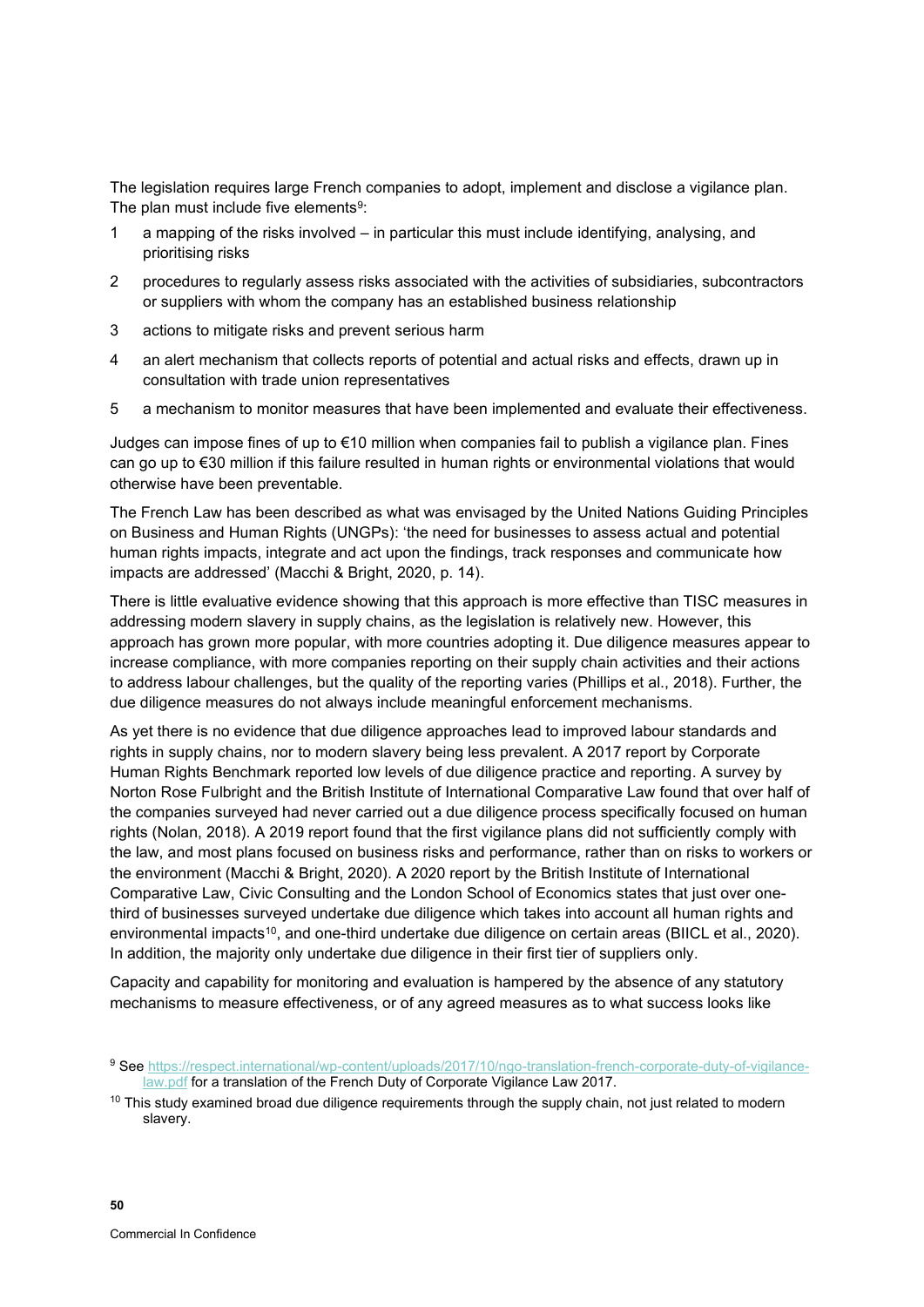The legislation requires large French companies to adopt, implement and disclose a vigilance plan. The plan must include five elements[9]:

1. a mapping of the risks involved – in particular this must include identifying, analysing, and prioritising risks
2. procedures to regularly assess risks associated with the activities of subsidiaries, subcontractors or suppliers with whom the company has an established business relationship
3. actions to mitigate risks and prevent serious harm
4. an alert mechanism that collects reports of potential and actual risks and effects, drawn up in consultation with trade union representatives
5. a mechanism to monitor measures that have been implemented and evaluate their effectiveness.

Judges can impose fines of up to €10 million when companies fail to publish a vigilance plan. Fines can go up to €30 million if this failure resulted in human rights or environmental violations that would otherwise have been preventable.

The French Law has been described as what was envisaged by the United Nations Guiding Principles on Business and Human Rights (UNGPs): 'the need for businesses to assess actual and potential human rights impacts, integrate and act upon the findings, track responses and communicate how impacts are addressed' (Macchi & Bright, 2020, p. 14).

There is little evaluative evidence showing that this approach is more effective than TISC measures in addressing modern slavery in supply chains, as the legislation is relatively new. However, this approach has grown more popular, with more countries adopting it. Due diligence measures appear to increase compliance, with more companies reporting on their supply chain activities and their actions to address labour challenges, but the quality of the reporting varies (Phillips et al., 2018). Further, the due diligence measures do not always include meaningful enforcement mechanisms.

As yet there is no evidence that due diligence approaches lead to improved labour standards and rights in supply chains, nor to modern slavery being less prevalent. A 2017 report by Corporate Human Rights Benchmark reported low levels of due diligence practice and reporting. A survey by Norton Rose Fulbright and the British Institute of International Comparative Law found that over half of the companies surveyed had never carried out a due diligence process specifically focused on human rights (Nolan, 2018). A 2019 report found that the first vigilance plans did not sufficiently comply with the law, and most plans focused on business risks and performance, rather than on risks to workers or the environment (Macchi & Bright, 2020). A 2020 report by the British Institute of International Comparative Law, Civic Consulting and the London School of Economics states that just over one-third of businesses surveyed undertake due diligence which takes into account all human rights and environmental impacts[10], and one-third undertake due diligence on certain areas (BIICL et al., 2020). In addition, the majority only undertake due diligence in their first tier of suppliers only.

Capacity and capability for monitoring and evaluation is hampered by the absence of any statutory mechanisms to measure effectiveness, or of any agreed measures as to what success looks like

[9] See https://respect.international/wp-content/uploads/2017/10/ngo-translation-french-corporate-duty-of-vigilance-law.pdf for a translation of the French Duty of Corporate Vigilance Law 2017.

[10] This study examined broad due diligence requirements through the supply chain, not just related to modern slavery.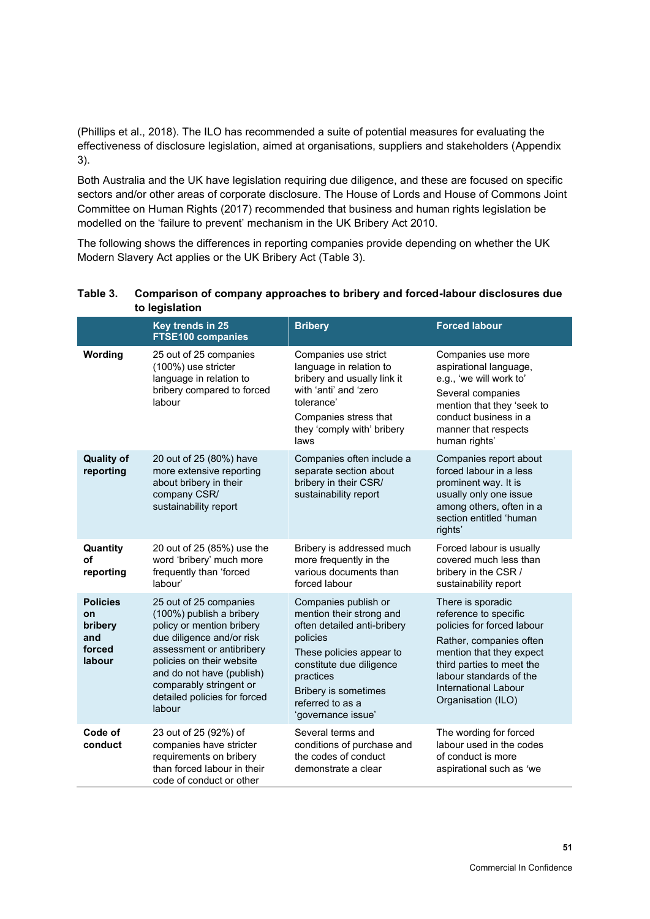(Phillips et al., 2018). The ILO has recommended a suite of potential measures for evaluating the effectiveness of disclosure legislation, aimed at organisations, suppliers and stakeholders (Appendix 3).

Both Australia and the UK have legislation requiring due diligence, and these are focused on specific sectors and/or other areas of corporate disclosure. The House of Lords and House of Commons Joint Committee on Human Rights (2017) recommended that business and human rights legislation be modelled on the 'failure to prevent' mechanism in the UK Bribery Act 2010.

The following shows the differences in reporting companies provide depending on whether the UK Modern Slavery Act applies or the UK Bribery Act (Table 3).

**Table 3. Comparison of company approaches to bribery and forced-labour disclosures due to legislation**

| | Key trends in 25 FTSE100 companies | Bribery | Forced labour |
|---|---|---|---|
| **Wording** | 25 out of 25 companies (100%) use stricter language in relation to bribery compared to forced labour | Companies use strict language in relation to bribery and usually link it with 'anti' and 'zero tolerance'<br>Companies stress that they 'comply with' bribery laws | Companies use more aspirational language, e.g., 'we will work to'<br>Several companies mention that they 'seek to conduct business in a manner that respects human rights' |
| **Quality of reporting** | 20 out of 25 (80%) have more extensive reporting about bribery in their company CSR/ sustainability report | Companies often include a separate section about bribery in their CSR/ sustainability report | Companies report about forced labour in a less prominent way. It is usually only one issue among others, often in a section entitled 'human rights' |
| **Quantity of reporting** | 20 out of 25 (85%) use the word 'bribery' much more frequently than 'forced labour' | Bribery is addressed much more frequently in the various documents than forced labour | Forced labour is usually covered much less than bribery in the CSR / sustainability report |
| **Policies on bribery and forced labour** | 25 out of 25 companies (100%) publish a bribery policy or mention bribery due diligence and/or risk assessment or antibribery policies on their website and do not have (publish) comparably stringent or detailed policies for forced labour | Companies publish or mention their strong and often detailed anti-bribery policies<br>These policies appear to constitute due diligence practices<br>Bribery is sometimes referred to as a 'governance issue' | There is sporadic reference to specific policies for forced labour<br>Rather, companies often mention that they expect third parties to meet the labour standards of the International Labour Organisation (ILO) |
| **Code of conduct** | 23 out of 25 (92%) of companies have stricter requirements on bribery than forced labour in their code of conduct or other | Several terms and conditions of purchase and the codes of conduct demonstrate a clear | The wording for forced labour used in the codes of conduct is more aspirational such as 'we |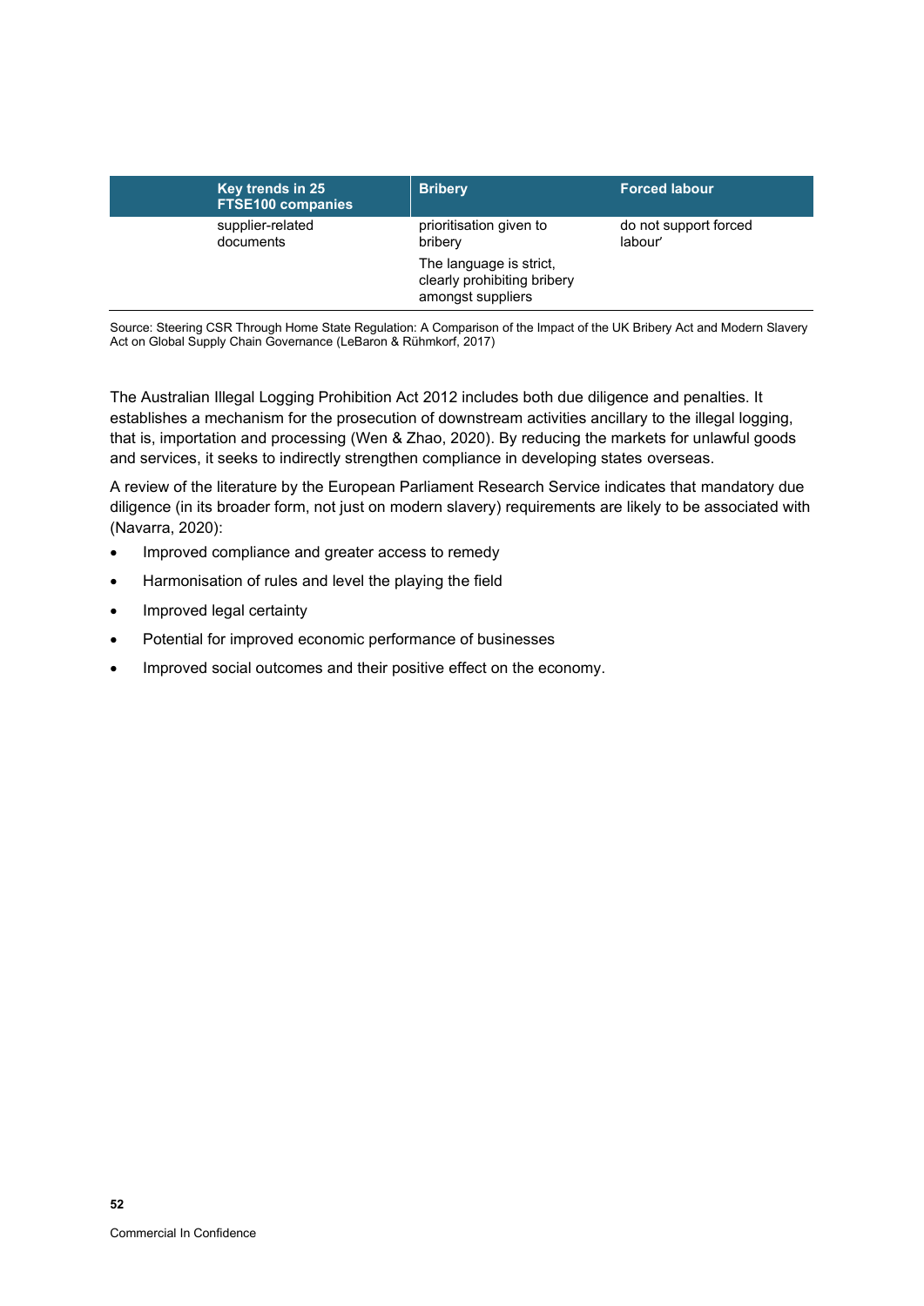| Key trends in 25 FTSE100 companies | Bribery | Forced labour |
|---|---|---|
| supplier-related documents | prioritisation given to bribery<br>The language is strict, clearly prohibiting bribery amongst suppliers | do not support forced labour' |

Source: Steering CSR Through Home State Regulation: A Comparison of the Impact of the UK Bribery Act and Modern Slavery Act on Global Supply Chain Governance (LeBaron & Rühmkorf, 2017)

The Australian Illegal Logging Prohibition Act 2012 includes both due diligence and penalties. It establishes a mechanism for the prosecution of downstream activities ancillary to the illegal logging, that is, importation and processing (Wen & Zhao, 2020). By reducing the markets for unlawful goods and services, it seeks to indirectly strengthen compliance in developing states overseas.

A review of the literature by the European Parliament Research Service indicates that mandatory due diligence (in its broader form, not just on modern slavery) requirements are likely to be associated with (Navarra, 2020):

- Improved compliance and greater access to remedy
- Harmonisation of rules and level the playing the field
- Improved legal certainty
- Potential for improved economic performance of businesses
- Improved social outcomes and their positive effect on the economy.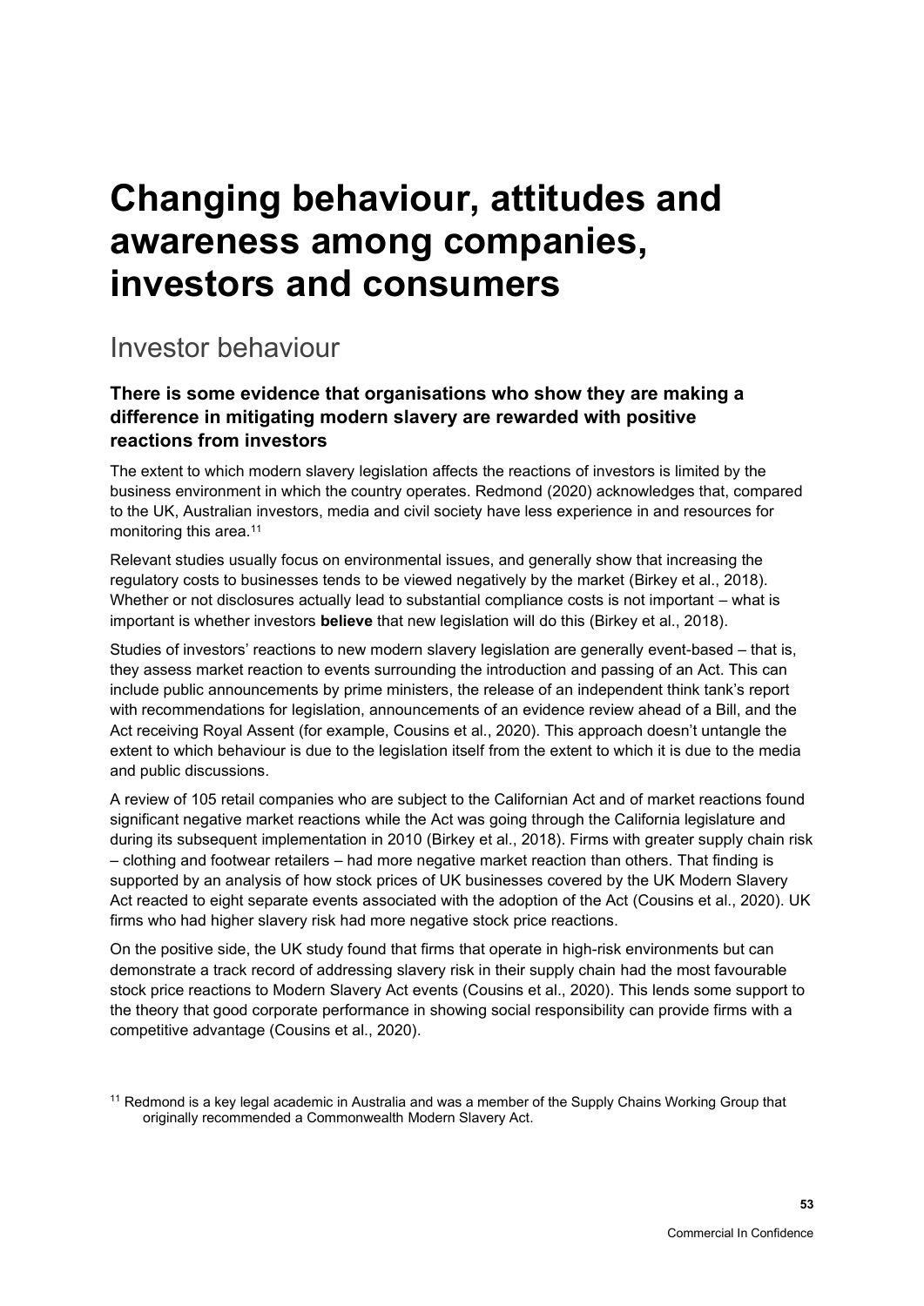# Changing behaviour, attitudes and awareness among companies, investors and consumers

## Investor behaviour

### There is some evidence that organisations who show they are making a difference in mitigating modern slavery are rewarded with positive reactions from investors

The extent to which modern slavery legislation affects the reactions of investors is limited by the business environment in which the country operates. Redmond (2020) acknowledges that, compared to the UK, Australian investors, media and civil society have less experience in and resources for monitoring this area.[11]

Relevant studies usually focus on environmental issues, and generally show that increasing the regulatory costs to businesses tends to be viewed negatively by the market (Birkey et al., 2018). Whether or not disclosures actually lead to substantial compliance costs is not important – what is important is whether investors **believe** that new legislation will do this (Birkey et al., 2018).

Studies of investors' reactions to new modern slavery legislation are generally event-based – that is, they assess market reaction to events surrounding the introduction and passing of an Act. This can include public announcements by prime ministers, the release of an independent think tank's report with recommendations for legislation, announcements of an evidence review ahead of a Bill, and the Act receiving Royal Assent (for example, Cousins et al., 2020). This approach doesn't untangle the extent to which behaviour is due to the legislation itself from the extent to which it is due to the media and public discussions.

A review of 105 retail companies who are subject to the Californian Act and of market reactions found significant negative market reactions while the Act was going through the California legislature and during its subsequent implementation in 2010 (Birkey et al., 2018). Firms with greater supply chain risk – clothing and footwear retailers – had more negative market reaction than others. That finding is supported by an analysis of how stock prices of UK businesses covered by the UK Modern Slavery Act reacted to eight separate events associated with the adoption of the Act (Cousins et al., 2020). UK firms who had higher slavery risk had more negative stock price reactions.

On the positive side, the UK study found that firms that operate in high-risk environments but can demonstrate a track record of addressing slavery risk in their supply chain had the most favourable stock price reactions to Modern Slavery Act events (Cousins et al., 2020). This lends some support to the theory that good corporate performance in showing social responsibility can provide firms with a competitive advantage (Cousins et al., 2020).

[11] Redmond is a key legal academic in Australia and was a member of the Supply Chains Working Group that originally recommended a Commonwealth Modern Slavery Act.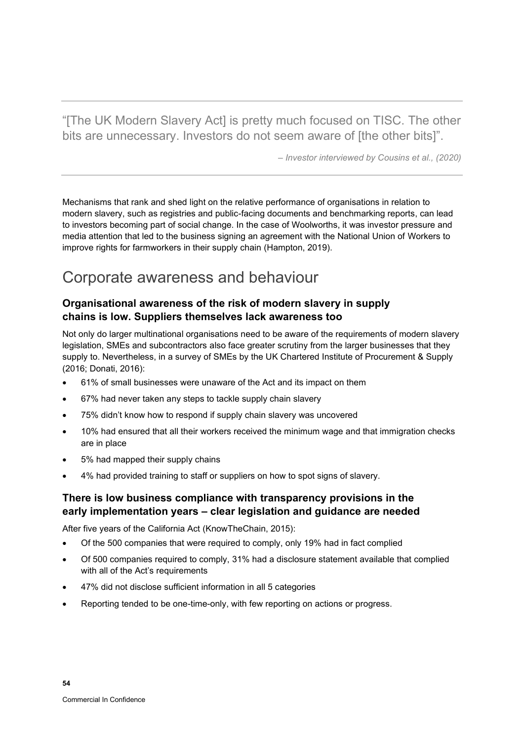> “[The UK Modern Slavery Act] is pretty much focused on TISC. The other bits are unnecessary. Investors do not seem aware of [the other bits]”.
>
> *– Investor interviewed by Cousins et al., (2020)*

Mechanisms that rank and shed light on the relative performance of organisations in relation to modern slavery, such as registries and public-facing documents and benchmarking reports, can lead to investors becoming part of social change. In the case of Woolworths, it was investor pressure and media attention that led to the business signing an agreement with the National Union of Workers to improve rights for farmworkers in their supply chain (Hampton, 2019).

# Corporate awareness and behaviour

### Organisational awareness of the risk of modern slavery in supply chains is low. Suppliers themselves lack awareness too

Not only do larger multinational organisations need to be aware of the requirements of modern slavery legislation, SMEs and subcontractors also face greater scrutiny from the larger businesses that they supply to. Nevertheless, in a survey of SMEs by the UK Chartered Institute of Procurement & Supply (2016; Donati, 2016):

- 61% of small businesses were unaware of the Act and its impact on them
- 67% had never taken any steps to tackle supply chain slavery
- 75% didn’t know how to respond if supply chain slavery was uncovered
- 10% had ensured that all their workers received the minimum wage and that immigration checks are in place
- 5% had mapped their supply chains
- 4% had provided training to staff or suppliers on how to spot signs of slavery.

### There is low business compliance with transparency provisions in the early implementation years – clear legislation and guidance are needed

After five years of the California Act (KnowTheChain, 2015):

- Of the 500 companies that were required to comply, only 19% had in fact complied
- Of 500 companies required to comply, 31% had a disclosure statement available that complied with all of the Act’s requirements
- 47% did not disclose sufficient information in all 5 categories
- Reporting tended to be one-time-only, with few reporting on actions or progress.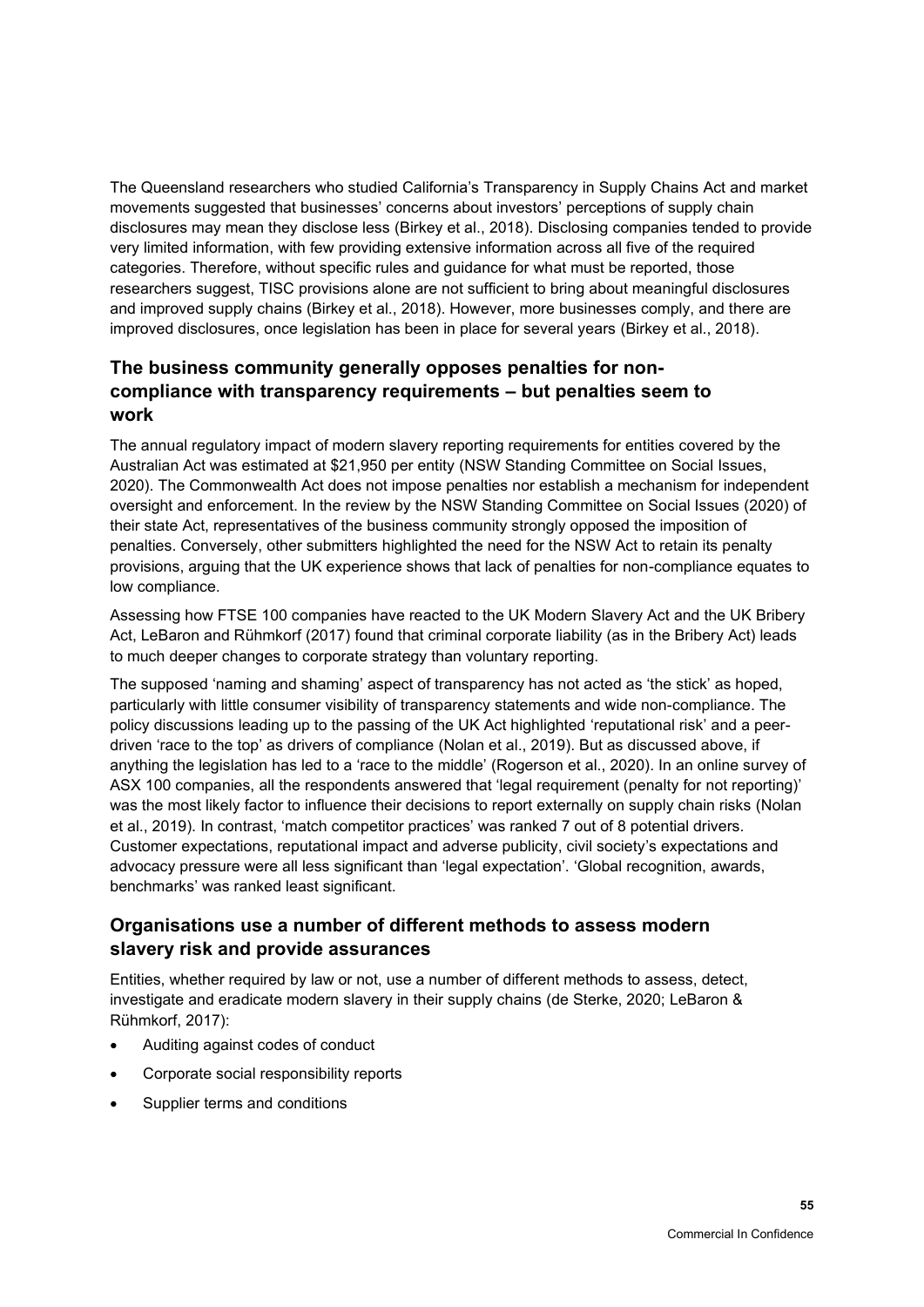The Queensland researchers who studied California's Transparency in Supply Chains Act and market movements suggested that businesses' concerns about investors' perceptions of supply chain disclosures may mean they disclose less (Birkey et al., 2018). Disclosing companies tended to provide very limited information, with few providing extensive information across all five of the required categories. Therefore, without specific rules and guidance for what must be reported, those researchers suggest, TISC provisions alone are not sufficient to bring about meaningful disclosures and improved supply chains (Birkey et al., 2018). However, more businesses comply, and there are improved disclosures, once legislation has been in place for several years (Birkey et al., 2018).

## The business community generally opposes penalties for non-compliance with transparency requirements – but penalties seem to work

The annual regulatory impact of modern slavery reporting requirements for entities covered by the Australian Act was estimated at $21,950 per entity (NSW Standing Committee on Social Issues, 2020). The Commonwealth Act does not impose penalties nor establish a mechanism for independent oversight and enforcement. In the review by the NSW Standing Committee on Social Issues (2020) of their state Act, representatives of the business community strongly opposed the imposition of penalties. Conversely, other submitters highlighted the need for the NSW Act to retain its penalty provisions, arguing that the UK experience shows that lack of penalties for non-compliance equates to low compliance.

Assessing how FTSE 100 companies have reacted to the UK Modern Slavery Act and the UK Bribery Act, LeBaron and Rühmkorf (2017) found that criminal corporate liability (as in the Bribery Act) leads to much deeper changes to corporate strategy than voluntary reporting.

The supposed 'naming and shaming' aspect of transparency has not acted as 'the stick' as hoped, particularly with little consumer visibility of transparency statements and wide non-compliance. The policy discussions leading up to the passing of the UK Act highlighted 'reputational risk' and a peer-driven 'race to the top' as drivers of compliance (Nolan et al., 2019). But as discussed above, if anything the legislation has led to a 'race to the middle' (Rogerson et al., 2020). In an online survey of ASX 100 companies, all the respondents answered that 'legal requirement (penalty for not reporting)' was the most likely factor to influence their decisions to report externally on supply chain risks (Nolan et al., 2019). In contrast, 'match competitor practices' was ranked 7 out of 8 potential drivers. Customer expectations, reputational impact and adverse publicity, civil society's expectations and advocacy pressure were all less significant than 'legal expectation'. 'Global recognition, awards, benchmarks' was ranked least significant.

## Organisations use a number of different methods to assess modern slavery risk and provide assurances

Entities, whether required by law or not, use a number of different methods to assess, detect, investigate and eradicate modern slavery in their supply chains (de Sterke, 2020; LeBaron & Rühmkorf, 2017):

- Auditing against codes of conduct
- Corporate social responsibility reports
- Supplier terms and conditions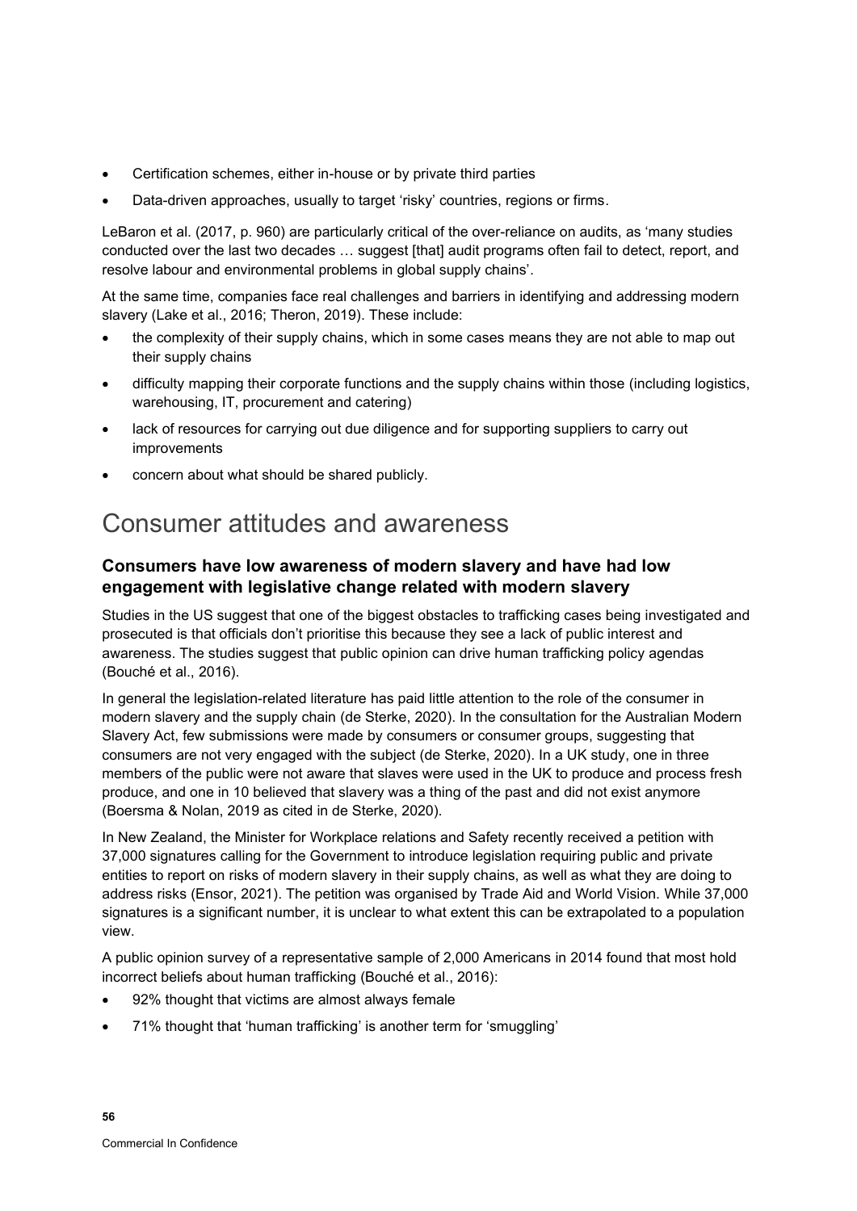- Certification schemes, either in-house or by private third parties
- Data-driven approaches, usually to target 'risky' countries, regions or firms.

LeBaron et al. (2017, p. 960) are particularly critical of the over-reliance on audits, as 'many studies conducted over the last two decades … suggest [that] audit programs often fail to detect, report, and resolve labour and environmental problems in global supply chains'.

At the same time, companies face real challenges and barriers in identifying and addressing modern slavery (Lake et al., 2016; Theron, 2019). These include:

- the complexity of their supply chains, which in some cases means they are not able to map out their supply chains
- difficulty mapping their corporate functions and the supply chains within those (including logistics, warehousing, IT, procurement and catering)
- lack of resources for carrying out due diligence and for supporting suppliers to carry out improvements
- concern about what should be shared publicly.

# Consumer attitudes and awareness

### Consumers have low awareness of modern slavery and have had low engagement with legislative change related with modern slavery

Studies in the US suggest that one of the biggest obstacles to trafficking cases being investigated and prosecuted is that officials don't prioritise this because they see a lack of public interest and awareness. The studies suggest that public opinion can drive human trafficking policy agendas (Bouché et al., 2016).

In general the legislation-related literature has paid little attention to the role of the consumer in modern slavery and the supply chain (de Sterke, 2020). In the consultation for the Australian Modern Slavery Act, few submissions were made by consumers or consumer groups, suggesting that consumers are not very engaged with the subject (de Sterke, 2020). In a UK study, one in three members of the public were not aware that slaves were used in the UK to produce and process fresh produce, and one in 10 believed that slavery was a thing of the past and did not exist anymore (Boersma & Nolan, 2019 as cited in de Sterke, 2020).

In New Zealand, the Minister for Workplace relations and Safety recently received a petition with 37,000 signatures calling for the Government to introduce legislation requiring public and private entities to report on risks of modern slavery in their supply chains, as well as what they are doing to address risks (Ensor, 2021). The petition was organised by Trade Aid and World Vision. While 37,000 signatures is a significant number, it is unclear to what extent this can be extrapolated to a population view.

A public opinion survey of a representative sample of 2,000 Americans in 2014 found that most hold incorrect beliefs about human trafficking (Bouché et al., 2016):

- 92% thought that victims are almost always female
- 71% thought that 'human trafficking' is another term for 'smuggling'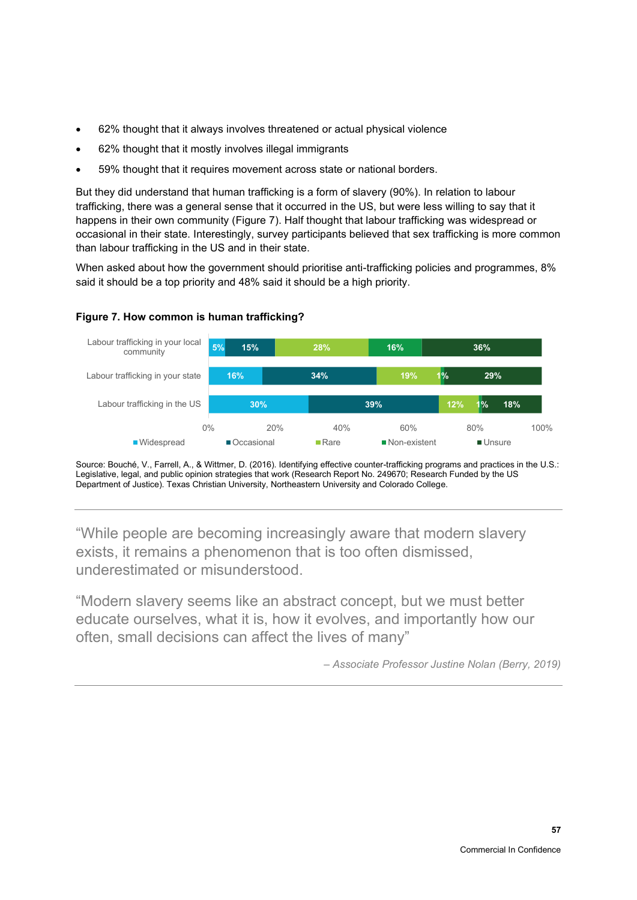- 62% thought that it always involves threatened or actual physical violence
- 62% thought that it mostly involves illegal immigrants
- 59% thought that it requires movement across state or national borders.

But they did understand that human trafficking is a form of slavery (90%). In relation to labour trafficking, there was a general sense that it occurred in the US, but were less willing to say that it happens in their own community (Figure 7). Half thought that labour trafficking was widespread or occasional in their state. Interestingly, survey participants believed that sex trafficking is more common than labour trafficking in the US and in their state.

When asked about how the government should prioritise anti-trafficking policies and programmes, 8% said it should be a top priority and 48% said it should be a high priority.

**Figure 7. How common is human trafficking?**

| | Widespread | Occasional | Rare | Non-existent | Unsure |
|---|---|---|---|---|---|
| Labour trafficking in your local community | 5% | 15% | 28% | 16% | 36% |
| Labour trafficking in your state | 16% | 34% | 19% | 1% | 29% |
| Labour trafficking in the US | 30% | 39% | 12% | 1% | 18% |

Source: Bouché, V., Farrell, A., & Wittmer, D. (2016). Identifying effective counter-trafficking programs and practices in the U.S.: Legislative, legal, and public opinion strategies that work (Research Report No. 249670; Research Funded by the US Department of Justice). Texas Christian University, Northeastern University and Colorado College.

---

> "While people are becoming increasingly aware that modern slavery exists, it remains a phenomenon that is too often dismissed, underestimated or misunderstood.
>
> "Modern slavery seems like an abstract concept, but we must better educate ourselves, what it is, how it evolves, and importantly how our often, small decisions can affect the lives of many"
>
> *– Associate Professor Justine Nolan (Berry, 2019)*

---

Commercial In Confidence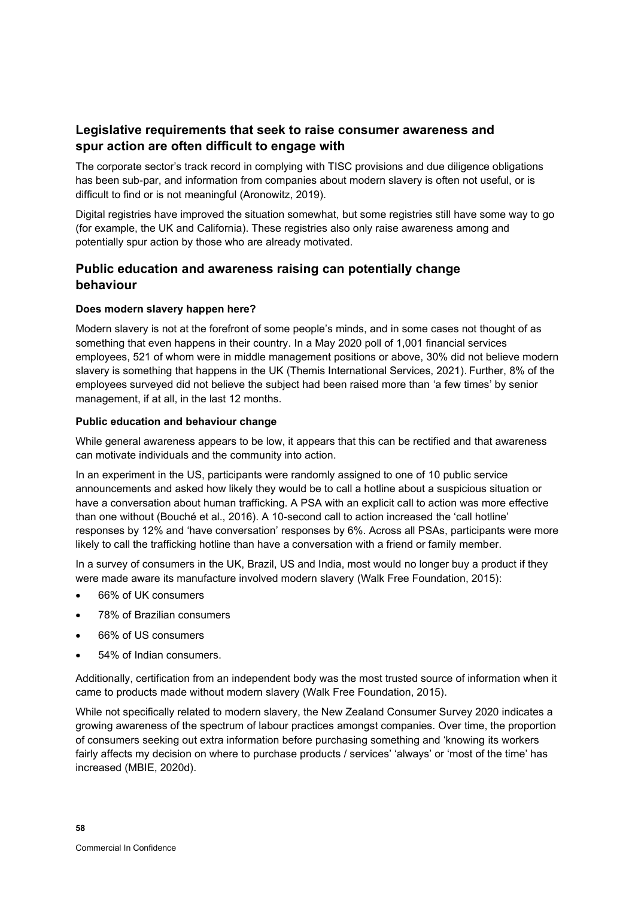## Legislative requirements that seek to raise consumer awareness and spur action are often difficult to engage with

The corporate sector's track record in complying with TISC provisions and due diligence obligations has been sub-par, and information from companies about modern slavery is often not useful, or is difficult to find or is not meaningful (Aronowitz, 2019).

Digital registries have improved the situation somewhat, but some registries still have some way to go (for example, the UK and California). These registries also only raise awareness among and potentially spur action by those who are already motivated.

## Public education and awareness raising can potentially change behaviour

#### Does modern slavery happen here?

Modern slavery is not at the forefront of some people's minds, and in some cases not thought of as something that even happens in their country. In a May 2020 poll of 1,001 financial services employees, 521 of whom were in middle management positions or above, 30% did not believe modern slavery is something that happens in the UK (Themis International Services, 2021). Further, 8% of the employees surveyed did not believe the subject had been raised more than 'a few times' by senior management, if at all, in the last 12 months.

#### Public education and behaviour change

While general awareness appears to be low, it appears that this can be rectified and that awareness can motivate individuals and the community into action.

In an experiment in the US, participants were randomly assigned to one of 10 public service announcements and asked how likely they would be to call a hotline about a suspicious situation or have a conversation about human trafficking. A PSA with an explicit call to action was more effective than one without (Bouché et al., 2016). A 10-second call to action increased the 'call hotline' responses by 12% and 'have conversation' responses by 6%. Across all PSAs, participants were more likely to call the trafficking hotline than have a conversation with a friend or family member.

In a survey of consumers in the UK, Brazil, US and India, most would no longer buy a product if they were made aware its manufacture involved modern slavery (Walk Free Foundation, 2015):

- 66% of UK consumers
- 78% of Brazilian consumers
- 66% of US consumers
- 54% of Indian consumers.

Additionally, certification from an independent body was the most trusted source of information when it came to products made without modern slavery (Walk Free Foundation, 2015).

While not specifically related to modern slavery, the New Zealand Consumer Survey 2020 indicates a growing awareness of the spectrum of labour practices amongst companies. Over time, the proportion of consumers seeking out extra information before purchasing something and 'knowing its workers fairly affects my decision on where to purchase products / services' 'always' or 'most of the time' has increased (MBIE, 2020d).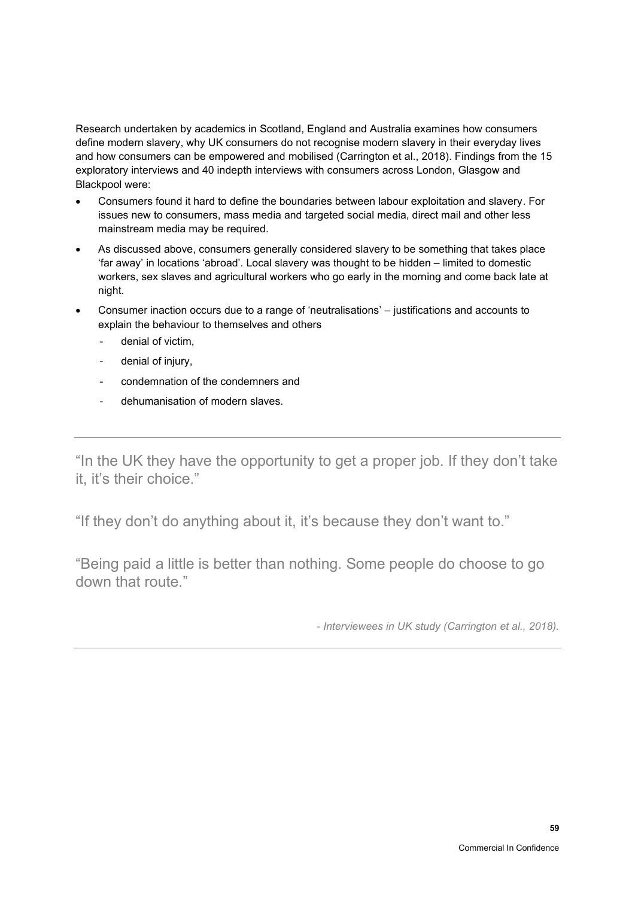Research undertaken by academics in Scotland, England and Australia examines how consumers define modern slavery, why UK consumers do not recognise modern slavery in their everyday lives and how consumers can be empowered and mobilised (Carrington et al., 2018). Findings from the 15 exploratory interviews and 40 indepth interviews with consumers across London, Glasgow and Blackpool were:

- Consumers found it hard to define the boundaries between labour exploitation and slavery. For issues new to consumers, mass media and targeted social media, direct mail and other less mainstream media may be required.
- As discussed above, consumers generally considered slavery to be something that takes place 'far away' in locations 'abroad'. Local slavery was thought to be hidden – limited to domestic workers, sex slaves and agricultural workers who go early in the morning and come back late at night.
- Consumer inaction occurs due to a range of 'neutralisations' – justifications and accounts to explain the behaviour to themselves and others
  - denial of victim,
  - denial of injury,
  - condemnation of the condemners and
  - dehumanisation of modern slaves.

---

"In the UK they have the opportunity to get a proper job. If they don't take it, it's their choice."

"If they don't do anything about it, it's because they don't want to."

"Being paid a little is better than nothing. Some people do choose to go down that route."

*- Interviewees in UK study (Carrington et al., 2018).*

---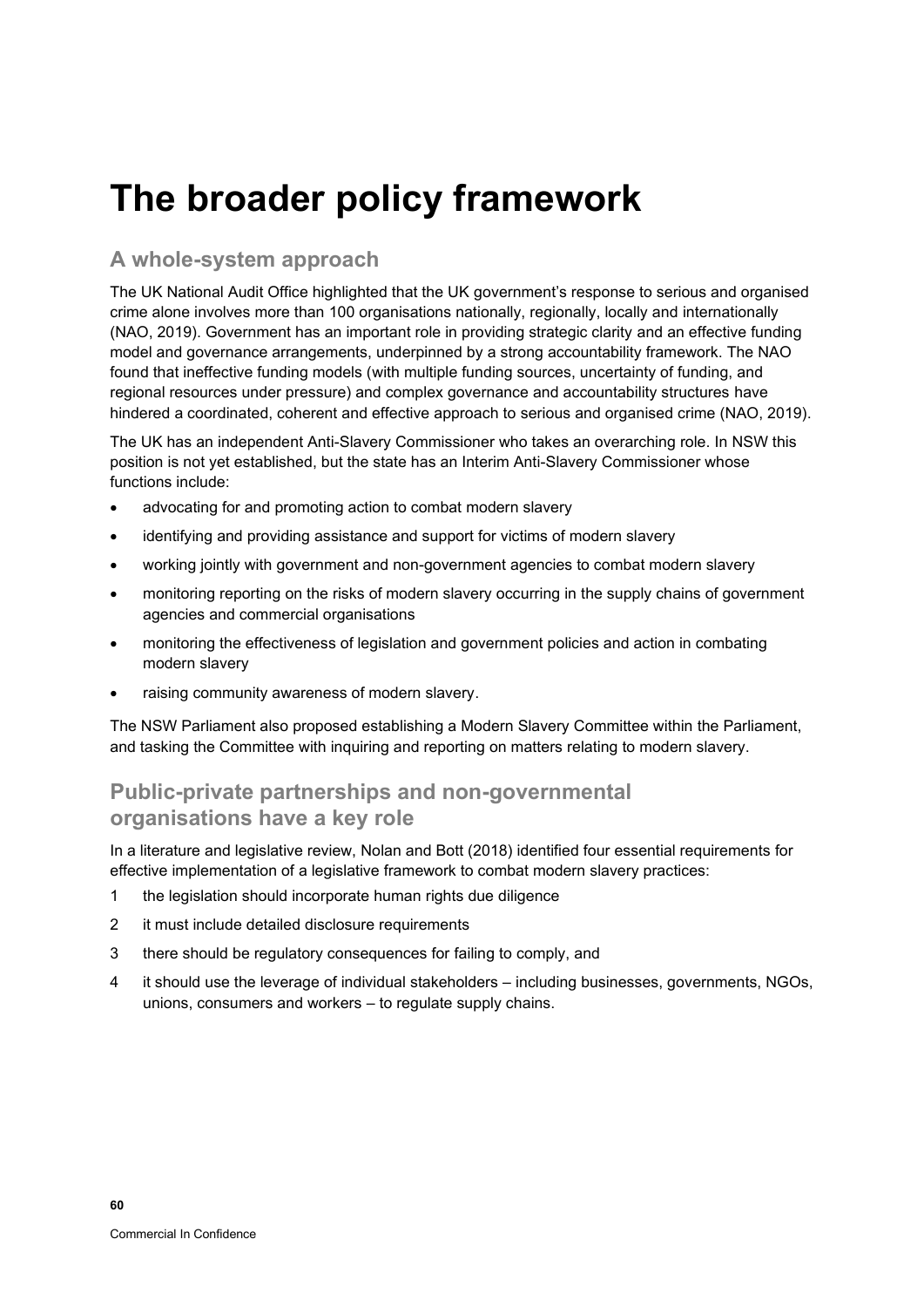# The broader policy framework

## A whole-system approach

The UK National Audit Office highlighted that the UK government's response to serious and organised crime alone involves more than 100 organisations nationally, regionally, locally and internationally (NAO, 2019). Government has an important role in providing strategic clarity and an effective funding model and governance arrangements, underpinned by a strong accountability framework. The NAO found that ineffective funding models (with multiple funding sources, uncertainty of funding, and regional resources under pressure) and complex governance and accountability structures have hindered a coordinated, coherent and effective approach to serious and organised crime (NAO, 2019).

The UK has an independent Anti-Slavery Commissioner who takes an overarching role. In NSW this position is not yet established, but the state has an Interim Anti-Slavery Commissioner whose functions include:

- advocating for and promoting action to combat modern slavery
- identifying and providing assistance and support for victims of modern slavery
- working jointly with government and non-government agencies to combat modern slavery
- monitoring reporting on the risks of modern slavery occurring in the supply chains of government agencies and commercial organisations
- monitoring the effectiveness of legislation and government policies and action in combating modern slavery
- raising community awareness of modern slavery.

The NSW Parliament also proposed establishing a Modern Slavery Committee within the Parliament, and tasking the Committee with inquiring and reporting on matters relating to modern slavery.

## Public-private partnerships and non-governmental organisations have a key role

In a literature and legislative review, Nolan and Bott (2018) identified four essential requirements for effective implementation of a legislative framework to combat modern slavery practices:

1. the legislation should incorporate human rights due diligence
2. it must include detailed disclosure requirements
3. there should be regulatory consequences for failing to comply, and
4. it should use the leverage of individual stakeholders – including businesses, governments, NGOs, unions, consumers and workers – to regulate supply chains.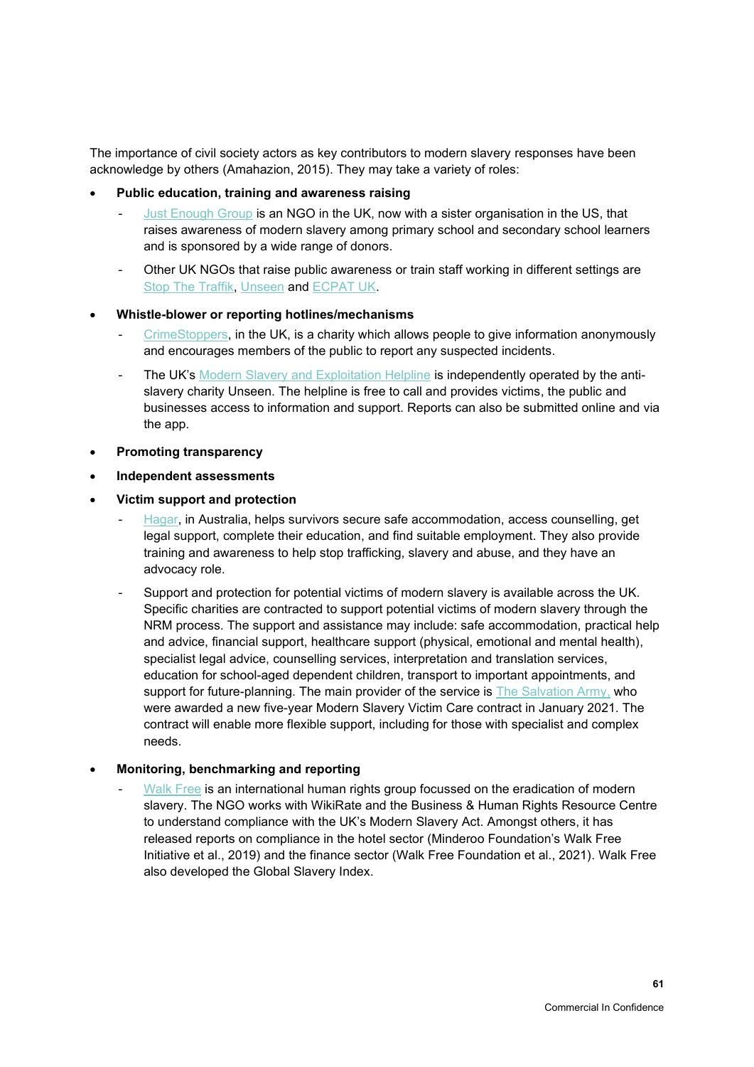The importance of civil society actors as key contributors to modern slavery responses have been acknowledge by others (Amahazion, 2015). They may take a variety of roles:

- **Public education, training and awareness raising**
  - Just Enough Group is an NGO in the UK, now with a sister organisation in the US, that raises awareness of modern slavery among primary school and secondary school learners and is sponsored by a wide range of donors.
  - Other UK NGOs that raise public awareness or train staff working in different settings are Stop The Traffik, Unseen and ECPAT UK.
- **Whistle-blower or reporting hotlines/mechanisms**
  - CrimeStoppers, in the UK, is a charity which allows people to give information anonymously and encourages members of the public to report any suspected incidents.
  - The UK's Modern Slavery and Exploitation Helpline is independently operated by the anti-slavery charity Unseen. The helpline is free to call and provides victims, the public and businesses access to information and support. Reports can also be submitted online and via the app.
- **Promoting transparency**
- **Independent assessments**
- **Victim support and protection**
  - Hagar, in Australia, helps survivors secure safe accommodation, access counselling, get legal support, complete their education, and find suitable employment. They also provide training and awareness to help stop trafficking, slavery and abuse, and they have an advocacy role.
  - Support and protection for potential victims of modern slavery is available across the UK. Specific charities are contracted to support potential victims of modern slavery through the NRM process. The support and assistance may include: safe accommodation, practical help and advice, financial support, healthcare support (physical, emotional and mental health), specialist legal advice, counselling services, interpretation and translation services, education for school-aged dependent children, transport to important appointments, and support for future-planning. The main provider of the service is The Salvation Army, who were awarded a new five-year Modern Slavery Victim Care contract in January 2021. The contract will enable more flexible support, including for those with specialist and complex needs.
- **Monitoring, benchmarking and reporting**
  - Walk Free is an international human rights group focussed on the eradication of modern slavery. The NGO works with WikiRate and the Business & Human Rights Resource Centre to understand compliance with the UK's Modern Slavery Act. Amongst others, it has released reports on compliance in the hotel sector (Minderoo Foundation's Walk Free Initiative et al., 2019) and the finance sector (Walk Free Foundation et al., 2021). Walk Free also developed the Global Slavery Index.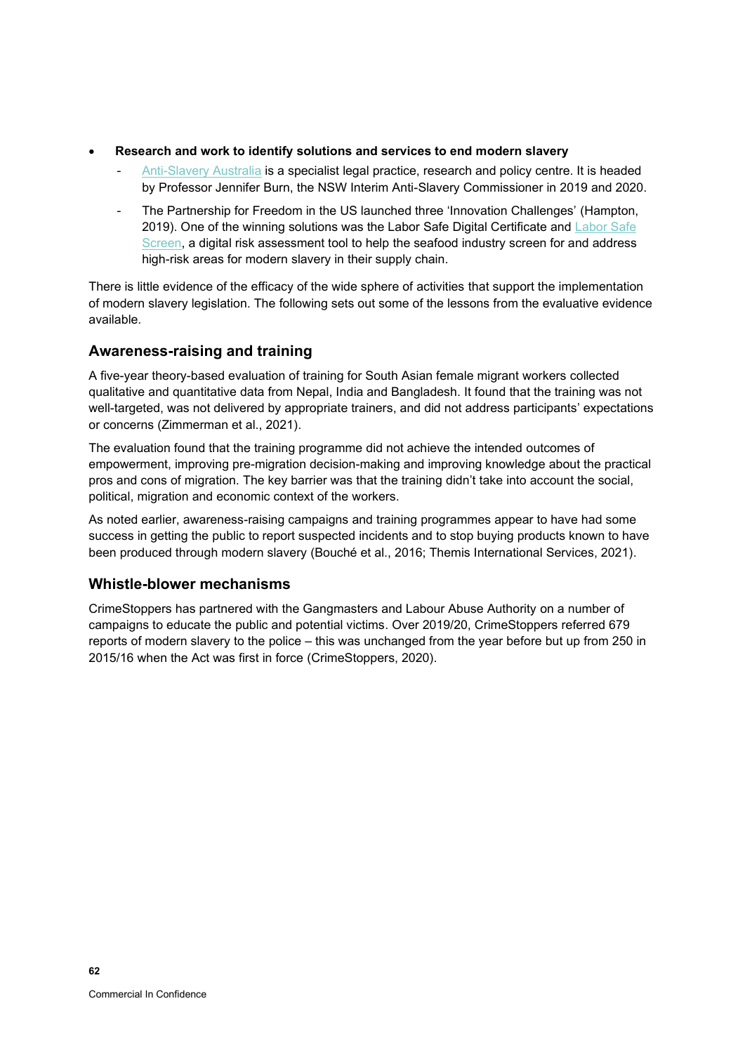- **Research and work to identify solutions and services to end modern slavery**
  - [Anti-Slavery Australia](#) is a specialist legal practice, research and policy centre. It is headed by Professor Jennifer Burn, the NSW Interim Anti-Slavery Commissioner in 2019 and 2020.
  - The Partnership for Freedom in the US launched three 'Innovation Challenges' (Hampton, 2019). One of the winning solutions was the Labor Safe Digital Certificate and [Labor Safe Screen](#), a digital risk assessment tool to help the seafood industry screen for and address high-risk areas for modern slavery in their supply chain.

There is little evidence of the efficacy of the wide sphere of activities that support the implementation of modern slavery legislation. The following sets out some of the lessons from the evaluative evidence available.

## Awareness-raising and training

A five-year theory-based evaluation of training for South Asian female migrant workers collected qualitative and quantitative data from Nepal, India and Bangladesh. It found that the training was not well-targeted, was not delivered by appropriate trainers, and did not address participants' expectations or concerns (Zimmerman et al., 2021).

The evaluation found that the training programme did not achieve the intended outcomes of empowerment, improving pre-migration decision-making and improving knowledge about the practical pros and cons of migration. The key barrier was that the training didn't take into account the social, political, migration and economic context of the workers.

As noted earlier, awareness-raising campaigns and training programmes appear to have had some success in getting the public to report suspected incidents and to stop buying products known to have been produced through modern slavery (Bouché et al., 2016; Themis International Services, 2021).

## Whistle-blower mechanisms

CrimeStoppers has partnered with the Gangmasters and Labour Abuse Authority on a number of campaigns to educate the public and potential victims. Over 2019/20, CrimeStoppers referred 679 reports of modern slavery to the police – this was unchanged from the year before but up from 250 in 2015/16 when the Act was first in force (CrimeStoppers, 2020).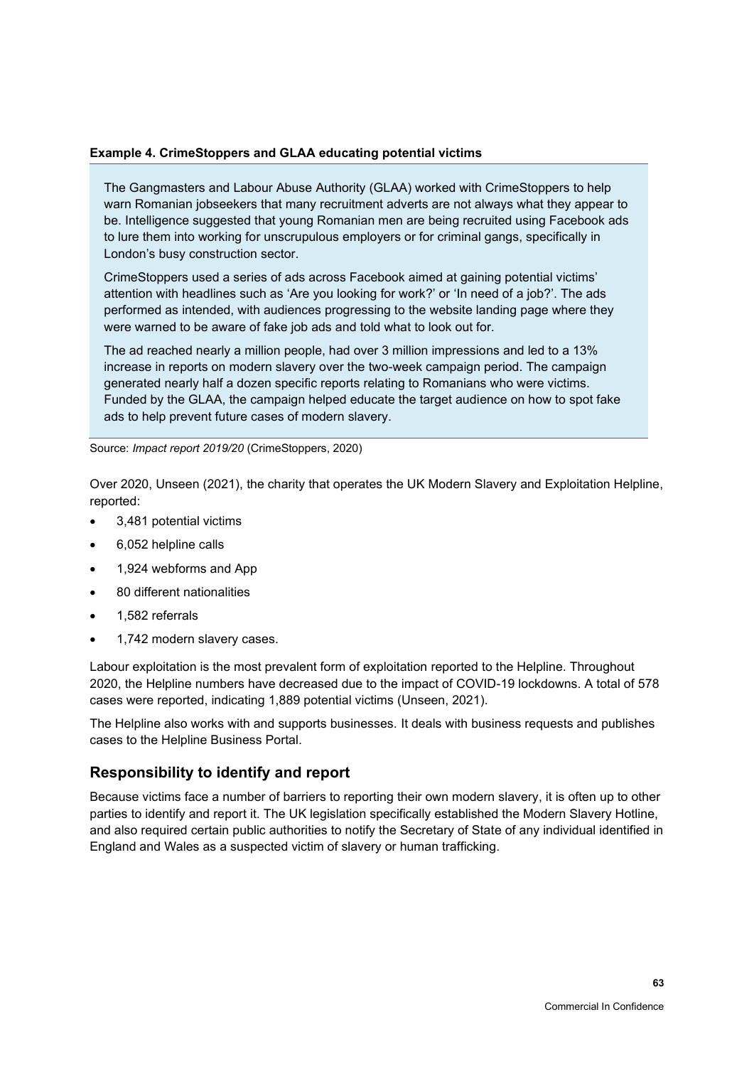**Example 4. CrimeStoppers and GLAA educating potential victims**

The Gangmasters and Labour Abuse Authority (GLAA) worked with CrimeStoppers to help warn Romanian jobseekers that many recruitment adverts are not always what they appear to be. Intelligence suggested that young Romanian men are being recruited using Facebook ads to lure them into working for unscrupulous employers or for criminal gangs, specifically in London's busy construction sector.

CrimeStoppers used a series of ads across Facebook aimed at gaining potential victims' attention with headlines such as 'Are you looking for work?' or 'In need of a job?'. The ads performed as intended, with audiences progressing to the website landing page where they were warned to be aware of fake job ads and told what to look out for.

The ad reached nearly a million people, had over 3 million impressions and led to a 13% increase in reports on modern slavery over the two-week campaign period. The campaign generated nearly half a dozen specific reports relating to Romanians who were victims. Funded by the GLAA, the campaign helped educate the target audience on how to spot fake ads to help prevent future cases of modern slavery.

Source: *Impact report 2019/20* (CrimeStoppers, 2020)

Over 2020, Unseen (2021), the charity that operates the UK Modern Slavery and Exploitation Helpline, reported:

- 3,481 potential victims
- 6,052 helpline calls
- 1,924 webforms and App
- 80 different nationalities
- 1,582 referrals
- 1,742 modern slavery cases.

Labour exploitation is the most prevalent form of exploitation reported to the Helpline. Throughout 2020, the Helpline numbers have decreased due to the impact of COVID-19 lockdowns. A total of 578 cases were reported, indicating 1,889 potential victims (Unseen, 2021).

The Helpline also works with and supports businesses. It deals with business requests and publishes cases to the Helpline Business Portal.

## Responsibility to identify and report

Because victims face a number of barriers to reporting their own modern slavery, it is often up to other parties to identify and report it. The UK legislation specifically established the Modern Slavery Hotline, and also required certain public authorities to notify the Secretary of State of any individual identified in England and Wales as a suspected victim of slavery or human trafficking.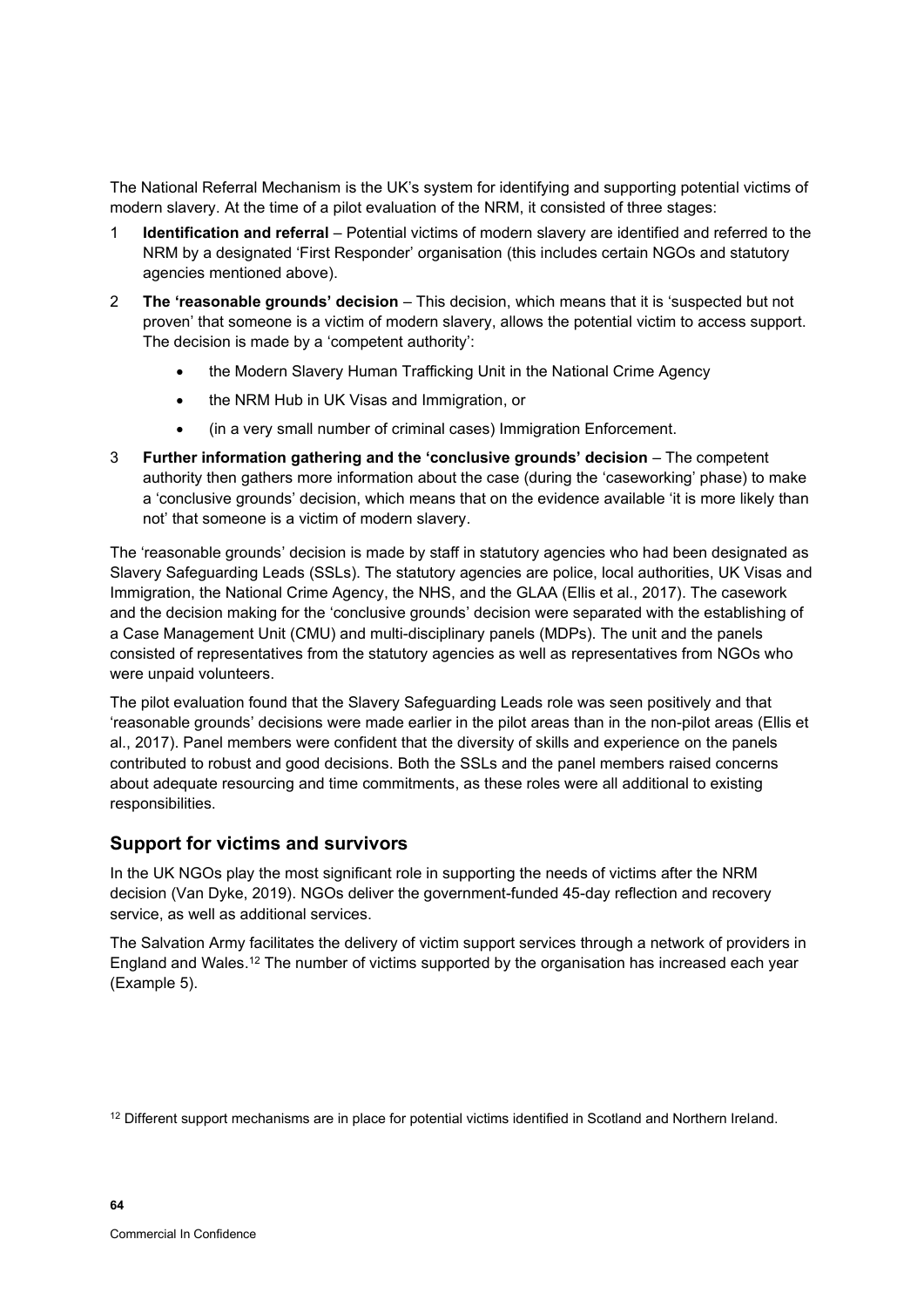The National Referral Mechanism is the UK's system for identifying and supporting potential victims of modern slavery. At the time of a pilot evaluation of the NRM, it consisted of three stages:

1. **Identification and referral** – Potential victims of modern slavery are identified and referred to the NRM by a designated 'First Responder' organisation (this includes certain NGOs and statutory agencies mentioned above).
2. **The 'reasonable grounds' decision** – This decision, which means that it is 'suspected but not proven' that someone is a victim of modern slavery, allows the potential victim to access support. The decision is made by a 'competent authority':
   - the Modern Slavery Human Trafficking Unit in the National Crime Agency
   - the NRM Hub in UK Visas and Immigration, or
   - (in a very small number of criminal cases) Immigration Enforcement.
3. **Further information gathering and the 'conclusive grounds' decision** – The competent authority then gathers more information about the case (during the 'caseworking' phase) to make a 'conclusive grounds' decision, which means that on the evidence available 'it is more likely than not' that someone is a victim of modern slavery.

The 'reasonable grounds' decision is made by staff in statutory agencies who had been designated as Slavery Safeguarding Leads (SSLs). The statutory agencies are police, local authorities, UK Visas and Immigration, the National Crime Agency, the NHS, and the GLAA (Ellis et al., 2017). The casework and the decision making for the 'conclusive grounds' decision were separated with the establishing of a Case Management Unit (CMU) and multi-disciplinary panels (MDPs). The unit and the panels consisted of representatives from the statutory agencies as well as representatives from NGOs who were unpaid volunteers.

The pilot evaluation found that the Slavery Safeguarding Leads role was seen positively and that 'reasonable grounds' decisions were made earlier in the pilot areas than in the non-pilot areas (Ellis et al., 2017). Panel members were confident that the diversity of skills and experience on the panels contributed to robust and good decisions. Both the SSLs and the panel members raised concerns about adequate resourcing and time commitments, as these roles were all additional to existing responsibilities.

## Support for victims and survivors

In the UK NGOs play the most significant role in supporting the needs of victims after the NRM decision (Van Dyke, 2019). NGOs deliver the government-funded 45-day reflection and recovery service, as well as additional services.

The Salvation Army facilitates the delivery of victim support services through a network of providers in England and Wales.[12] The number of victims supported by the organisation has increased each year (Example 5).

[12] Different support mechanisms are in place for potential victims identified in Scotland and Northern Ireland.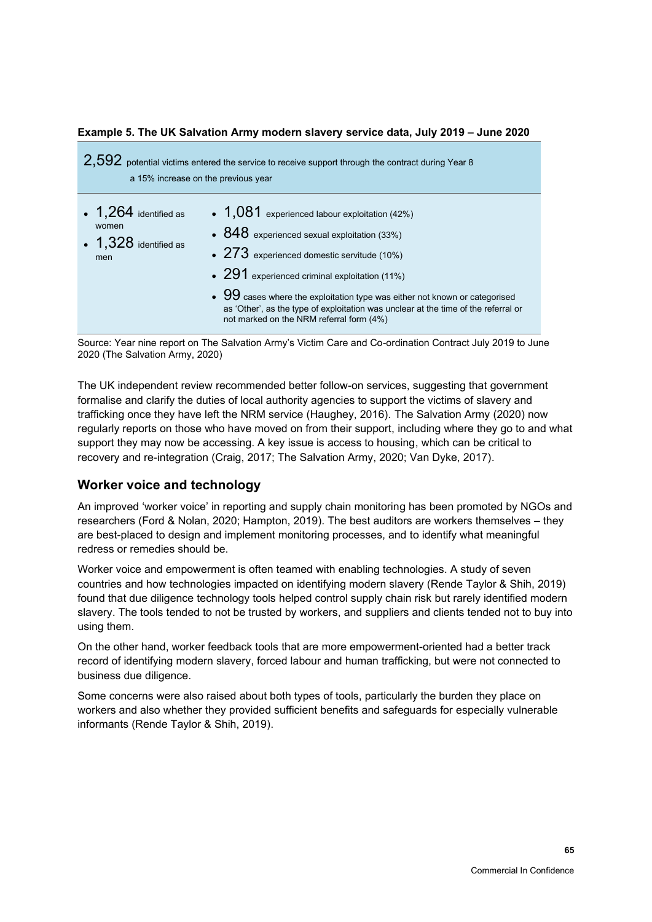**Example 5. The UK Salvation Army modern slavery service data, July 2019 – June 2020**

2,592 potential victims entered the service to receive support through the contract during Year 8
a 15% increase on the previous year

- 1,264 identified as women
- 1,328 identified as men

- 1,081 experienced labour exploitation (42%)
- 848 experienced sexual exploitation (33%)
- 273 experienced domestic servitude (10%)
- 291 experienced criminal exploitation (11%)
- 99 cases where the exploitation type was either not known or categorised as 'Other', as the type of exploitation was unclear at the time of the referral or not marked on the NRM referral form (4%)

Source: Year nine report on The Salvation Army's Victim Care and Co-ordination Contract July 2019 to June 2020 (The Salvation Army, 2020)

The UK independent review recommended better follow-on services, suggesting that government formalise and clarify the duties of local authority agencies to support the victims of slavery and trafficking once they have left the NRM service (Haughey, 2016). The Salvation Army (2020) now regularly reports on those who have moved on from their support, including where they go to and what support they may now be accessing. A key issue is access to housing, which can be critical to recovery and re-integration (Craig, 2017; The Salvation Army, 2020; Van Dyke, 2017).

## Worker voice and technology

An improved 'worker voice' in reporting and supply chain monitoring has been promoted by NGOs and researchers (Ford & Nolan, 2020; Hampton, 2019). The best auditors are workers themselves – they are best-placed to design and implement monitoring processes, and to identify what meaningful redress or remedies should be.

Worker voice and empowerment is often teamed with enabling technologies. A study of seven countries and how technologies impacted on identifying modern slavery (Rende Taylor & Shih, 2019) found that due diligence technology tools helped control supply chain risk but rarely identified modern slavery. The tools tended to not be trusted by workers, and suppliers and clients tended not to buy into using them.

On the other hand, worker feedback tools that are more empowerment-oriented had a better track record of identifying modern slavery, forced labour and human trafficking, but were not connected to business due diligence.

Some concerns were also raised about both types of tools, particularly the burden they place on workers and also whether they provided sufficient benefits and safeguards for especially vulnerable informants (Rende Taylor & Shih, 2019).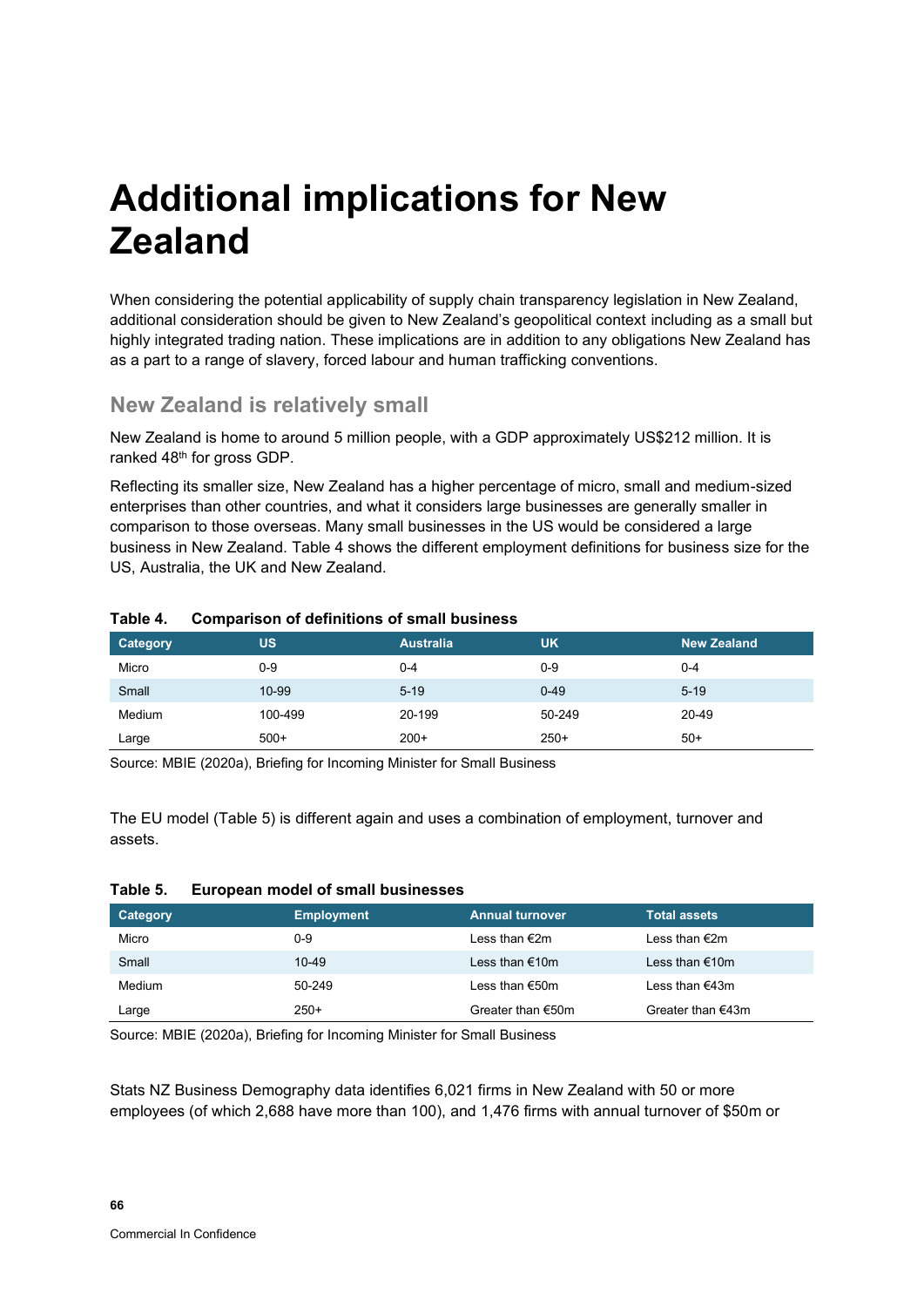# Additional implications for New Zealand

When considering the potential applicability of supply chain transparency legislation in New Zealand, additional consideration should be given to New Zealand's geopolitical context including as a small but highly integrated trading nation. These implications are in addition to any obligations New Zealand has as a part to a range of slavery, forced labour and human trafficking conventions.

## New Zealand is relatively small

New Zealand is home to around 5 million people, with a GDP approximately US$212 million. It is ranked 48th for gross GDP.

Reflecting its smaller size, New Zealand has a higher percentage of micro, small and medium-sized enterprises than other countries, and what it considers large businesses are generally smaller in comparison to those overseas. Many small businesses in the US would be considered a large business in New Zealand. Table 4 shows the different employment definitions for business size for the US, Australia, the UK and New Zealand.

**Table 4. Comparison of definitions of small business**

| Category | US | Australia | UK | New Zealand |
|---|---|---|---|---|
| Micro | 0-9 | 0-4 | 0-9 | 0-4 |
| Small | 10-99 | 5-19 | 0-49 | 5-19 |
| Medium | 100-499 | 20-199 | 50-249 | 20-49 |
| Large | 500+ | 200+ | 250+ | 50+ |

Source: MBIE (2020a), Briefing for Incoming Minister for Small Business

The EU model (Table 5) is different again and uses a combination of employment, turnover and assets.

**Table 5. European model of small businesses**

| Category | Employment | Annual turnover | Total assets |
|---|---|---|---|
| Micro | 0-9 | Less than €2m | Less than €2m |
| Small | 10-49 | Less than €10m | Less than €10m |
| Medium | 50-249 | Less than €50m | Less than €43m |
| Large | 250+ | Greater than €50m | Greater than €43m |

Source: MBIE (2020a), Briefing for Incoming Minister for Small Business

Stats NZ Business Demography data identifies 6,021 firms in New Zealand with 50 or more employees (of which 2,688 have more than 100), and 1,476 firms with annual turnover of $50m or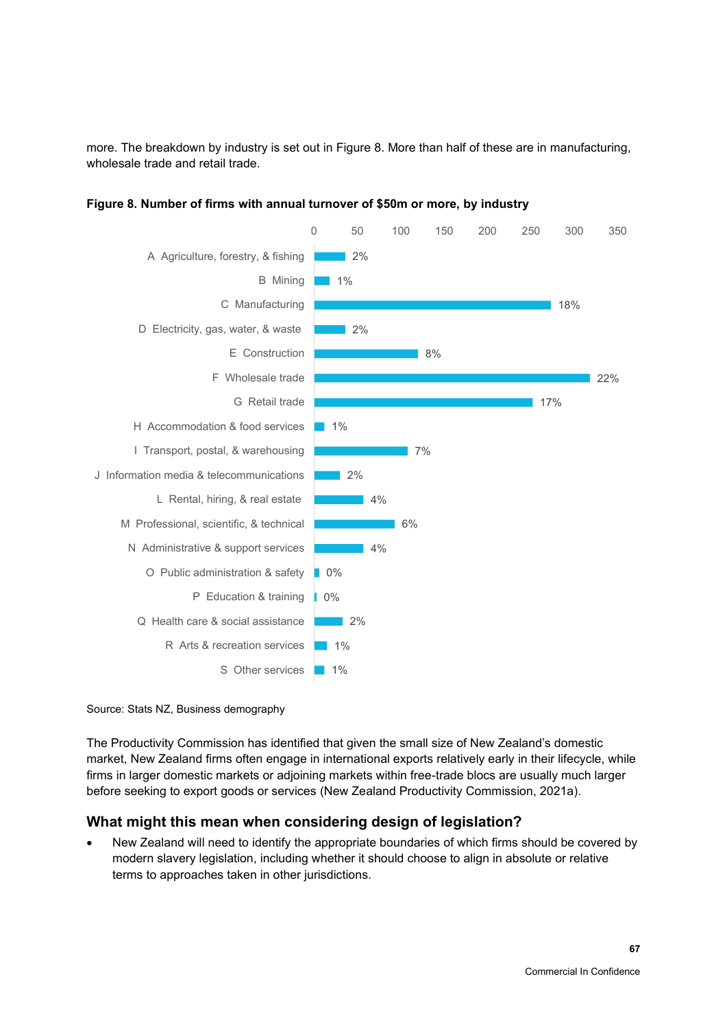more. The breakdown by industry is set out in Figure 8. More than half of these are in manufacturing, wholesale trade and retail trade.

**Figure 8. Number of firms with annual turnover of $50m or more, by industry**

| Industry | Share |
| --- | --- |
| A Agriculture, forestry, & fishing | 2% |
| B Mining | 1% |
| C Manufacturing | 18% |
| D Electricity, gas, water, & waste | 2% |
| E Construction | 8% |
| F Wholesale trade | 22% |
| G Retail trade | 17% |
| H Accommodation & food services | 1% |
| I Transport, postal, & warehousing | 7% |
| J Information media & telecommunications | 2% |
| L Rental, hiring, & real estate | 4% |
| M Professional, scientific, & technical | 6% |
| N Administrative & support services | 4% |
| O Public administration & safety | 0% |
| P Education & training | 0% |
| Q Health care & social assistance | 2% |
| R Arts & recreation services | 1% |
| S Other services | 1% |

Source: Stats NZ, Business demography

The Productivity Commission has identified that given the small size of New Zealand's domestic market, New Zealand firms often engage in international exports relatively early in their lifecycle, while firms in larger domestic markets or adjoining markets within free-trade blocs are usually much larger before seeking to export goods or services (New Zealand Productivity Commission, 2021a).

## What might this mean when considering design of legislation?

- New Zealand will need to identify the appropriate boundaries of which firms should be covered by modern slavery legislation, including whether it should choose to align in absolute or relative terms to approaches taken in other jurisdictions.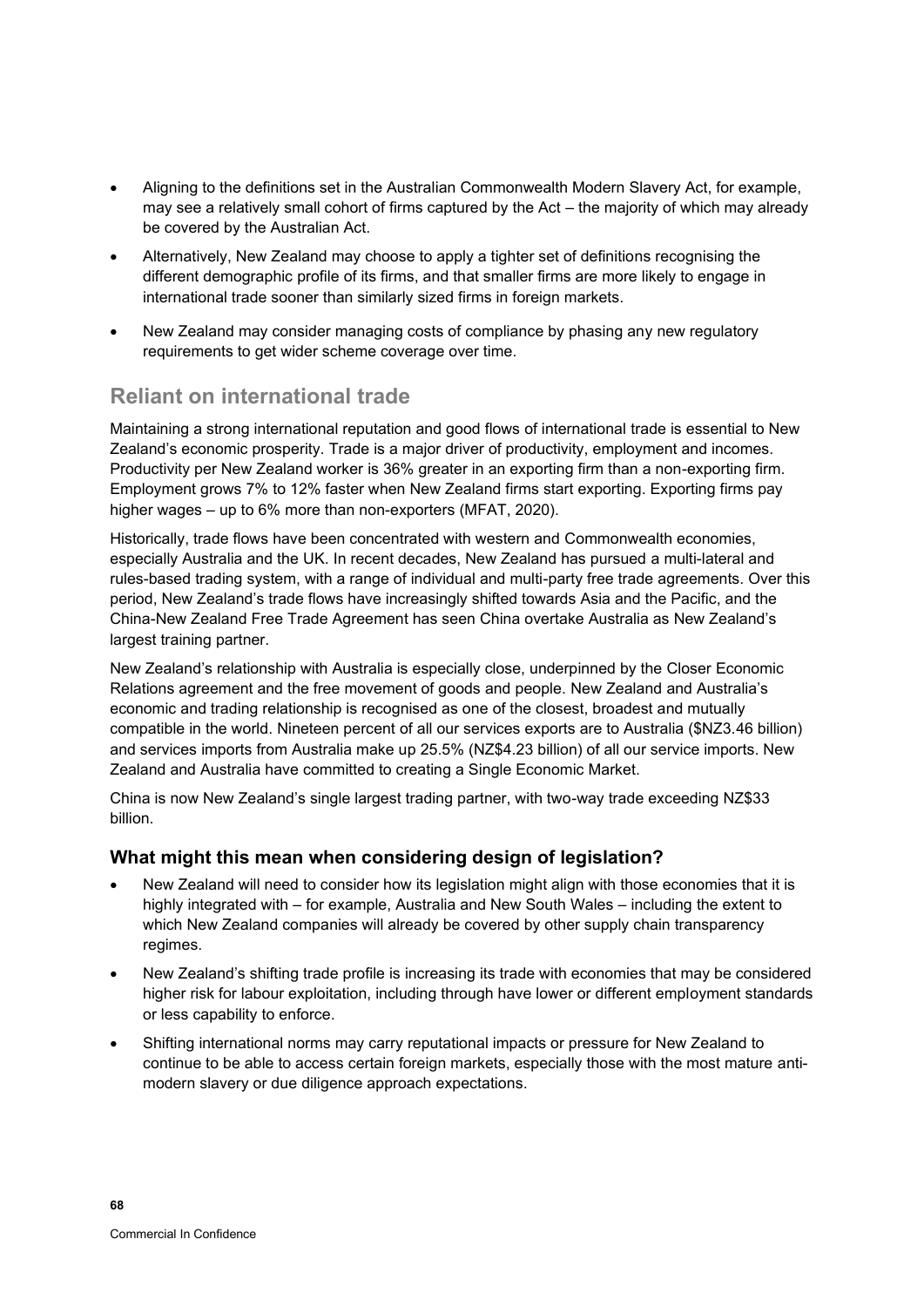- Aligning to the definitions set in the Australian Commonwealth Modern Slavery Act, for example, may see a relatively small cohort of firms captured by the Act – the majority of which may already be covered by the Australian Act.
- Alternatively, New Zealand may choose to apply a tighter set of definitions recognising the different demographic profile of its firms, and that smaller firms are more likely to engage in international trade sooner than similarly sized firms in foreign markets.
- New Zealand may consider managing costs of compliance by phasing any new regulatory requirements to get wider scheme coverage over time.

## Reliant on international trade

Maintaining a strong international reputation and good flows of international trade is essential to New Zealand's economic prosperity. Trade is a major driver of productivity, employment and incomes. Productivity per New Zealand worker is 36% greater in an exporting firm than a non-exporting firm. Employment grows 7% to 12% faster when New Zealand firms start exporting. Exporting firms pay higher wages – up to 6% more than non-exporters (MFAT, 2020).

Historically, trade flows have been concentrated with western and Commonwealth economies, especially Australia and the UK. In recent decades, New Zealand has pursued a multi-lateral and rules-based trading system, with a range of individual and multi-party free trade agreements. Over this period, New Zealand's trade flows have increasingly shifted towards Asia and the Pacific, and the China-New Zealand Free Trade Agreement has seen China overtake Australia as New Zealand's largest training partner.

New Zealand's relationship with Australia is especially close, underpinned by the Closer Economic Relations agreement and the free movement of goods and people. New Zealand and Australia's economic and trading relationship is recognised as one of the closest, broadest and mutually compatible in the world. Nineteen percent of all our services exports are to Australia ($NZ3.46 billion) and services imports from Australia make up 25.5% (NZ$4.23 billion) of all our service imports. New Zealand and Australia have committed to creating a Single Economic Market.

China is now New Zealand's single largest trading partner, with two-way trade exceeding NZ$33 billion.

### What might this mean when considering design of legislation?

- New Zealand will need to consider how its legislation might align with those economies that it is highly integrated with – for example, Australia and New South Wales – including the extent to which New Zealand companies will already be covered by other supply chain transparency regimes.
- New Zealand's shifting trade profile is increasing its trade with economies that may be considered higher risk for labour exploitation, including through have lower or different employment standards or less capability to enforce.
- Shifting international norms may carry reputational impacts or pressure for New Zealand to continue to be able to access certain foreign markets, especially those with the most mature anti-modern slavery or due diligence approach expectations.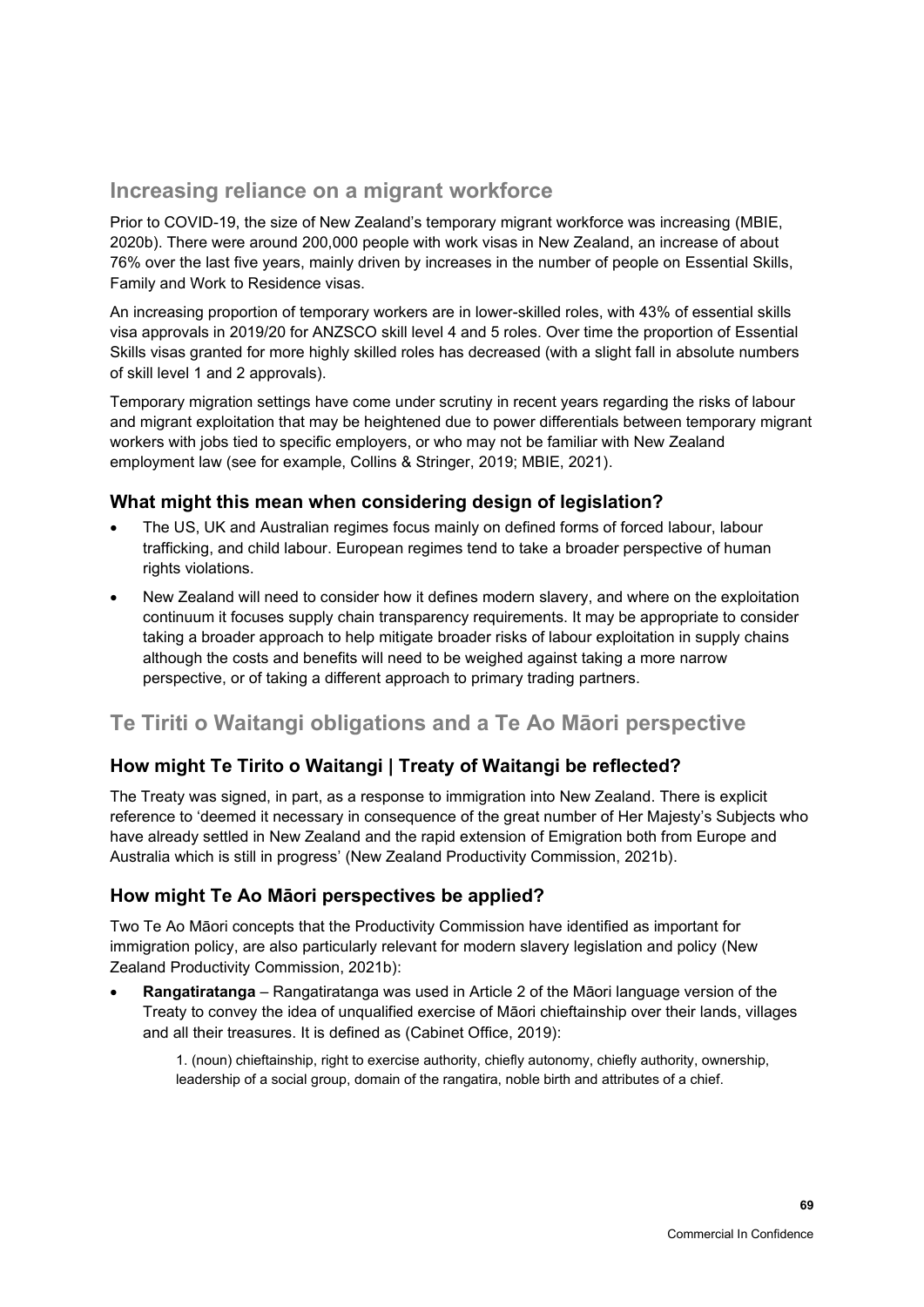## Increasing reliance on a migrant workforce

Prior to COVID-19, the size of New Zealand's temporary migrant workforce was increasing (MBIE, 2020b). There were around 200,000 people with work visas in New Zealand, an increase of about 76% over the last five years, mainly driven by increases in the number of people on Essential Skills, Family and Work to Residence visas.

An increasing proportion of temporary workers are in lower-skilled roles, with 43% of essential skills visa approvals in 2019/20 for ANZSCO skill level 4 and 5 roles. Over time the proportion of Essential Skills visas granted for more highly skilled roles has decreased (with a slight fall in absolute numbers of skill level 1 and 2 approvals).

Temporary migration settings have come under scrutiny in recent years regarding the risks of labour and migrant exploitation that may be heightened due to power differentials between temporary migrant workers with jobs tied to specific employers, or who may not be familiar with New Zealand employment law (see for example, Collins & Stringer, 2019; MBIE, 2021).

### What might this mean when considering design of legislation?

- The US, UK and Australian regimes focus mainly on defined forms of forced labour, labour trafficking, and child labour. European regimes tend to take a broader perspective of human rights violations.
- New Zealand will need to consider how it defines modern slavery, and where on the exploitation continuum it focuses supply chain transparency requirements. It may be appropriate to consider taking a broader approach to help mitigate broader risks of labour exploitation in supply chains although the costs and benefits will need to be weighed against taking a more narrow perspective, or of taking a different approach to primary trading partners.

## Te Tiriti o Waitangi obligations and a Te Ao Māori perspective

### How might Te Tirito o Waitangi | Treaty of Waitangi be reflected?

The Treaty was signed, in part, as a response to immigration into New Zealand. There is explicit reference to 'deemed it necessary in consequence of the great number of Her Majesty's Subjects who have already settled in New Zealand and the rapid extension of Emigration both from Europe and Australia which is still in progress' (New Zealand Productivity Commission, 2021b).

### How might Te Ao Māori perspectives be applied?

Two Te Ao Māori concepts that the Productivity Commission have identified as important for immigration policy, are also particularly relevant for modern slavery legislation and policy (New Zealand Productivity Commission, 2021b):

- **Rangatiratanga** – Rangatiratanga was used in Article 2 of the Māori language version of the Treaty to convey the idea of unqualified exercise of Māori chieftainship over their lands, villages and all their treasures. It is defined as (Cabinet Office, 2019):

  1. (noun) chieftainship, right to exercise authority, chiefly autonomy, chiefly authority, ownership, leadership of a social group, domain of the rangatira, noble birth and attributes of a chief.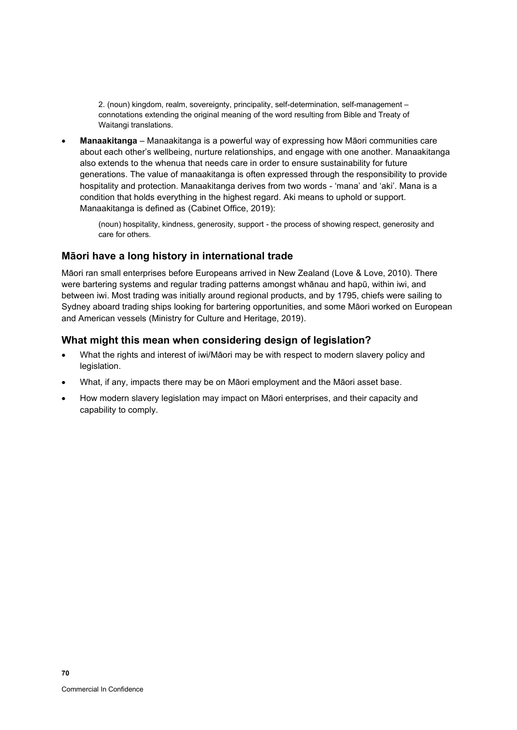> 2. (noun) kingdom, realm, sovereignty, principality, self-determination, self-management – connotations extending the original meaning of the word resulting from Bible and Treaty of Waitangi translations.

- **Manaakitanga** – Manaakitanga is a powerful way of expressing how Māori communities care about each other's wellbeing, nurture relationships, and engage with one another. Manaakitanga also extends to the whenua that needs care in order to ensure sustainability for future generations. The value of manaakitanga is often expressed through the responsibility to provide hospitality and protection. Manaakitanga derives from two words - 'mana' and 'aki'. Mana is a condition that holds everything in the highest regard. Aki means to uphold or support. Manaakitanga is defined as (Cabinet Office, 2019):

  > (noun) hospitality, kindness, generosity, support - the process of showing respect, generosity and care for others.

## Māori have a long history in international trade

Māori ran small enterprises before Europeans arrived in New Zealand (Love & Love, 2010). There were bartering systems and regular trading patterns amongst whānau and hapū, within iwi, and between iwi. Most trading was initially around regional products, and by 1795, chiefs were sailing to Sydney aboard trading ships looking for bartering opportunities, and some Māori worked on European and American vessels (Ministry for Culture and Heritage, 2019).

## What might this mean when considering design of legislation?

- What the rights and interest of iwi/Māori may be with respect to modern slavery policy and legislation.
- What, if any, impacts there may be on Māori employment and the Māori asset base.
- How modern slavery legislation may impact on Māori enterprises, and their capacity and capability to comply.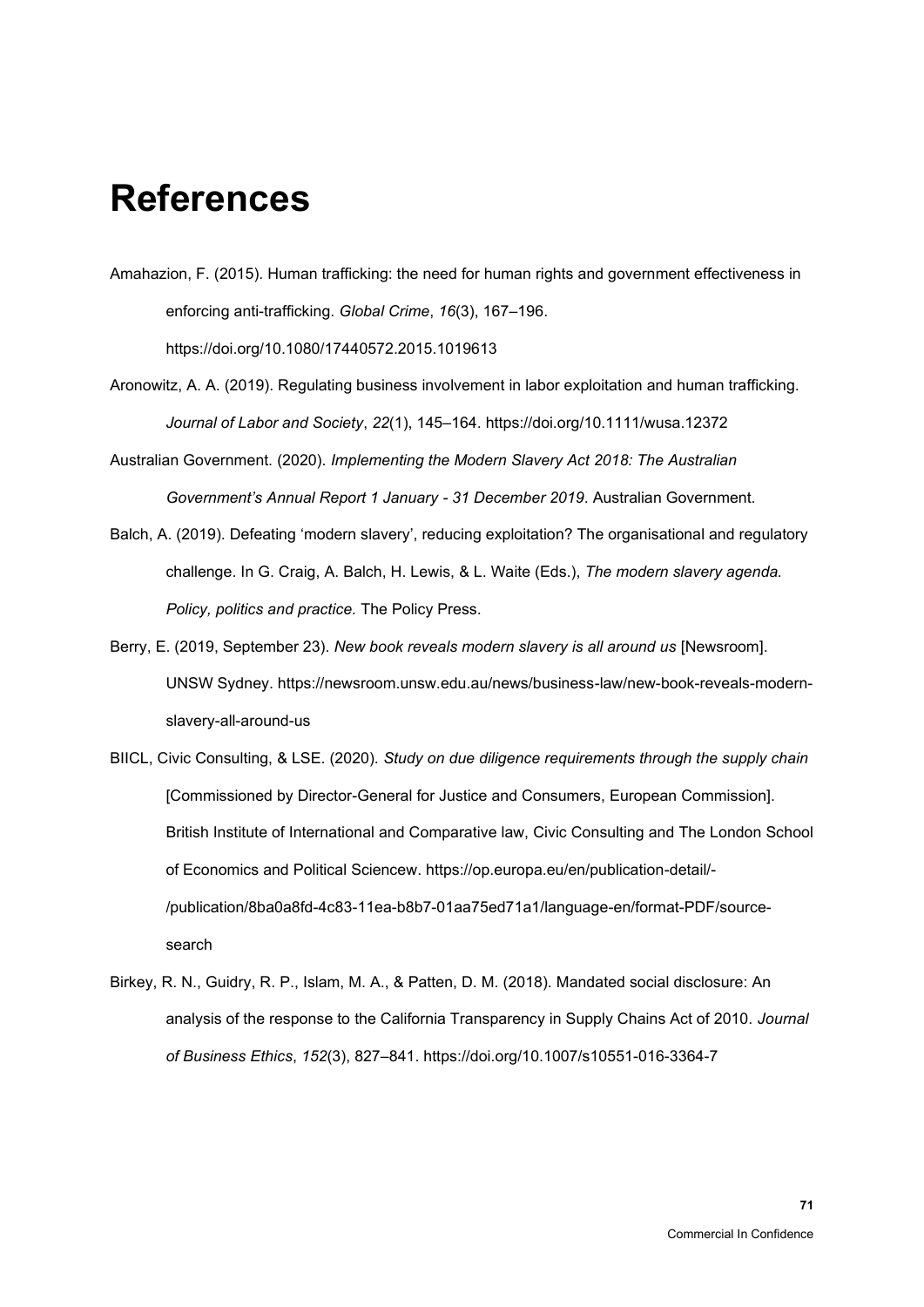# References

Amahazion, F. (2015). Human trafficking: the need for human rights and government effectiveness in enforcing anti-trafficking. *Global Crime*, *16*(3), 167–196. https://doi.org/10.1080/17440572.2015.1019613

Aronowitz, A. A. (2019). Regulating business involvement in labor exploitation and human trafficking. *Journal of Labor and Society*, *22*(1), 145–164. https://doi.org/10.1111/wusa.12372

Australian Government. (2020). *Implementing the Modern Slavery Act 2018: The Australian Government's Annual Report 1 January - 31 December 2019*. Australian Government.

Balch, A. (2019). Defeating 'modern slavery', reducing exploitation? The organisational and regulatory challenge. In G. Craig, A. Balch, H. Lewis, & L. Waite (Eds.), *The modern slavery agenda. Policy, politics and practice.* The Policy Press.

Berry, E. (2019, September 23). *New book reveals modern slavery is all around us* [Newsroom]. UNSW Sydney. https://newsroom.unsw.edu.au/news/business-law/new-book-reveals-modern-slavery-all-around-us

BIICL, Civic Consulting, & LSE. (2020). *Study on due diligence requirements through the supply chain* [Commissioned by Director-General for Justice and Consumers, European Commission]. British Institute of International and Comparative law, Civic Consulting and The London School of Economics and Political Sciencew. https://op.europa.eu/en/publication-detail/-/publication/8ba0a8fd-4c83-11ea-b8b7-01aa75ed71a1/language-en/format-PDF/source-search

Birkey, R. N., Guidry, R. P., Islam, M. A., & Patten, D. M. (2018). Mandated social disclosure: An analysis of the response to the California Transparency in Supply Chains Act of 2010. *Journal of Business Ethics*, *152*(3), 827–841. https://doi.org/10.1007/s10551-016-3364-7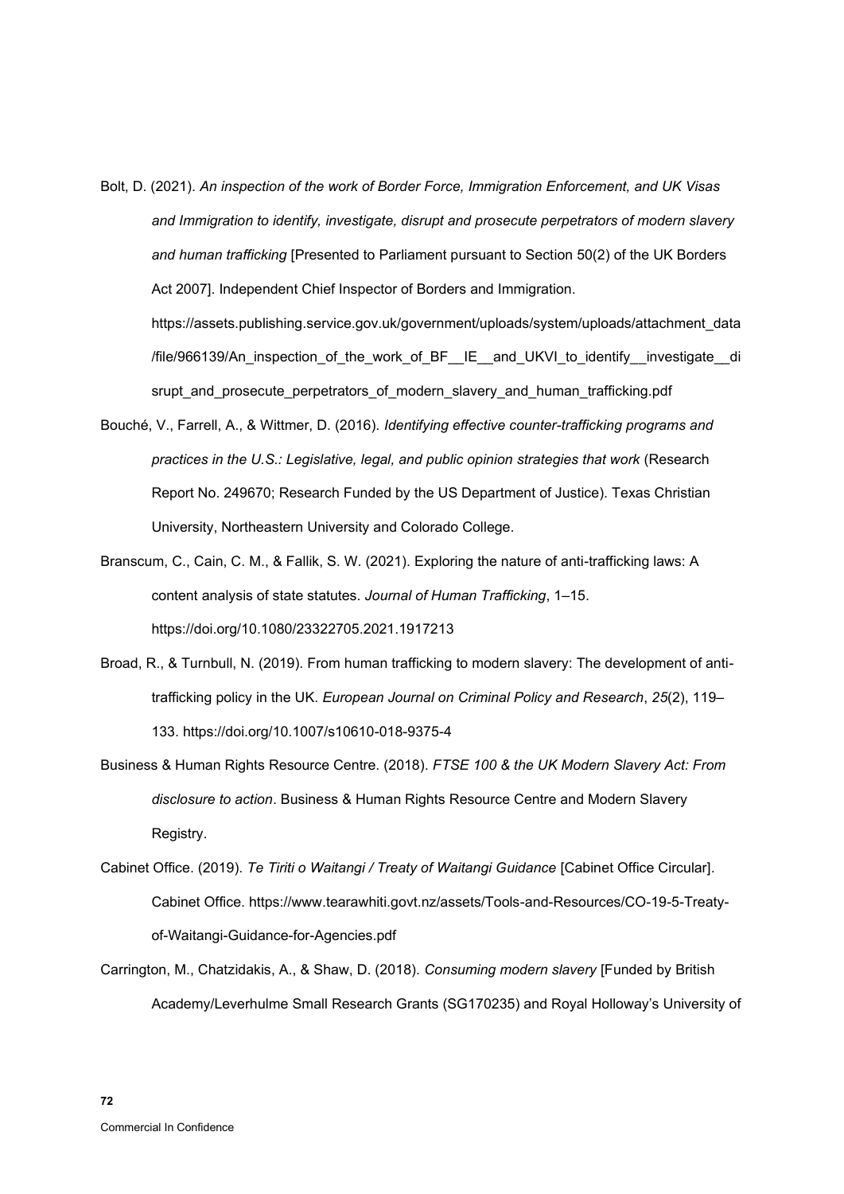Bolt, D. (2021). *An inspection of the work of Border Force, Immigration Enforcement, and UK Visas and Immigration to identify, investigate, disrupt and prosecute perpetrators of modern slavery and human trafficking* [Presented to Parliament pursuant to Section 50(2) of the UK Borders Act 2007]. Independent Chief Inspector of Borders and Immigration. https://assets.publishing.service.gov.uk/government/uploads/system/uploads/attachment_data/file/966139/An_inspection_of_the_work_of_BF__IE__and_UKVI_to_identify__investigate__disrupt_and_prosecute_perpetrators_of_modern_slavery_and_human_trafficking.pdf

Bouché, V., Farrell, A., & Wittmer, D. (2016). *Identifying effective counter-trafficking programs and practices in the U.S.: Legislative, legal, and public opinion strategies that work* (Research Report No. 249670; Research Funded by the US Department of Justice). Texas Christian University, Northeastern University and Colorado College.

Branscum, C., Cain, C. M., & Fallik, S. W. (2021). Exploring the nature of anti-trafficking laws: A content analysis of state statutes. *Journal of Human Trafficking*, 1–15. https://doi.org/10.1080/23322705.2021.1917213

Broad, R., & Turnbull, N. (2019). From human trafficking to modern slavery: The development of anti-trafficking policy in the UK. *European Journal on Criminal Policy and Research*, *25*(2), 119–133. https://doi.org/10.1007/s10610-018-9375-4

Business & Human Rights Resource Centre. (2018). *FTSE 100 & the UK Modern Slavery Act: From disclosure to action*. Business & Human Rights Resource Centre and Modern Slavery Registry.

Cabinet Office. (2019). *Te Tiriti o Waitangi / Treaty of Waitangi Guidance* [Cabinet Office Circular]. Cabinet Office. https://www.tearawhiti.govt.nz/assets/Tools-and-Resources/CO-19-5-Treaty-of-Waitangi-Guidance-for-Agencies.pdf

Carrington, M., Chatzidakis, A., & Shaw, D. (2018). *Consuming modern slavery* [Funded by British Academy/Leverhulme Small Research Grants (SG170235) and Royal Holloway's University of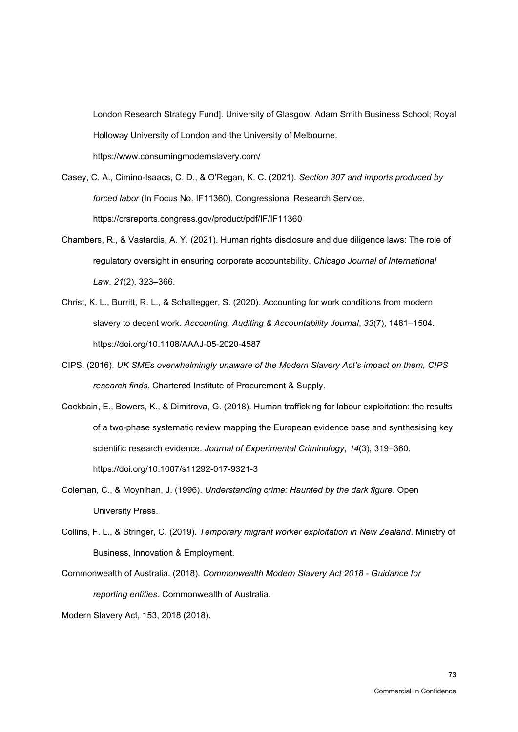London Research Strategy Fund]. University of Glasgow, Adam Smith Business School; Royal Holloway University of London and the University of Melbourne. https://www.consumingmodernslavery.com/

Casey, C. A., Cimino-Isaacs, C. D., & O'Regan, K. C. (2021). *Section 307 and imports produced by forced labor* (In Focus No. IF11360). Congressional Research Service. https://crsreports.congress.gov/product/pdf/IF/IF11360

Chambers, R., & Vastardis, A. Y. (2021). Human rights disclosure and due diligence laws: The role of regulatory oversight in ensuring corporate accountability. *Chicago Journal of International Law*, *21*(2), 323–366.

Christ, K. L., Burritt, R. L., & Schaltegger, S. (2020). Accounting for work conditions from modern slavery to decent work. *Accounting, Auditing & Accountability Journal*, *33*(7), 1481–1504. https://doi.org/10.1108/AAAJ-05-2020-4587

CIPS. (2016). *UK SMEs overwhelmingly unaware of the Modern Slavery Act's impact on them, CIPS research finds*. Chartered Institute of Procurement & Supply.

Cockbain, E., Bowers, K., & Dimitrova, G. (2018). Human trafficking for labour exploitation: the results of a two-phase systematic review mapping the European evidence base and synthesising key scientific research evidence. *Journal of Experimental Criminology*, *14*(3), 319–360. https://doi.org/10.1007/s11292-017-9321-3

Coleman, C., & Moynihan, J. (1996). *Understanding crime: Haunted by the dark figure*. Open University Press.

Collins, F. L., & Stringer, C. (2019). *Temporary migrant worker exploitation in New Zealand*. Ministry of Business, Innovation & Employment.

Commonwealth of Australia. (2018). *Commonwealth Modern Slavery Act 2018 - Guidance for reporting entities*. Commonwealth of Australia.

Modern Slavery Act, 153, 2018 (2018).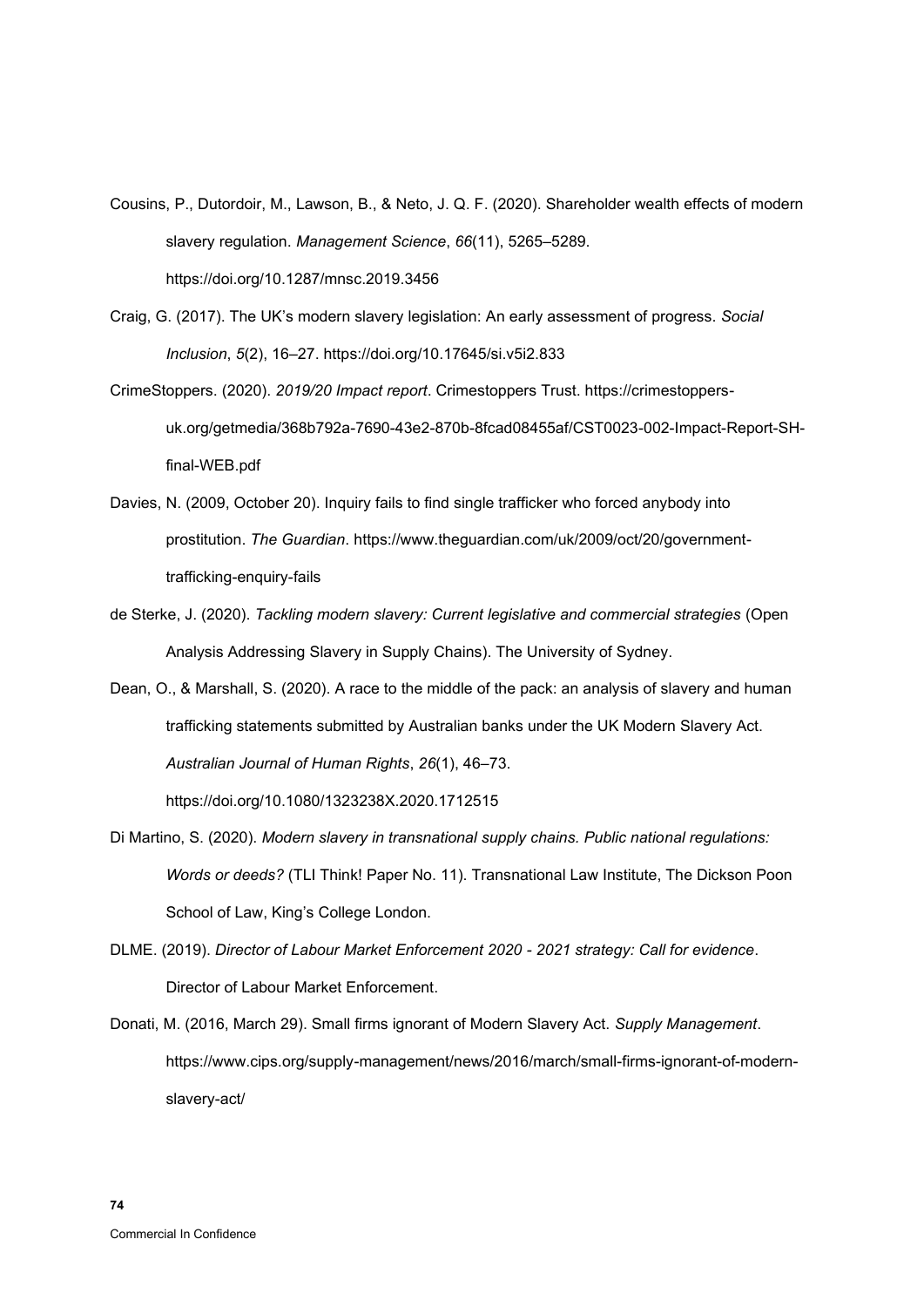Cousins, P., Dutordoir, M., Lawson, B., & Neto, J. Q. F. (2020). Shareholder wealth effects of modern slavery regulation. *Management Science*, *66*(11), 5265–5289. https://doi.org/10.1287/mnsc.2019.3456

Craig, G. (2017). The UK's modern slavery legislation: An early assessment of progress. *Social Inclusion*, *5*(2), 16–27. https://doi.org/10.17645/si.v5i2.833

CrimeStoppers. (2020). *2019/20 Impact report*. Crimestoppers Trust. https://crimestoppers-uk.org/getmedia/368b792a-7690-43e2-870b-8fcad08455af/CST0023-002-Impact-Report-SH-final-WEB.pdf

Davies, N. (2009, October 20). Inquiry fails to find single trafficker who forced anybody into prostitution. *The Guardian*. https://www.theguardian.com/uk/2009/oct/20/government-trafficking-enquiry-fails

de Sterke, J. (2020). *Tackling modern slavery: Current legislative and commercial strategies* (Open Analysis Addressing Slavery in Supply Chains). The University of Sydney.

Dean, O., & Marshall, S. (2020). A race to the middle of the pack: an analysis of slavery and human trafficking statements submitted by Australian banks under the UK Modern Slavery Act. *Australian Journal of Human Rights*, *26*(1), 46–73. https://doi.org/10.1080/1323238X.2020.1712515

Di Martino, S. (2020). *Modern slavery in transnational supply chains. Public national regulations: Words or deeds?* (TLI Think! Paper No. 11). Transnational Law Institute, The Dickson Poon School of Law, King's College London.

DLME. (2019). *Director of Labour Market Enforcement 2020 - 2021 strategy: Call for evidence*. Director of Labour Market Enforcement.

Donati, M. (2016, March 29). Small firms ignorant of Modern Slavery Act. *Supply Management*. https://www.cips.org/supply-management/news/2016/march/small-firms-ignorant-of-modern-slavery-act/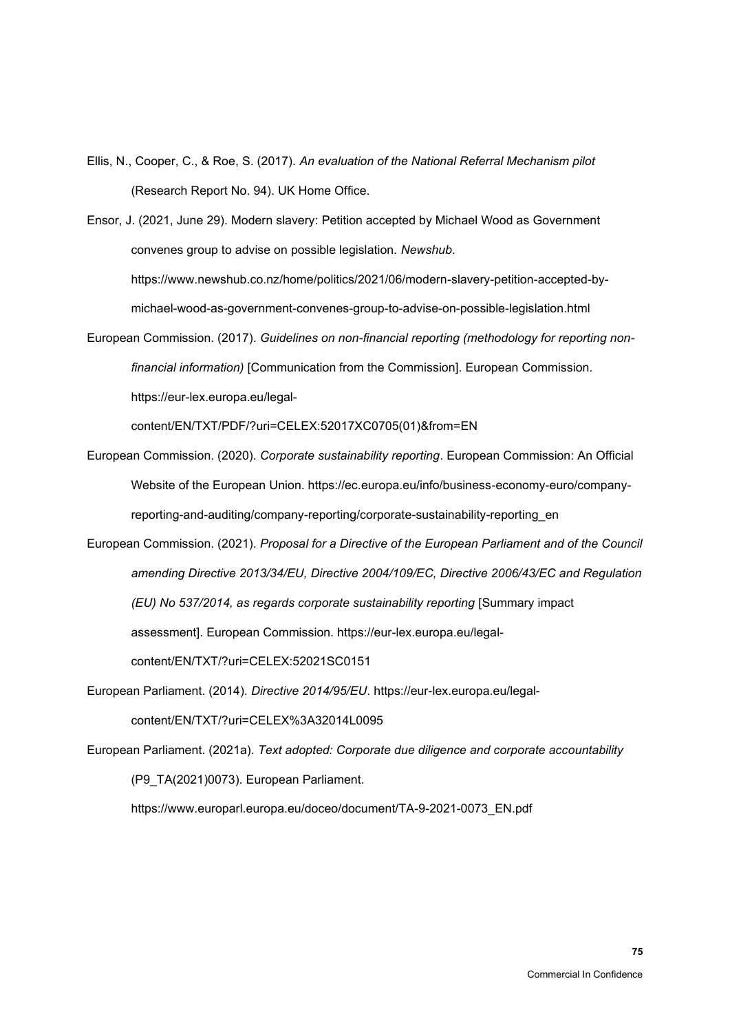Ellis, N., Cooper, C., & Roe, S. (2017). *An evaluation of the National Referral Mechanism pilot* (Research Report No. 94). UK Home Office.

Ensor, J. (2021, June 29). Modern slavery: Petition accepted by Michael Wood as Government convenes group to advise on possible legislation. *Newshub*. https://www.newshub.co.nz/home/politics/2021/06/modern-slavery-petition-accepted-by-michael-wood-as-government-convenes-group-to-advise-on-possible-legislation.html

European Commission. (2017). *Guidelines on non-financial reporting (methodology for reporting non-financial information)* [Communication from the Commission]. European Commission. https://eur-lex.europa.eu/legal-content/EN/TXT/PDF/?uri=CELEX:52017XC0705(01)&from=EN

European Commission. (2020). *Corporate sustainability reporting*. European Commission: An Official Website of the European Union. https://ec.europa.eu/info/business-economy-euro/company-reporting-and-auditing/company-reporting/corporate-sustainability-reporting_en

European Commission. (2021). *Proposal for a Directive of the European Parliament and of the Council amending Directive 2013/34/EU, Directive 2004/109/EC, Directive 2006/43/EC and Regulation (EU) No 537/2014, as regards corporate sustainability reporting* [Summary impact assessment]. European Commission. https://eur-lex.europa.eu/legal-content/EN/TXT/?uri=CELEX:52021SC0151

European Parliament. (2014). *Directive 2014/95/EU*. https://eur-lex.europa.eu/legal-content/EN/TXT/?uri=CELEX%3A32014L0095

European Parliament. (2021a). *Text adopted: Corporate due diligence and corporate accountability* (P9_TA(2021)0073). European Parliament. https://www.europarl.europa.eu/doceo/document/TA-9-2021-0073_EN.pdf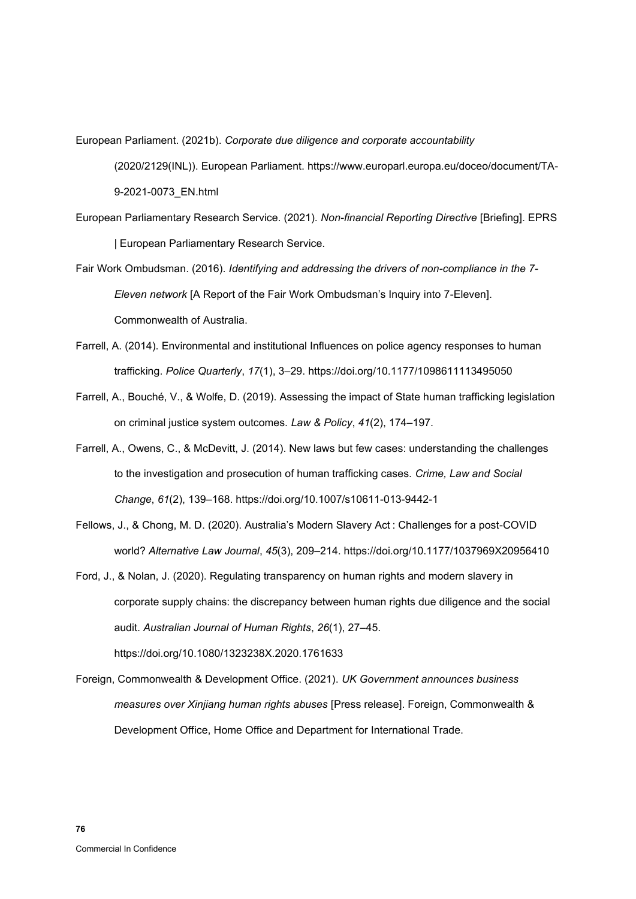European Parliament. (2021b). *Corporate due diligence and corporate accountability* (2020/2129(INL)). European Parliament. https://www.europarl.europa.eu/doceo/document/TA-9-2021-0073_EN.html

European Parliamentary Research Service. (2021). *Non-financial Reporting Directive* [Briefing]. EPRS | European Parliamentary Research Service.

Fair Work Ombudsman. (2016). *Identifying and addressing the drivers of non-compliance in the 7-Eleven network* [A Report of the Fair Work Ombudsman's Inquiry into 7-Eleven]. Commonwealth of Australia.

Farrell, A. (2014). Environmental and institutional Influences on police agency responses to human trafficking. *Police Quarterly*, *17*(1), 3–29. https://doi.org/10.1177/1098611113495050

Farrell, A., Bouché, V., & Wolfe, D. (2019). Assessing the impact of State human trafficking legislation on criminal justice system outcomes. *Law & Policy*, *41*(2), 174–197.

Farrell, A., Owens, C., & McDevitt, J. (2014). New laws but few cases: understanding the challenges to the investigation and prosecution of human trafficking cases. *Crime, Law and Social Change*, *61*(2), 139–168. https://doi.org/10.1007/s10611-013-9442-1

Fellows, J., & Chong, M. D. (2020). Australia's Modern Slavery Act : Challenges for a post-COVID world? *Alternative Law Journal*, *45*(3), 209–214. https://doi.org/10.1177/1037969X20956410

Ford, J., & Nolan, J. (2020). Regulating transparency on human rights and modern slavery in corporate supply chains: the discrepancy between human rights due diligence and the social audit. *Australian Journal of Human Rights*, *26*(1), 27–45. https://doi.org/10.1080/1323238X.2020.1761633

Foreign, Commonwealth & Development Office. (2021). *UK Government announces business measures over Xinjiang human rights abuses* [Press release]. Foreign, Commonwealth & Development Office, Home Office and Department for International Trade.

Commercial In Confidence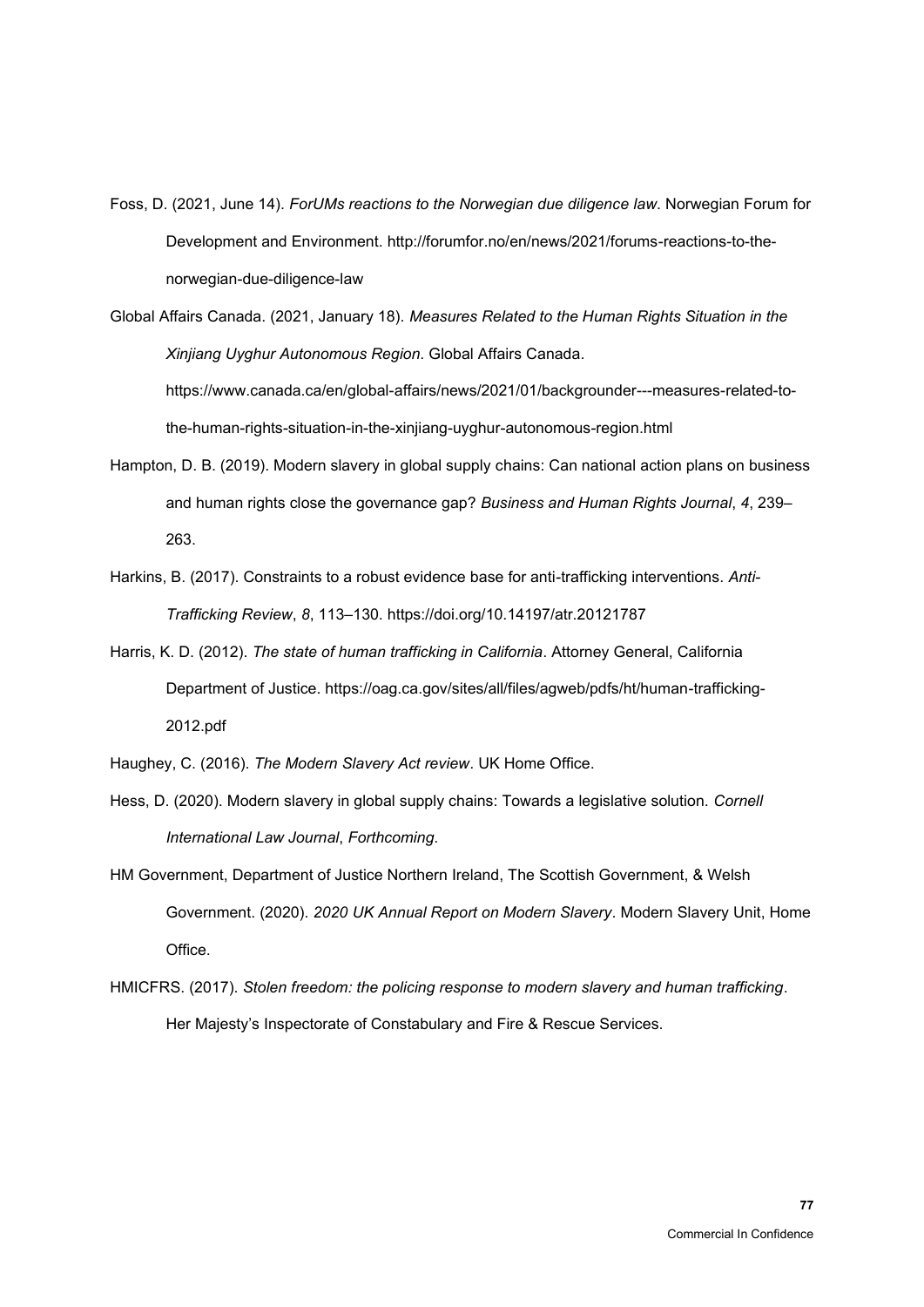Foss, D. (2021, June 14). *ForUMs reactions to the Norwegian due diligence law*. Norwegian Forum for Development and Environment. http://forumfor.no/en/news/2021/forums-reactions-to-the-norwegian-due-diligence-law

Global Affairs Canada. (2021, January 18). *Measures Related to the Human Rights Situation in the Xinjiang Uyghur Autonomous Region*. Global Affairs Canada. https://www.canada.ca/en/global-affairs/news/2021/01/backgrounder---measures-related-to-the-human-rights-situation-in-the-xinjiang-uyghur-autonomous-region.html

Hampton, D. B. (2019). Modern slavery in global supply chains: Can national action plans on business and human rights close the governance gap? *Business and Human Rights Journal*, *4*, 239–263.

Harkins, B. (2017). Constraints to a robust evidence base for anti-trafficking interventions. *Anti-Trafficking Review*, *8*, 113–130. https://doi.org/10.14197/atr.20121787

Harris, K. D. (2012). *The state of human trafficking in California*. Attorney General, California Department of Justice. https://oag.ca.gov/sites/all/files/agweb/pdfs/ht/human-trafficking-2012.pdf

Haughey, C. (2016). *The Modern Slavery Act review*. UK Home Office.

Hess, D. (2020). Modern slavery in global supply chains: Towards a legislative solution. *Cornell International Law Journal*, *Forthcoming*.

HM Government, Department of Justice Northern Ireland, The Scottish Government, & Welsh Government. (2020). *2020 UK Annual Report on Modern Slavery*. Modern Slavery Unit, Home Office.

HMICFRS. (2017). *Stolen freedom: the policing response to modern slavery and human trafficking*. Her Majesty's Inspectorate of Constabulary and Fire & Rescue Services.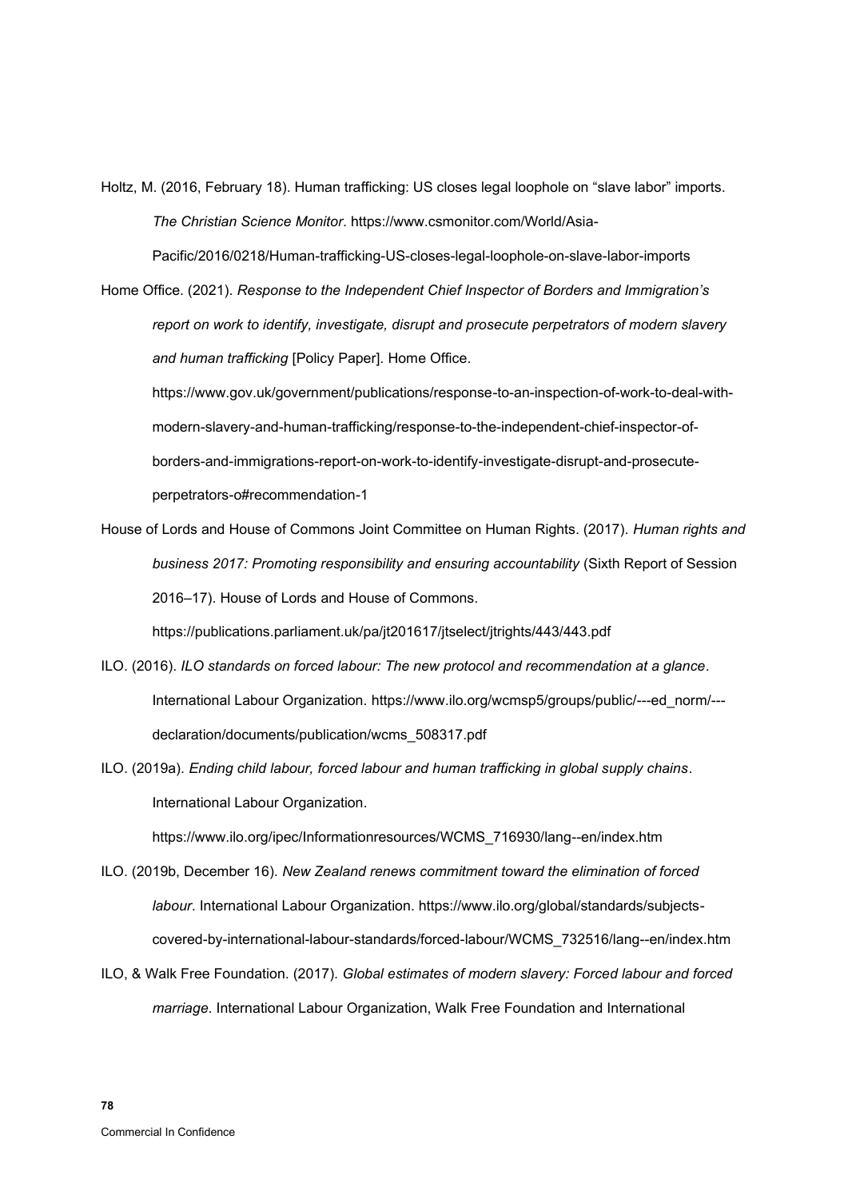Holtz, M. (2016, February 18). Human trafficking: US closes legal loophole on “slave labor” imports. *The Christian Science Monitor*. https://www.csmonitor.com/World/Asia-Pacific/2016/0218/Human-trafficking-US-closes-legal-loophole-on-slave-labor-imports

Home Office. (2021). *Response to the Independent Chief Inspector of Borders and Immigration’s report on work to identify, investigate, disrupt and prosecute perpetrators of modern slavery and human trafficking* [Policy Paper]. Home Office. https://www.gov.uk/government/publications/response-to-an-inspection-of-work-to-deal-with-modern-slavery-and-human-trafficking/response-to-the-independent-chief-inspector-of-borders-and-immigrations-report-on-work-to-identify-investigate-disrupt-and-prosecute-perpetrators-o#recommendation-1

House of Lords and House of Commons Joint Committee on Human Rights. (2017). *Human rights and business 2017: Promoting responsibility and ensuring accountability* (Sixth Report of Session 2016–17). House of Lords and House of Commons. https://publications.parliament.uk/pa/jt201617/jtselect/jtrights/443/443.pdf

ILO. (2016). *ILO standards on forced labour: The new protocol and recommendation at a glance*. International Labour Organization. https://www.ilo.org/wcmsp5/groups/public/---ed_norm/---declaration/documents/publication/wcms_508317.pdf

ILO. (2019a). *Ending child labour, forced labour and human trafficking in global supply chains*. International Labour Organization. https://www.ilo.org/ipec/Informationresources/WCMS_716930/lang--en/index.htm

ILO. (2019b, December 16). *New Zealand renews commitment toward the elimination of forced labour*. International Labour Organization. https://www.ilo.org/global/standards/subjects-covered-by-international-labour-standards/forced-labour/WCMS_732516/lang--en/index.htm

ILO, & Walk Free Foundation. (2017). *Global estimates of modern slavery: Forced labour and forced marriage*. International Labour Organization, Walk Free Foundation and International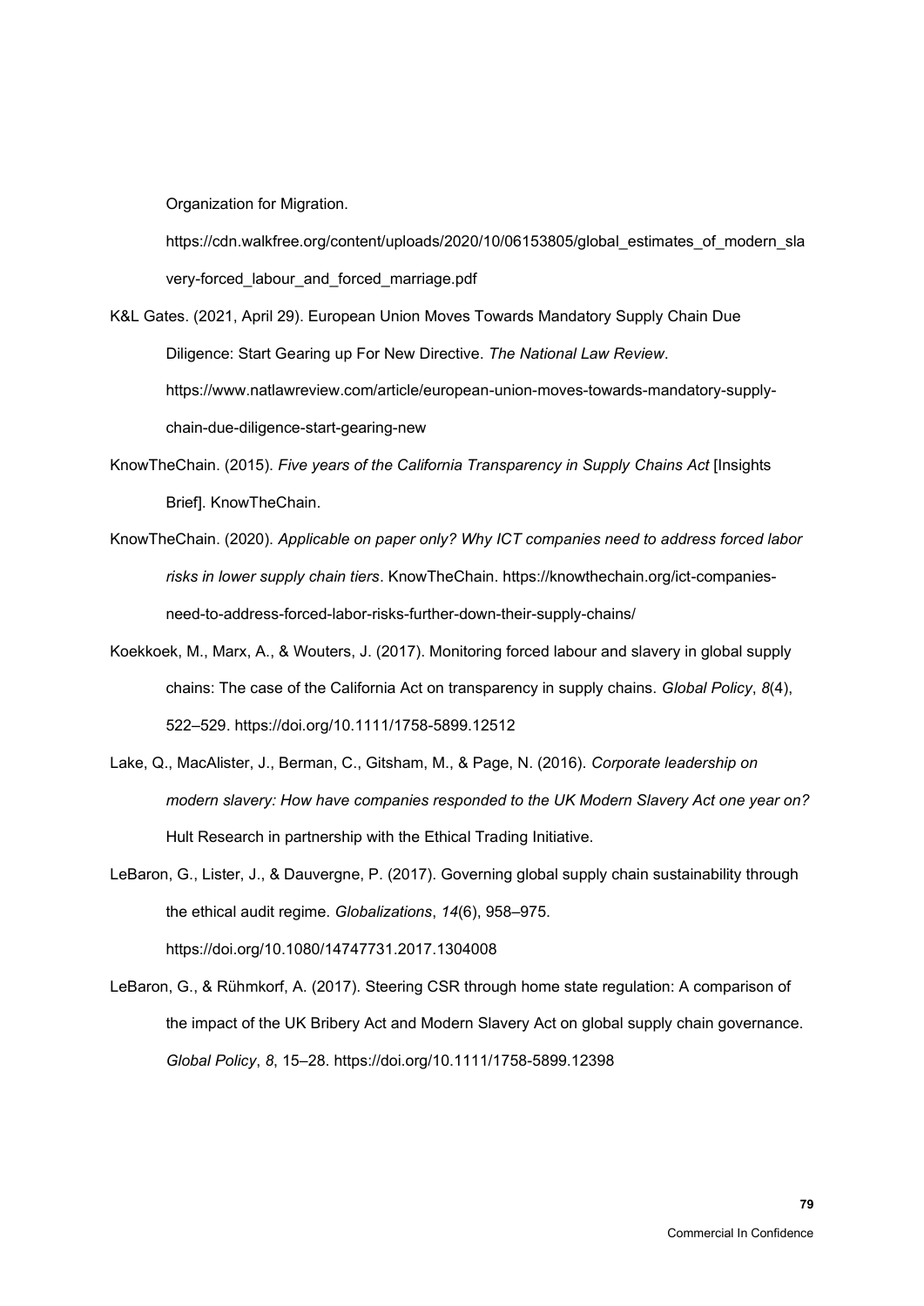Organization for Migration. https://cdn.walkfree.org/content/uploads/2020/10/06153805/global_estimates_of_modern_slavery-forced_labour_and_forced_marriage.pdf

K&L Gates. (2021, April 29). European Union Moves Towards Mandatory Supply Chain Due Diligence: Start Gearing up For New Directive. *The National Law Review*. https://www.natlawreview.com/article/european-union-moves-towards-mandatory-supply-chain-due-diligence-start-gearing-new

KnowTheChain. (2015). *Five years of the California Transparency in Supply Chains Act* [Insights Brief]. KnowTheChain.

KnowTheChain. (2020). *Applicable on paper only? Why ICT companies need to address forced labor risks in lower supply chain tiers*. KnowTheChain. https://knowthechain.org/ict-companies-need-to-address-forced-labor-risks-further-down-their-supply-chains/

Koekkoek, M., Marx, A., & Wouters, J. (2017). Monitoring forced labour and slavery in global supply chains: The case of the California Act on transparency in supply chains. *Global Policy*, *8*(4), 522–529. https://doi.org/10.1111/1758-5899.12512

Lake, Q., MacAlister, J., Berman, C., Gitsham, M., & Page, N. (2016). *Corporate leadership on modern slavery: How have companies responded to the UK Modern Slavery Act one year on?* Hult Research in partnership with the Ethical Trading Initiative.

LeBaron, G., Lister, J., & Dauvergne, P. (2017). Governing global supply chain sustainability through the ethical audit regime. *Globalizations*, *14*(6), 958–975. https://doi.org/10.1080/14747731.2017.1304008

LeBaron, G., & Rühmkorf, A. (2017). Steering CSR through home state regulation: A comparison of the impact of the UK Bribery Act and Modern Slavery Act on global supply chain governance. *Global Policy*, *8*, 15–28. https://doi.org/10.1111/1758-5899.12398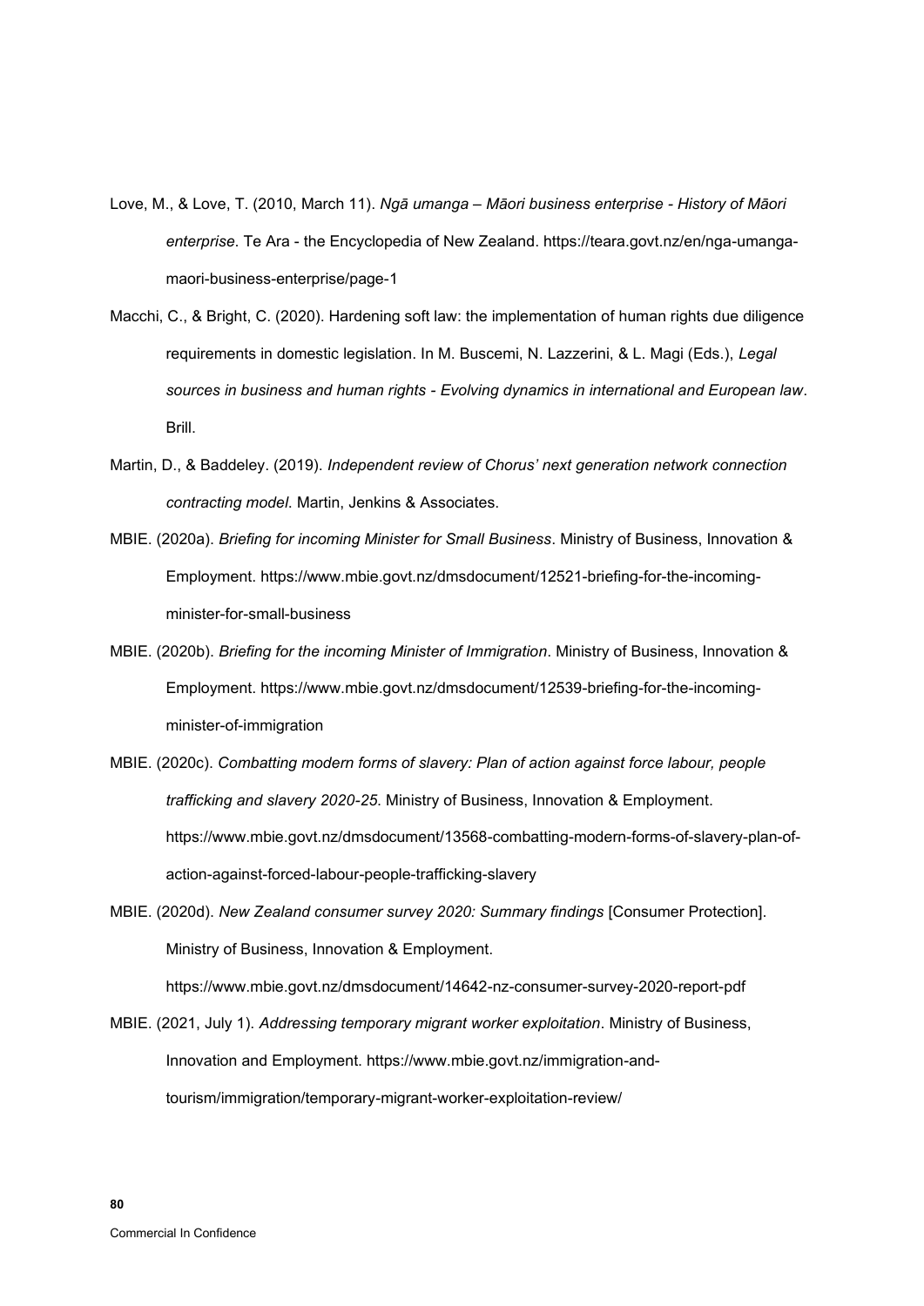Love, M., & Love, T. (2010, March 11). *Ngā umanga – Māori business enterprise - History of Māori enterprise*. Te Ara - the Encyclopedia of New Zealand. https://teara.govt.nz/en/nga-umanga-maori-business-enterprise/page-1

Macchi, C., & Bright, C. (2020). Hardening soft law: the implementation of human rights due diligence requirements in domestic legislation. In M. Buscemi, N. Lazzerini, & L. Magi (Eds.), *Legal sources in business and human rights - Evolving dynamics in international and European law*. Brill.

Martin, D., & Baddeley. (2019). *Independent review of Chorus' next generation network connection contracting model*. Martin, Jenkins & Associates.

MBIE. (2020a). *Briefing for incoming Minister for Small Business*. Ministry of Business, Innovation & Employment. https://www.mbie.govt.nz/dmsdocument/12521-briefing-for-the-incoming-minister-for-small-business

MBIE. (2020b). *Briefing for the incoming Minister of Immigration*. Ministry of Business, Innovation & Employment. https://www.mbie.govt.nz/dmsdocument/12539-briefing-for-the-incoming-minister-of-immigration

MBIE. (2020c). *Combatting modern forms of slavery: Plan of action against force labour, people trafficking and slavery 2020-25*. Ministry of Business, Innovation & Employment. https://www.mbie.govt.nz/dmsdocument/13568-combatting-modern-forms-of-slavery-plan-of-action-against-forced-labour-people-trafficking-slavery

MBIE. (2020d). *New Zealand consumer survey 2020: Summary findings* [Consumer Protection]. Ministry of Business, Innovation & Employment. https://www.mbie.govt.nz/dmsdocument/14642-nz-consumer-survey-2020-report-pdf

MBIE. (2021, July 1). *Addressing temporary migrant worker exploitation*. Ministry of Business, Innovation and Employment. https://www.mbie.govt.nz/immigration-and-tourism/immigration/temporary-migrant-worker-exploitation-review/

Commercial In Confidence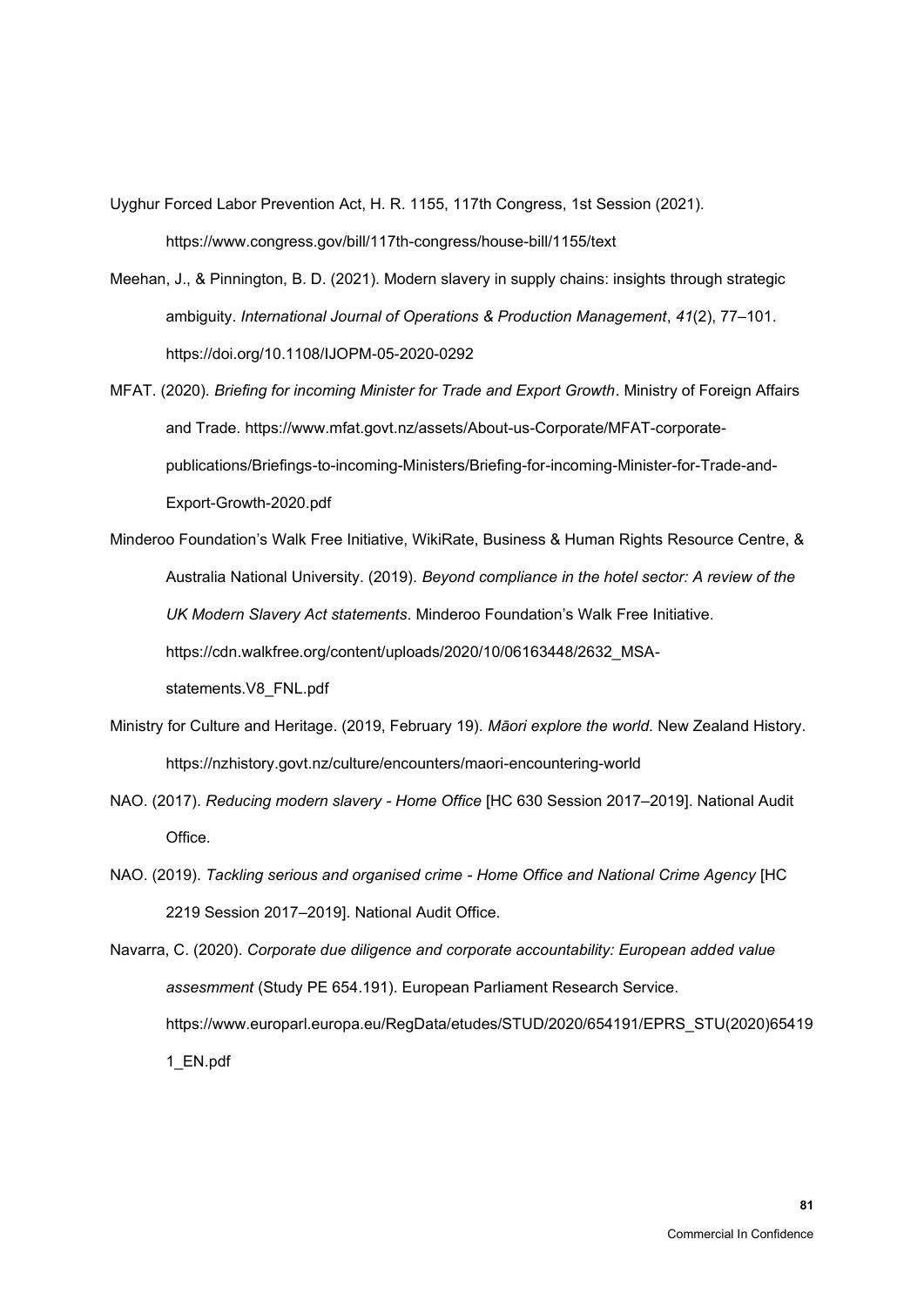Uyghur Forced Labor Prevention Act, H. R. 1155, 117th Congress, 1st Session (2021). https://www.congress.gov/bill/117th-congress/house-bill/1155/text

Meehan, J., & Pinnington, B. D. (2021). Modern slavery in supply chains: insights through strategic ambiguity. *International Journal of Operations & Production Management*, *41*(2), 77–101. https://doi.org/10.1108/IJOPM-05-2020-0292

MFAT. (2020). *Briefing for incoming Minister for Trade and Export Growth*. Ministry of Foreign Affairs and Trade. https://www.mfat.govt.nz/assets/About-us-Corporate/MFAT-corporate-publications/Briefings-to-incoming-Ministers/Briefing-for-incoming-Minister-for-Trade-and-Export-Growth-2020.pdf

Minderoo Foundation's Walk Free Initiative, WikiRate, Business & Human Rights Resource Centre, & Australia National University. (2019). *Beyond compliance in the hotel sector: A review of the UK Modern Slavery Act statements*. Minderoo Foundation's Walk Free Initiative. https://cdn.walkfree.org/content/uploads/2020/10/06163448/2632_MSA-statements.V8_FNL.pdf

Ministry for Culture and Heritage. (2019, February 19). *Māori explore the world*. New Zealand History. https://nzhistory.govt.nz/culture/encounters/maori-encountering-world

NAO. (2017). *Reducing modern slavery - Home Office* [HC 630 Session 2017–2019]. National Audit Office.

NAO. (2019). *Tackling serious and organised crime - Home Office and National Crime Agency* [HC 2219 Session 2017–2019]. National Audit Office.

Navarra, C. (2020). *Corporate due diligence and corporate accountability: European added value assesmment* (Study PE 654.191). European Parliament Research Service. https://www.europarl.europa.eu/RegData/etudes/STUD/2020/654191/EPRS_STU(2020)654191_EN.pdf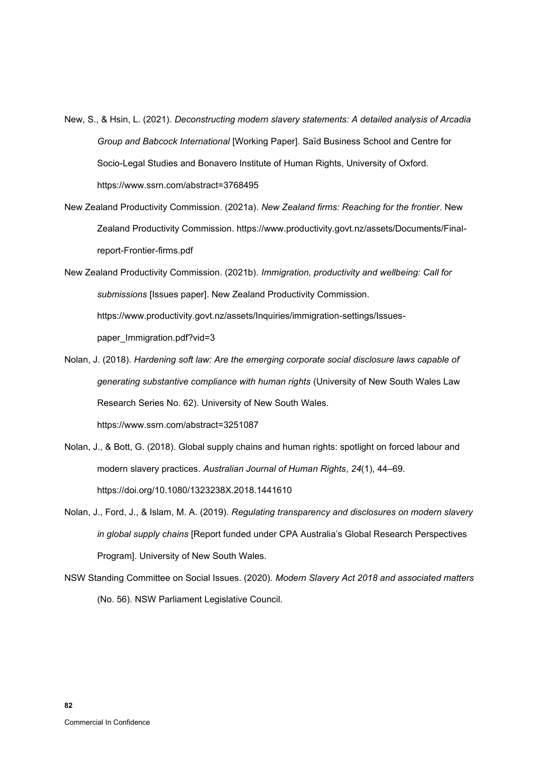New, S., & Hsin, L. (2021). *Deconstructing modern slavery statements: A detailed analysis of Arcadia Group and Babcock International* [Working Paper]. Saïd Business School and Centre for Socio-Legal Studies and Bonavero Institute of Human Rights, University of Oxford. https://www.ssrn.com/abstract=3768495

New Zealand Productivity Commission. (2021a). *New Zealand firms: Reaching for the frontier*. New Zealand Productivity Commission. https://www.productivity.govt.nz/assets/Documents/Final-report-Frontier-firms.pdf

New Zealand Productivity Commission. (2021b). *Immigration, productivity and wellbeing: Call for submissions* [Issues paper]. New Zealand Productivity Commission. https://www.productivity.govt.nz/assets/Inquiries/immigration-settings/Issues-paper_Immigration.pdf?vid=3

Nolan, J. (2018). *Hardening soft law: Are the emerging corporate social disclosure laws capable of generating substantive compliance with human rights* (University of New South Wales Law Research Series No. 62). University of New South Wales. https://www.ssrn.com/abstract=3251087

Nolan, J., & Bott, G. (2018). Global supply chains and human rights: spotlight on forced labour and modern slavery practices. *Australian Journal of Human Rights*, *24*(1), 44–69. https://doi.org/10.1080/1323238X.2018.1441610

Nolan, J., Ford, J., & Islam, M. A. (2019). *Regulating transparency and disclosures on modern slavery in global supply chains* [Report funded under CPA Australia's Global Research Perspectives Program]. University of New South Wales.

NSW Standing Committee on Social Issues. (2020). *Modern Slavery Act 2018 and associated matters* (No. 56). NSW Parliament Legislative Council.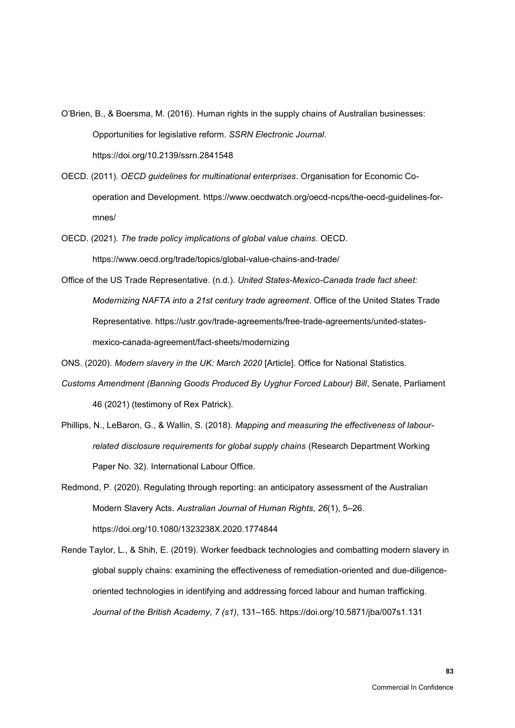O'Brien, B., & Boersma, M. (2016). Human rights in the supply chains of Australian businesses: Opportunities for legislative reform. *SSRN Electronic Journal*. https://doi.org/10.2139/ssrn.2841548

OECD. (2011). *OECD guidelines for multinational enterprises*. Organisation for Economic Co-operation and Development. https://www.oecdwatch.org/oecd-ncps/the-oecd-guidelines-for-mnes/

OECD. (2021). *The trade policy implications of global value chains*. OECD. https://www.oecd.org/trade/topics/global-value-chains-and-trade/

Office of the US Trade Representative. (n.d.). *United States-Mexico-Canada trade fact sheet: Modernizing NAFTA into a 21st century trade agreement*. Office of the United States Trade Representative. https://ustr.gov/trade-agreements/free-trade-agreements/united-states-mexico-canada-agreement/fact-sheets/modernizing

ONS. (2020). *Modern slavery in the UK: March 2020* [Article]. Office for National Statistics.

*Customs Amendment (Banning Goods Produced By Uyghur Forced Labour) Bill*, Senate, Parliament 46 (2021) (testimony of Rex Patrick).

Phillips, N., LeBaron, G., & Wallin, S. (2018). *Mapping and measuring the effectiveness of labour-related disclosure requirements for global supply chains* (Research Department Working Paper No. 32). International Labour Office.

Redmond, P. (2020). Regulating through reporting: an anticipatory assessment of the Australian Modern Slavery Acts. *Australian Journal of Human Rights*, *26*(1), 5–26. https://doi.org/10.1080/1323238X.2020.1774844

Rende Taylor, L., & Shih, E. (2019). Worker feedback technologies and combatting modern slavery in global supply chains: examining the effectiveness of remediation-oriented and due-diligence-oriented technologies in identifying and addressing forced labour and human trafficking. *Journal of the British Academy*, *7 (s1)*, 131–165. https://doi.org/10.5871/jba/007s1.131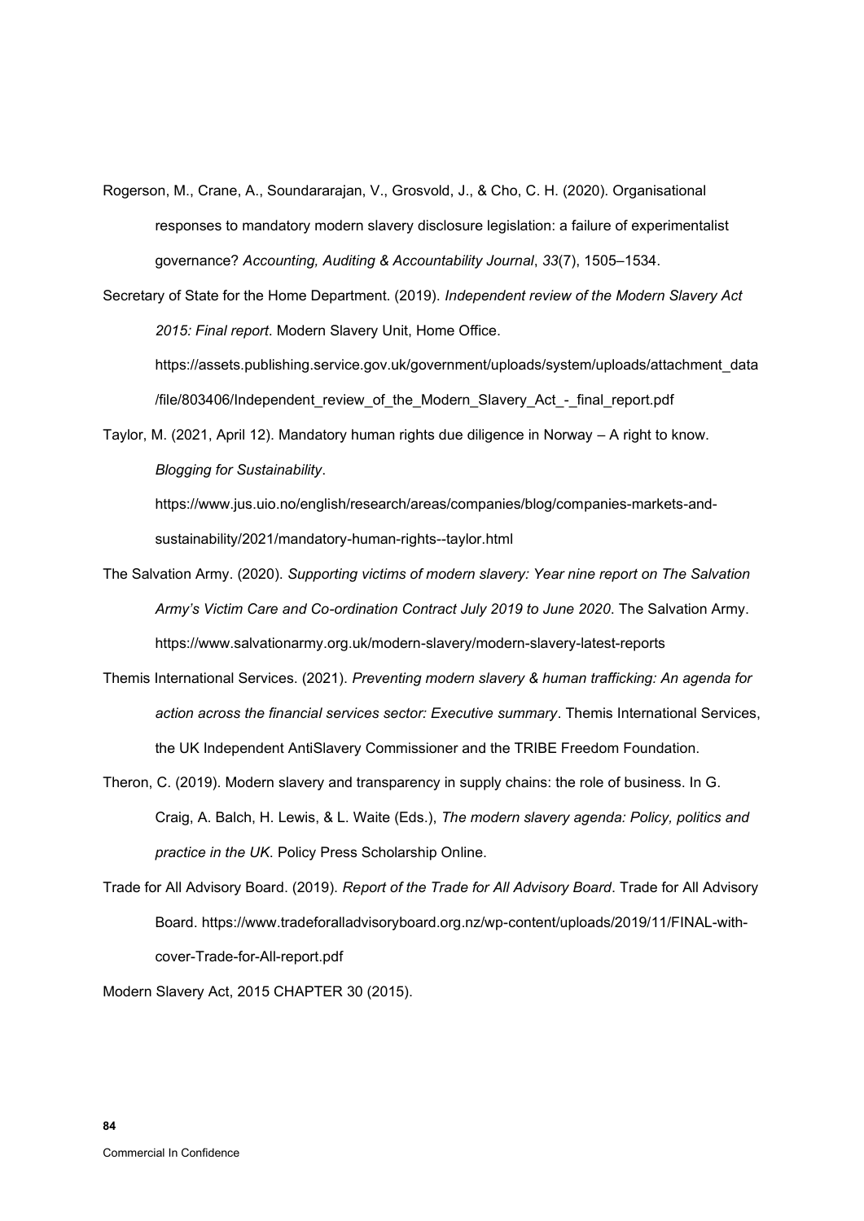Rogerson, M., Crane, A., Soundararajan, V., Grosvold, J., & Cho, C. H. (2020). Organisational responses to mandatory modern slavery disclosure legislation: a failure of experimentalist governance? *Accounting, Auditing & Accountability Journal*, *33*(7), 1505–1534.

Secretary of State for the Home Department. (2019). *Independent review of the Modern Slavery Act 2015: Final report*. Modern Slavery Unit, Home Office. https://assets.publishing.service.gov.uk/government/uploads/system/uploads/attachment_data/file/803406/Independent_review_of_the_Modern_Slavery_Act_-_final_report.pdf

Taylor, M. (2021, April 12). Mandatory human rights due diligence in Norway – A right to know. *Blogging for Sustainability*. https://www.jus.uio.no/english/research/areas/companies/blog/companies-markets-and-sustainability/2021/mandatory-human-rights--taylor.html

The Salvation Army. (2020). *Supporting victims of modern slavery: Year nine report on The Salvation Army's Victim Care and Co-ordination Contract July 2019 to June 2020*. The Salvation Army. https://www.salvationarmy.org.uk/modern-slavery/modern-slavery-latest-reports

Themis International Services. (2021). *Preventing modern slavery & human trafficking: An agenda for action across the financial services sector: Executive summary*. Themis International Services, the UK Independent AntiSlavery Commissioner and the TRIBE Freedom Foundation.

Theron, C. (2019). Modern slavery and transparency in supply chains: the role of business. In G. Craig, A. Balch, H. Lewis, & L. Waite (Eds.), *The modern slavery agenda: Policy, politics and practice in the UK*. Policy Press Scholarship Online.

Trade for All Advisory Board. (2019). *Report of the Trade for All Advisory Board*. Trade for All Advisory Board. https://www.tradeforalladvisoryboard.org.nz/wp-content/uploads/2019/11/FINAL-with-cover-Trade-for-All-report.pdf

Modern Slavery Act, 2015 CHAPTER 30 (2015).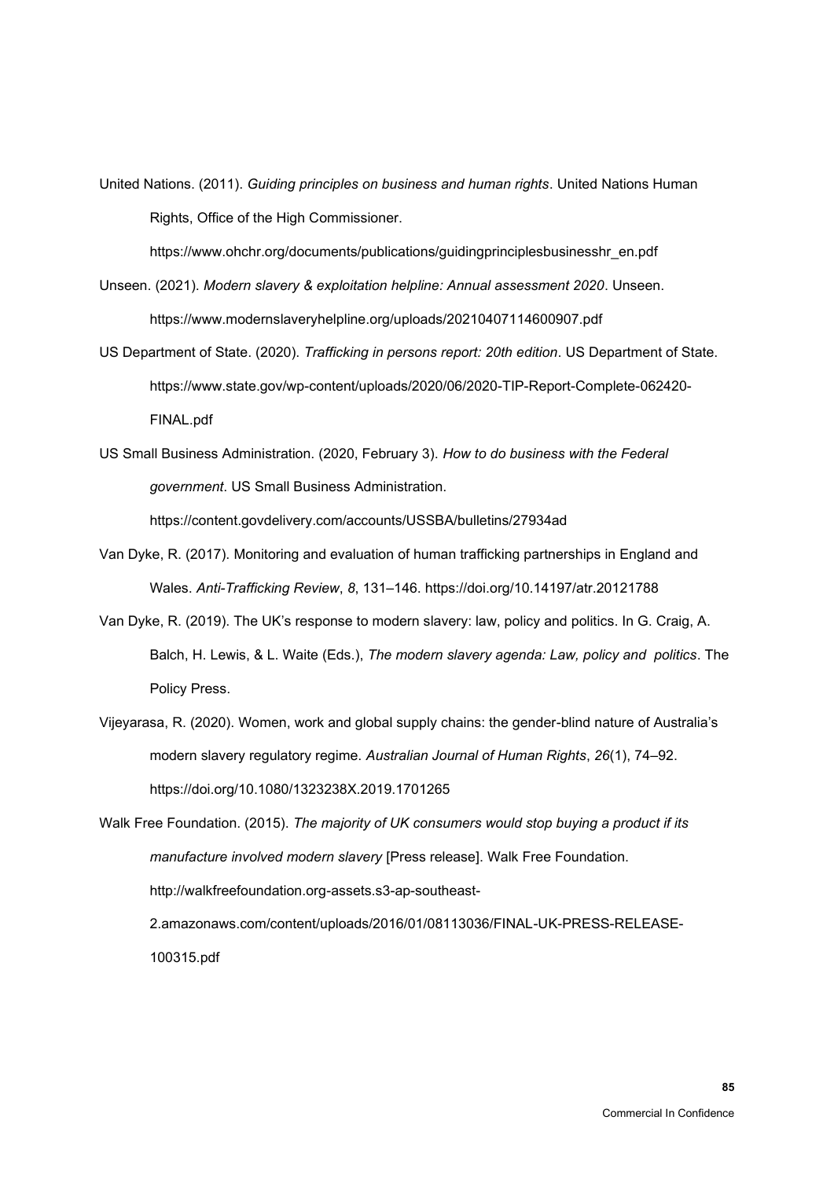United Nations. (2011). *Guiding principles on business and human rights*. United Nations Human Rights, Office of the High Commissioner. https://www.ohchr.org/documents/publications/guidingprinciplesbusinesshr_en.pdf

Unseen. (2021). *Modern slavery & exploitation helpline: Annual assessment 2020*. Unseen. https://www.modernslaveryhelpline.org/uploads/20210407114600907.pdf

US Department of State. (2020). *Trafficking in persons report: 20th edition*. US Department of State. https://www.state.gov/wp-content/uploads/2020/06/2020-TIP-Report-Complete-062420-FINAL.pdf

US Small Business Administration. (2020, February 3). *How to do business with the Federal government*. US Small Business Administration. https://content.govdelivery.com/accounts/USSBA/bulletins/27934ad

Van Dyke, R. (2017). Monitoring and evaluation of human trafficking partnerships in England and Wales. *Anti-Trafficking Review*, *8*, 131–146. https://doi.org/10.14197/atr.20121788

Van Dyke, R. (2019). The UK's response to modern slavery: law, policy and politics. In G. Craig, A. Balch, H. Lewis, & L. Waite (Eds.), *The modern slavery agenda: Law, policy and politics*. The Policy Press.

Vijeyarasa, R. (2020). Women, work and global supply chains: the gender-blind nature of Australia's modern slavery regulatory regime. *Australian Journal of Human Rights*, *26*(1), 74–92. https://doi.org/10.1080/1323238X.2019.1701265

Walk Free Foundation. (2015). *The majority of UK consumers would stop buying a product if its manufacture involved modern slavery* [Press release]. Walk Free Foundation. http://walkfreefoundation.org-assets.s3-ap-southeast-2.amazonaws.com/content/uploads/2016/01/08113036/FINAL-UK-PRESS-RELEASE-100315.pdf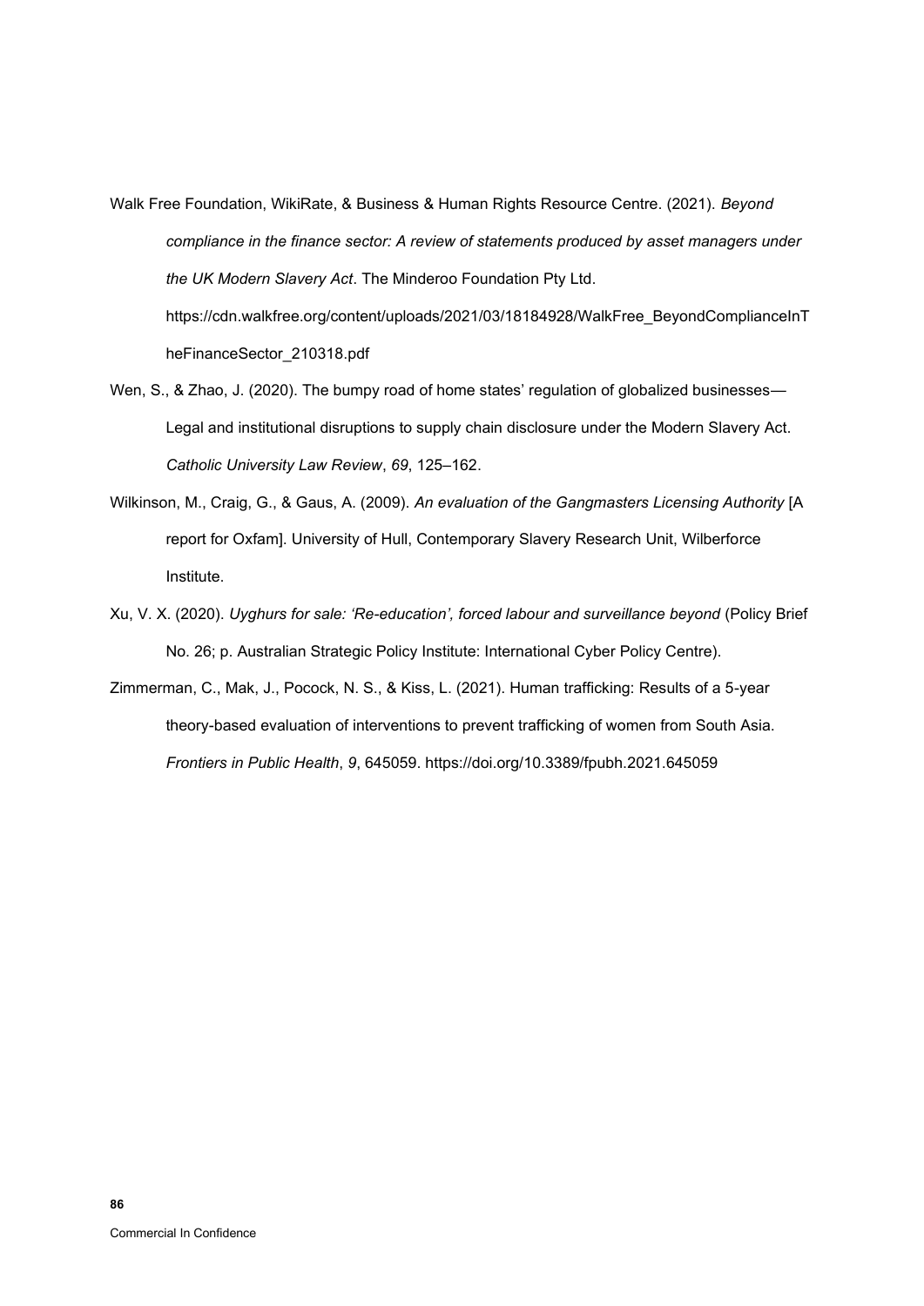Walk Free Foundation, WikiRate, & Business & Human Rights Resource Centre. (2021). *Beyond compliance in the finance sector: A review of statements produced by asset managers under the UK Modern Slavery Act*. The Minderoo Foundation Pty Ltd. https://cdn.walkfree.org/content/uploads/2021/03/18184928/WalkFree_BeyondComplianceInTheFinanceSector_210318.pdf

Wen, S., & Zhao, J. (2020). The bumpy road of home states' regulation of globalized businesses—Legal and institutional disruptions to supply chain disclosure under the Modern Slavery Act. *Catholic University Law Review*, *69*, 125–162.

Wilkinson, M., Craig, G., & Gaus, A. (2009). *An evaluation of the Gangmasters Licensing Authority* [A report for Oxfam]. University of Hull, Contemporary Slavery Research Unit, Wilberforce Institute.

Xu, V. X. (2020). *Uyghurs for sale: 'Re-education', forced labour and surveillance beyond* (Policy Brief No. 26; p. Australian Strategic Policy Institute: International Cyber Policy Centre).

Zimmerman, C., Mak, J., Pocock, N. S., & Kiss, L. (2021). Human trafficking: Results of a 5-year theory-based evaluation of interventions to prevent trafficking of women from South Asia. *Frontiers in Public Health*, *9*, 645059. https://doi.org/10.3389/fpubh.2021.645059

Commercial In Confidence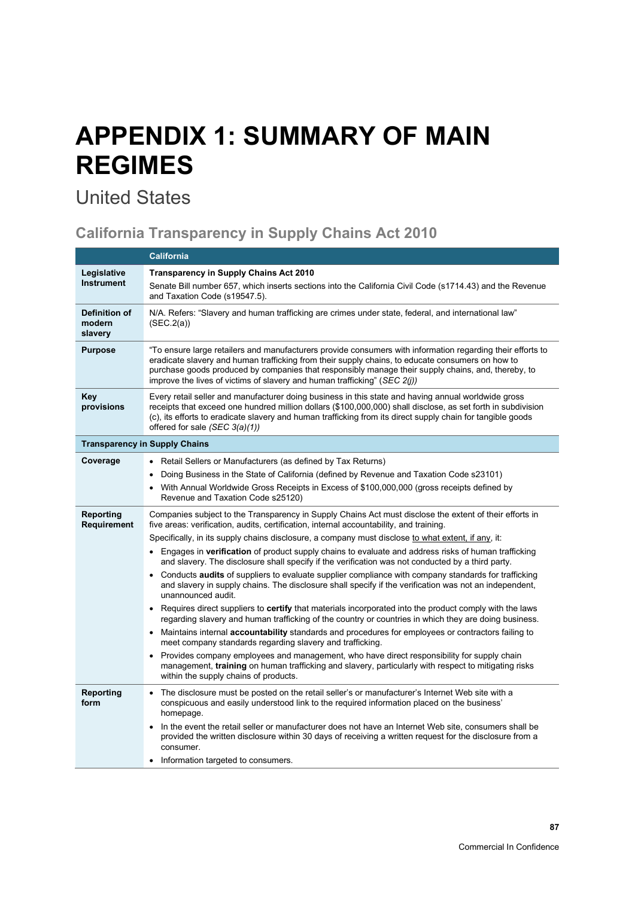# APPENDIX 1: SUMMARY OF MAIN REGIMES

## United States

### California Transparency in Supply Chains Act 2010

| | California |
|---|---|
| **Legislative Instrument** | **Transparency in Supply Chains Act 2010**<br>Senate Bill number 657, which inserts sections into the California Civil Code (s1714.43) and the Revenue and Taxation Code (s19547.5). |
| **Definition of modern slavery** | N/A. Refers: "Slavery and human trafficking are crimes under state, federal, and international law" (SEC.2(a)) |
| **Purpose** | "To ensure large retailers and manufacturers provide consumers with information regarding their efforts to eradicate slavery and human trafficking from their supply chains, to educate consumers on how to purchase goods produced by companies that responsibly manage their supply chains, and, thereby, to improve the lives of victims of slavery and human trafficking" (*SEC 2(j)*) |
| **Key provisions** | Every retail seller and manufacturer doing business in this state and having annual worldwide gross receipts that exceed one hundred million dollars ($100,000,000) shall disclose, as set forth in subdivision (c), its efforts to eradicate slavery and human trafficking from its direct supply chain for tangible goods offered for sale *(SEC 3(a)(1))* |
| **Transparency in Supply Chains** | |
| **Coverage** | • Retail Sellers or Manufacturers (as defined by Tax Returns)<br>• Doing Business in the State of California (defined by Revenue and Taxation Code s23101)<br>• With Annual Worldwide Gross Receipts in Excess of $100,000,000 (gross receipts defined by Revenue and Taxation Code s25120) |
| **Reporting Requirement** | Companies subject to the Transparency in Supply Chains Act must disclose the extent of their efforts in five areas: verification, audits, certification, internal accountability, and training.<br>Specifically, in its supply chains disclosure, a company must disclose <u>to what extent, if any</u>, it:<br>• Engages in **verification** of product supply chains to evaluate and address risks of human trafficking and slavery. The disclosure shall specify if the verification was not conducted by a third party.<br>• Conducts **audits** of suppliers to evaluate supplier compliance with company standards for trafficking and slavery in supply chains. The disclosure shall specify if the verification was not an independent, unannounced audit.<br>• Requires direct suppliers to **certify** that materials incorporated into the product comply with the laws regarding slavery and human trafficking of the country or countries in which they are doing business.<br>• Maintains internal **accountability** standards and procedures for employees or contractors failing to meet company standards regarding slavery and trafficking.<br>• Provides company employees and management, who have direct responsibility for supply chain management, **training** on human trafficking and slavery, particularly with respect to mitigating risks within the supply chains of products. |
| **Reporting form** | • The disclosure must be posted on the retail seller's or manufacturer's Internet Web site with a conspicuous and easily understood link to the required information placed on the business' homepage.<br>• In the event the retail seller or manufacturer does not have an Internet Web site, consumers shall be provided the written disclosure within 30 days of receiving a written request for the disclosure from a consumer.<br>• Information targeted to consumers. |

Commercial In Confidence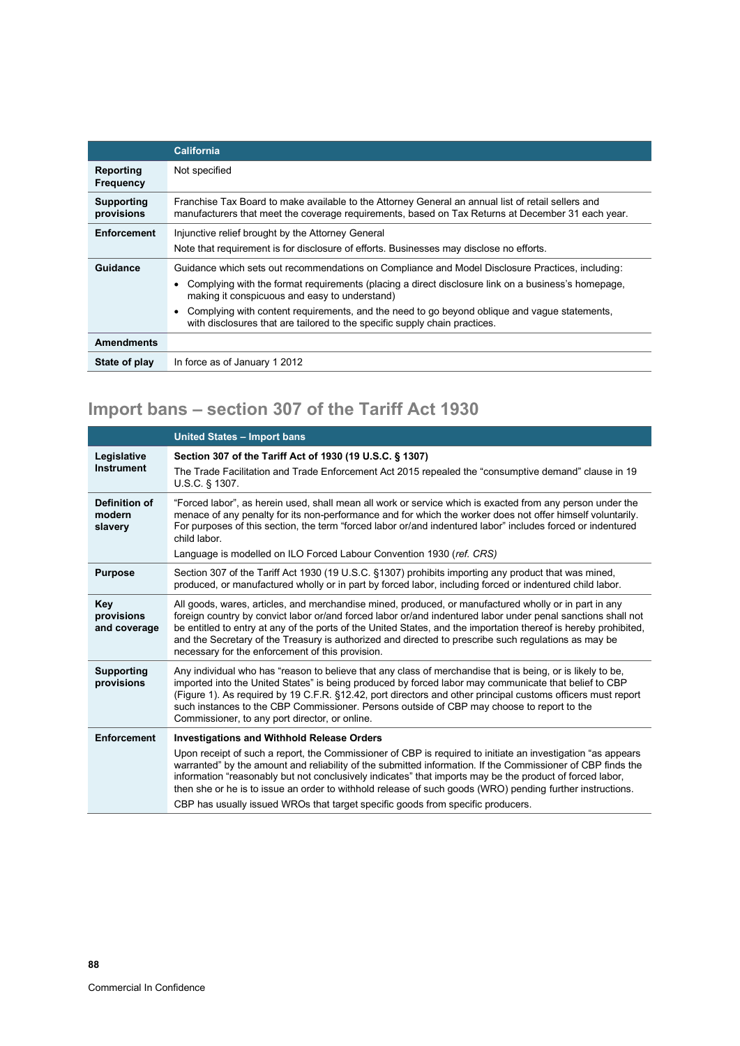| | California |
|---|---|
| **Reporting Frequency** | Not specified |
| **Supporting provisions** | Franchise Tax Board to make available to the Attorney General an annual list of retail sellers and manufacturers that meet the coverage requirements, based on Tax Returns at December 31 each year. |
| **Enforcement** | Injunctive relief brought by the Attorney General<br>Note that requirement is for disclosure of efforts. Businesses may disclose no efforts. |
| **Guidance** | Guidance which sets out recommendations on Compliance and Model Disclosure Practices, including:<br>• Complying with the format requirements (placing a direct disclosure link on a business's homepage, making it conspicuous and easy to understand)<br>• Complying with content requirements, and the need to go beyond oblique and vague statements, with disclosures that are tailored to the specific supply chain practices. |
| **Amendments** | |
| **State of play** | In force as of January 1 2012 |

## Import bans – section 307 of the Tariff Act 1930

| | United States – Import bans |
|---|---|
| **Legislative Instrument** | **Section 307 of the Tariff Act of 1930 (19 U.S.C. § 1307)**<br>The Trade Facilitation and Trade Enforcement Act 2015 repealed the "consumptive demand" clause in 19 U.S.C. § 1307. |
| **Definition of modern slavery** | "Forced labor", as herein used, shall mean all work or service which is exacted from any person under the menace of any penalty for its non-performance and for which the worker does not offer himself voluntarily. For purposes of this section, the term "forced labor or/and indentured labor" includes forced or indentured child labor.<br>Language is modelled on ILO Forced Labour Convention 1930 (*ref. CRS)* |
| **Purpose** | Section 307 of the Tariff Act 1930 (19 U.S.C. §1307) prohibits importing any product that was mined, produced, or manufactured wholly or in part by forced labor, including forced or indentured child labor. |
| **Key provisions and coverage** | All goods, wares, articles, and merchandise mined, produced, or manufactured wholly or in part in any foreign country by convict labor or/and forced labor or/and indentured labor under penal sanctions shall not be entitled to entry at any of the ports of the United States, and the importation thereof is hereby prohibited, and the Secretary of the Treasury is authorized and directed to prescribe such regulations as may be necessary for the enforcement of this provision. |
| **Supporting provisions** | Any individual who has "reason to believe that any class of merchandise that is being, or is likely to be, imported into the United States" is being produced by forced labor may communicate that belief to CBP (Figure 1). As required by 19 C.F.R. §12.42, port directors and other principal customs officers must report such instances to the CBP Commissioner. Persons outside of CBP may choose to report to the Commissioner, to any port director, or online. |
| **Enforcement** | **Investigations and Withhold Release Orders**<br>Upon receipt of such a report, the Commissioner of CBP is required to initiate an investigation "as appears warranted" by the amount and reliability of the submitted information. If the Commissioner of CBP finds the information "reasonably but not conclusively indicates" that imports may be the product of forced labor, then she or he is to issue an order to withhold release of such goods (WRO) pending further instructions.<br>CBP has usually issued WROs that target specific goods from specific producers. |

Commercial In Confidence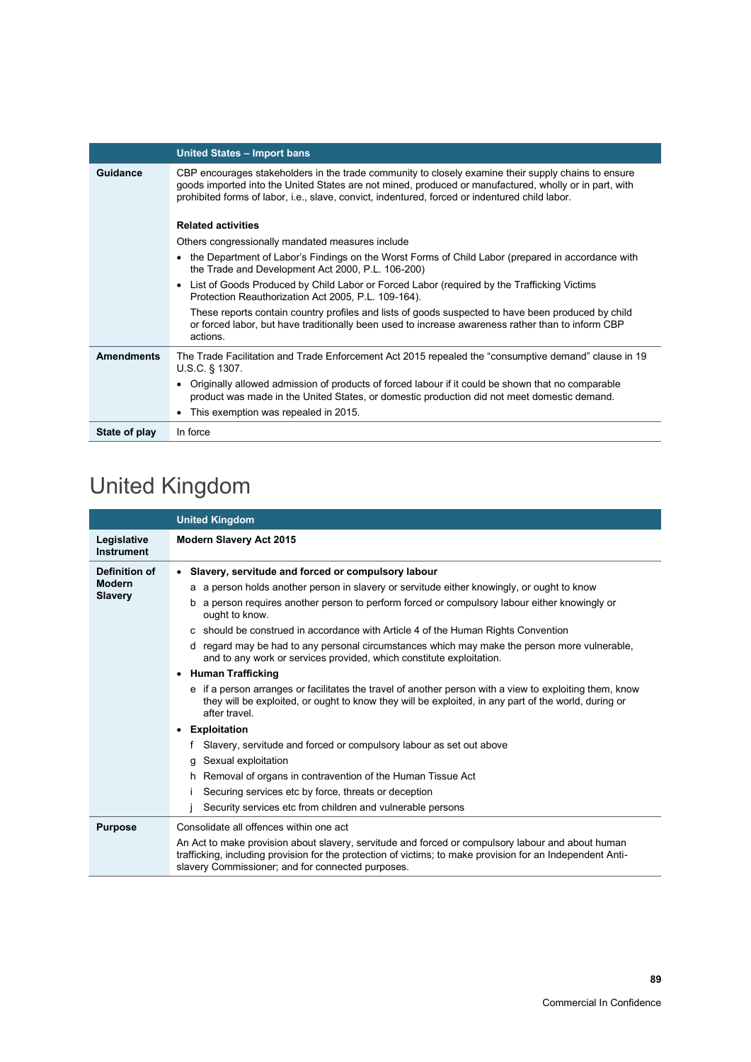| | United States – Import bans |
|---|---|
| **Guidance** | CBP encourages stakeholders in the trade community to closely examine their supply chains to ensure goods imported into the United States are not mined, produced or manufactured, wholly or in part, with prohibited forms of labor, i.e., slave, convict, indentured, forced or indentured child labor.<br><br>**Related activities**<br>Others congressionally mandated measures include<br>• the Department of Labor's Findings on the Worst Forms of Child Labor (prepared in accordance with the Trade and Development Act 2000, P.L. 106-200)<br>• List of Goods Produced by Child Labor or Forced Labor (required by the Trafficking Victims Protection Reauthorization Act 2005, P.L. 109-164).<br>These reports contain country profiles and lists of goods suspected to have been produced by child or forced labor, but have traditionally been used to increase awareness rather than to inform CBP actions. |
| **Amendments** | The Trade Facilitation and Trade Enforcement Act 2015 repealed the "consumptive demand" clause in 19 U.S.C. § 1307.<br>• Originally allowed admission of products of forced labour if it could be shown that no comparable product was made in the United States, or domestic production did not meet domestic demand.<br>• This exemption was repealed in 2015. |
| **State of play** | In force |

# United Kingdom

| | United Kingdom |
|---|---|
| **Legislative Instrument** | **Modern Slavery Act 2015** |
| **Definition of Modern Slavery** | • **Slavery, servitude and forced or compulsory labour**<br>a a person holds another person in slavery or servitude either knowingly, or ought to know<br>b a person requires another person to perform forced or compulsory labour either knowingly or ought to know.<br>c should be construed in accordance with Article 4 of the Human Rights Convention<br>d regard may be had to any personal circumstances which may make the person more vulnerable, and to any work or services provided, which constitute exploitation.<br>• **Human Trafficking**<br>e if a person arranges or facilitates the travel of another person with a view to exploiting them, know they will be exploited, or ought to know they will be exploited, in any part of the world, during or after travel.<br>• **Exploitation**<br>f Slavery, servitude and forced or compulsory labour as set out above<br>g Sexual exploitation<br>h Removal of organs in contravention of the Human Tissue Act<br>i Securing services etc by force, threats or deception<br>j Security services etc from children and vulnerable persons |
| **Purpose** | Consolidate all offences within one act<br>An Act to make provision about slavery, servitude and forced or compulsory labour and about human trafficking, including provision for the protection of victims; to make provision for an Independent Anti-slavery Commissioner; and for connected purposes. |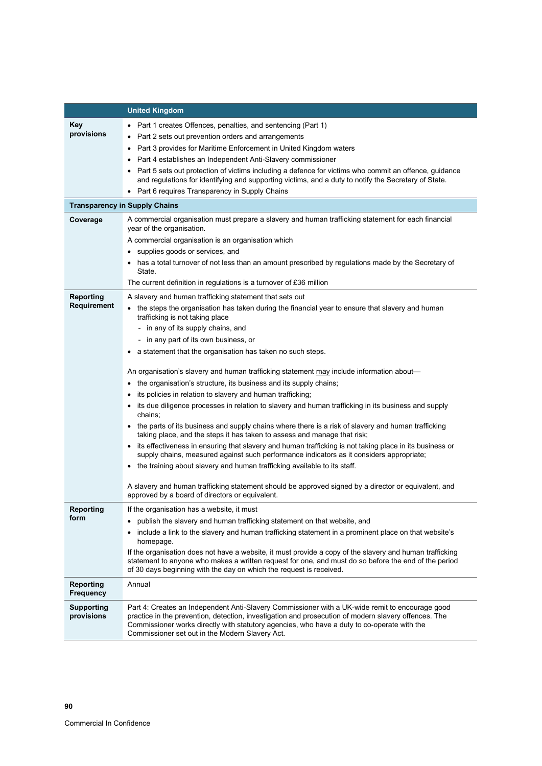| | United Kingdom |
|---|---|
| **Key provisions** | • Part 1 creates Offences, penalties, and sentencing (Part 1)<br>• Part 2 sets out prevention orders and arrangements<br>• Part 3 provides for Maritime Enforcement in United Kingdom waters<br>• Part 4 establishes an Independent Anti-Slavery commissioner<br>• Part 5 sets out protection of victims including a defence for victims who commit an offence, guidance and regulations for identifying and supporting victims, and a duty to notify the Secretary of State.<br>• Part 6 requires Transparency in Supply Chains |
| **Transparency in Supply Chains** | |
| **Coverage** | A commercial organisation must prepare a slavery and human trafficking statement for each financial year of the organisation.<br>A commercial organisation is an organisation which<br>• supplies goods or services, and<br>• has a total turnover of not less than an amount prescribed by regulations made by the Secretary of State.<br>The current definition in regulations is a turnover of £36 million |
| **Reporting Requirement** | A slavery and human trafficking statement that sets out<br>• the steps the organisation has taken during the financial year to ensure that slavery and human trafficking is not taking place<br>  - in any of its supply chains, and<br>  - in any part of its own business, or<br>• a statement that the organisation has taken no such steps.<br><br>An organisation's slavery and human trafficking statement may include information about—<br>• the organisation's structure, its business and its supply chains;<br>• its policies in relation to slavery and human trafficking;<br>• its due diligence processes in relation to slavery and human trafficking in its business and supply chains;<br>• the parts of its business and supply chains where there is a risk of slavery and human trafficking taking place, and the steps it has taken to assess and manage that risk;<br>• its effectiveness in ensuring that slavery and human trafficking is not taking place in its business or supply chains, measured against such performance indicators as it considers appropriate;<br>• the training about slavery and human trafficking available to its staff.<br><br>A slavery and human trafficking statement should be approved signed by a director or equivalent, and approved by a board of directors or equivalent. |
| **Reporting form** | If the organisation has a website, it must<br>• publish the slavery and human trafficking statement on that website, and<br>• include a link to the slavery and human trafficking statement in a prominent place on that website's homepage.<br>If the organisation does not have a website, it must provide a copy of the slavery and human trafficking statement to anyone who makes a written request for one, and must do so before the end of the period of 30 days beginning with the day on which the request is received. |
| **Reporting Frequency** | Annual |
| **Supporting provisions** | Part 4: Creates an Independent Anti-Slavery Commissioner with a UK-wide remit to encourage good practice in the prevention, detection, investigation and prosecution of modern slavery offences. The Commissioner works directly with statutory agencies, who have a duty to co-operate with the Commissioner set out in the Modern Slavery Act. |

Commercial In Confidence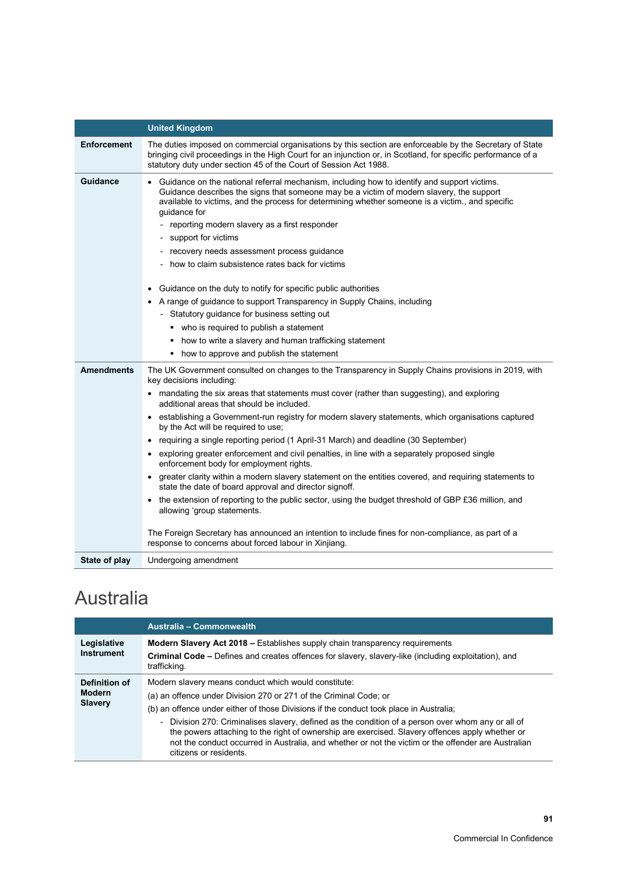| | United Kingdom |
|---|---|
| **Enforcement** | The duties imposed on commercial organisations by this section are enforceable by the Secretary of State bringing civil proceedings in the High Court for an injunction or, in Scotland, for specific performance of a statutory duty under section 45 of the Court of Session Act 1988. |
| **Guidance** | • Guidance on the national referral mechanism, including how to identify and support victims. Guidance describes the signs that someone may be a victim of modern slavery, the support available to victims, and the process for determining whether someone is a victim., and specific guidance for<br>- reporting modern slavery as a first responder<br>- support for victims<br>- recovery needs assessment process guidance<br>- how to claim subsistence rates back for victims<br><br>• Guidance on the duty to notify for specific public authorities<br>• A range of guidance to support Transparency in Supply Chains, including<br>- Statutory guidance for business setting out<br>▪ who is required to publish a statement<br>▪ how to write a slavery and human trafficking statement<br>▪ how to approve and publish the statement |
| **Amendments** | The UK Government consulted on changes to the Transparency in Supply Chains provisions in 2019, with key decisions including:<br>• mandating the six areas that statements must cover (rather than suggesting), and exploring additional areas that should be included.<br>• establishing a Government-run registry for modern slavery statements, which organisations captured by the Act will be required to use;<br>• requiring a single reporting period (1 April-31 March) and deadline (30 September)<br>• exploring greater enforcement and civil penalties, in line with a separately proposed single enforcement body for employment rights.<br>• greater clarity within a modern slavery statement on the entities covered, and requiring statements to state the date of board approval and director signoff.<br>• the extension of reporting to the public sector, using the budget threshold of GBP £36 million, and allowing 'group statements.<br><br>The Foreign Secretary has announced an intention to include fines for non-compliance, as part of a response to concerns about forced labour in Xinjiang. |
| **State of play** | Undergoing amendment |

# Australia

| | Australia – Commonwealth |
|---|---|
| **Legislative Instrument** | **Modern Slavery Act 2018 –** Establishes supply chain transparency requirements<br>**Criminal Code –** Defines and creates offences for slavery, slavery-like (including exploitation), and trafficking. |
| **Definition of Modern Slavery** | Modern slavery means conduct which would constitute:<br>(a) an offence under Division 270 or 271 of the Criminal Code; or<br>(b) an offence under either of those Divisions if the conduct took place in Australia;<br>- Division 270: Criminalises slavery, defined as the condition of a person over whom any or all of the powers attaching to the right of ownership are exercised. Slavery offences apply whether or not the conduct occurred in Australia, and whether or not the victim or the offender are Australian citizens or residents. |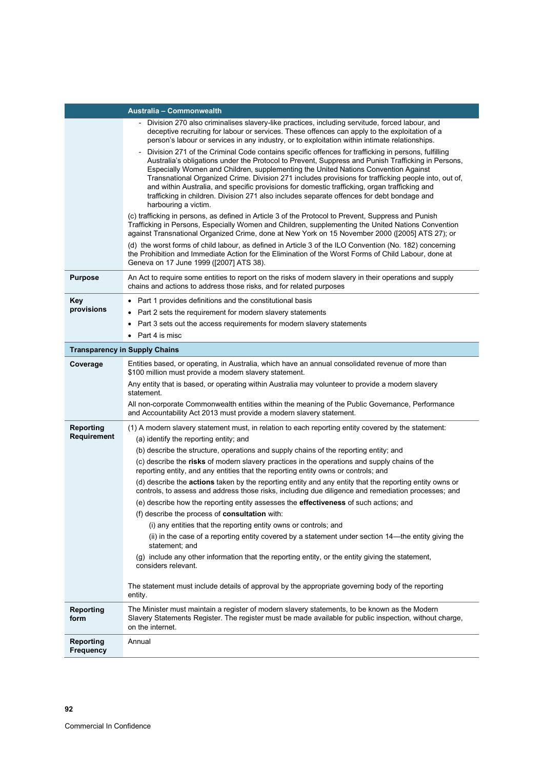| | Australia – Commonwealth |
|---|---|
| | - Division 270 also criminalises slavery-like practices, including servitude, forced labour, and deceptive recruiting for labour or services. These offences can apply to the exploitation of a person's labour or services in any industry, or to exploitation within intimate relationships.<br>- Division 271 of the Criminal Code contains specific offences for trafficking in persons, fulfilling Australia's obligations under the Protocol to Prevent, Suppress and Punish Trafficking in Persons, Especially Women and Children, supplementing the United Nations Convention Against Transnational Organized Crime. Division 271 includes provisions for trafficking people into, out of, and within Australia, and specific provisions for domestic trafficking, organ trafficking and trafficking in children. Division 271 also includes separate offences for debt bondage and harbouring a victim.<br><br>(c) trafficking in persons, as defined in Article 3 of the Protocol to Prevent, Suppress and Punish Trafficking in Persons, Especially Women and Children, supplementing the United Nations Convention against Transnational Organized Crime, done at New York on 15 November 2000 ([2005] ATS 27); or<br><br>(d) the worst forms of child labour, as defined in Article 3 of the ILO Convention (No. 182) concerning the Prohibition and Immediate Action for the Elimination of the Worst Forms of Child Labour, done at Geneva on 17 June 1999 ([2007] ATS 38). |
| **Purpose** | An Act to require some entities to report on the risks of modern slavery in their operations and supply chains and actions to address those risks, and for related purposes |
| **Key provisions** | • Part 1 provides definitions and the constitutional basis<br>• Part 2 sets the requirement for modern slavery statements<br>• Part 3 sets out the access requirements for modern slavery statements<br>• Part 4 is misc |
| **Transparency in Supply Chains** | |
| **Coverage** | Entities based, or operating, in Australia, which have an annual consolidated revenue of more than $100 million must provide a modern slavery statement.<br><br>Any entity that is based, or operating within Australia may volunteer to provide a modern slavery statement.<br><br>All non-corporate Commonwealth entities within the meaning of the Public Governance, Performance and Accountability Act 2013 must provide a modern slavery statement. |
| **Reporting Requirement** | (1) A modern slavery statement must, in relation to each reporting entity covered by the statement:<br>(a) identify the reporting entity; and<br>(b) describe the structure, operations and supply chains of the reporting entity; and<br>(c) describe the **risks** of modern slavery practices in the operations and supply chains of the reporting entity, and any entities that the reporting entity owns or controls; and<br>(d) describe the **actions** taken by the reporting entity and any entity that the reporting entity owns or controls, to assess and address those risks, including due diligence and remediation processes; and<br>(e) describe how the reporting entity assesses the **effectiveness** of such actions; and<br>(f) describe the process of **consultation** with:<br>(i) any entities that the reporting entity owns or controls; and<br>(ii) in the case of a reporting entity covered by a statement under section 14—the entity giving the statement; and<br>(g) include any other information that the reporting entity, or the entity giving the statement, considers relevant.<br><br>The statement must include details of approval by the appropriate governing body of the reporting entity. |
| **Reporting form** | The Minister must maintain a register of modern slavery statements, to be known as the Modern Slavery Statements Register. The register must be made available for public inspection, without charge, on the internet. |
| **Reporting Frequency** | Annual |

Commercial In Confidence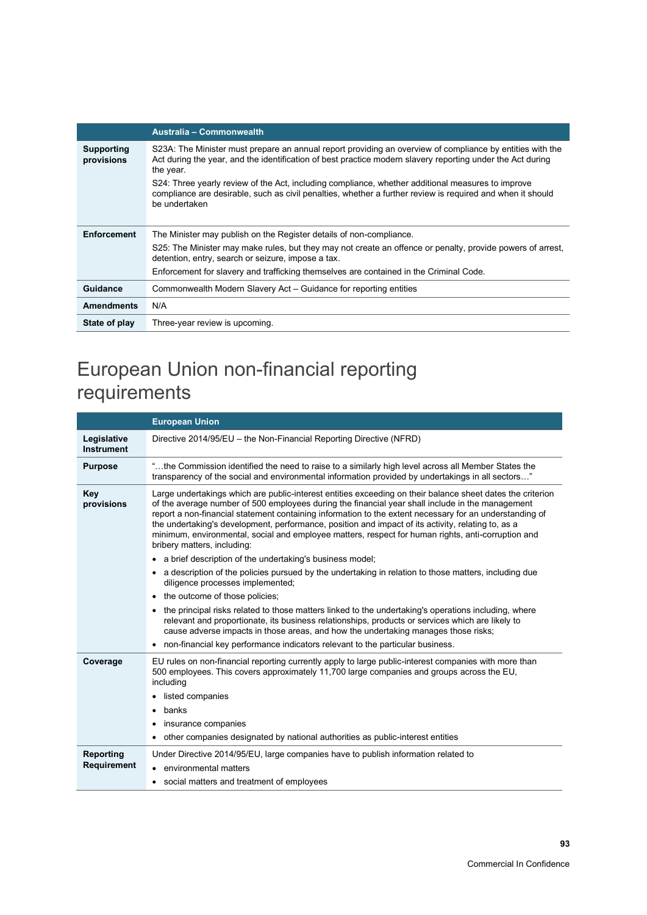| | Australia – Commonwealth |
|---|---|
| **Supporting provisions** | S23A: The Minister must prepare an annual report providing an overview of compliance by entities with the Act during the year, and the identification of best practice modern slavery reporting under the Act during the year.<br><br>S24: Three yearly review of the Act, including compliance, whether additional measures to improve compliance are desirable, such as civil penalties, whether a further review is required and when it should be undertaken |
| **Enforcement** | The Minister may publish on the Register details of non-compliance.<br><br>S25: The Minister may make rules, but they may not create an offence or penalty, provide powers of arrest, detention, entry, search or seizure, impose a tax.<br><br>Enforcement for slavery and trafficking themselves are contained in the Criminal Code. |
| **Guidance** | Commonwealth Modern Slavery Act – Guidance for reporting entities |
| **Amendments** | N/A |
| **State of play** | Three-year review is upcoming. |

# European Union non-financial reporting requirements

| | European Union |
|---|---|
| **Legislative Instrument** | Directive 2014/95/EU – the Non-Financial Reporting Directive (NFRD) |
| **Purpose** | "…the Commission identified the need to raise to a similarly high level across all Member States the transparency of the social and environmental information provided by undertakings in all sectors…" |
| **Key provisions** | Large undertakings which are public-interest entities exceeding on their balance sheet dates the criterion of the average number of 500 employees during the financial year shall include in the management report a non-financial statement containing information to the extent necessary for an understanding of the undertaking's development, performance, position and impact of its activity, relating to, as a minimum, environmental, social and employee matters, respect for human rights, anti-corruption and bribery matters, including:<br><br>• a brief description of the undertaking's business model;<br>• a description of the policies pursued by the undertaking in relation to those matters, including due diligence processes implemented;<br>• the outcome of those policies;<br>• the principal risks related to those matters linked to the undertaking's operations including, where relevant and proportionate, its business relationships, products or services which are likely to cause adverse impacts in those areas, and how the undertaking manages those risks;<br>• non-financial key performance indicators relevant to the particular business. |
| **Coverage** | EU rules on non-financial reporting currently apply to large public-interest companies with more than 500 employees. This covers approximately 11,700 large companies and groups across the EU, including<br><br>• listed companies<br>• banks<br>• insurance companies<br>• other companies designated by national authorities as public-interest entities |
| **Reporting Requirement** | Under Directive 2014/95/EU, large companies have to publish information related to<br><br>• environmental matters<br>• social matters and treatment of employees |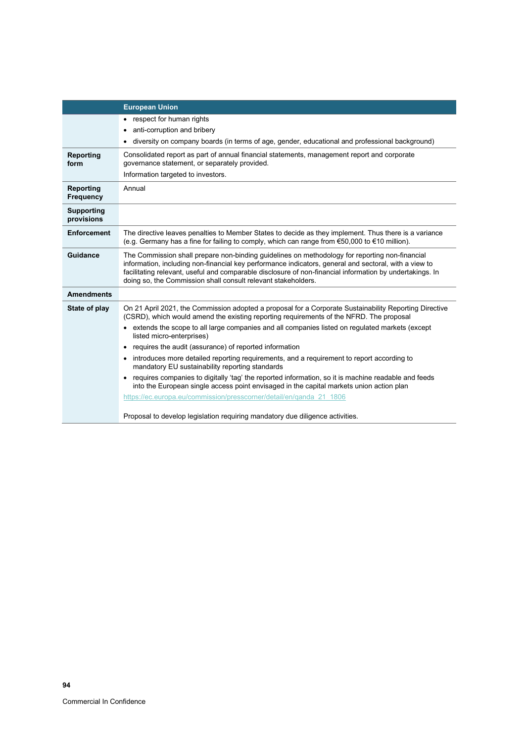| | European Union |
|---|---|
| | • respect for human rights<br>• anti-corruption and bribery<br>• diversity on company boards (in terms of age, gender, educational and professional background) |
| **Reporting form** | Consolidated report as part of annual financial statements, management report and corporate governance statement, or separately provided.<br>Information targeted to investors. |
| **Reporting Frequency** | Annual |
| **Supporting provisions** | |
| **Enforcement** | The directive leaves penalties to Member States to decide as they implement. Thus there is a variance (e.g. Germany has a fine for failing to comply, which can range from €50,000 to €10 million). |
| **Guidance** | The Commission shall prepare non-binding guidelines on methodology for reporting non-financial information, including non-financial key performance indicators, general and sectoral, with a view to facilitating relevant, useful and comparable disclosure of non-financial information by undertakings. In doing so, the Commission shall consult relevant stakeholders. |
| **Amendments** | |
| **State of play** | On 21 April 2021, the Commission adopted a proposal for a Corporate Sustainability Reporting Directive (CSRD), which would amend the existing reporting requirements of the NFRD. The proposal<br>• extends the scope to all large companies and all companies listed on regulated markets (except listed micro-enterprises)<br>• requires the audit (assurance) of reported information<br>• introduces more detailed reporting requirements, and a requirement to report according to mandatory EU sustainability reporting standards<br>• requires companies to digitally 'tag' the reported information, so it is machine readable and feeds into the European single access point envisaged in the capital markets union action plan<br>https://ec.europa.eu/commission/presscorner/detail/en/qanda_21_1806<br><br>Proposal to develop legislation requiring mandatory due diligence activities. |

Commercial In Confidence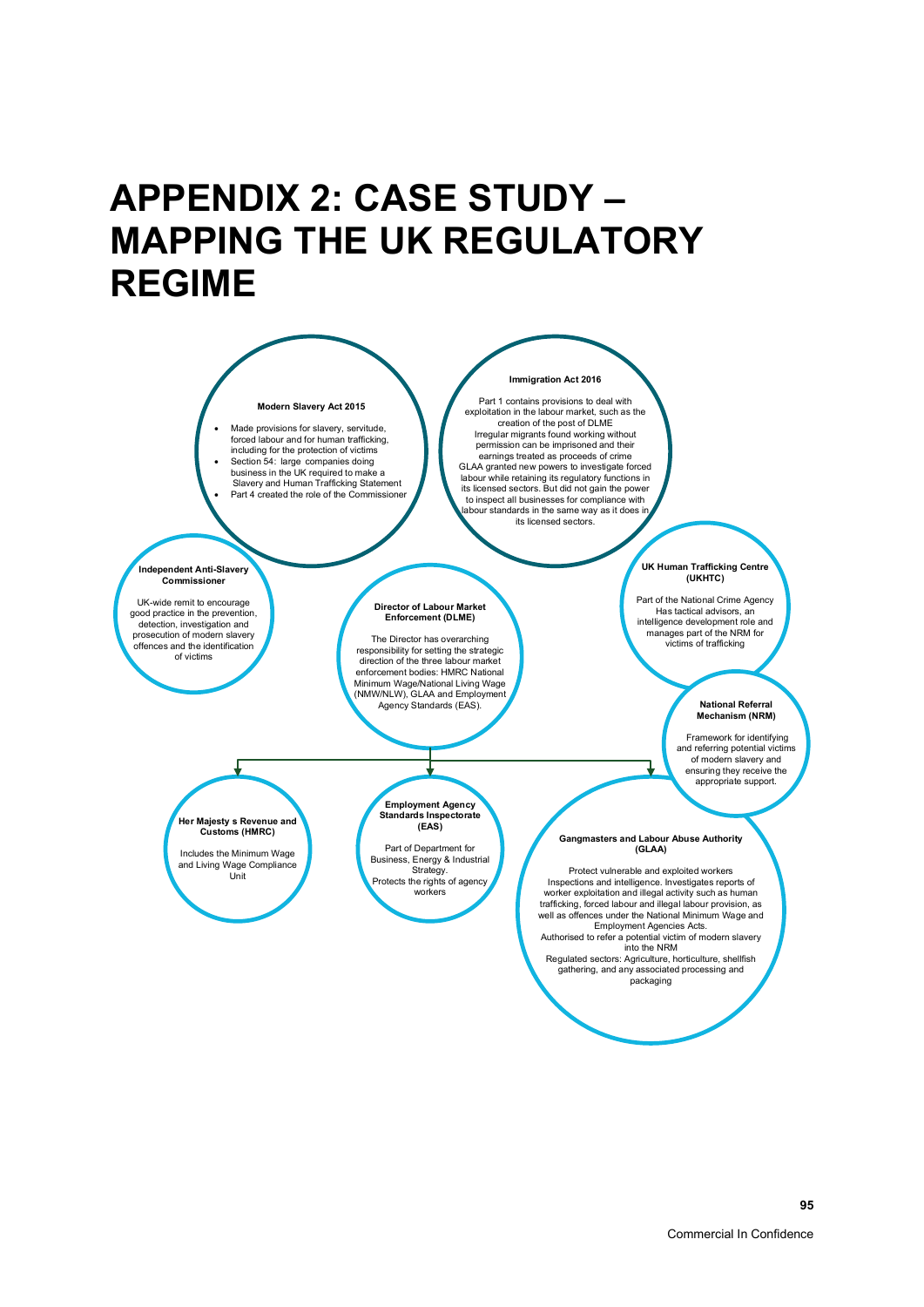# APPENDIX 2: CASE STUDY – MAPPING THE UK REGULATORY REGIME

**Modern Slavery Act 2015**

- Made provisions for slavery, servitude, forced labour and for human trafficking, including for the protection of victims
- Section 54: large companies doing business in the UK required to make a Slavery and Human Trafficking Statement
- Part 4 created the role of the Commissioner

**Immigration Act 2016**

Part 1 contains provisions to deal with exploitation in the labour market, such as the creation of the post of DLME

Irregular migrants found working without permission can be imprisoned and their earnings treated as proceeds of crime

GLAA granted new powers to investigate forced labour while retaining its regulatory functions in its licensed sectors. But did not gain the power to inspect all businesses for compliance with labour standards in the same way as it does in its licensed sectors.

**Independent Anti-Slavery Commissioner**

UK-wide remit to encourage good practice in the prevention, detection, investigation and prosecution of modern slavery offences and the identification of victims

**Director of Labour Market Enforcement (DLME)**

The Director has overarching responsibility for setting the strategic direction of the three labour market enforcement bodies: HMRC National Minimum Wage/National Living Wage (NMW/NLW), GLAA and Employment Agency Standards (EAS).

**UK Human Trafficking Centre (UKHTC)**

Part of the National Crime Agency

Has tactical advisors, an intelligence development role and manages part of the NRM for victims of trafficking

**National Referral Mechanism (NRM)**

Framework for identifying and referring potential victims of modern slavery and ensuring they receive the appropriate support.

**Her Majesty s Revenue and Customs (HMRC)**

Includes the Minimum Wage and Living Wage Compliance Unit

**Employment Agency Standards Inspectorate (EAS)**

Part of Department for Business, Energy & Industrial Strategy.

Protects the rights of agency workers

**Gangmasters and Labour Abuse Authority (GLAA)**

Protect vulnerable and exploited workers

Inspections and intelligence. Investigates reports of worker exploitation and illegal activity such as human trafficking, forced labour and illegal labour provision, as well as offences under the National Minimum Wage and Employment Agencies Acts.

Authorised to refer a potential victim of modern slavery into the NRM

Regulated sectors: Agriculture, horticulture, shellfish gathering, and any associated processing and packaging

Commercial In Confidence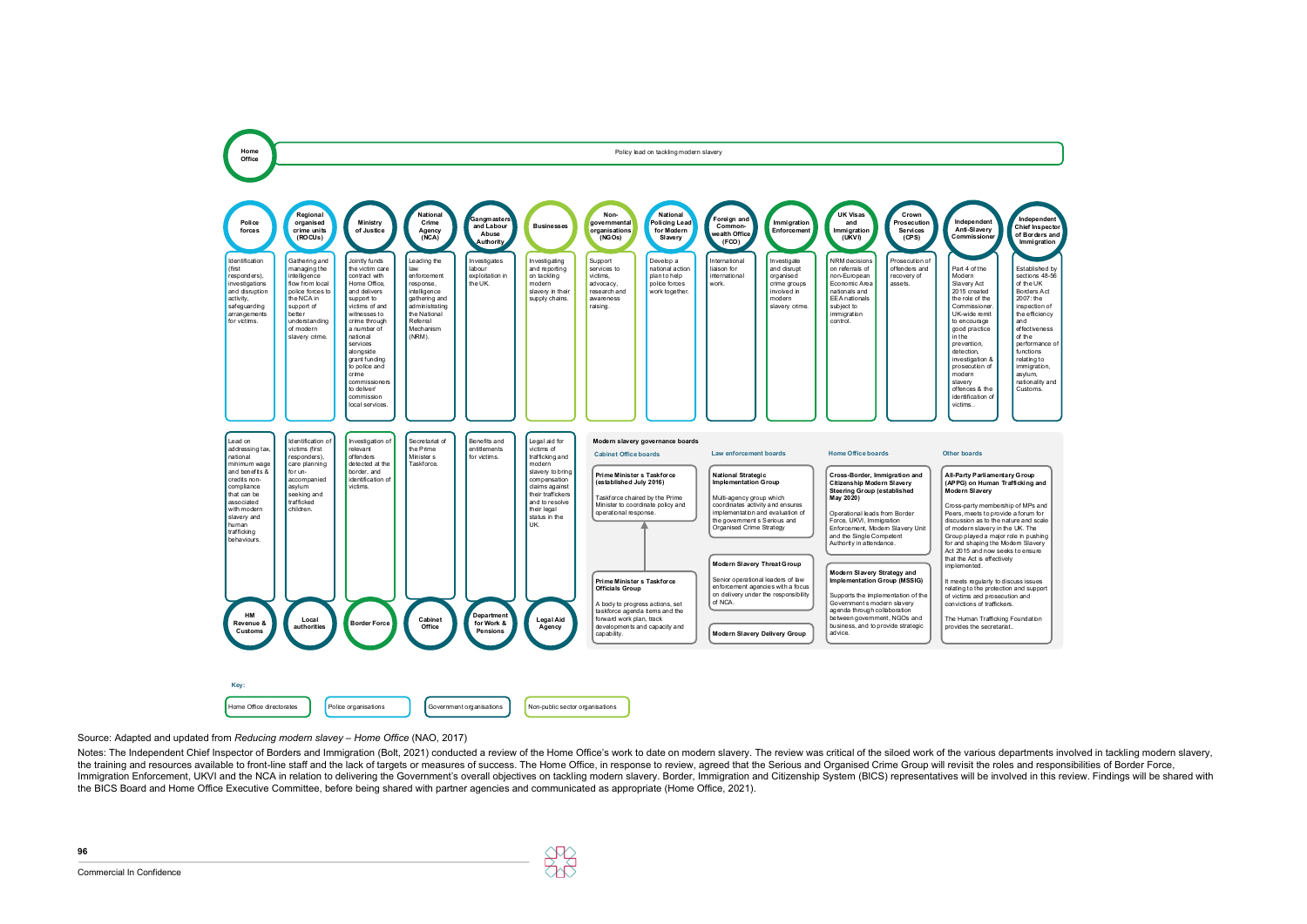**Home Office** — Policy lead on tackling modern slavery

| Organisation | Role |
|---|---|
| Police forces | Identification (first responders), investigations and disruption activity, safeguarding arrangements for victims. |
| Regional organised crime units (ROCUs) | Gathering and managing the intelligence flow from local police forces to the NCA in support of better understanding of modern slavery crime. |
| Ministry of Justice | Jointly funds the victim care contract with Home Office, and delivers support to victims of and witnesses to crime through a number of national services alongside grant funding to police and crime commissioners to deliver/ commission local services. |
| National Crime Agency (NCA) | Leading the law enforcement response, intelligence gathering and administrating the National Referral Mechanism (NRM). |
| Gangmasters and Labour Abuse Authority | Investigates labour exploitation in the UK. |
| Businesses | Investigating and reporting on tackling modern slavery in their supply chains. |
| Non-governmental organisations (NGOs) | Support services to victims, advocacy, research and awareness raising. |
| National Policing Lead for Modern Slavery | Develop a national action plan to help police forces work together. |
| Foreign and Commonwealth Office (FCO) | International liaison for international work. |
| Immigration Enforcement | Investigate and disrupt organised crime groups involved in modern slavery crime. |
| UK Visas and Immigration (UKVI) | NRM decisions on referrals of non-European Economic Area nationals and EEA nationals subject to immigration control. |
| Crown Prosecution Services (CPS) | Prosecution of offenders and recovery of assets. |
| Independent Anti-Slavery Commissioner | Part 4 of the Modern Slavery Act 2015 created the role of the Commissioner. UK-wide remit to encourage good practice in the prevention, detection, investigation & prosecution of modern slavery offences & the identification of victims.. |
| Independent Chief Inspector of Borders and Immigration | Established by sections 48-56 of the UK Borders Act 2007: the inspection of the efficiency and effectiveness of the performance of functions relating to immigration, asylum, nationality and Customs. |
| HM Revenue & Customs | Lead on addressing tax, national minimum wage and benefits & credits non-compliance that can be associated with modern slavery and human trafficking behaviours. |
| Local authorities | Identification of victims (first responders), care planning for un-accompanied asylum seeking and trafficked children. |
| Border Force | Investigation of relevant offenders detected at the border, and identification of victims. |
| Cabinet Office | Secretariat of the Prime Minister s Taskforce. |
| Department for Work & Pensions | Benefits and entitlements for victims. |
| Legal Aid Agency | Legal aid for victims of trafficking and modern slavery to bring compensation claims against their traffickers and to resolve their legal status in the UK. |

**Modern slavery governance boards**

*Cabinet Office boards*

- **Prime Minister s Taskforce (established July 2016)** — Taskforce chaired by the Prime Minister to coordinate policy and operational response.
- **Prime Minister s Taskforce Officials Group** — A body to progress actions, set taskforce agenda items and the forward work plan, track developments and capacity and capability.

*Law enforcement boards*

- **National Strategic Implementation Group** — Multi-agency group which coordinates activity and ensures implementation and evaluation of the government s Serious and Organised Crime Strategy
- **Modern Slavery Threat Group** — Senior operational leaders of law enforcement agencies with a focus on delivery under the responsibility of NCA.
- **Modern Slavery Delivery Group**

*Home Office boards*

- **Cross-Border, Immigration and Citizenship Modern Slavery Steering Group (established May 2020)** — Operational leads from Border Force, UKVI, Immigration Enforcement, Modern Slavery Unit and the Single Competent Authority in attendance.
- **Modern Slavery Strategy and Implementation Group (MSSIG)** — Supports the implementation of the Government s modern slavery agenda through collaboration between government, NGOs and business, and to provide strategic advice.

*Other boards*

- **All-Party Parliamentary Group (APPG) on Human Trafficking and Modern Slavery** — Cross-party membership of MPs and Peers, meets to provide a forum for discussion as to the nature and scale of modern slavery in the UK. The Group played a major role in pushing for and shaping the Modern Slavery Act 2015 and now seeks to ensure that the Act is effectively implemented.
  It meets regularly to discuss issues relating to the protection and support of victims and prosecution and convictions of traffickers.
  The Human Trafficking Foundation provides the secretariat..

Key: Home Office directorates; Police organisations; Government organisations; Non-public sector organisations

Source: Adapted and updated from *Reducing modern slavery – Home Office* (NAO, 2017)

Notes: The Independent Chief Inspector of Borders and Immigration (Bolt, 2021) conducted a review of the Home Office's work to date on modern slavery. The review was critical of the siloed work of the various departments involved in tackling modern slavery, the training and resources available to front-line staff and the lack of targets or measures of success. The Home Office, in response to review, agreed that the Serious and Organised Crime Group will revisit the roles and responsibilities of Border Force, Immigration Enforcement, UKVI and the NCA in relation to delivering the Government's overall objectives on tackling modern slavery. Border, Immigration and Citizenship System (BICS) representatives will be involved in this review. Findings will be shared with the BICS Board and Home Office Executive Committee, before being shared with partner agencies and communicated as appropriate (Home Office, 2021).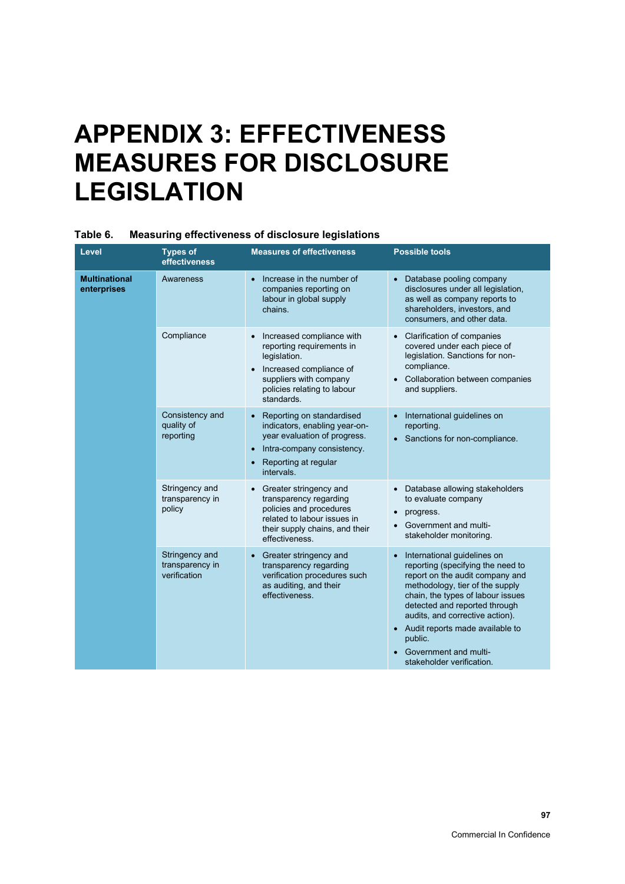# APPENDIX 3: EFFECTIVENESS MEASURES FOR DISCLOSURE LEGISLATION

**Table 6. Measuring effectiveness of disclosure legislations**

| Level | Types of effectiveness | Measures of effectiveness | Possible tools |
|---|---|---|---|
| **Multinational enterprises** | Awareness | • Increase in the number of companies reporting on labour in global supply chains. | • Database pooling company disclosures under all legislation, as well as company reports to shareholders, investors, and consumers, and other data. |
| | Compliance | • Increased compliance with reporting requirements in legislation.<br>• Increased compliance of suppliers with company policies relating to labour standards. | • Clarification of companies covered under each piece of legislation. Sanctions for non-compliance.<br>• Collaboration between companies and suppliers. |
| | Consistency and quality of reporting | • Reporting on standardised indicators, enabling year-on-year evaluation of progress.<br>• Intra-company consistency.<br>• Reporting at regular intervals. | • International guidelines on reporting.<br>• Sanctions for non-compliance. |
| | Stringency and transparency in policy | • Greater stringency and transparency regarding policies and procedures related to labour issues in their supply chains, and their effectiveness. | • Database allowing stakeholders to evaluate company<br>• progress.<br>• Government and multi-stakeholder monitoring. |
| | Stringency and transparency in verification | • Greater stringency and transparency regarding verification procedures such as auditing, and their effectiveness. | • International guidelines on reporting (specifying the need to report on the audit company and methodology, tier of the supply chain, the types of labour issues detected and reported through audits, and corrective action).<br>• Audit reports made available to public.<br>• Government and multi-stakeholder verification. |

Commercial In Confidence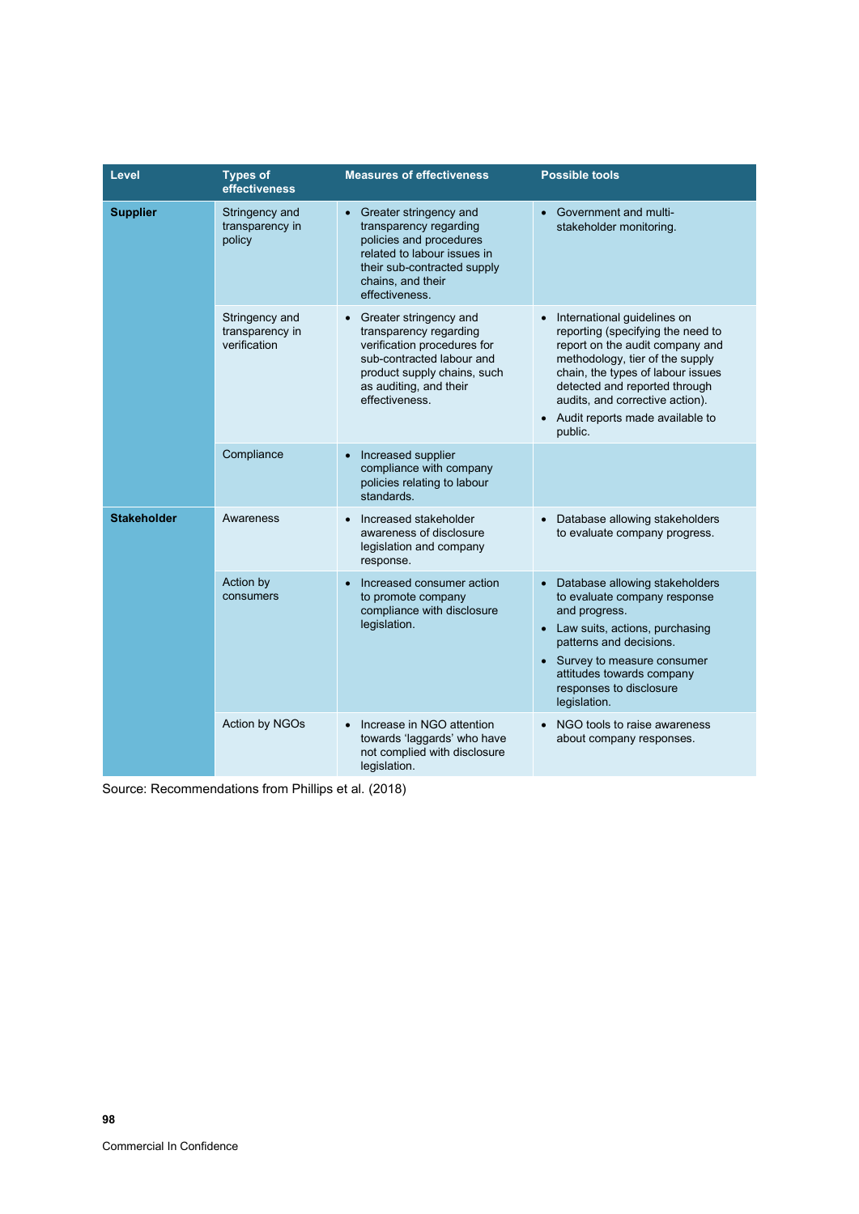| Level | Types of effectiveness | Measures of effectiveness | Possible tools |
|---|---|---|---|
| **Supplier** | Stringency and transparency in policy | • Greater stringency and transparency regarding policies and procedures related to labour issues in their sub-contracted supply chains, and their effectiveness. | • Government and multi-stakeholder monitoring. |
| | Stringency and transparency in verification | • Greater stringency and transparency regarding verification procedures for sub-contracted labour and product supply chains, such as auditing, and their effectiveness. | • International guidelines on reporting (specifying the need to report on the audit company and methodology, tier of the supply chain, the types of labour issues detected and reported through audits, and corrective action).<br>• Audit reports made available to public. |
| | Compliance | • Increased supplier compliance with company policies relating to labour standards. | |
| **Stakeholder** | Awareness | • Increased stakeholder awareness of disclosure legislation and company response. | • Database allowing stakeholders to evaluate company progress. |
| | Action by consumers | • Increased consumer action to promote company compliance with disclosure legislation. | • Database allowing stakeholders to evaluate company response and progress.<br>• Law suits, actions, purchasing patterns and decisions.<br>• Survey to measure consumer attitudes towards company responses to disclosure legislation. |
| | Action by NGOs | • Increase in NGO attention towards 'laggards' who have not complied with disclosure legislation. | • NGO tools to raise awareness about company responses. |

Source: Recommendations from Phillips et al. (2018)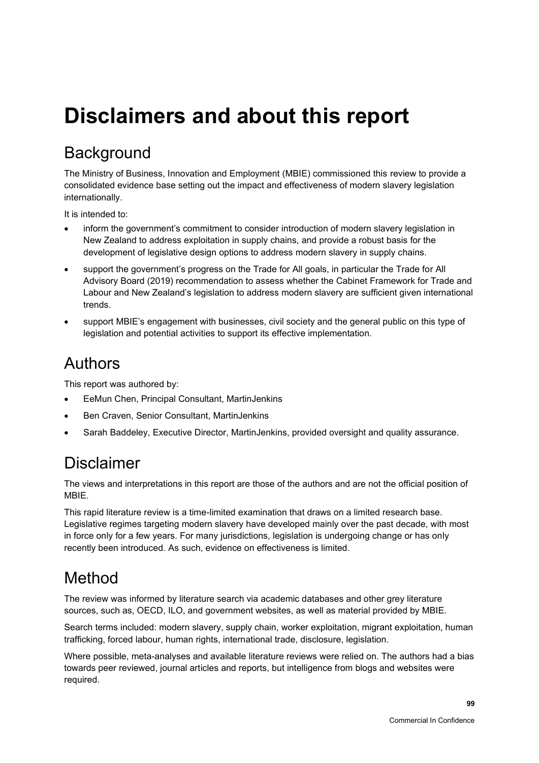# Disclaimers and about this report

## Background

The Ministry of Business, Innovation and Employment (MBIE) commissioned this review to provide a consolidated evidence base setting out the impact and effectiveness of modern slavery legislation internationally.

It is intended to:

- inform the government's commitment to consider introduction of modern slavery legislation in New Zealand to address exploitation in supply chains, and provide a robust basis for the development of legislative design options to address modern slavery in supply chains.
- support the government's progress on the Trade for All goals, in particular the Trade for All Advisory Board (2019) recommendation to assess whether the Cabinet Framework for Trade and Labour and New Zealand's legislation to address modern slavery are sufficient given international trends.
- support MBIE's engagement with businesses, civil society and the general public on this type of legislation and potential activities to support its effective implementation.

## Authors

This report was authored by:

- EeMun Chen, Principal Consultant, MartinJenkins
- Ben Craven, Senior Consultant, MartinJenkins
- Sarah Baddeley, Executive Director, MartinJenkins, provided oversight and quality assurance.

## Disclaimer

The views and interpretations in this report are those of the authors and are not the official position of MBIE.

This rapid literature review is a time-limited examination that draws on a limited research base. Legislative regimes targeting modern slavery have developed mainly over the past decade, with most in force only for a few years. For many jurisdictions, legislation is undergoing change or has only recently been introduced. As such, evidence on effectiveness is limited.

## Method

The review was informed by literature search via academic databases and other grey literature sources, such as, OECD, ILO, and government websites, as well as material provided by MBIE.

Search terms included: modern slavery, supply chain, worker exploitation, migrant exploitation, human trafficking, forced labour, human rights, international trade, disclosure, legislation.

Where possible, meta-analyses and available literature reviews were relied on. The authors had a bias towards peer reviewed, journal articles and reports, but intelligence from blogs and websites were required.